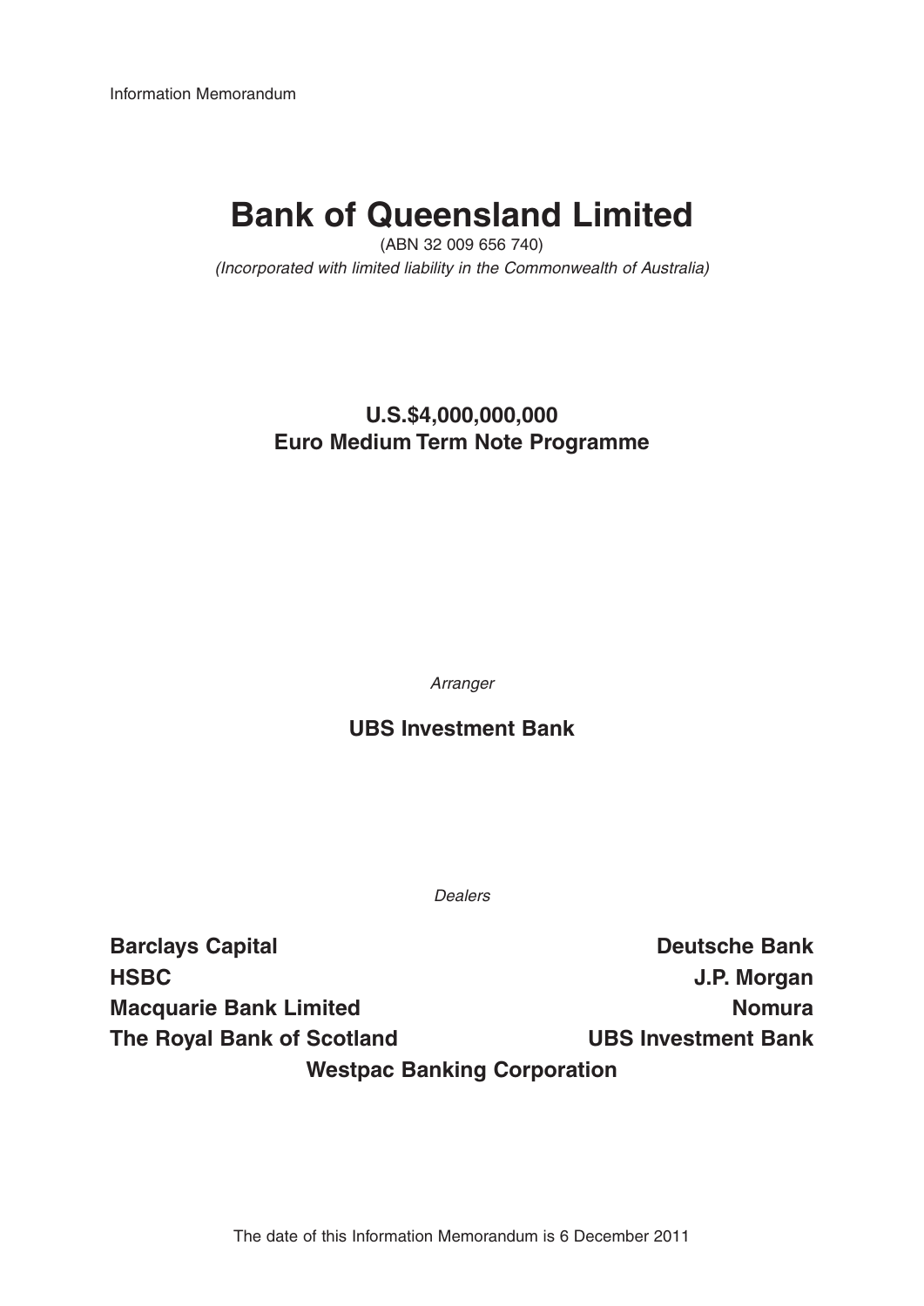Information Memorandum

# Bank of Queensland Limited

(ABN 32 009 656 740)

*(Incorporated with limited liability in the Commonwealth of Australia)*

## U.S.$4,000,000,000
## Euro Medium Term Note Programme

*Arranger*

**UBS Investment Bank**

*Dealers*

**Barclays Capital**

**Deutsche Bank**

**HSBC**

**J.P. Morgan**

**Macquarie Bank Limited**

**Nomura**

**The Royal Bank of Scotland**

**UBS Investment Bank**

**Westpac Banking Corporation**

The date of this Information Memorandum is 6 December 2011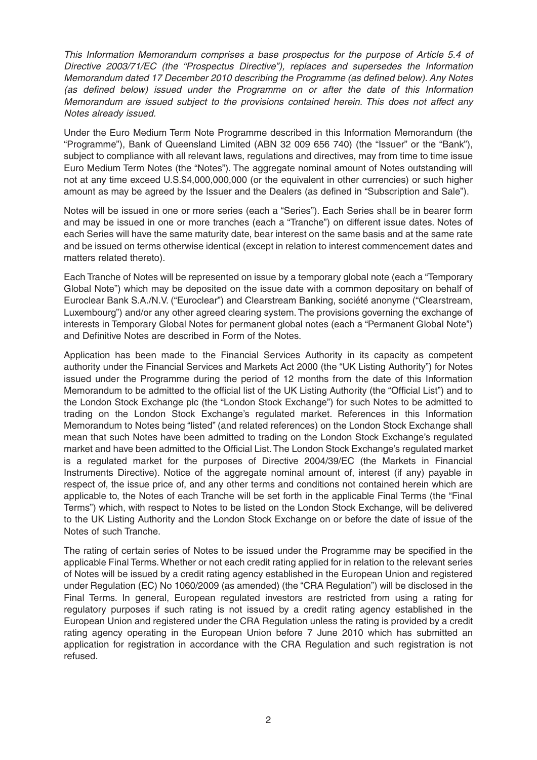*This Information Memorandum comprises a base prospectus for the purpose of Article 5.4 of Directive 2003/71/EC (the "Prospectus Directive"), replaces and supersedes the Information Memorandum dated 17 December 2010 describing the Programme (as defined below). Any Notes (as defined below) issued under the Programme on or after the date of this Information Memorandum are issued subject to the provisions contained herein. This does not affect any Notes already issued.*

Under the Euro Medium Term Note Programme described in this Information Memorandum (the "Programme"), Bank of Queensland Limited (ABN 32 009 656 740) (the "Issuer" or the "Bank"), subject to compliance with all relevant laws, regulations and directives, may from time to time issue Euro Medium Term Notes (the "Notes"). The aggregate nominal amount of Notes outstanding will not at any time exceed U.S.$4,000,000,000 (or the equivalent in other currencies) or such higher amount as may be agreed by the Issuer and the Dealers (as defined in "Subscription and Sale").

Notes will be issued in one or more series (each a "Series"). Each Series shall be in bearer form and may be issued in one or more tranches (each a "Tranche") on different issue dates. Notes of each Series will have the same maturity date, bear interest on the same basis and at the same rate and be issued on terms otherwise identical (except in relation to interest commencement dates and matters related thereto).

Each Tranche of Notes will be represented on issue by a temporary global note (each a "Temporary Global Note") which may be deposited on the issue date with a common depositary on behalf of Euroclear Bank S.A./N.V. ("Euroclear") and Clearstream Banking, société anonyme ("Clearstream, Luxembourg") and/or any other agreed clearing system. The provisions governing the exchange of interests in Temporary Global Notes for permanent global notes (each a "Permanent Global Note") and Definitive Notes are described in Form of the Notes.

Application has been made to the Financial Services Authority in its capacity as competent authority under the Financial Services and Markets Act 2000 (the "UK Listing Authority") for Notes issued under the Programme during the period of 12 months from the date of this Information Memorandum to be admitted to the official list of the UK Listing Authority (the "Official List") and to the London Stock Exchange plc (the "London Stock Exchange") for such Notes to be admitted to trading on the London Stock Exchange's regulated market. References in this Information Memorandum to Notes being "listed" (and related references) on the London Stock Exchange shall mean that such Notes have been admitted to trading on the London Stock Exchange's regulated market and have been admitted to the Official List. The London Stock Exchange's regulated market is a regulated market for the purposes of Directive 2004/39/EC (the Markets in Financial Instruments Directive). Notice of the aggregate nominal amount of, interest (if any) payable in respect of, the issue price of, and any other terms and conditions not contained herein which are applicable to, the Notes of each Tranche will be set forth in the applicable Final Terms (the "Final Terms") which, with respect to Notes to be listed on the London Stock Exchange, will be delivered to the UK Listing Authority and the London Stock Exchange on or before the date of issue of the Notes of such Tranche.

The rating of certain series of Notes to be issued under the Programme may be specified in the applicable Final Terms. Whether or not each credit rating applied for in relation to the relevant series of Notes will be issued by a credit rating agency established in the European Union and registered under Regulation (EC) No 1060/2009 (as amended) (the "CRA Regulation") will be disclosed in the Final Terms. In general, European regulated investors are restricted from using a rating for regulatory purposes if such rating is not issued by a credit rating agency established in the European Union and registered under the CRA Regulation unless the rating is provided by a credit rating agency operating in the European Union before 7 June 2010 which has submitted an application for registration in accordance with the CRA Regulation and such registration is not refused.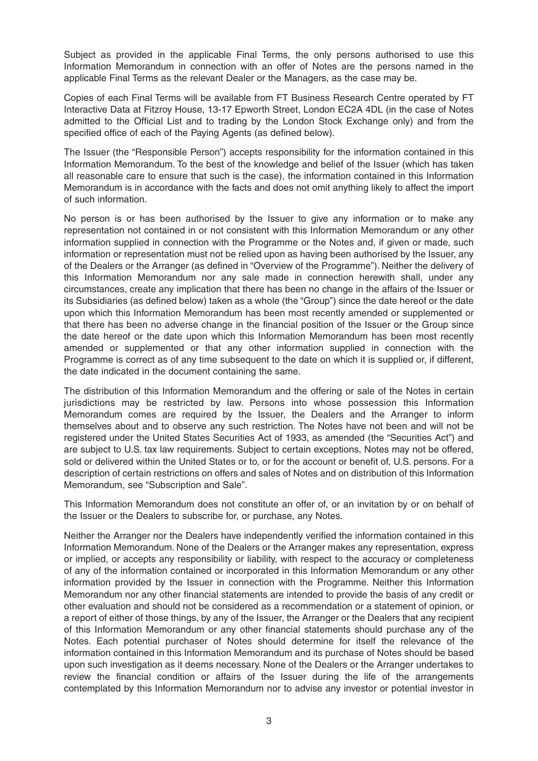Subject as provided in the applicable Final Terms, the only persons authorised to use this Information Memorandum in connection with an offer of Notes are the persons named in the applicable Final Terms as the relevant Dealer or the Managers, as the case may be.

Copies of each Final Terms will be available from FT Business Research Centre operated by FT Interactive Data at Fitzroy House, 13-17 Epworth Street, London EC2A 4DL (in the case of Notes admitted to the Official List and to trading by the London Stock Exchange only) and from the specified office of each of the Paying Agents (as defined below).

The Issuer (the "Responsible Person") accepts responsibility for the information contained in this Information Memorandum. To the best of the knowledge and belief of the Issuer (which has taken all reasonable care to ensure that such is the case), the information contained in this Information Memorandum is in accordance with the facts and does not omit anything likely to affect the import of such information.

No person is or has been authorised by the Issuer to give any information or to make any representation not contained in or not consistent with this Information Memorandum or any other information supplied in connection with the Programme or the Notes and, if given or made, such information or representation must not be relied upon as having been authorised by the Issuer, any of the Dealers or the Arranger (as defined in "Overview of the Programme"). Neither the delivery of this Information Memorandum nor any sale made in connection herewith shall, under any circumstances, create any implication that there has been no change in the affairs of the Issuer or its Subsidiaries (as defined below) taken as a whole (the "Group") since the date hereof or the date upon which this Information Memorandum has been most recently amended or supplemented or that there has been no adverse change in the financial position of the Issuer or the Group since the date hereof or the date upon which this Information Memorandum has been most recently amended or supplemented or that any other information supplied in connection with the Programme is correct as of any time subsequent to the date on which it is supplied or, if different, the date indicated in the document containing the same.

The distribution of this Information Memorandum and the offering or sale of the Notes in certain jurisdictions may be restricted by law. Persons into whose possession this Information Memorandum comes are required by the Issuer, the Dealers and the Arranger to inform themselves about and to observe any such restriction. The Notes have not been and will not be registered under the United States Securities Act of 1933, as amended (the "Securities Act") and are subject to U.S. tax law requirements. Subject to certain exceptions, Notes may not be offered, sold or delivered within the United States or to, or for the account or benefit of, U.S. persons. For a description of certain restrictions on offers and sales of Notes and on distribution of this Information Memorandum, see "Subscription and Sale".

This Information Memorandum does not constitute an offer of, or an invitation by or on behalf of the Issuer or the Dealers to subscribe for, or purchase, any Notes.

Neither the Arranger nor the Dealers have independently verified the information contained in this Information Memorandum. None of the Dealers or the Arranger makes any representation, express or implied, or accepts any responsibility or liability, with respect to the accuracy or completeness of any of the information contained or incorporated in this Information Memorandum or any other information provided by the Issuer in connection with the Programme. Neither this Information Memorandum nor any other financial statements are intended to provide the basis of any credit or other evaluation and should not be considered as a recommendation or a statement of opinion, or a report of either of those things, by any of the Issuer, the Arranger or the Dealers that any recipient of this Information Memorandum or any other financial statements should purchase any of the Notes. Each potential purchaser of Notes should determine for itself the relevance of the information contained in this Information Memorandum and its purchase of Notes should be based upon such investigation as it deems necessary. None of the Dealers or the Arranger undertakes to review the financial condition or affairs of the Issuer during the life of the arrangements contemplated by this Information Memorandum nor to advise any investor or potential investor in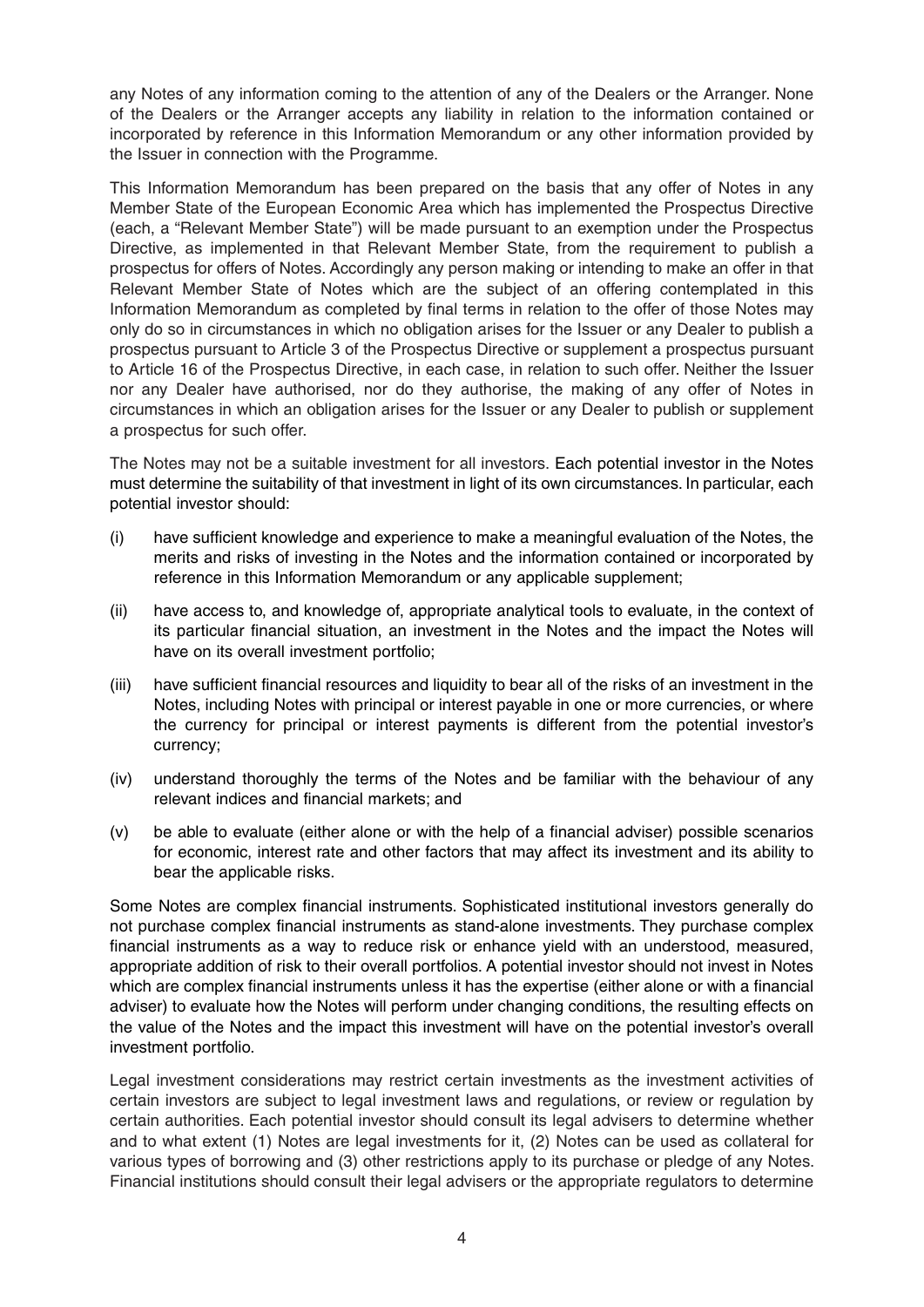any Notes of any information coming to the attention of any of the Dealers or the Arranger. None of the Dealers or the Arranger accepts any liability in relation to the information contained or incorporated by reference in this Information Memorandum or any other information provided by the Issuer in connection with the Programme.

This Information Memorandum has been prepared on the basis that any offer of Notes in any Member State of the European Economic Area which has implemented the Prospectus Directive (each, a "Relevant Member State") will be made pursuant to an exemption under the Prospectus Directive, as implemented in that Relevant Member State, from the requirement to publish a prospectus for offers of Notes. Accordingly any person making or intending to make an offer in that Relevant Member State of Notes which are the subject of an offering contemplated in this Information Memorandum as completed by final terms in relation to the offer of those Notes may only do so in circumstances in which no obligation arises for the Issuer or any Dealer to publish a prospectus pursuant to Article 3 of the Prospectus Directive or supplement a prospectus pursuant to Article 16 of the Prospectus Directive, in each case, in relation to such offer. Neither the Issuer nor any Dealer have authorised, nor do they authorise, the making of any offer of Notes in circumstances in which an obligation arises for the Issuer or any Dealer to publish or supplement a prospectus for such offer.

The Notes may not be a suitable investment for all investors. Each potential investor in the Notes must determine the suitability of that investment in light of its own circumstances. In particular, each potential investor should:

(i) have sufficient knowledge and experience to make a meaningful evaluation of the Notes, the merits and risks of investing in the Notes and the information contained or incorporated by reference in this Information Memorandum or any applicable supplement;

(ii) have access to, and knowledge of, appropriate analytical tools to evaluate, in the context of its particular financial situation, an investment in the Notes and the impact the Notes will have on its overall investment portfolio;

(iii) have sufficient financial resources and liquidity to bear all of the risks of an investment in the Notes, including Notes with principal or interest payable in one or more currencies, or where the currency for principal or interest payments is different from the potential investor's currency;

(iv) understand thoroughly the terms of the Notes and be familiar with the behaviour of any relevant indices and financial markets; and

(v) be able to evaluate (either alone or with the help of a financial adviser) possible scenarios for economic, interest rate and other factors that may affect its investment and its ability to bear the applicable risks.

Some Notes are complex financial instruments. Sophisticated institutional investors generally do not purchase complex financial instruments as stand-alone investments. They purchase complex financial instruments as a way to reduce risk or enhance yield with an understood, measured, appropriate addition of risk to their overall portfolios. A potential investor should not invest in Notes which are complex financial instruments unless it has the expertise (either alone or with a financial adviser) to evaluate how the Notes will perform under changing conditions, the resulting effects on the value of the Notes and the impact this investment will have on the potential investor's overall investment portfolio.

Legal investment considerations may restrict certain investments as the investment activities of certain investors are subject to legal investment laws and regulations, or review or regulation by certain authorities. Each potential investor should consult its legal advisers to determine whether and to what extent (1) Notes are legal investments for it, (2) Notes can be used as collateral for various types of borrowing and (3) other restrictions apply to its purchase or pledge of any Notes. Financial institutions should consult their legal advisers or the appropriate regulators to determine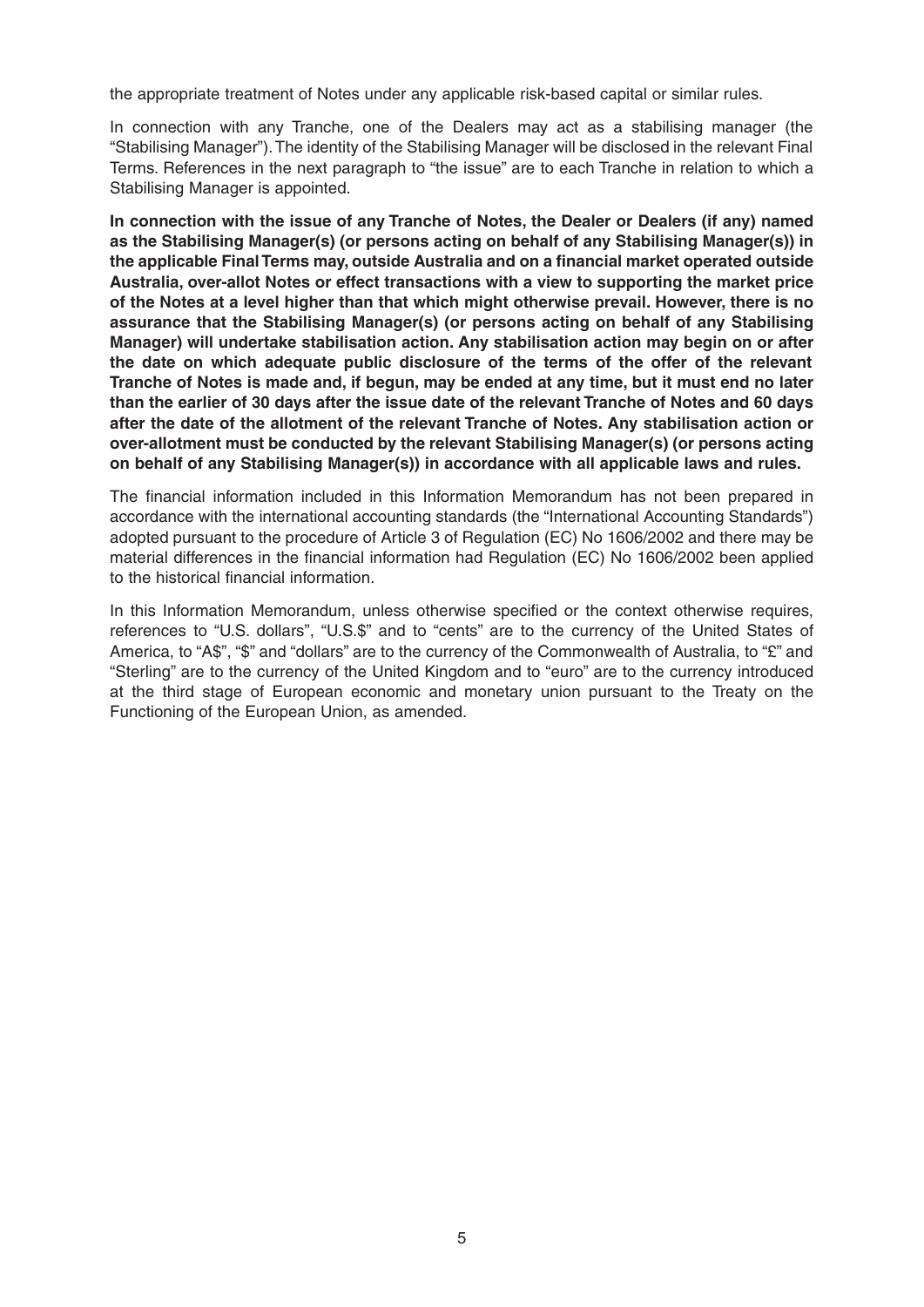the appropriate treatment of Notes under any applicable risk-based capital or similar rules.

In connection with any Tranche, one of the Dealers may act as a stabilising manager (the "Stabilising Manager"). The identity of the Stabilising Manager will be disclosed in the relevant Final Terms. References in the next paragraph to "the issue" are to each Tranche in relation to which a Stabilising Manager is appointed.

**In connection with the issue of any Tranche of Notes, the Dealer or Dealers (if any) named as the Stabilising Manager(s) (or persons acting on behalf of any Stabilising Manager(s)) in the applicable Final Terms may, outside Australia and on a financial market operated outside Australia, over-allot Notes or effect transactions with a view to supporting the market price of the Notes at a level higher than that which might otherwise prevail. However, there is no assurance that the Stabilising Manager(s) (or persons acting on behalf of any Stabilising Manager) will undertake stabilisation action. Any stabilisation action may begin on or after the date on which adequate public disclosure of the terms of the offer of the relevant Tranche of Notes is made and, if begun, may be ended at any time, but it must end no later than the earlier of 30 days after the issue date of the relevant Tranche of Notes and 60 days after the date of the allotment of the relevant Tranche of Notes. Any stabilisation action or over-allotment must be conducted by the relevant Stabilising Manager(s) (or persons acting on behalf of any Stabilising Manager(s)) in accordance with all applicable laws and rules.**

The financial information included in this Information Memorandum has not been prepared in accordance with the international accounting standards (the "International Accounting Standards") adopted pursuant to the procedure of Article 3 of Regulation (EC) No 1606/2002 and there may be material differences in the financial information had Regulation (EC) No 1606/2002 been applied to the historical financial information.

In this Information Memorandum, unless otherwise specified or the context otherwise requires, references to "U.S. dollars", "U.S.$" and to "cents" are to the currency of the United States of America, to "A$", "$" and "dollars" are to the currency of the Commonwealth of Australia, to "£" and "Sterling" are to the currency of the United Kingdom and to "euro" are to the currency introduced at the third stage of European economic and monetary union pursuant to the Treaty on the Functioning of the European Union, as amended.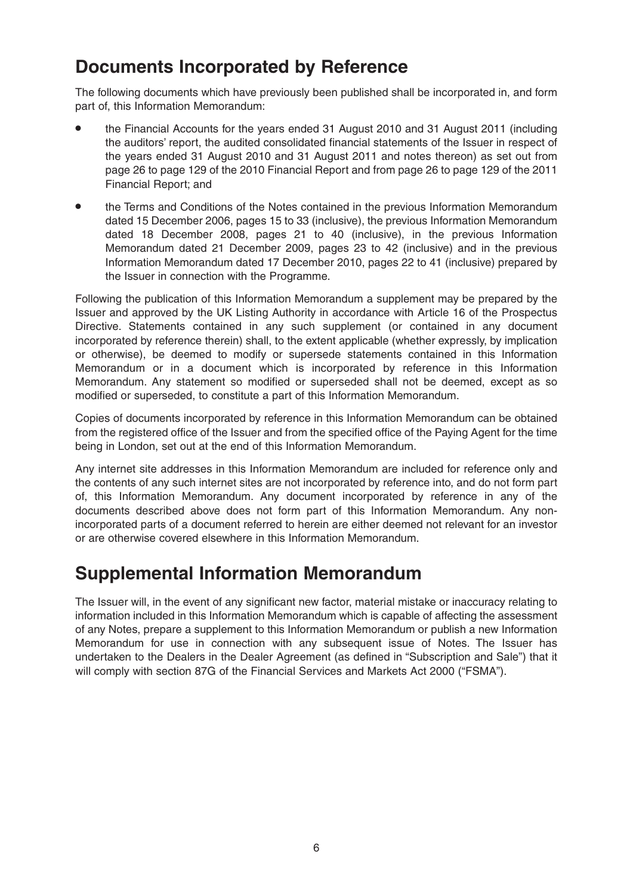## Documents Incorporated by Reference

The following documents which have previously been published shall be incorporated in, and form part of, this Information Memorandum:

- the Financial Accounts for the years ended 31 August 2010 and 31 August 2011 (including the auditors' report, the audited consolidated financial statements of the Issuer in respect of the years ended 31 August 2010 and 31 August 2011 and notes thereon) as set out from page 26 to page 129 of the 2010 Financial Report and from page 26 to page 129 of the 2011 Financial Report; and
- the Terms and Conditions of the Notes contained in the previous Information Memorandum dated 15 December 2006, pages 15 to 33 (inclusive), the previous Information Memorandum dated 18 December 2008, pages 21 to 40 (inclusive), in the previous Information Memorandum dated 21 December 2009, pages 23 to 42 (inclusive) and in the previous Information Memorandum dated 17 December 2010, pages 22 to 41 (inclusive) prepared by the Issuer in connection with the Programme.

Following the publication of this Information Memorandum a supplement may be prepared by the Issuer and approved by the UK Listing Authority in accordance with Article 16 of the Prospectus Directive. Statements contained in any such supplement (or contained in any document incorporated by reference therein) shall, to the extent applicable (whether expressly, by implication or otherwise), be deemed to modify or supersede statements contained in this Information Memorandum or in a document which is incorporated by reference in this Information Memorandum. Any statement so modified or superseded shall not be deemed, except as so modified or superseded, to constitute a part of this Information Memorandum.

Copies of documents incorporated by reference in this Information Memorandum can be obtained from the registered office of the Issuer and from the specified office of the Paying Agent for the time being in London, set out at the end of this Information Memorandum.

Any internet site addresses in this Information Memorandum are included for reference only and the contents of any such internet sites are not incorporated by reference into, and do not form part of, this Information Memorandum. Any document incorporated by reference in any of the documents described above does not form part of this Information Memorandum. Any non-incorporated parts of a document referred to herein are either deemed not relevant for an investor or are otherwise covered elsewhere in this Information Memorandum.

## Supplemental Information Memorandum

The Issuer will, in the event of any significant new factor, material mistake or inaccuracy relating to information included in this Information Memorandum which is capable of affecting the assessment of any Notes, prepare a supplement to this Information Memorandum or publish a new Information Memorandum for use in connection with any subsequent issue of Notes. The Issuer has undertaken to the Dealers in the Dealer Agreement (as defined in "Subscription and Sale") that it will comply with section 87G of the Financial Services and Markets Act 2000 ("FSMA").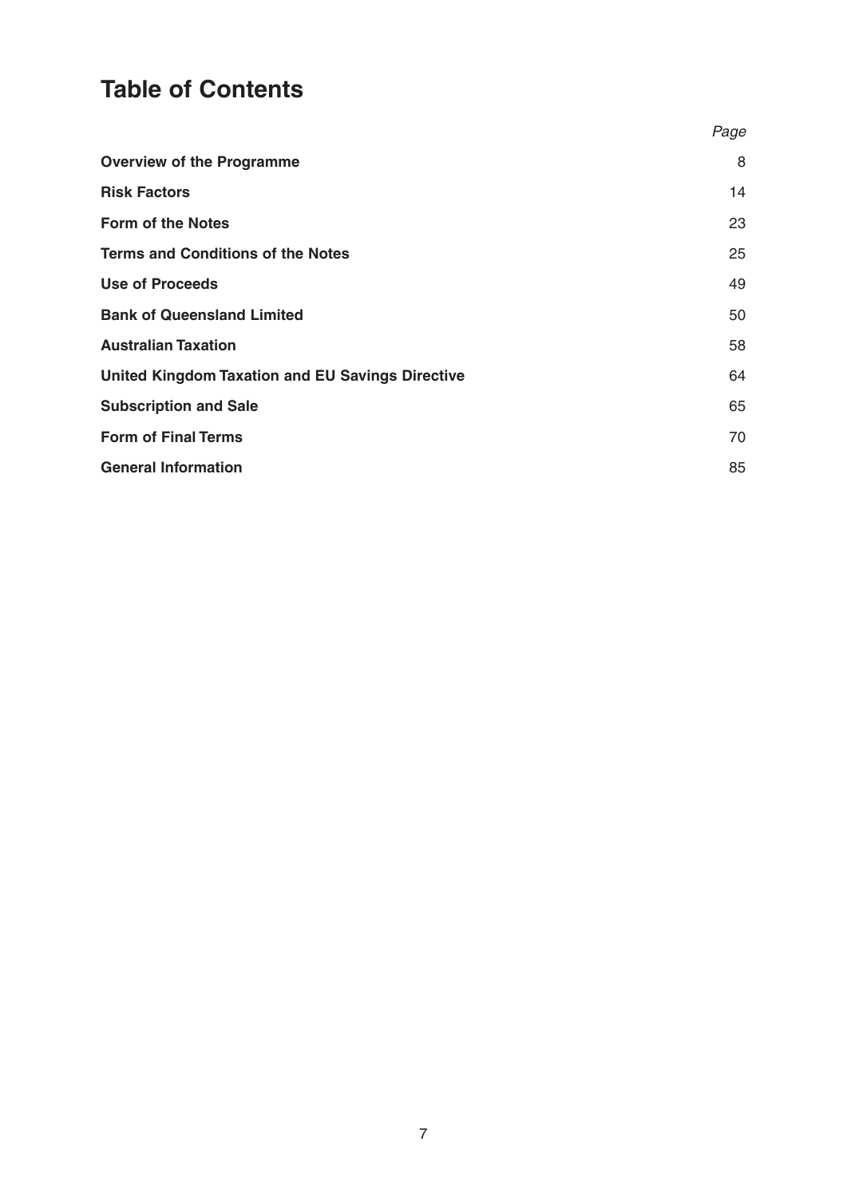# Table of Contents

| | *Page* |
|---|---|
| **Overview of the Programme** | 8 |
| **Risk Factors** | 14 |
| **Form of the Notes** | 23 |
| **Terms and Conditions of the Notes** | 25 |
| **Use of Proceeds** | 49 |
| **Bank of Queensland Limited** | 50 |
| **Australian Taxation** | 58 |
| **United Kingdom Taxation and EU Savings Directive** | 64 |
| **Subscription and Sale** | 65 |
| **Form of Final Terms** | 70 |
| **General Information** | 85 |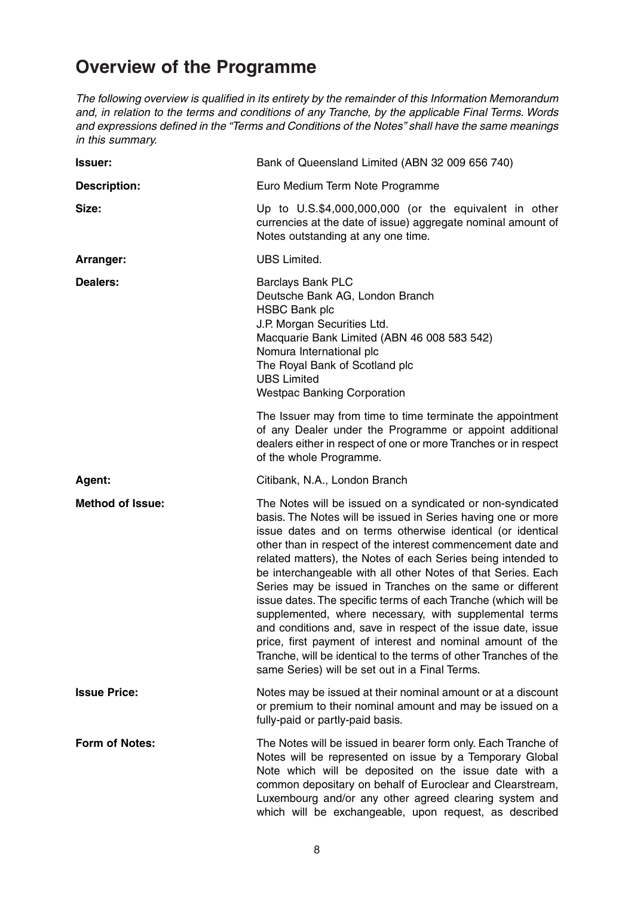# Overview of the Programme

*The following overview is qualified in its entirety by the remainder of this Information Memorandum and, in relation to the terms and conditions of any Tranche, by the applicable Final Terms. Words and expressions defined in the "Terms and Conditions of the Notes" shall have the same meanings in this summary.*

**Issuer:** Bank of Queensland Limited (ABN 32 009 656 740)

**Description:** Euro Medium Term Note Programme

**Size:** Up to U.S.$4,000,000,000 (or the equivalent in other currencies at the date of issue) aggregate nominal amount of Notes outstanding at any one time.

**Arranger:** UBS Limited.

**Dealers:**
Barclays Bank PLC
Deutsche Bank AG, London Branch
HSBC Bank plc
J.P. Morgan Securities Ltd.
Macquarie Bank Limited (ABN 46 008 583 542)
Nomura International plc
The Royal Bank of Scotland plc
UBS Limited
Westpac Banking Corporation

The Issuer may from time to time terminate the appointment of any Dealer under the Programme or appoint additional dealers either in respect of one or more Tranches or in respect of the whole Programme.

**Agent:** Citibank, N.A., London Branch

**Method of Issue:** The Notes will be issued on a syndicated or non-syndicated basis. The Notes will be issued in Series having one or more issue dates and on terms otherwise identical (or identical other than in respect of the interest commencement date and related matters), the Notes of each Series being intended to be interchangeable with all other Notes of that Series. Each Series may be issued in Tranches on the same or different issue dates. The specific terms of each Tranche (which will be supplemented, where necessary, with supplemental terms and conditions and, save in respect of the issue date, issue price, first payment of interest and nominal amount of the Tranche, will be identical to the terms of other Tranches of the same Series) will be set out in a Final Terms.

**Issue Price:** Notes may be issued at their nominal amount or at a discount or premium to their nominal amount and may be issued on a fully-paid or partly-paid basis.

**Form of Notes:** The Notes will be issued in bearer form only. Each Tranche of Notes will be represented on issue by a Temporary Global Note which will be deposited on the issue date with a common depositary on behalf of Euroclear and Clearstream, Luxembourg and/or any other agreed clearing system and which will be exchangeable, upon request, as described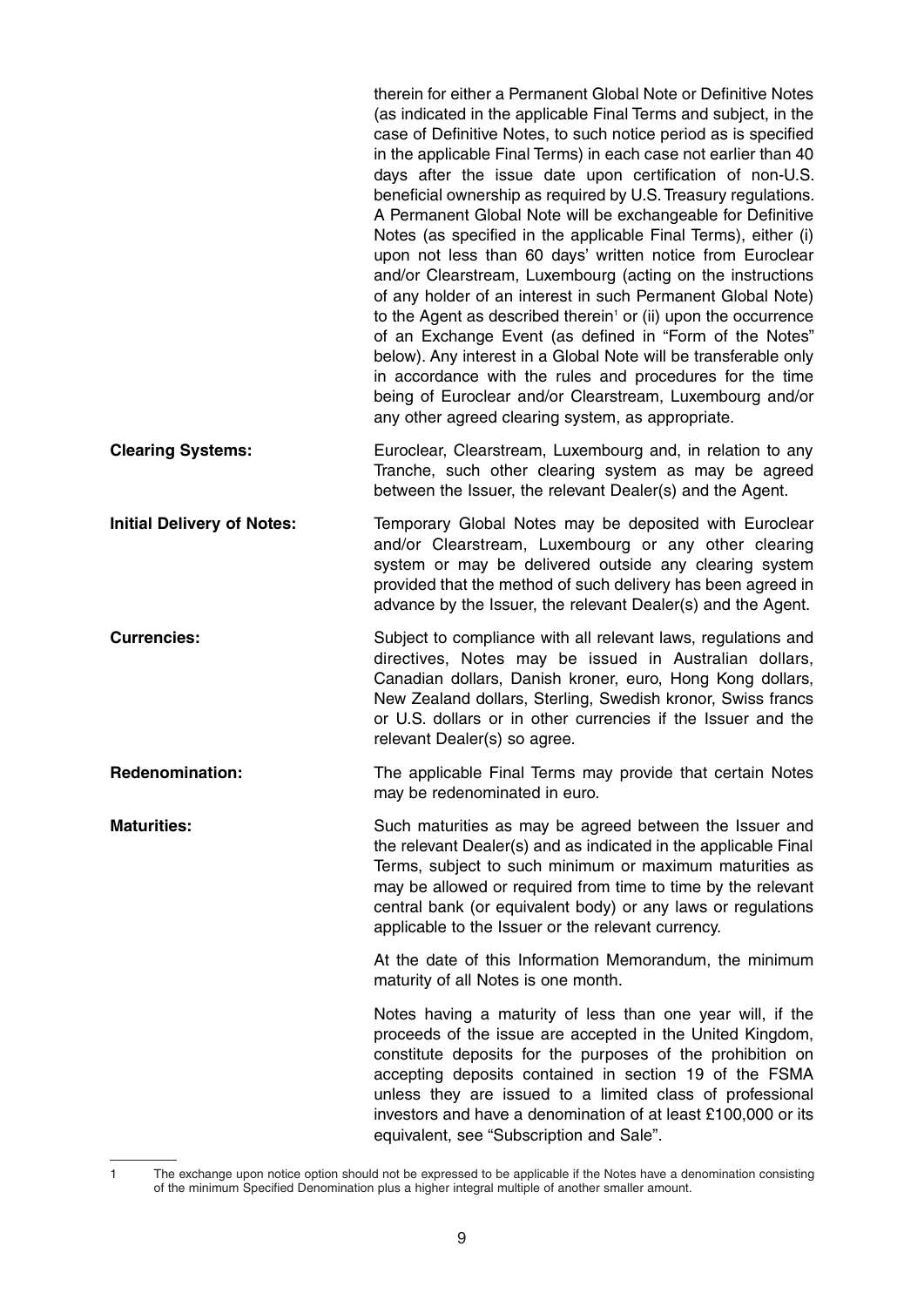therein for either a Permanent Global Note or Definitive Notes (as indicated in the applicable Final Terms and subject, in the case of Definitive Notes, to such notice period as is specified in the applicable Final Terms) in each case not earlier than 40 days after the issue date upon certification of non-U.S. beneficial ownership as required by U.S. Treasury regulations. A Permanent Global Note will be exchangeable for Definitive Notes (as specified in the applicable Final Terms), either (i) upon not less than 60 days' written notice from Euroclear and/or Clearstream, Luxembourg (acting on the instructions of any holder of an interest in such Permanent Global Note) to the Agent as described therein[1] or (ii) upon the occurrence of an Exchange Event (as defined in "Form of the Notes" below). Any interest in a Global Note will be transferable only in accordance with the rules and procedures for the time being of Euroclear and/or Clearstream, Luxembourg and/or any other agreed clearing system, as appropriate.

**Clearing Systems:** Euroclear, Clearstream, Luxembourg and, in relation to any Tranche, such other clearing system as may be agreed between the Issuer, the relevant Dealer(s) and the Agent.

**Initial Delivery of Notes:** Temporary Global Notes may be deposited with Euroclear and/or Clearstream, Luxembourg or any other clearing system or may be delivered outside any clearing system provided that the method of such delivery has been agreed in advance by the Issuer, the relevant Dealer(s) and the Agent.

**Currencies:** Subject to compliance with all relevant laws, regulations and directives, Notes may be issued in Australian dollars, Canadian dollars, Danish kroner, euro, Hong Kong dollars, New Zealand dollars, Sterling, Swedish kronor, Swiss francs or U.S. dollars or in other currencies if the Issuer and the relevant Dealer(s) so agree.

**Redenomination:** The applicable Final Terms may provide that certain Notes may be redenominated in euro.

**Maturities:** Such maturities as may be agreed between the Issuer and the relevant Dealer(s) and as indicated in the applicable Final Terms, subject to such minimum or maximum maturities as may be allowed or required from time to time by the relevant central bank (or equivalent body) or any laws or regulations applicable to the Issuer or the relevant currency.

At the date of this Information Memorandum, the minimum maturity of all Notes is one month.

Notes having a maturity of less than one year will, if the proceeds of the issue are accepted in the United Kingdom, constitute deposits for the purposes of the prohibition on accepting deposits contained in section 19 of the FSMA unless they are issued to a limited class of professional investors and have a denomination of at least £100,000 or its equivalent, see "Subscription and Sale".

---

1 The exchange upon notice option should not be expressed to be applicable if the Notes have a denomination consisting of the minimum Specified Denomination plus a higher integral multiple of another smaller amount.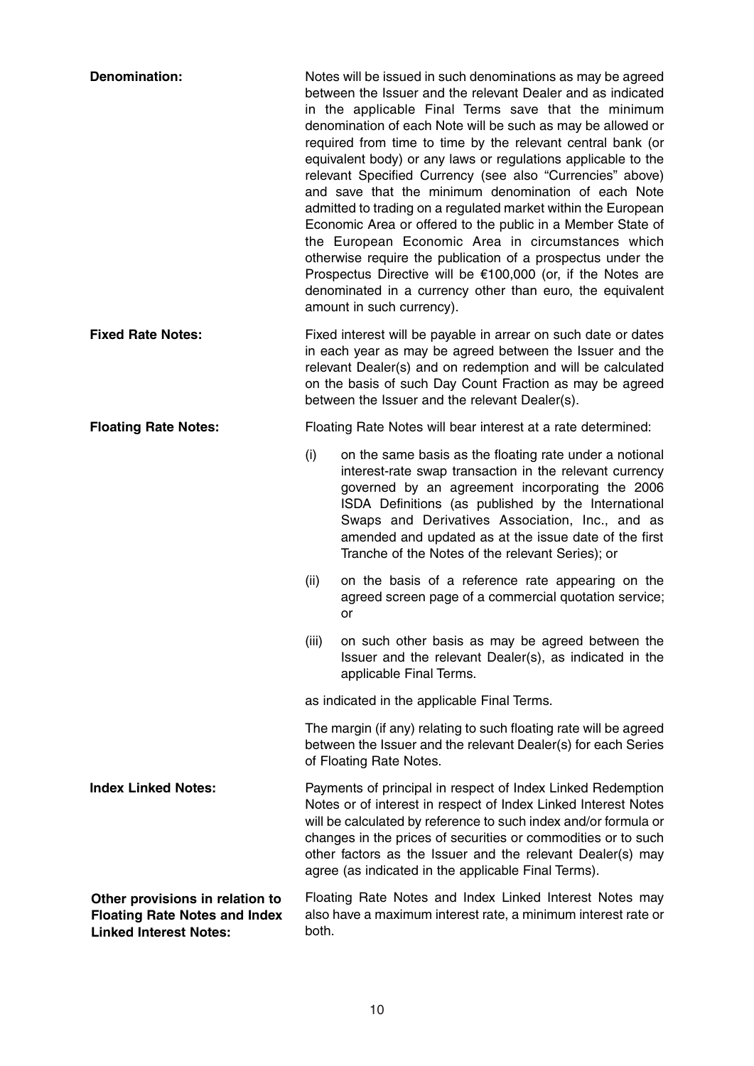**Denomination:** Notes will be issued in such denominations as may be agreed between the Issuer and the relevant Dealer and as indicated in the applicable Final Terms save that the minimum denomination of each Note will be such as may be allowed or required from time to time by the relevant central bank (or equivalent body) or any laws or regulations applicable to the relevant Specified Currency (see also "Currencies" above) and save that the minimum denomination of each Note admitted to trading on a regulated market within the European Economic Area or offered to the public in a Member State of the European Economic Area in circumstances which otherwise require the publication of a prospectus under the Prospectus Directive will be €100,000 (or, if the Notes are denominated in a currency other than euro, the equivalent amount in such currency).

**Fixed Rate Notes:** Fixed interest will be payable in arrear on such date or dates in each year as may be agreed between the Issuer and the relevant Dealer(s) and on redemption and will be calculated on the basis of such Day Count Fraction as may be agreed between the Issuer and the relevant Dealer(s).

**Floating Rate Notes:** Floating Rate Notes will bear interest at a rate determined:

(i) on the same basis as the floating rate under a notional interest-rate swap transaction in the relevant currency governed by an agreement incorporating the 2006 ISDA Definitions (as published by the International Swaps and Derivatives Association, Inc., and as amended and updated as at the issue date of the first Tranche of the Notes of the relevant Series); or

(ii) on the basis of a reference rate appearing on the agreed screen page of a commercial quotation service; or

(iii) on such other basis as may be agreed between the Issuer and the relevant Dealer(s), as indicated in the applicable Final Terms.

as indicated in the applicable Final Terms.

The margin (if any) relating to such floating rate will be agreed between the Issuer and the relevant Dealer(s) for each Series of Floating Rate Notes.

**Index Linked Notes:** Payments of principal in respect of Index Linked Redemption Notes or of interest in respect of Index Linked Interest Notes will be calculated by reference to such index and/or formula or changes in the prices of securities or commodities or to such other factors as the Issuer and the relevant Dealer(s) may agree (as indicated in the applicable Final Terms).

**Other provisions in relation to Floating Rate Notes and Index Linked Interest Notes:** Floating Rate Notes and Index Linked Interest Notes may also have a maximum interest rate, a minimum interest rate or both.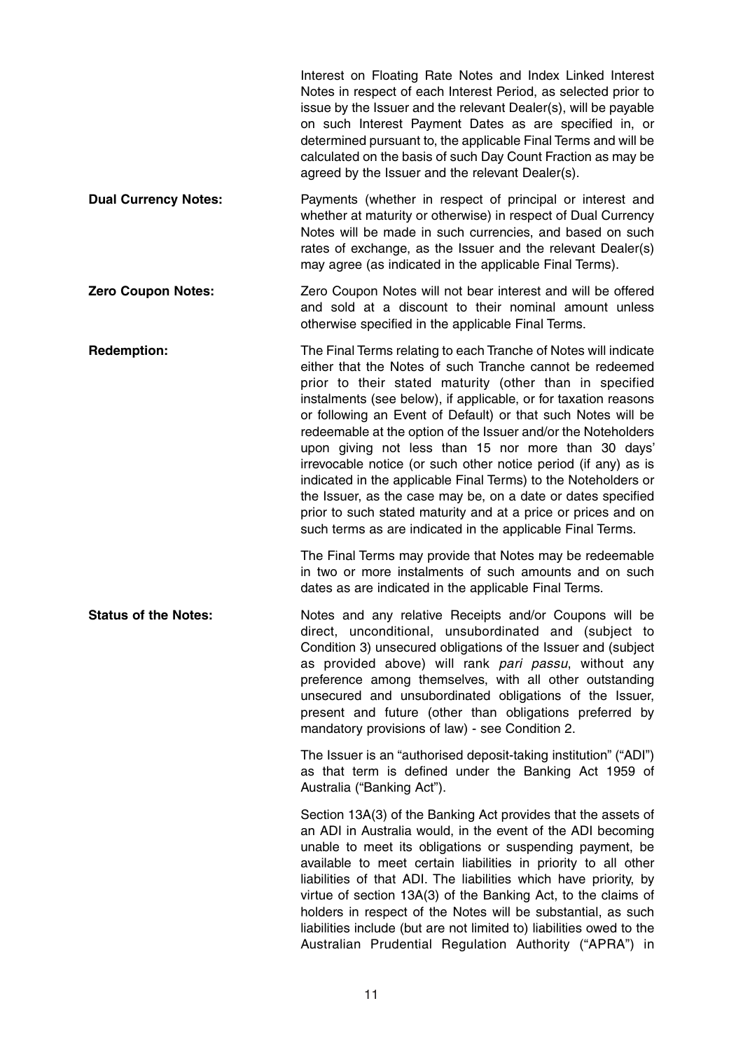Interest on Floating Rate Notes and Index Linked Interest Notes in respect of each Interest Period, as selected prior to issue by the Issuer and the relevant Dealer(s), will be payable on such Interest Payment Dates as are specified in, or determined pursuant to, the applicable Final Terms and will be calculated on the basis of such Day Count Fraction as may be agreed by the Issuer and the relevant Dealer(s).

**Dual Currency Notes:** Payments (whether in respect of principal or interest and whether at maturity or otherwise) in respect of Dual Currency Notes will be made in such currencies, and based on such rates of exchange, as the Issuer and the relevant Dealer(s) may agree (as indicated in the applicable Final Terms).

**Zero Coupon Notes:** Zero Coupon Notes will not bear interest and will be offered and sold at a discount to their nominal amount unless otherwise specified in the applicable Final Terms.

**Redemption:** The Final Terms relating to each Tranche of Notes will indicate either that the Notes of such Tranche cannot be redeemed prior to their stated maturity (other than in specified instalments (see below), if applicable, or for taxation reasons or following an Event of Default) or that such Notes will be redeemable at the option of the Issuer and/or the Noteholders upon giving not less than 15 nor more than 30 days' irrevocable notice (or such other notice period (if any) as is indicated in the applicable Final Terms) to the Noteholders or the Issuer, as the case may be, on a date or dates specified prior to such stated maturity and at a price or prices and on such terms as are indicated in the applicable Final Terms.

The Final Terms may provide that Notes may be redeemable in two or more instalments of such amounts and on such dates as are indicated in the applicable Final Terms.

**Status of the Notes:** Notes and any relative Receipts and/or Coupons will be direct, unconditional, unsubordinated and (subject to Condition 3) unsecured obligations of the Issuer and (subject as provided above) will rank *pari passu*, without any preference among themselves, with all other outstanding unsecured and unsubordinated obligations of the Issuer, present and future (other than obligations preferred by mandatory provisions of law) - see Condition 2.

The Issuer is an "authorised deposit-taking institution" ("ADI") as that term is defined under the Banking Act 1959 of Australia ("Banking Act").

Section 13A(3) of the Banking Act provides that the assets of an ADI in Australia would, in the event of the ADI becoming unable to meet its obligations or suspending payment, be available to meet certain liabilities in priority to all other liabilities of that ADI. The liabilities which have priority, by virtue of section 13A(3) of the Banking Act, to the claims of holders in respect of the Notes will be substantial, as such liabilities include (but are not limited to) liabilities owed to the Australian Prudential Regulation Authority ("APRA") in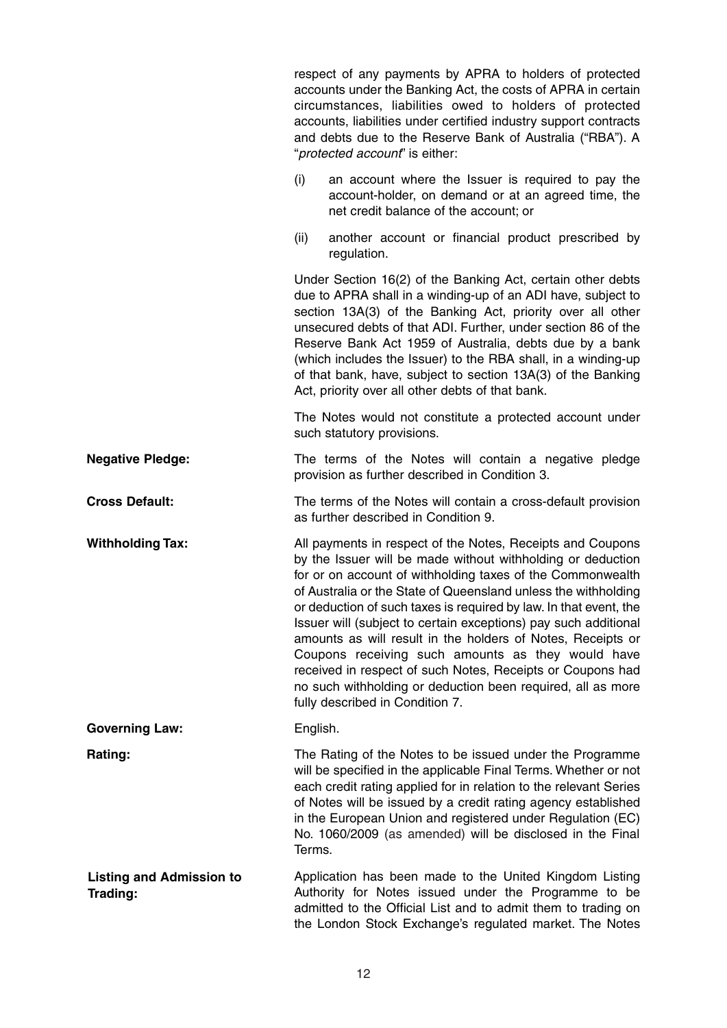respect of any payments by APRA to holders of protected accounts under the Banking Act, the costs of APRA in certain circumstances, liabilities owed to holders of protected accounts, liabilities under certified industry support contracts and debts due to the Reserve Bank of Australia ("RBA"). A "*protected account*" is either:

(i) an account where the Issuer is required to pay the account-holder, on demand or at an agreed time, the net credit balance of the account; or

(ii) another account or financial product prescribed by regulation.

Under Section 16(2) of the Banking Act, certain other debts due to APRA shall in a winding-up of an ADI have, subject to section 13A(3) of the Banking Act, priority over all other unsecured debts of that ADI. Further, under section 86 of the Reserve Bank Act 1959 of Australia, debts due by a bank (which includes the Issuer) to the RBA shall, in a winding-up of that bank, have, subject to section 13A(3) of the Banking Act, priority over all other debts of that bank.

The Notes would not constitute a protected account under such statutory provisions.

**Negative Pledge:** The terms of the Notes will contain a negative pledge provision as further described in Condition 3.

**Cross Default:** The terms of the Notes will contain a cross-default provision as further described in Condition 9.

**Withholding Tax:** All payments in respect of the Notes, Receipts and Coupons by the Issuer will be made without withholding or deduction for or on account of withholding taxes of the Commonwealth of Australia or the State of Queensland unless the withholding or deduction of such taxes is required by law. In that event, the Issuer will (subject to certain exceptions) pay such additional amounts as will result in the holders of Notes, Receipts or Coupons receiving such amounts as they would have received in respect of such Notes, Receipts or Coupons had no such withholding or deduction been required, all as more fully described in Condition 7.

**Governing Law:** English.

**Rating:** The Rating of the Notes to be issued under the Programme will be specified in the applicable Final Terms. Whether or not each credit rating applied for in relation to the relevant Series of Notes will be issued by a credit rating agency established in the European Union and registered under Regulation (EC) No. 1060/2009 (as amended) will be disclosed in the Final Terms.

**Listing and Admission to Trading:** Application has been made to the United Kingdom Listing Authority for Notes issued under the Programme to be admitted to the Official List and to admit them to trading on the London Stock Exchange's regulated market. The Notes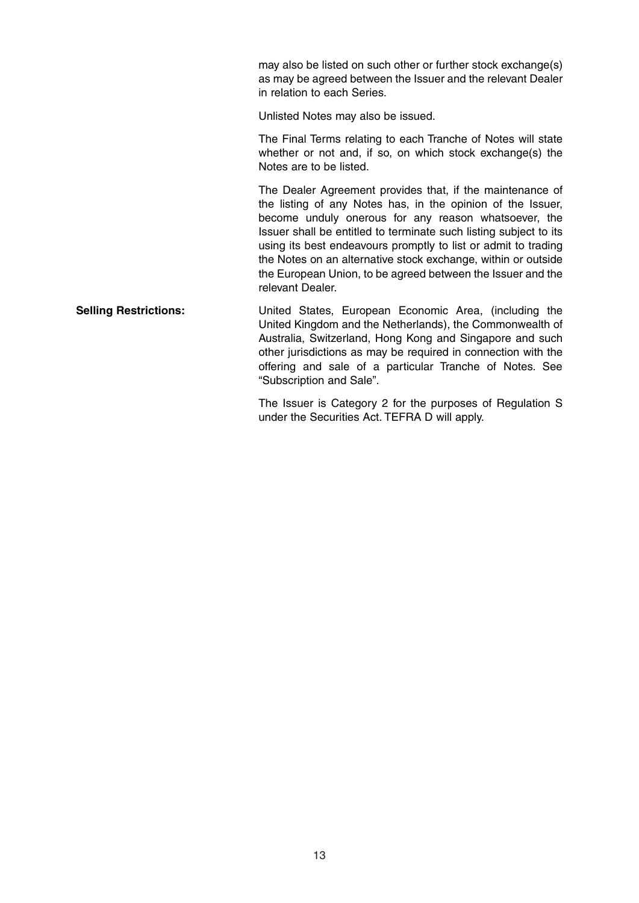may also be listed on such other or further stock exchange(s) as may be agreed between the Issuer and the relevant Dealer in relation to each Series.

Unlisted Notes may also be issued.

The Final Terms relating to each Tranche of Notes will state whether or not and, if so, on which stock exchange(s) the Notes are to be listed.

The Dealer Agreement provides that, if the maintenance of the listing of any Notes has, in the opinion of the Issuer, become unduly onerous for any reason whatsoever, the Issuer shall be entitled to terminate such listing subject to its using its best endeavours promptly to list or admit to trading the Notes on an alternative stock exchange, within or outside the European Union, to be agreed between the Issuer and the relevant Dealer.

**Selling Restrictions:** United States, European Economic Area, (including the United Kingdom and the Netherlands), the Commonwealth of Australia, Switzerland, Hong Kong and Singapore and such other jurisdictions as may be required in connection with the offering and sale of a particular Tranche of Notes. See "Subscription and Sale".

The Issuer is Category 2 for the purposes of Regulation S under the Securities Act. TEFRA D will apply.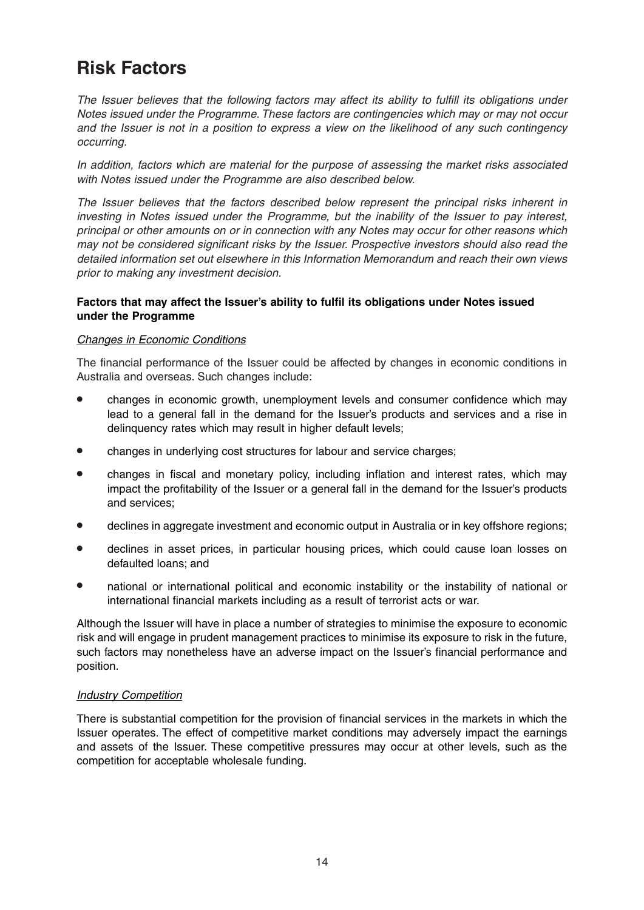# Risk Factors

*The Issuer believes that the following factors may affect its ability to fulfill its obligations under Notes issued under the Programme. These factors are contingencies which may or may not occur and the Issuer is not in a position to express a view on the likelihood of any such contingency occurring.*

*In addition, factors which are material for the purpose of assessing the market risks associated with Notes issued under the Programme are also described below.*

*The Issuer believes that the factors described below represent the principal risks inherent in investing in Notes issued under the Programme, but the inability of the Issuer to pay interest, principal or other amounts on or in connection with any Notes may occur for other reasons which may not be considered significant risks by the Issuer. Prospective investors should also read the detailed information set out elsewhere in this Information Memorandum and reach their own views prior to making any investment decision.*

**Factors that may affect the Issuer's ability to fulfil its obligations under Notes issued under the Programme**

*Changes in Economic Conditions*

The financial performance of the Issuer could be affected by changes in economic conditions in Australia and overseas. Such changes include:

- changes in economic growth, unemployment levels and consumer confidence which may lead to a general fall in the demand for the Issuer's products and services and a rise in delinquency rates which may result in higher default levels;
- changes in underlying cost structures for labour and service charges;
- changes in fiscal and monetary policy, including inflation and interest rates, which may impact the profitability of the Issuer or a general fall in the demand for the Issuer's products and services;
- declines in aggregate investment and economic output in Australia or in key offshore regions;
- declines in asset prices, in particular housing prices, which could cause loan losses on defaulted loans; and
- national or international political and economic instability or the instability of national or international financial markets including as a result of terrorist acts or war.

Although the Issuer will have in place a number of strategies to minimise the exposure to economic risk and will engage in prudent management practices to minimise its exposure to risk in the future, such factors may nonetheless have an adverse impact on the Issuer's financial performance and position.

*Industry Competition*

There is substantial competition for the provision of financial services in the markets in which the Issuer operates. The effect of competitive market conditions may adversely impact the earnings and assets of the Issuer. These competitive pressures may occur at other levels, such as the competition for acceptable wholesale funding.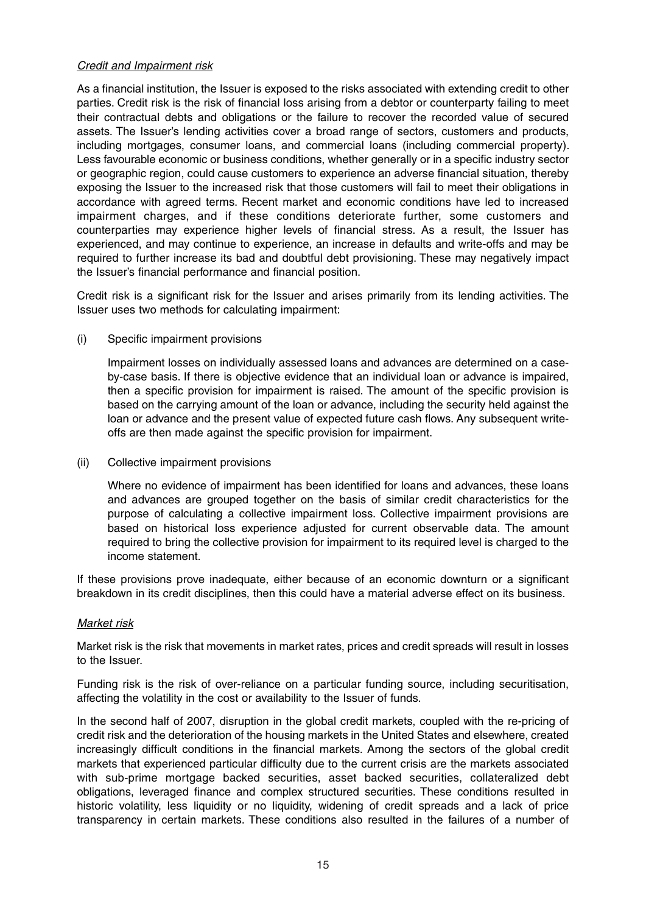*Credit and Impairment risk*

As a financial institution, the Issuer is exposed to the risks associated with extending credit to other parties. Credit risk is the risk of financial loss arising from a debtor or counterparty failing to meet their contractual debts and obligations or the failure to recover the recorded value of secured assets. The Issuer's lending activities cover a broad range of sectors, customers and products, including mortgages, consumer loans, and commercial loans (including commercial property). Less favourable economic or business conditions, whether generally or in a specific industry sector or geographic region, could cause customers to experience an adverse financial situation, thereby exposing the Issuer to the increased risk that those customers will fail to meet their obligations in accordance with agreed terms. Recent market and economic conditions have led to increased impairment charges, and if these conditions deteriorate further, some customers and counterparties may experience higher levels of financial stress. As a result, the Issuer has experienced, and may continue to experience, an increase in defaults and write-offs and may be required to further increase its bad and doubtful debt provisioning. These may negatively impact the Issuer's financial performance and financial position.

Credit risk is a significant risk for the Issuer and arises primarily from its lending activities. The Issuer uses two methods for calculating impairment:

(i) Specific impairment provisions

Impairment losses on individually assessed loans and advances are determined on a case-by-case basis. If there is objective evidence that an individual loan or advance is impaired, then a specific provision for impairment is raised. The amount of the specific provision is based on the carrying amount of the loan or advance, including the security held against the loan or advance and the present value of expected future cash flows. Any subsequent write-offs are then made against the specific provision for impairment.

(ii) Collective impairment provisions

Where no evidence of impairment has been identified for loans and advances, these loans and advances are grouped together on the basis of similar credit characteristics for the purpose of calculating a collective impairment loss. Collective impairment provisions are based on historical loss experience adjusted for current observable data. The amount required to bring the collective provision for impairment to its required level is charged to the income statement.

If these provisions prove inadequate, either because of an economic downturn or a significant breakdown in its credit disciplines, then this could have a material adverse effect on its business.

*Market risk*

Market risk is the risk that movements in market rates, prices and credit spreads will result in losses to the Issuer.

Funding risk is the risk of over-reliance on a particular funding source, including securitisation, affecting the volatility in the cost or availability to the Issuer of funds.

In the second half of 2007, disruption in the global credit markets, coupled with the re-pricing of credit risk and the deterioration of the housing markets in the United States and elsewhere, created increasingly difficult conditions in the financial markets. Among the sectors of the global credit markets that experienced particular difficulty due to the current crisis are the markets associated with sub-prime mortgage backed securities, asset backed securities, collateralized debt obligations, leveraged finance and complex structured securities. These conditions resulted in historic volatility, less liquidity or no liquidity, widening of credit spreads and a lack of price transparency in certain markets. These conditions also resulted in the failures of a number of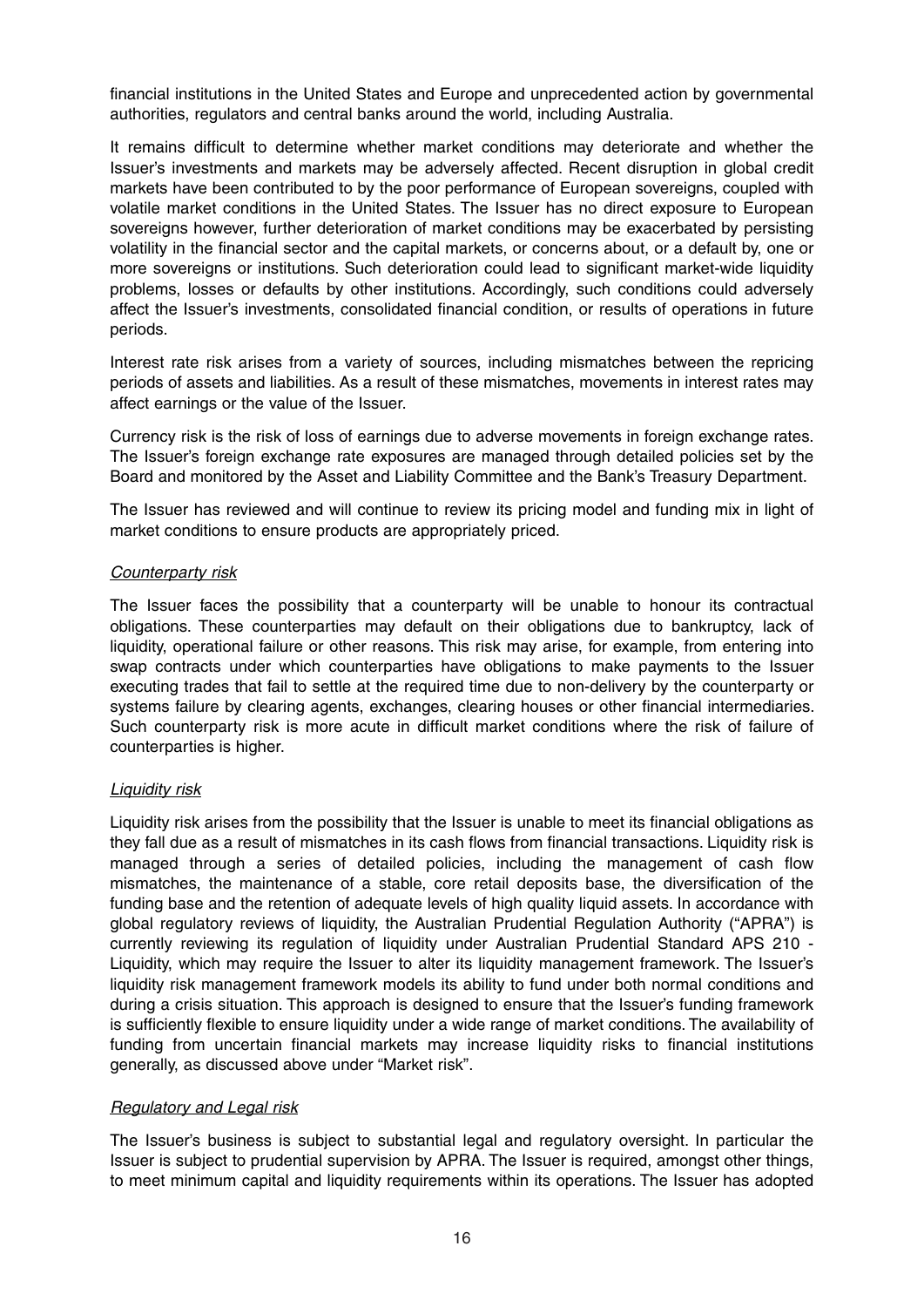financial institutions in the United States and Europe and unprecedented action by governmental authorities, regulators and central banks around the world, including Australia.

It remains difficult to determine whether market conditions may deteriorate and whether the Issuer's investments and markets may be adversely affected. Recent disruption in global credit markets have been contributed to by the poor performance of European sovereigns, coupled with volatile market conditions in the United States. The Issuer has no direct exposure to European sovereigns however, further deterioration of market conditions may be exacerbated by persisting volatility in the financial sector and the capital markets, or concerns about, or a default by, one or more sovereigns or institutions. Such deterioration could lead to significant market-wide liquidity problems, losses or defaults by other institutions. Accordingly, such conditions could adversely affect the Issuer's investments, consolidated financial condition, or results of operations in future periods.

Interest rate risk arises from a variety of sources, including mismatches between the repricing periods of assets and liabilities. As a result of these mismatches, movements in interest rates may affect earnings or the value of the Issuer.

Currency risk is the risk of loss of earnings due to adverse movements in foreign exchange rates. The Issuer's foreign exchange rate exposures are managed through detailed policies set by the Board and monitored by the Asset and Liability Committee and the Bank's Treasury Department.

The Issuer has reviewed and will continue to review its pricing model and funding mix in light of market conditions to ensure products are appropriately priced.

*Counterparty risk*

The Issuer faces the possibility that a counterparty will be unable to honour its contractual obligations. These counterparties may default on their obligations due to bankruptcy, lack of liquidity, operational failure or other reasons. This risk may arise, for example, from entering into swap contracts under which counterparties have obligations to make payments to the Issuer executing trades that fail to settle at the required time due to non-delivery by the counterparty or systems failure by clearing agents, exchanges, clearing houses or other financial intermediaries. Such counterparty risk is more acute in difficult market conditions where the risk of failure of counterparties is higher.

*Liquidity risk*

Liquidity risk arises from the possibility that the Issuer is unable to meet its financial obligations as they fall due as a result of mismatches in its cash flows from financial transactions. Liquidity risk is managed through a series of detailed policies, including the management of cash flow mismatches, the maintenance of a stable, core retail deposits base, the diversification of the funding base and the retention of adequate levels of high quality liquid assets. In accordance with global regulatory reviews of liquidity, the Australian Prudential Regulation Authority ("APRA") is currently reviewing its regulation of liquidity under Australian Prudential Standard APS 210 - Liquidity, which may require the Issuer to alter its liquidity management framework. The Issuer's liquidity risk management framework models its ability to fund under both normal conditions and during a crisis situation. This approach is designed to ensure that the Issuer's funding framework is sufficiently flexible to ensure liquidity under a wide range of market conditions. The availability of funding from uncertain financial markets may increase liquidity risks to financial institutions generally, as discussed above under "Market risk".

*Regulatory and Legal risk*

The Issuer's business is subject to substantial legal and regulatory oversight. In particular the Issuer is subject to prudential supervision by APRA. The Issuer is required, amongst other things, to meet minimum capital and liquidity requirements within its operations. The Issuer has adopted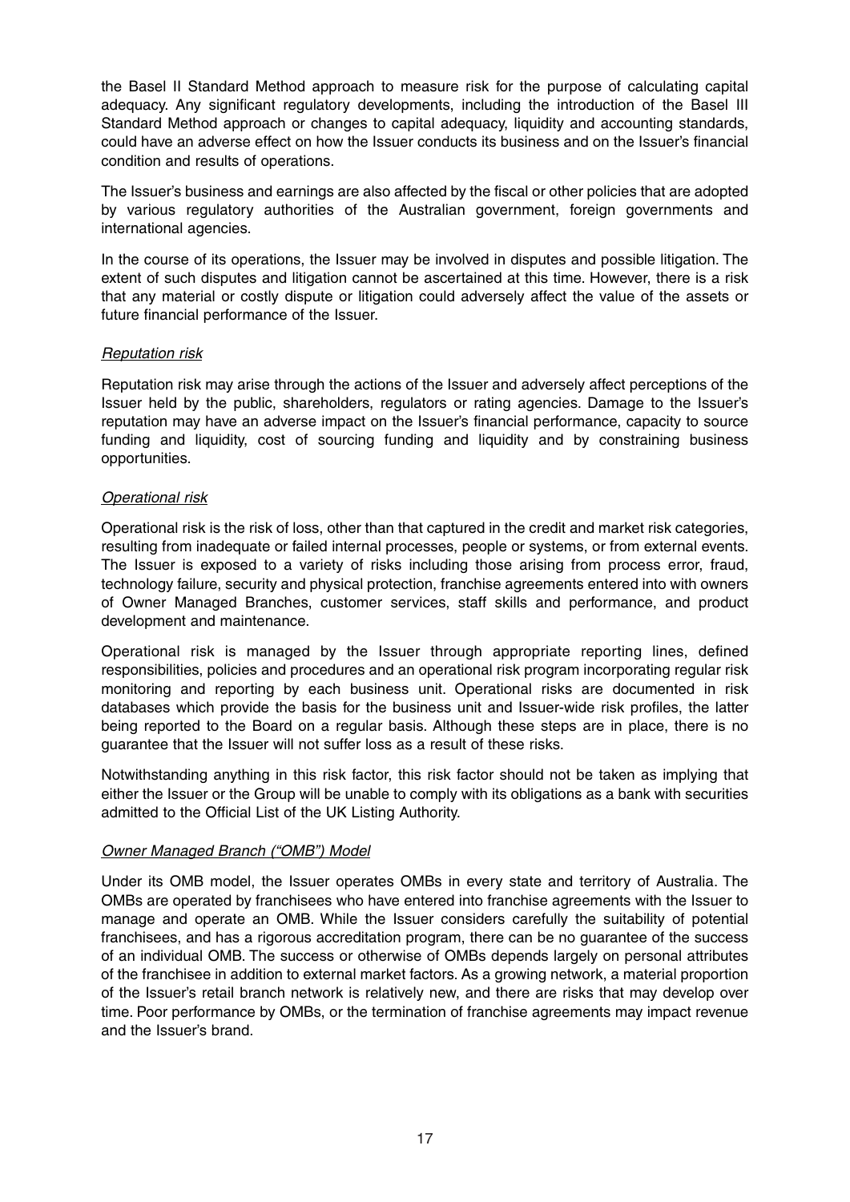the Basel II Standard Method approach to measure risk for the purpose of calculating capital adequacy. Any significant regulatory developments, including the introduction of the Basel III Standard Method approach or changes to capital adequacy, liquidity and accounting standards, could have an adverse effect on how the Issuer conducts its business and on the Issuer's financial condition and results of operations.

The Issuer's business and earnings are also affected by the fiscal or other policies that are adopted by various regulatory authorities of the Australian government, foreign governments and international agencies.

In the course of its operations, the Issuer may be involved in disputes and possible litigation. The extent of such disputes and litigation cannot be ascertained at this time. However, there is a risk that any material or costly dispute or litigation could adversely affect the value of the assets or future financial performance of the Issuer.

*Reputation risk*

Reputation risk may arise through the actions of the Issuer and adversely affect perceptions of the Issuer held by the public, shareholders, regulators or rating agencies. Damage to the Issuer's reputation may have an adverse impact on the Issuer's financial performance, capacity to source funding and liquidity, cost of sourcing funding and liquidity and by constraining business opportunities.

*Operational risk*

Operational risk is the risk of loss, other than that captured in the credit and market risk categories, resulting from inadequate or failed internal processes, people or systems, or from external events. The Issuer is exposed to a variety of risks including those arising from process error, fraud, technology failure, security and physical protection, franchise agreements entered into with owners of Owner Managed Branches, customer services, staff skills and performance, and product development and maintenance.

Operational risk is managed by the Issuer through appropriate reporting lines, defined responsibilities, policies and procedures and an operational risk program incorporating regular risk monitoring and reporting by each business unit. Operational risks are documented in risk databases which provide the basis for the business unit and Issuer-wide risk profiles, the latter being reported to the Board on a regular basis. Although these steps are in place, there is no guarantee that the Issuer will not suffer loss as a result of these risks.

Notwithstanding anything in this risk factor, this risk factor should not be taken as implying that either the Issuer or the Group will be unable to comply with its obligations as a bank with securities admitted to the Official List of the UK Listing Authority.

*Owner Managed Branch ("OMB") Model*

Under its OMB model, the Issuer operates OMBs in every state and territory of Australia. The OMBs are operated by franchisees who have entered into franchise agreements with the Issuer to manage and operate an OMB. While the Issuer considers carefully the suitability of potential franchisees, and has a rigorous accreditation program, there can be no guarantee of the success of an individual OMB. The success or otherwise of OMBs depends largely on personal attributes of the franchisee in addition to external market factors. As a growing network, a material proportion of the Issuer's retail branch network is relatively new, and there are risks that may develop over time. Poor performance by OMBs, or the termination of franchise agreements may impact revenue and the Issuer's brand.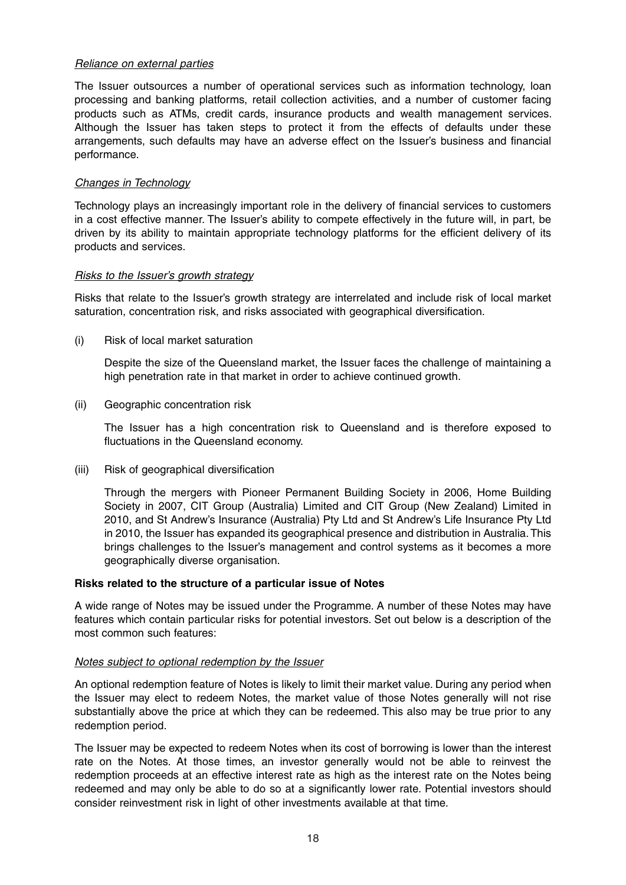*Reliance on external parties*

The Issuer outsources a number of operational services such as information technology, loan processing and banking platforms, retail collection activities, and a number of customer facing products such as ATMs, credit cards, insurance products and wealth management services. Although the Issuer has taken steps to protect it from the effects of defaults under these arrangements, such defaults may have an adverse effect on the Issuer's business and financial performance.

*Changes in Technology*

Technology plays an increasingly important role in the delivery of financial services to customers in a cost effective manner. The Issuer's ability to compete effectively in the future will, in part, be driven by its ability to maintain appropriate technology platforms for the efficient delivery of its products and services.

*Risks to the Issuer's growth strategy*

Risks that relate to the Issuer's growth strategy are interrelated and include risk of local market saturation, concentration risk, and risks associated with geographical diversification.

(i) Risk of local market saturation

Despite the size of the Queensland market, the Issuer faces the challenge of maintaining a high penetration rate in that market in order to achieve continued growth.

(ii) Geographic concentration risk

The Issuer has a high concentration risk to Queensland and is therefore exposed to fluctuations in the Queensland economy.

(iii) Risk of geographical diversification

Through the mergers with Pioneer Permanent Building Society in 2006, Home Building Society in 2007, CIT Group (Australia) Limited and CIT Group (New Zealand) Limited in 2010, and St Andrew's Insurance (Australia) Pty Ltd and St Andrew's Life Insurance Pty Ltd in 2010, the Issuer has expanded its geographical presence and distribution in Australia. This brings challenges to the Issuer's management and control systems as it becomes a more geographically diverse organisation.

**Risks related to the structure of a particular issue of Notes**

A wide range of Notes may be issued under the Programme. A number of these Notes may have features which contain particular risks for potential investors. Set out below is a description of the most common such features:

*Notes subject to optional redemption by the Issuer*

An optional redemption feature of Notes is likely to limit their market value. During any period when the Issuer may elect to redeem Notes, the market value of those Notes generally will not rise substantially above the price at which they can be redeemed. This also may be true prior to any redemption period.

The Issuer may be expected to redeem Notes when its cost of borrowing is lower than the interest rate on the Notes. At those times, an investor generally would not be able to reinvest the redemption proceeds at an effective interest rate as high as the interest rate on the Notes being redeemed and may only be able to do so at a significantly lower rate. Potential investors should consider reinvestment risk in light of other investments available at that time.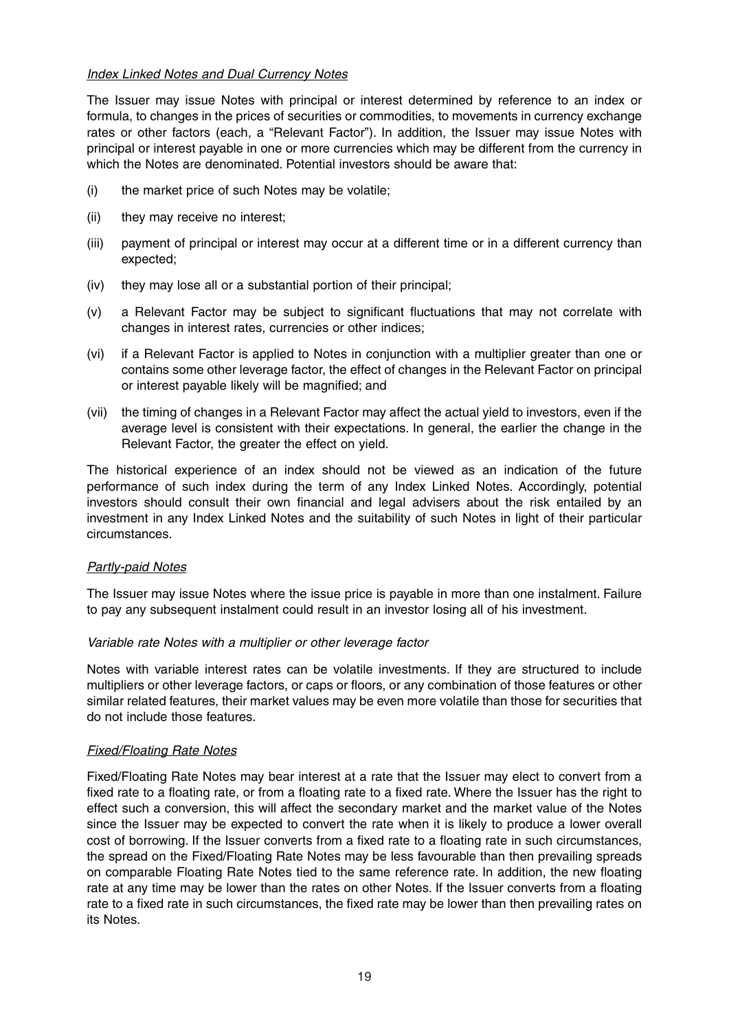*Index Linked Notes and Dual Currency Notes*

The Issuer may issue Notes with principal or interest determined by reference to an index or formula, to changes in the prices of securities or commodities, to movements in currency exchange rates or other factors (each, a "Relevant Factor"). In addition, the Issuer may issue Notes with principal or interest payable in one or more currencies which may be different from the currency in which the Notes are denominated. Potential investors should be aware that:

(i) the market price of such Notes may be volatile;

(ii) they may receive no interest;

(iii) payment of principal or interest may occur at a different time or in a different currency than expected;

(iv) they may lose all or a substantial portion of their principal;

(v) a Relevant Factor may be subject to significant fluctuations that may not correlate with changes in interest rates, currencies or other indices;

(vi) if a Relevant Factor is applied to Notes in conjunction with a multiplier greater than one or contains some other leverage factor, the effect of changes in the Relevant Factor on principal or interest payable likely will be magnified; and

(vii) the timing of changes in a Relevant Factor may affect the actual yield to investors, even if the average level is consistent with their expectations. In general, the earlier the change in the Relevant Factor, the greater the effect on yield.

The historical experience of an index should not be viewed as an indication of the future performance of such index during the term of any Index Linked Notes. Accordingly, potential investors should consult their own financial and legal advisers about the risk entailed by an investment in any Index Linked Notes and the suitability of such Notes in light of their particular circumstances.

*Partly-paid Notes*

The Issuer may issue Notes where the issue price is payable in more than one instalment. Failure to pay any subsequent instalment could result in an investor losing all of his investment.

*Variable rate Notes with a multiplier or other leverage factor*

Notes with variable interest rates can be volatile investments. If they are structured to include multipliers or other leverage factors, or caps or floors, or any combination of those features or other similar related features, their market values may be even more volatile than those for securities that do not include those features.

*Fixed/Floating Rate Notes*

Fixed/Floating Rate Notes may bear interest at a rate that the Issuer may elect to convert from a fixed rate to a floating rate, or from a floating rate to a fixed rate. Where the Issuer has the right to effect such a conversion, this will affect the secondary market and the market value of the Notes since the Issuer may be expected to convert the rate when it is likely to produce a lower overall cost of borrowing. If the Issuer converts from a fixed rate to a floating rate in such circumstances, the spread on the Fixed/Floating Rate Notes may be less favourable than then prevailing spreads on comparable Floating Rate Notes tied to the same reference rate. In addition, the new floating rate at any time may be lower than the rates on other Notes. If the Issuer converts from a floating rate to a fixed rate in such circumstances, the fixed rate may be lower than then prevailing rates on its Notes.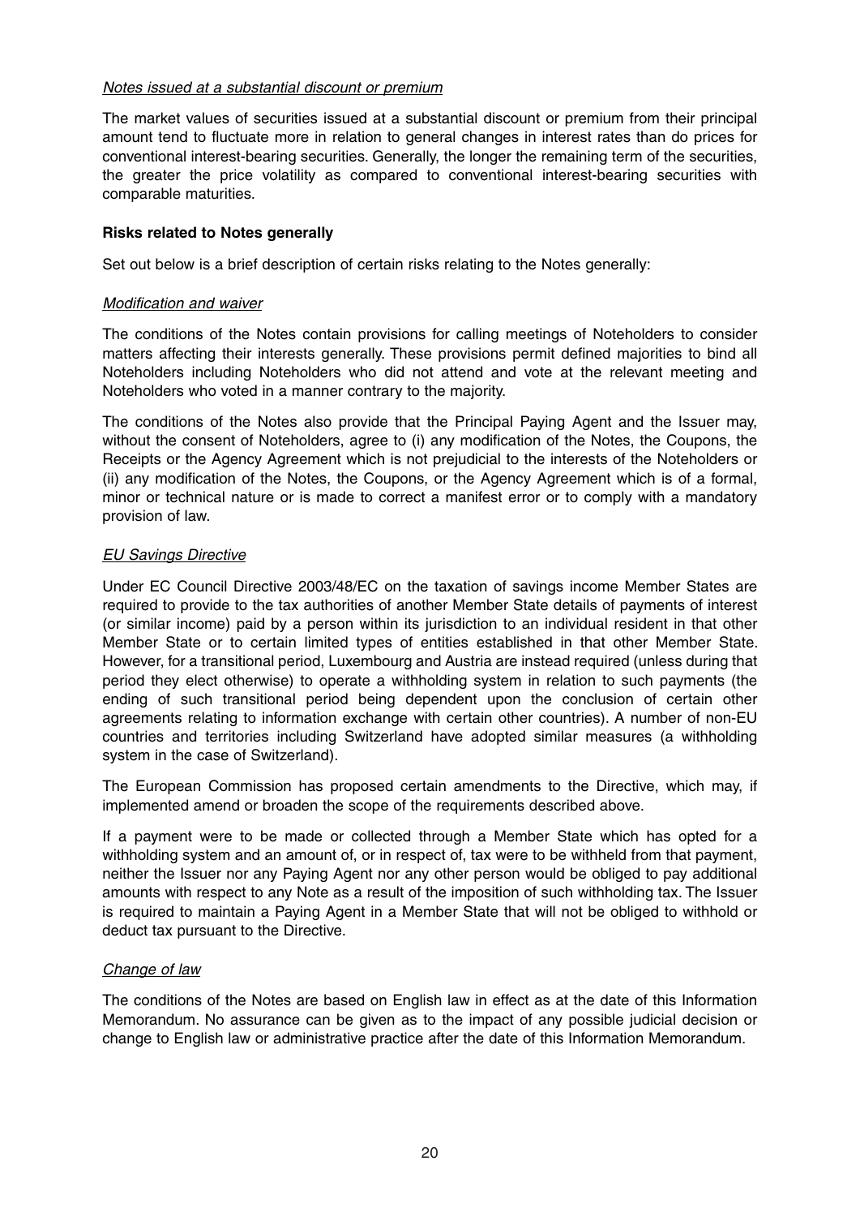*Notes issued at a substantial discount or premium*

The market values of securities issued at a substantial discount or premium from their principal amount tend to fluctuate more in relation to general changes in interest rates than do prices for conventional interest-bearing securities. Generally, the longer the remaining term of the securities, the greater the price volatility as compared to conventional interest-bearing securities with comparable maturities.

**Risks related to Notes generally**

Set out below is a brief description of certain risks relating to the Notes generally:

*Modification and waiver*

The conditions of the Notes contain provisions for calling meetings of Noteholders to consider matters affecting their interests generally. These provisions permit defined majorities to bind all Noteholders including Noteholders who did not attend and vote at the relevant meeting and Noteholders who voted in a manner contrary to the majority.

The conditions of the Notes also provide that the Principal Paying Agent and the Issuer may, without the consent of Noteholders, agree to (i) any modification of the Notes, the Coupons, the Receipts or the Agency Agreement which is not prejudicial to the interests of the Noteholders or (ii) any modification of the Notes, the Coupons, or the Agency Agreement which is of a formal, minor or technical nature or is made to correct a manifest error or to comply with a mandatory provision of law.

*EU Savings Directive*

Under EC Council Directive 2003/48/EC on the taxation of savings income Member States are required to provide to the tax authorities of another Member State details of payments of interest (or similar income) paid by a person within its jurisdiction to an individual resident in that other Member State or to certain limited types of entities established in that other Member State. However, for a transitional period, Luxembourg and Austria are instead required (unless during that period they elect otherwise) to operate a withholding system in relation to such payments (the ending of such transitional period being dependent upon the conclusion of certain other agreements relating to information exchange with certain other countries). A number of non-EU countries and territories including Switzerland have adopted similar measures (a withholding system in the case of Switzerland).

The European Commission has proposed certain amendments to the Directive, which may, if implemented amend or broaden the scope of the requirements described above.

If a payment were to be made or collected through a Member State which has opted for a withholding system and an amount of, or in respect of, tax were to be withheld from that payment, neither the Issuer nor any Paying Agent nor any other person would be obliged to pay additional amounts with respect to any Note as a result of the imposition of such withholding tax. The Issuer is required to maintain a Paying Agent in a Member State that will not be obliged to withhold or deduct tax pursuant to the Directive.

*Change of law*

The conditions of the Notes are based on English law in effect as at the date of this Information Memorandum. No assurance can be given as to the impact of any possible judicial decision or change to English law or administrative practice after the date of this Information Memorandum.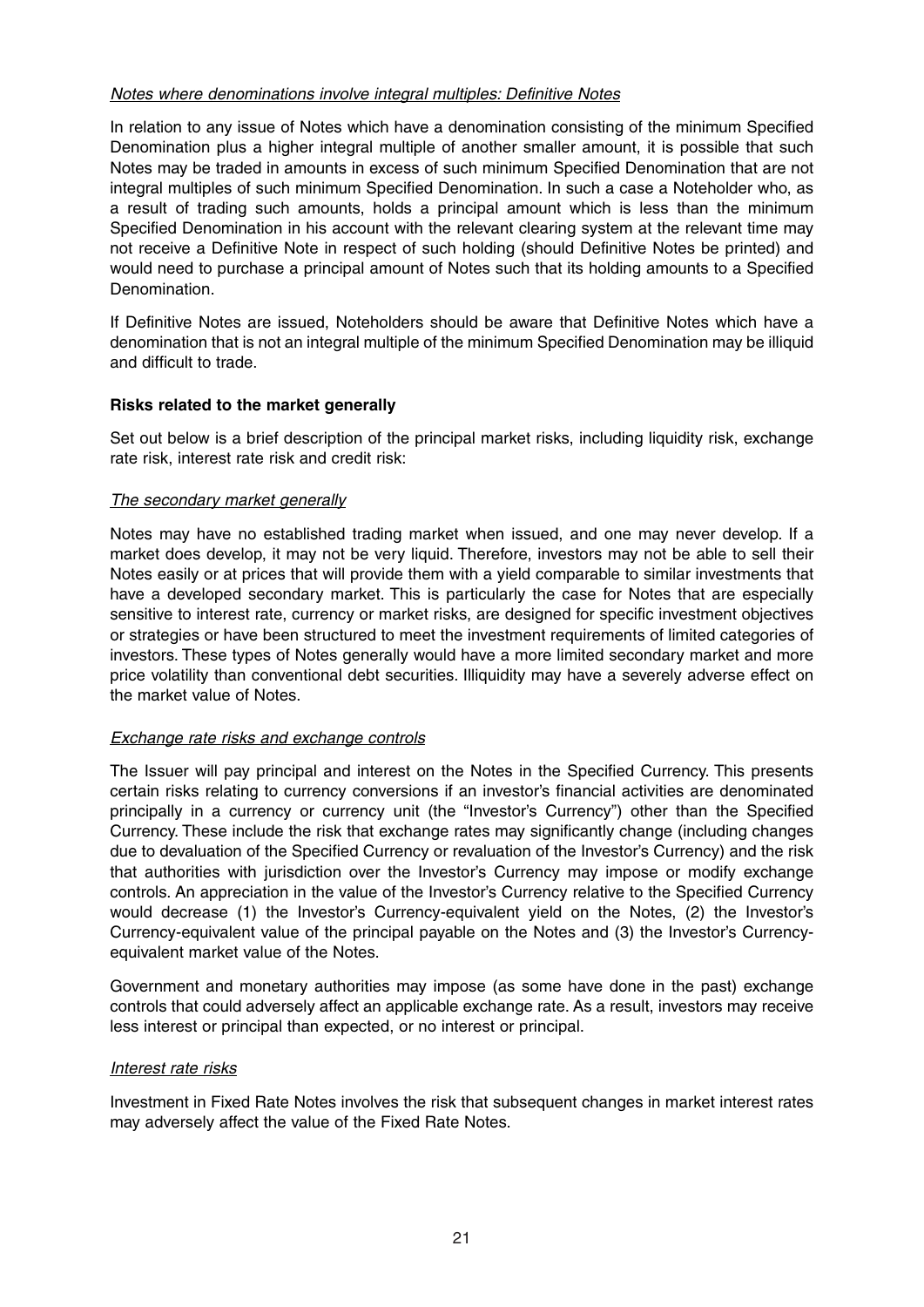*Notes where denominations involve integral multiples: Definitive Notes*

In relation to any issue of Notes which have a denomination consisting of the minimum Specified Denomination plus a higher integral multiple of another smaller amount, it is possible that such Notes may be traded in amounts in excess of such minimum Specified Denomination that are not integral multiples of such minimum Specified Denomination. In such a case a Noteholder who, as a result of trading such amounts, holds a principal amount which is less than the minimum Specified Denomination in his account with the relevant clearing system at the relevant time may not receive a Definitive Note in respect of such holding (should Definitive Notes be printed) and would need to purchase a principal amount of Notes such that its holding amounts to a Specified Denomination.

If Definitive Notes are issued, Noteholders should be aware that Definitive Notes which have a denomination that is not an integral multiple of the minimum Specified Denomination may be illiquid and difficult to trade.

**Risks related to the market generally**

Set out below is a brief description of the principal market risks, including liquidity risk, exchange rate risk, interest rate risk and credit risk:

*The secondary market generally*

Notes may have no established trading market when issued, and one may never develop. If a market does develop, it may not be very liquid. Therefore, investors may not be able to sell their Notes easily or at prices that will provide them with a yield comparable to similar investments that have a developed secondary market. This is particularly the case for Notes that are especially sensitive to interest rate, currency or market risks, are designed for specific investment objectives or strategies or have been structured to meet the investment requirements of limited categories of investors. These types of Notes generally would have a more limited secondary market and more price volatility than conventional debt securities. Illiquidity may have a severely adverse effect on the market value of Notes.

*Exchange rate risks and exchange controls*

The Issuer will pay principal and interest on the Notes in the Specified Currency. This presents certain risks relating to currency conversions if an investor's financial activities are denominated principally in a currency or currency unit (the "Investor's Currency") other than the Specified Currency. These include the risk that exchange rates may significantly change (including changes due to devaluation of the Specified Currency or revaluation of the Investor's Currency) and the risk that authorities with jurisdiction over the Investor's Currency may impose or modify exchange controls. An appreciation in the value of the Investor's Currency relative to the Specified Currency would decrease (1) the Investor's Currency-equivalent yield on the Notes, (2) the Investor's Currency-equivalent value of the principal payable on the Notes and (3) the Investor's Currency-equivalent market value of the Notes.

Government and monetary authorities may impose (as some have done in the past) exchange controls that could adversely affect an applicable exchange rate. As a result, investors may receive less interest or principal than expected, or no interest or principal.

*Interest rate risks*

Investment in Fixed Rate Notes involves the risk that subsequent changes in market interest rates may adversely affect the value of the Fixed Rate Notes.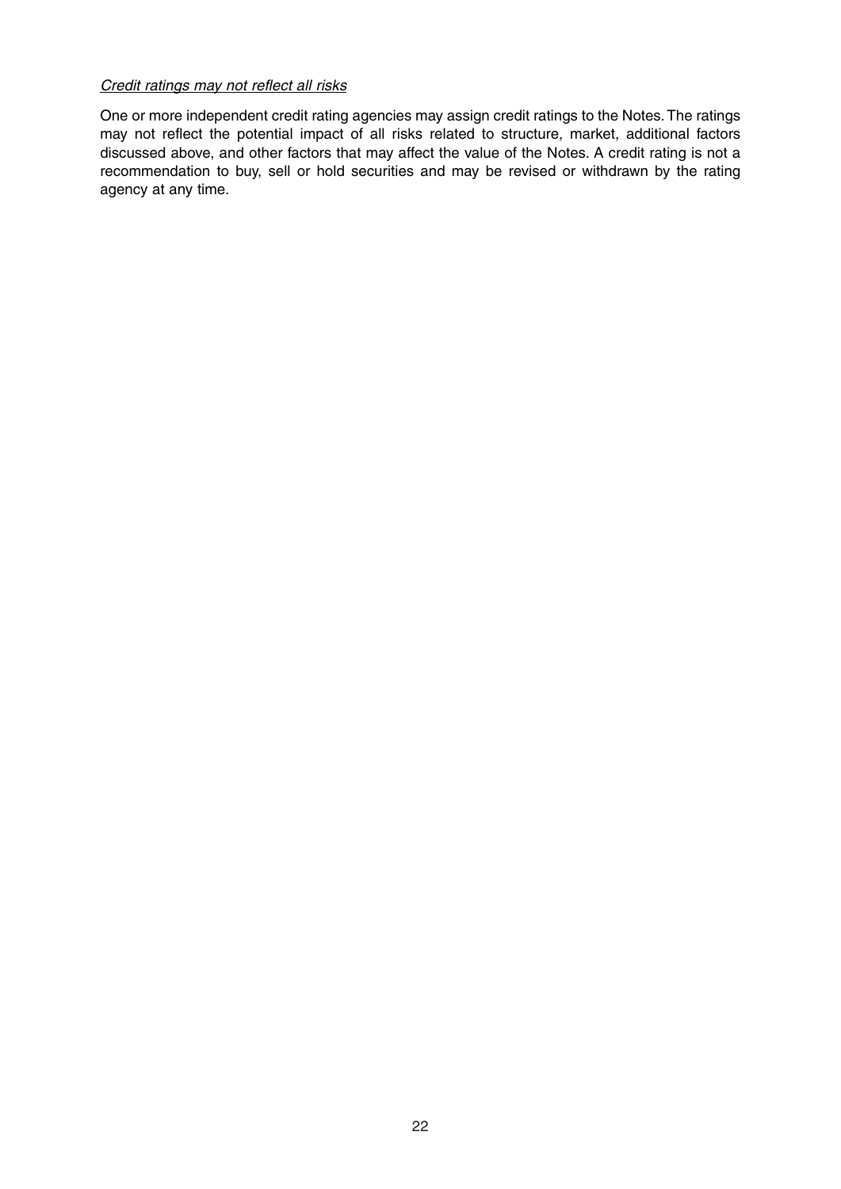*Credit ratings may not reflect all risks*

One or more independent credit rating agencies may assign credit ratings to the Notes. The ratings may not reflect the potential impact of all risks related to structure, market, additional factors discussed above, and other factors that may affect the value of the Notes. A credit rating is not a recommendation to buy, sell or hold securities and may be revised or withdrawn by the rating agency at any time.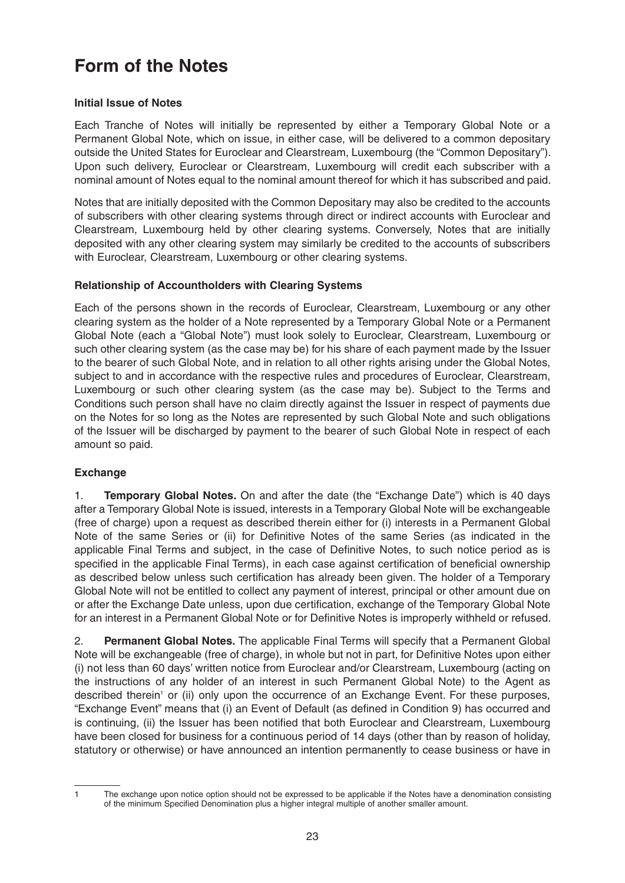# Form of the Notes

### Initial Issue of Notes

Each Tranche of Notes will initially be represented by either a Temporary Global Note or a Permanent Global Note, which on issue, in either case, will be delivered to a common depositary outside the United States for Euroclear and Clearstream, Luxembourg (the "Common Depositary"). Upon such delivery, Euroclear or Clearstream, Luxembourg will credit each subscriber with a nominal amount of Notes equal to the nominal amount thereof for which it has subscribed and paid.

Notes that are initially deposited with the Common Depositary may also be credited to the accounts of subscribers with other clearing systems through direct or indirect accounts with Euroclear and Clearstream, Luxembourg held by other clearing systems. Conversely, Notes that are initially deposited with any other clearing system may similarly be credited to the accounts of subscribers with Euroclear, Clearstream, Luxembourg or other clearing systems.

### Relationship of Accountholders with Clearing Systems

Each of the persons shown in the records of Euroclear, Clearstream, Luxembourg or any other clearing system as the holder of a Note represented by a Temporary Global Note or a Permanent Global Note (each a "Global Note") must look solely to Euroclear, Clearstream, Luxembourg or such other clearing system (as the case may be) for his share of each payment made by the Issuer to the bearer of such Global Note, and in relation to all other rights arising under the Global Notes, subject to and in accordance with the respective rules and procedures of Euroclear, Clearstream, Luxembourg or such other clearing system (as the case may be). Subject to the Terms and Conditions such person shall have no claim directly against the Issuer in respect of payments due on the Notes for so long as the Notes are represented by such Global Note and such obligations of the Issuer will be discharged by payment to the bearer of such Global Note in respect of each amount so paid.

### Exchange

1. **Temporary Global Notes.** On and after the date (the "Exchange Date") which is 40 days after a Temporary Global Note is issued, interests in a Temporary Global Note will be exchangeable (free of charge) upon a request as described therein either for (i) interests in a Permanent Global Note of the same Series or (ii) for Definitive Notes of the same Series (as indicated in the applicable Final Terms and subject, in the case of Definitive Notes, to such notice period as is specified in the applicable Final Terms), in each case against certification of beneficial ownership as described below unless such certification has already been given. The holder of a Temporary Global Note will not be entitled to collect any payment of interest, principal or other amount due on or after the Exchange Date unless, upon due certification, exchange of the Temporary Global Note for an interest in a Permanent Global Note or for Definitive Notes is improperly withheld or refused.

2. **Permanent Global Notes.** The applicable Final Terms will specify that a Permanent Global Note will be exchangeable (free of charge), in whole but not in part, for Definitive Notes upon either (i) not less than 60 days' written notice from Euroclear and/or Clearstream, Luxembourg (acting on the instructions of any holder of an interest in such Permanent Global Note) to the Agent as described therein[1] or (ii) only upon the occurrence of an Exchange Event. For these purposes, "Exchange Event" means that (i) an Event of Default (as defined in Condition 9) has occurred and is continuing, (ii) the Issuer has been notified that both Euroclear and Clearstream, Luxembourg have been closed for business for a continuous period of 14 days (other than by reason of holiday, statutory or otherwise) or have announced an intention permanently to cease business or have in

---

1 The exchange upon notice option should not be expressed to be applicable if the Notes have a denomination consisting of the minimum Specified Denomination plus a higher integral multiple of another smaller amount.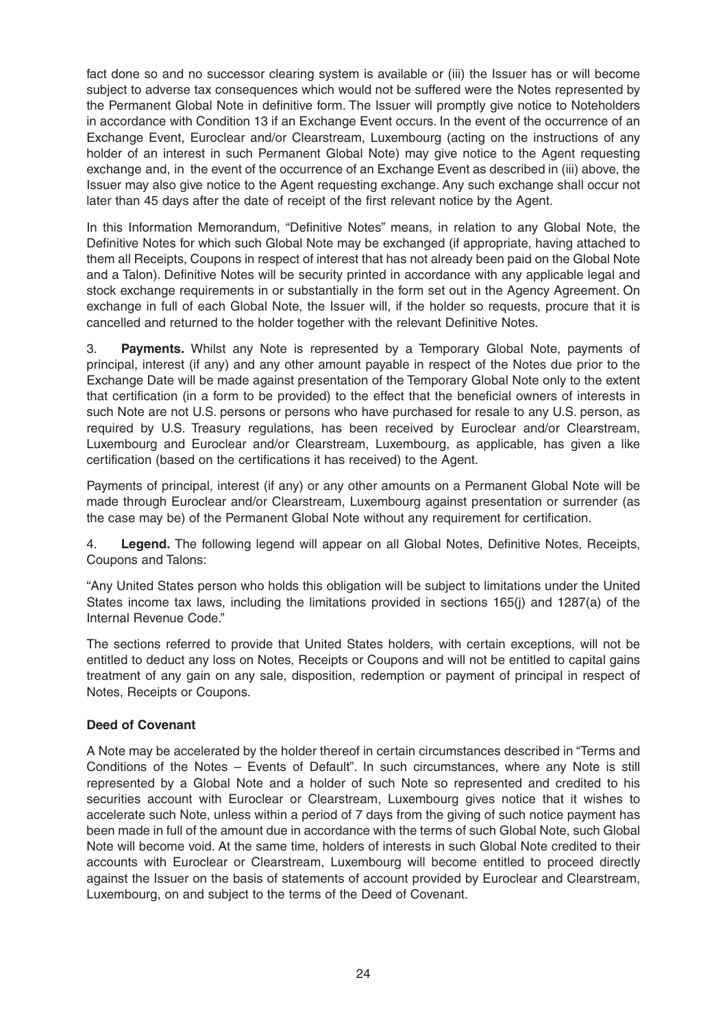fact done so and no successor clearing system is available or (iii) the Issuer has or will become subject to adverse tax consequences which would not be suffered were the Notes represented by the Permanent Global Note in definitive form. The Issuer will promptly give notice to Noteholders in accordance with Condition 13 if an Exchange Event occurs. In the event of the occurrence of an Exchange Event, Euroclear and/or Clearstream, Luxembourg (acting on the instructions of any holder of an interest in such Permanent Global Note) may give notice to the Agent requesting exchange and, in the event of the occurrence of an Exchange Event as described in (iii) above, the Issuer may also give notice to the Agent requesting exchange. Any such exchange shall occur not later than 45 days after the date of receipt of the first relevant notice by the Agent.

In this Information Memorandum, "Definitive Notes" means, in relation to any Global Note, the Definitive Notes for which such Global Note may be exchanged (if appropriate, having attached to them all Receipts, Coupons in respect of interest that has not already been paid on the Global Note and a Talon). Definitive Notes will be security printed in accordance with any applicable legal and stock exchange requirements in or substantially in the form set out in the Agency Agreement. On exchange in full of each Global Note, the Issuer will, if the holder so requests, procure that it is cancelled and returned to the holder together with the relevant Definitive Notes.

3. **Payments.** Whilst any Note is represented by a Temporary Global Note, payments of principal, interest (if any) and any other amount payable in respect of the Notes due prior to the Exchange Date will be made against presentation of the Temporary Global Note only to the extent that certification (in a form to be provided) to the effect that the beneficial owners of interests in such Note are not U.S. persons or persons who have purchased for resale to any U.S. person, as required by U.S. Treasury regulations, has been received by Euroclear and/or Clearstream, Luxembourg and Euroclear and/or Clearstream, Luxembourg, as applicable, has given a like certification (based on the certifications it has received) to the Agent.

Payments of principal, interest (if any) or any other amounts on a Permanent Global Note will be made through Euroclear and/or Clearstream, Luxembourg against presentation or surrender (as the case may be) of the Permanent Global Note without any requirement for certification.

4. **Legend.** The following legend will appear on all Global Notes, Definitive Notes, Receipts, Coupons and Talons:

"Any United States person who holds this obligation will be subject to limitations under the United States income tax laws, including the limitations provided in sections 165(j) and 1287(a) of the Internal Revenue Code."

The sections referred to provide that United States holders, with certain exceptions, will not be entitled to deduct any loss on Notes, Receipts or Coupons and will not be entitled to capital gains treatment of any gain on any sale, disposition, redemption or payment of principal in respect of Notes, Receipts or Coupons.

**Deed of Covenant**

A Note may be accelerated by the holder thereof in certain circumstances described in "Terms and Conditions of the Notes – Events of Default". In such circumstances, where any Note is still represented by a Global Note and a holder of such Note so represented and credited to his securities account with Euroclear or Clearstream, Luxembourg gives notice that it wishes to accelerate such Note, unless within a period of 7 days from the giving of such notice payment has been made in full of the amount due in accordance with the terms of such Global Note, such Global Note will become void. At the same time, holders of interests in such Global Note credited to their accounts with Euroclear or Clearstream, Luxembourg will become entitled to proceed directly against the Issuer on the basis of statements of account provided by Euroclear and Clearstream, Luxembourg, on and subject to the terms of the Deed of Covenant.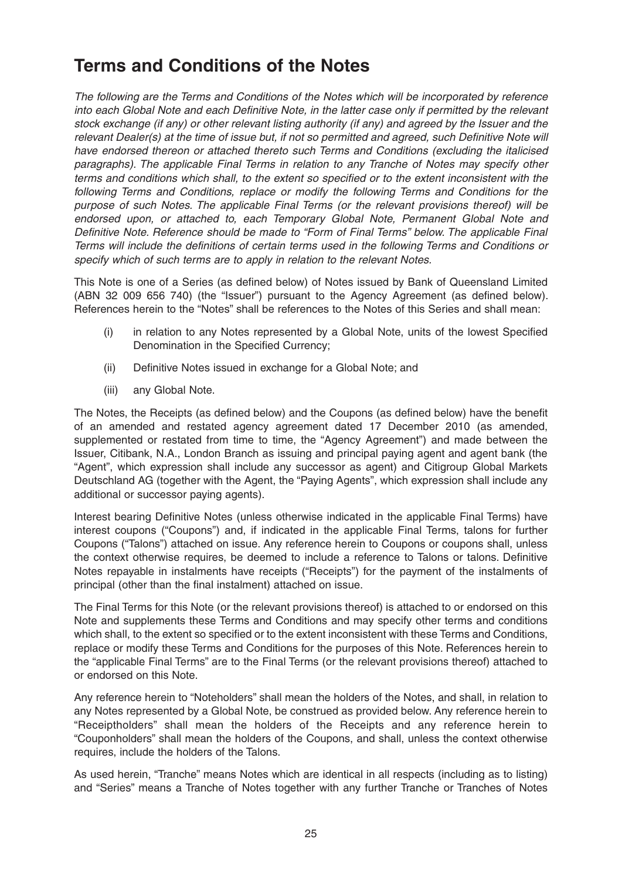# Terms and Conditions of the Notes

*The following are the Terms and Conditions of the Notes which will be incorporated by reference into each Global Note and each Definitive Note, in the latter case only if permitted by the relevant stock exchange (if any) or other relevant listing authority (if any) and agreed by the Issuer and the relevant Dealer(s) at the time of issue but, if not so permitted and agreed, such Definitive Note will have endorsed thereon or attached thereto such Terms and Conditions (excluding the italicised paragraphs). The applicable Final Terms in relation to any Tranche of Notes may specify other terms and conditions which shall, to the extent so specified or to the extent inconsistent with the following Terms and Conditions, replace or modify the following Terms and Conditions for the purpose of such Notes. The applicable Final Terms (or the relevant provisions thereof) will be endorsed upon, or attached to, each Temporary Global Note, Permanent Global Note and Definitive Note. Reference should be made to "Form of Final Terms" below. The applicable Final Terms will include the definitions of certain terms used in the following Terms and Conditions or specify which of such terms are to apply in relation to the relevant Notes.*

This Note is one of a Series (as defined below) of Notes issued by Bank of Queensland Limited (ABN 32 009 656 740) (the "Issuer") pursuant to the Agency Agreement (as defined below). References herein to the "Notes" shall be references to the Notes of this Series and shall mean:

- (i) in relation to any Notes represented by a Global Note, units of the lowest Specified Denomination in the Specified Currency;
- (ii) Definitive Notes issued in exchange for a Global Note; and
- (iii) any Global Note.

The Notes, the Receipts (as defined below) and the Coupons (as defined below) have the benefit of an amended and restated agency agreement dated 17 December 2010 (as amended, supplemented or restated from time to time, the "Agency Agreement") and made between the Issuer, Citibank, N.A., London Branch as issuing and principal paying agent and agent bank (the "Agent", which expression shall include any successor as agent) and Citigroup Global Markets Deutschland AG (together with the Agent, the "Paying Agents", which expression shall include any additional or successor paying agents).

Interest bearing Definitive Notes (unless otherwise indicated in the applicable Final Terms) have interest coupons ("Coupons") and, if indicated in the applicable Final Terms, talons for further Coupons ("Talons") attached on issue. Any reference herein to Coupons or coupons shall, unless the context otherwise requires, be deemed to include a reference to Talons or talons. Definitive Notes repayable in instalments have receipts ("Receipts") for the payment of the instalments of principal (other than the final instalment) attached on issue.

The Final Terms for this Note (or the relevant provisions thereof) is attached to or endorsed on this Note and supplements these Terms and Conditions and may specify other terms and conditions which shall, to the extent so specified or to the extent inconsistent with these Terms and Conditions, replace or modify these Terms and Conditions for the purposes of this Note. References herein to the "applicable Final Terms" are to the Final Terms (or the relevant provisions thereof) attached to or endorsed on this Note.

Any reference herein to "Noteholders" shall mean the holders of the Notes, and shall, in relation to any Notes represented by a Global Note, be construed as provided below. Any reference herein to "Receiptholders" shall mean the holders of the Receipts and any reference herein to "Couponholders" shall mean the holders of the Coupons, and shall, unless the context otherwise requires, include the holders of the Talons.

As used herein, "Tranche" means Notes which are identical in all respects (including as to listing) and "Series" means a Tranche of Notes together with any further Tranche or Tranches of Notes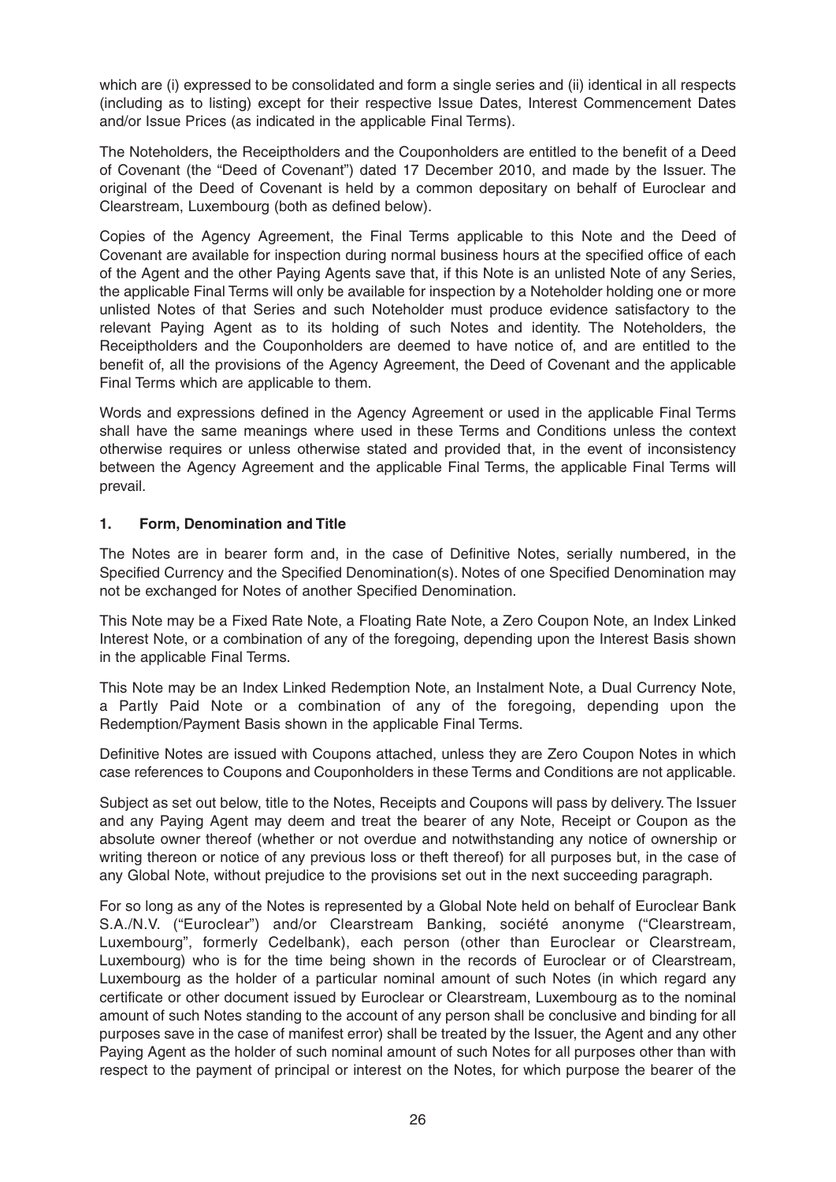which are (i) expressed to be consolidated and form a single series and (ii) identical in all respects (including as to listing) except for their respective Issue Dates, Interest Commencement Dates and/or Issue Prices (as indicated in the applicable Final Terms).

The Noteholders, the Receiptholders and the Couponholders are entitled to the benefit of a Deed of Covenant (the "Deed of Covenant") dated 17 December 2010, and made by the Issuer. The original of the Deed of Covenant is held by a common depositary on behalf of Euroclear and Clearstream, Luxembourg (both as defined below).

Copies of the Agency Agreement, the Final Terms applicable to this Note and the Deed of Covenant are available for inspection during normal business hours at the specified office of each of the Agent and the other Paying Agents save that, if this Note is an unlisted Note of any Series, the applicable Final Terms will only be available for inspection by a Noteholder holding one or more unlisted Notes of that Series and such Noteholder must produce evidence satisfactory to the relevant Paying Agent as to its holding of such Notes and identity. The Noteholders, the Receiptholders and the Couponholders are deemed to have notice of, and are entitled to the benefit of, all the provisions of the Agency Agreement, the Deed of Covenant and the applicable Final Terms which are applicable to them.

Words and expressions defined in the Agency Agreement or used in the applicable Final Terms shall have the same meanings where used in these Terms and Conditions unless the context otherwise requires or unless otherwise stated and provided that, in the event of inconsistency between the Agency Agreement and the applicable Final Terms, the applicable Final Terms will prevail.

## 1. Form, Denomination and Title

The Notes are in bearer form and, in the case of Definitive Notes, serially numbered, in the Specified Currency and the Specified Denomination(s). Notes of one Specified Denomination may not be exchanged for Notes of another Specified Denomination.

This Note may be a Fixed Rate Note, a Floating Rate Note, a Zero Coupon Note, an Index Linked Interest Note, or a combination of any of the foregoing, depending upon the Interest Basis shown in the applicable Final Terms.

This Note may be an Index Linked Redemption Note, an Instalment Note, a Dual Currency Note, a Partly Paid Note or a combination of any of the foregoing, depending upon the Redemption/Payment Basis shown in the applicable Final Terms.

Definitive Notes are issued with Coupons attached, unless they are Zero Coupon Notes in which case references to Coupons and Couponholders in these Terms and Conditions are not applicable.

Subject as set out below, title to the Notes, Receipts and Coupons will pass by delivery. The Issuer and any Paying Agent may deem and treat the bearer of any Note, Receipt or Coupon as the absolute owner thereof (whether or not overdue and notwithstanding any notice of ownership or writing thereon or notice of any previous loss or theft thereof) for all purposes but, in the case of any Global Note, without prejudice to the provisions set out in the next succeeding paragraph.

For so long as any of the Notes is represented by a Global Note held on behalf of Euroclear Bank S.A./N.V. ("Euroclear") and/or Clearstream Banking, société anonyme ("Clearstream, Luxembourg", formerly Cedelbank), each person (other than Euroclear or Clearstream, Luxembourg) who is for the time being shown in the records of Euroclear or of Clearstream, Luxembourg as the holder of a particular nominal amount of such Notes (in which regard any certificate or other document issued by Euroclear or Clearstream, Luxembourg as to the nominal amount of such Notes standing to the account of any person shall be conclusive and binding for all purposes save in the case of manifest error) shall be treated by the Issuer, the Agent and any other Paying Agent as the holder of such nominal amount of such Notes for all purposes other than with respect to the payment of principal or interest on the Notes, for which purpose the bearer of the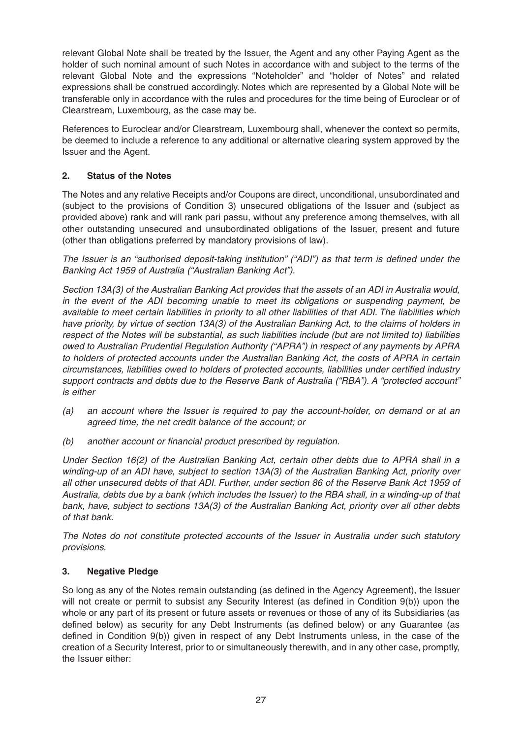relevant Global Note shall be treated by the Issuer, the Agent and any other Paying Agent as the holder of such nominal amount of such Notes in accordance with and subject to the terms of the relevant Global Note and the expressions "Noteholder" and "holder of Notes" and related expressions shall be construed accordingly. Notes which are represented by a Global Note will be transferable only in accordance with the rules and procedures for the time being of Euroclear or of Clearstream, Luxembourg, as the case may be.

References to Euroclear and/or Clearstream, Luxembourg shall, whenever the context so permits, be deemed to include a reference to any additional or alternative clearing system approved by the Issuer and the Agent.

## 2. Status of the Notes

The Notes and any relative Receipts and/or Coupons are direct, unconditional, unsubordinated and (subject to the provisions of Condition 3) unsecured obligations of the Issuer and (subject as provided above) rank and will rank pari passu, without any preference among themselves, with all other outstanding unsecured and unsubordinated obligations of the Issuer, present and future (other than obligations preferred by mandatory provisions of law).

*The Issuer is an "authorised deposit-taking institution" ("ADI") as that term is defined under the Banking Act 1959 of Australia ("Australian Banking Act").*

*Section 13A(3) of the Australian Banking Act provides that the assets of an ADI in Australia would, in the event of the ADI becoming unable to meet its obligations or suspending payment, be available to meet certain liabilities in priority to all other liabilities of that ADI. The liabilities which have priority, by virtue of section 13A(3) of the Australian Banking Act, to the claims of holders in respect of the Notes will be substantial, as such liabilities include (but are not limited to) liabilities owed to Australian Prudential Regulation Authority ("APRA") in respect of any payments by APRA to holders of protected accounts under the Australian Banking Act, the costs of APRA in certain circumstances, liabilities owed to holders of protected accounts, liabilities under certified industry support contracts and debts due to the Reserve Bank of Australia ("RBA"). A "protected account" is either*

*(a) an account where the Issuer is required to pay the account-holder, on demand or at an agreed time, the net credit balance of the account; or*

*(b) another account or financial product prescribed by regulation.*

*Under Section 16(2) of the Australian Banking Act, certain other debts due to APRA shall in a winding-up of an ADI have, subject to section 13A(3) of the Australian Banking Act, priority over all other unsecured debts of that ADI. Further, under section 86 of the Reserve Bank Act 1959 of Australia, debts due by a bank (which includes the Issuer) to the RBA shall, in a winding-up of that bank, have, subject to sections 13A(3) of the Australian Banking Act, priority over all other debts of that bank.*

*The Notes do not constitute protected accounts of the Issuer in Australia under such statutory provisions.*

## 3. Negative Pledge

So long as any of the Notes remain outstanding (as defined in the Agency Agreement), the Issuer will not create or permit to subsist any Security Interest (as defined in Condition 9(b)) upon the whole or any part of its present or future assets or revenues or those of any of its Subsidiaries (as defined below) as security for any Debt Instruments (as defined below) or any Guarantee (as defined in Condition 9(b)) given in respect of any Debt Instruments unless, in the case of the creation of a Security Interest, prior to or simultaneously therewith, and in any other case, promptly, the Issuer either: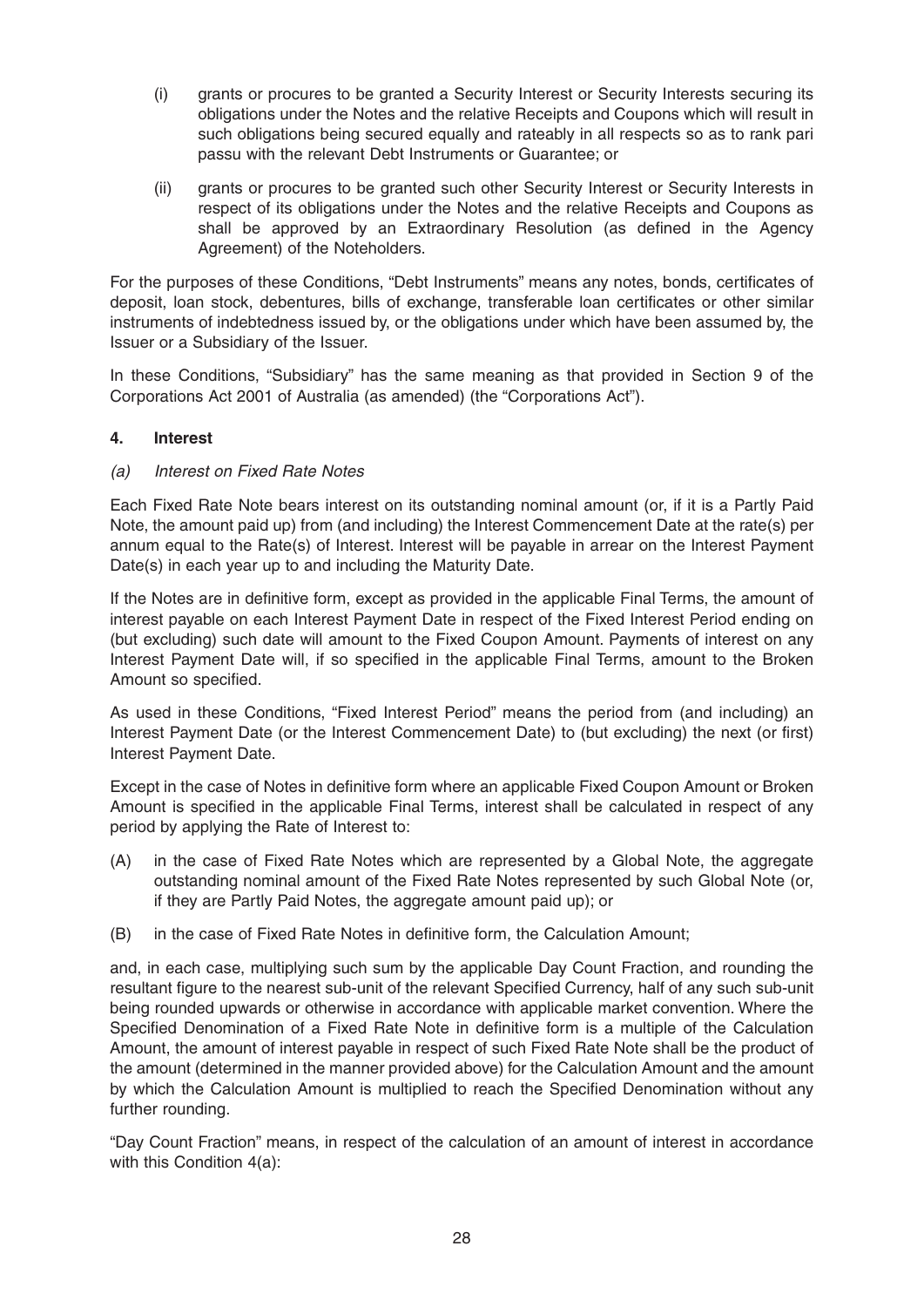(i) grants or procures to be granted a Security Interest or Security Interests securing its obligations under the Notes and the relative Receipts and Coupons which will result in such obligations being secured equally and rateably in all respects so as to rank pari passu with the relevant Debt Instruments or Guarantee; or

(ii) grants or procures to be granted such other Security Interest or Security Interests in respect of its obligations under the Notes and the relative Receipts and Coupons as shall be approved by an Extraordinary Resolution (as defined in the Agency Agreement) of the Noteholders.

For the purposes of these Conditions, "Debt Instruments" means any notes, bonds, certificates of deposit, loan stock, debentures, bills of exchange, transferable loan certificates or other similar instruments of indebtedness issued by, or the obligations under which have been assumed by, the Issuer or a Subsidiary of the Issuer.

In these Conditions, "Subsidiary" has the same meaning as that provided in Section 9 of the Corporations Act 2001 of Australia (as amended) (the "Corporations Act").

## 4. Interest

*(a) Interest on Fixed Rate Notes*

Each Fixed Rate Note bears interest on its outstanding nominal amount (or, if it is a Partly Paid Note, the amount paid up) from (and including) the Interest Commencement Date at the rate(s) per annum equal to the Rate(s) of Interest. Interest will be payable in arrear on the Interest Payment Date(s) in each year up to and including the Maturity Date.

If the Notes are in definitive form, except as provided in the applicable Final Terms, the amount of interest payable on each Interest Payment Date in respect of the Fixed Interest Period ending on (but excluding) such date will amount to the Fixed Coupon Amount. Payments of interest on any Interest Payment Date will, if so specified in the applicable Final Terms, amount to the Broken Amount so specified.

As used in these Conditions, "Fixed Interest Period" means the period from (and including) an Interest Payment Date (or the Interest Commencement Date) to (but excluding) the next (or first) Interest Payment Date.

Except in the case of Notes in definitive form where an applicable Fixed Coupon Amount or Broken Amount is specified in the applicable Final Terms, interest shall be calculated in respect of any period by applying the Rate of Interest to:

(A) in the case of Fixed Rate Notes which are represented by a Global Note, the aggregate outstanding nominal amount of the Fixed Rate Notes represented by such Global Note (or, if they are Partly Paid Notes, the aggregate amount paid up); or

(B) in the case of Fixed Rate Notes in definitive form, the Calculation Amount;

and, in each case, multiplying such sum by the applicable Day Count Fraction, and rounding the resultant figure to the nearest sub-unit of the relevant Specified Currency, half of any such sub-unit being rounded upwards or otherwise in accordance with applicable market convention. Where the Specified Denomination of a Fixed Rate Note in definitive form is a multiple of the Calculation Amount, the amount of interest payable in respect of such Fixed Rate Note shall be the product of the amount (determined in the manner provided above) for the Calculation Amount and the amount by which the Calculation Amount is multiplied to reach the Specified Denomination without any further rounding.

"Day Count Fraction" means, in respect of the calculation of an amount of interest in accordance with this Condition 4(a):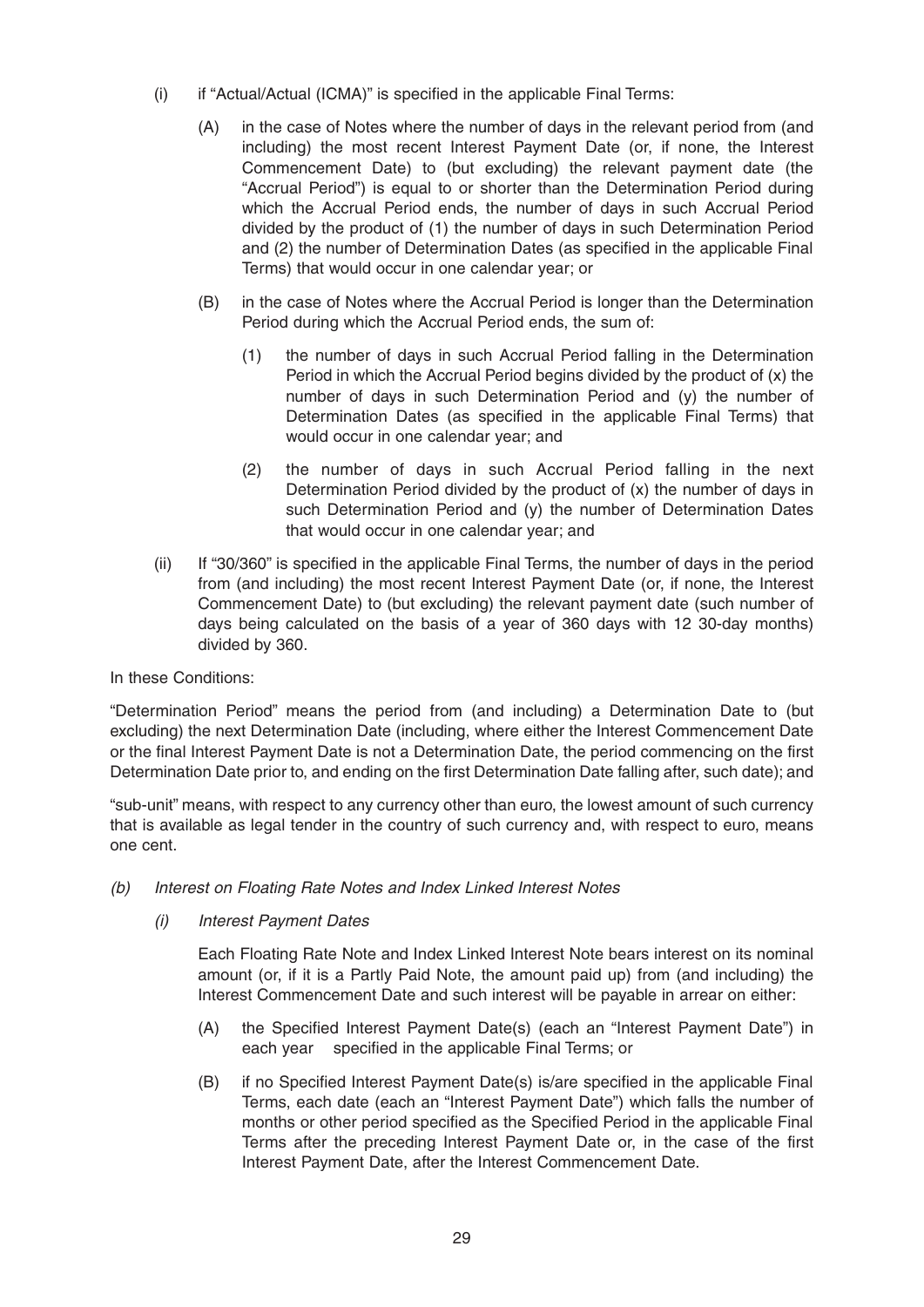(i) if "Actual/Actual (ICMA)" is specified in the applicable Final Terms:

(A) in the case of Notes where the number of days in the relevant period from (and including) the most recent Interest Payment Date (or, if none, the Interest Commencement Date) to (but excluding) the relevant payment date (the "Accrual Period") is equal to or shorter than the Determination Period during which the Accrual Period ends, the number of days in such Accrual Period divided by the product of (1) the number of days in such Determination Period and (2) the number of Determination Dates (as specified in the applicable Final Terms) that would occur in one calendar year; or

(B) in the case of Notes where the Accrual Period is longer than the Determination Period during which the Accrual Period ends, the sum of:

(1) the number of days in such Accrual Period falling in the Determination Period in which the Accrual Period begins divided by the product of (x) the number of days in such Determination Period and (y) the number of Determination Dates (as specified in the applicable Final Terms) that would occur in one calendar year; and

(2) the number of days in such Accrual Period falling in the next Determination Period divided by the product of (x) the number of days in such Determination Period and (y) the number of Determination Dates that would occur in one calendar year; and

(ii) If "30/360" is specified in the applicable Final Terms, the number of days in the period from (and including) the most recent Interest Payment Date (or, if none, the Interest Commencement Date) to (but excluding) the relevant payment date (such number of days being calculated on the basis of a year of 360 days with 12 30-day months) divided by 360.

In these Conditions:

"Determination Period" means the period from (and including) a Determination Date to (but excluding) the next Determination Date (including, where either the Interest Commencement Date or the final Interest Payment Date is not a Determination Date, the period commencing on the first Determination Date prior to, and ending on the first Determination Date falling after, such date); and

"sub-unit" means, with respect to any currency other than euro, the lowest amount of such currency that is available as legal tender in the country of such currency and, with respect to euro, means one cent.

*(b) Interest on Floating Rate Notes and Index Linked Interest Notes*

*(i) Interest Payment Dates*

Each Floating Rate Note and Index Linked Interest Note bears interest on its nominal amount (or, if it is a Partly Paid Note, the amount paid up) from (and including) the Interest Commencement Date and such interest will be payable in arrear on either:

(A) the Specified Interest Payment Date(s) (each an "Interest Payment Date") in each year specified in the applicable Final Terms; or

(B) if no Specified Interest Payment Date(s) is/are specified in the applicable Final Terms, each date (each an "Interest Payment Date") which falls the number of months or other period specified as the Specified Period in the applicable Final Terms after the preceding Interest Payment Date or, in the case of the first Interest Payment Date, after the Interest Commencement Date.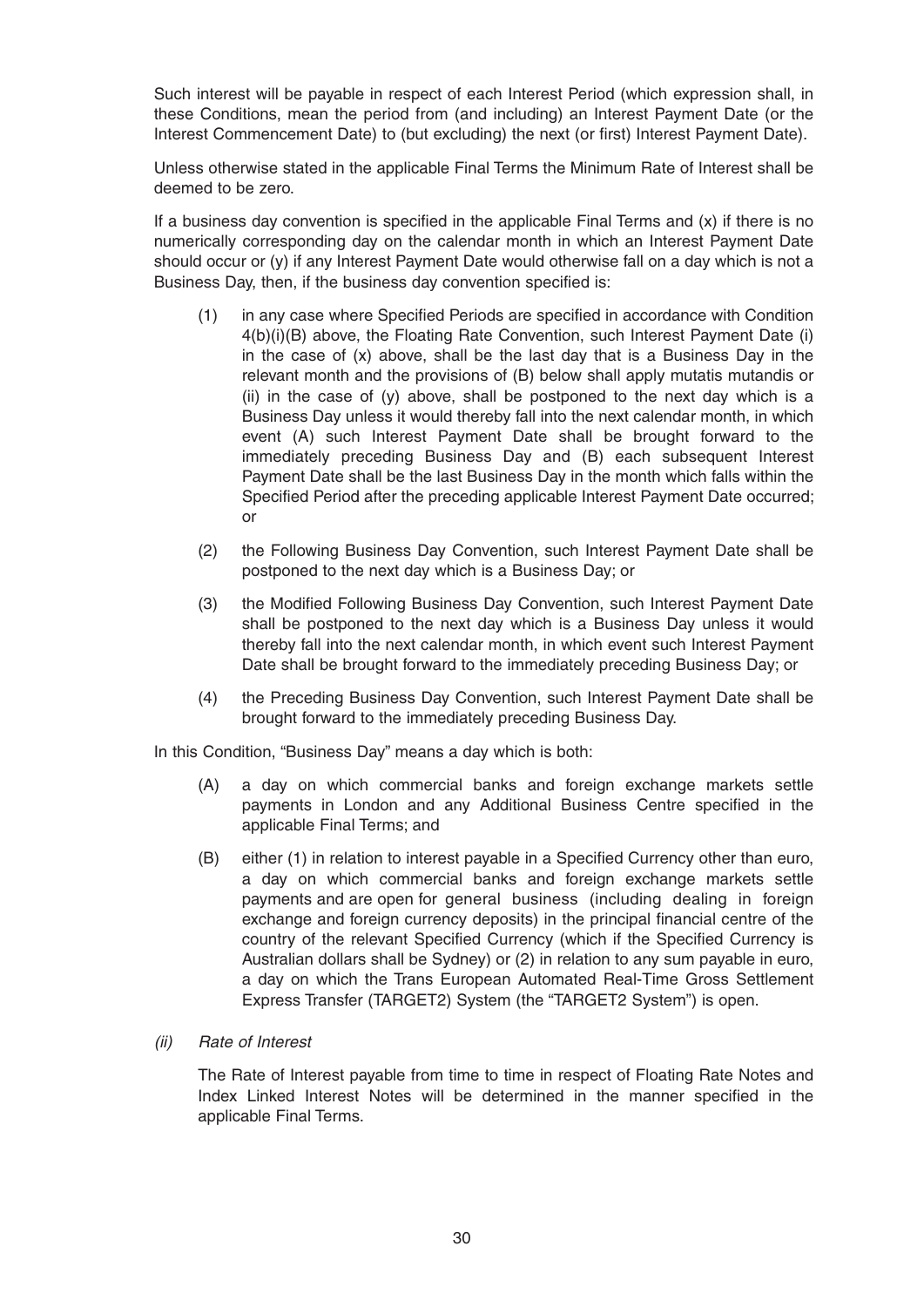Such interest will be payable in respect of each Interest Period (which expression shall, in these Conditions, mean the period from (and including) an Interest Payment Date (or the Interest Commencement Date) to (but excluding) the next (or first) Interest Payment Date).

Unless otherwise stated in the applicable Final Terms the Minimum Rate of Interest shall be deemed to be zero.

If a business day convention is specified in the applicable Final Terms and (x) if there is no numerically corresponding day on the calendar month in which an Interest Payment Date should occur or (y) if any Interest Payment Date would otherwise fall on a day which is not a Business Day, then, if the business day convention specified is:

(1) in any case where Specified Periods are specified in accordance with Condition 4(b)(i)(B) above, the Floating Rate Convention, such Interest Payment Date (i) in the case of (x) above, shall be the last day that is a Business Day in the relevant month and the provisions of (B) below shall apply mutatis mutandis or (ii) in the case of (y) above, shall be postponed to the next day which is a Business Day unless it would thereby fall into the next calendar month, in which event (A) such Interest Payment Date shall be brought forward to the immediately preceding Business Day and (B) each subsequent Interest Payment Date shall be the last Business Day in the month which falls within the Specified Period after the preceding applicable Interest Payment Date occurred; or

(2) the Following Business Day Convention, such Interest Payment Date shall be postponed to the next day which is a Business Day; or

(3) the Modified Following Business Day Convention, such Interest Payment Date shall be postponed to the next day which is a Business Day unless it would thereby fall into the next calendar month, in which event such Interest Payment Date shall be brought forward to the immediately preceding Business Day; or

(4) the Preceding Business Day Convention, such Interest Payment Date shall be brought forward to the immediately preceding Business Day.

In this Condition, "Business Day" means a day which is both:

(A) a day on which commercial banks and foreign exchange markets settle payments in London and any Additional Business Centre specified in the applicable Final Terms; and

(B) either (1) in relation to interest payable in a Specified Currency other than euro, a day on which commercial banks and foreign exchange markets settle payments and are open for general business (including dealing in foreign exchange and foreign currency deposits) in the principal financial centre of the country of the relevant Specified Currency (which if the Specified Currency is Australian dollars shall be Sydney) or (2) in relation to any sum payable in euro, a day on which the Trans European Automated Real-Time Gross Settlement Express Transfer (TARGET2) System (the "TARGET2 System") is open.

*(ii) Rate of Interest*

The Rate of Interest payable from time to time in respect of Floating Rate Notes and Index Linked Interest Notes will be determined in the manner specified in the applicable Final Terms.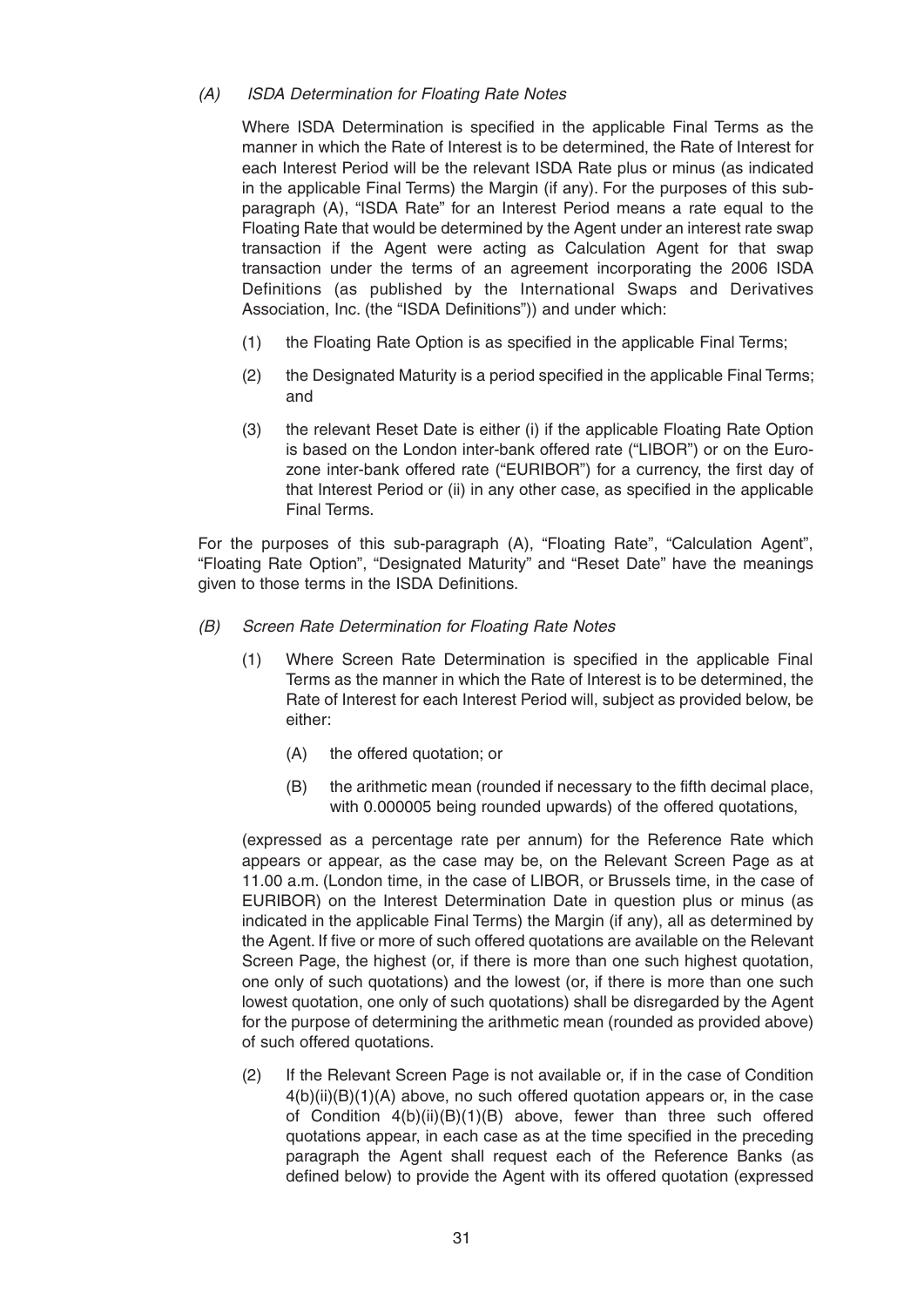*(A) ISDA Determination for Floating Rate Notes*

Where ISDA Determination is specified in the applicable Final Terms as the manner in which the Rate of Interest is to be determined, the Rate of Interest for each Interest Period will be the relevant ISDA Rate plus or minus (as indicated in the applicable Final Terms) the Margin (if any). For the purposes of this sub-paragraph (A), "ISDA Rate" for an Interest Period means a rate equal to the Floating Rate that would be determined by the Agent under an interest rate swap transaction if the Agent were acting as Calculation Agent for that swap transaction under the terms of an agreement incorporating the 2006 ISDA Definitions (as published by the International Swaps and Derivatives Association, Inc. (the "ISDA Definitions")) and under which:

(1) the Floating Rate Option is as specified in the applicable Final Terms;

(2) the Designated Maturity is a period specified in the applicable Final Terms; and

(3) the relevant Reset Date is either (i) if the applicable Floating Rate Option is based on the London inter-bank offered rate ("LIBOR") or on the Euro-zone inter-bank offered rate ("EURIBOR") for a currency, the first day of that Interest Period or (ii) in any other case, as specified in the applicable Final Terms.

For the purposes of this sub-paragraph (A), "Floating Rate", "Calculation Agent", "Floating Rate Option", "Designated Maturity" and "Reset Date" have the meanings given to those terms in the ISDA Definitions.

*(B) Screen Rate Determination for Floating Rate Notes*

(1) Where Screen Rate Determination is specified in the applicable Final Terms as the manner in which the Rate of Interest is to be determined, the Rate of Interest for each Interest Period will, subject as provided below, be either:

(A) the offered quotation; or

(B) the arithmetic mean (rounded if necessary to the fifth decimal place, with 0.000005 being rounded upwards) of the offered quotations,

(expressed as a percentage rate per annum) for the Reference Rate which appears or appear, as the case may be, on the Relevant Screen Page as at 11.00 a.m. (London time, in the case of LIBOR, or Brussels time, in the case of EURIBOR) on the Interest Determination Date in question plus or minus (as indicated in the applicable Final Terms) the Margin (if any), all as determined by the Agent. If five or more of such offered quotations are available on the Relevant Screen Page, the highest (or, if there is more than one such highest quotation, one only of such quotations) and the lowest (or, if there is more than one such lowest quotation, one only of such quotations) shall be disregarded by the Agent for the purpose of determining the arithmetic mean (rounded as provided above) of such offered quotations.

(2) If the Relevant Screen Page is not available or, if in the case of Condition 4(b)(ii)(B)(1)(A) above, no such offered quotation appears or, in the case of Condition 4(b)(ii)(B)(1)(B) above, fewer than three such offered quotations appear, in each case as at the time specified in the preceding paragraph the Agent shall request each of the Reference Banks (as defined below) to provide the Agent with its offered quotation (expressed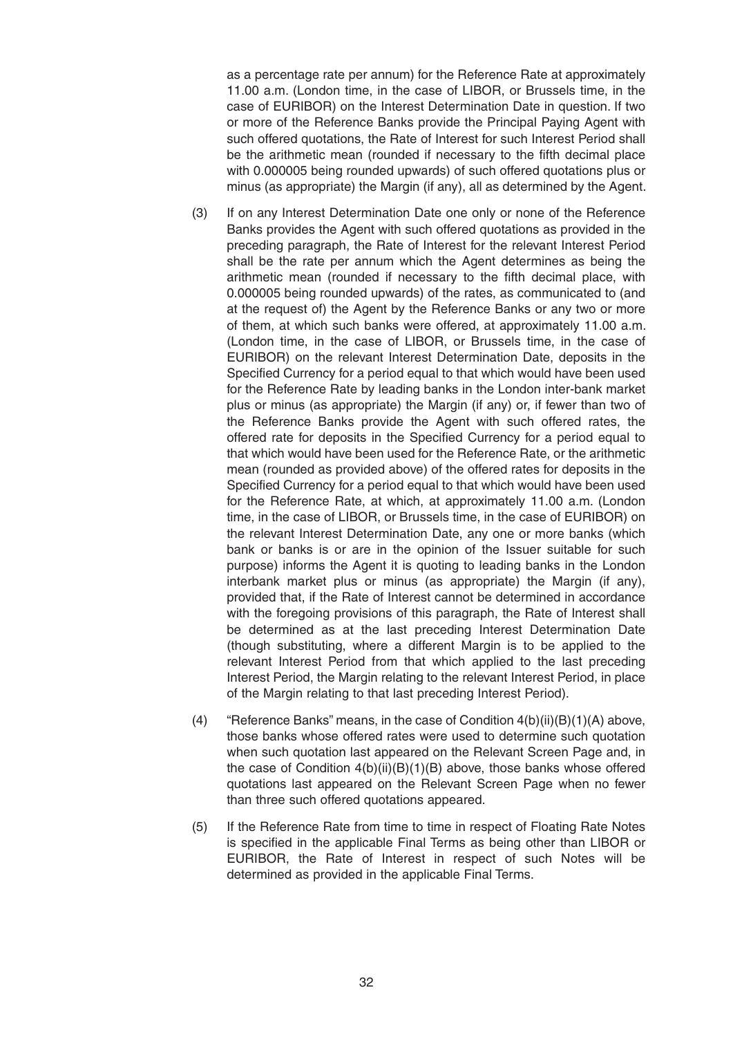as a percentage rate per annum) for the Reference Rate at approximately 11.00 a.m. (London time, in the case of LIBOR, or Brussels time, in the case of EURIBOR) on the Interest Determination Date in question. If two or more of the Reference Banks provide the Principal Paying Agent with such offered quotations, the Rate of Interest for such Interest Period shall be the arithmetic mean (rounded if necessary to the fifth decimal place with 0.000005 being rounded upwards) of such offered quotations plus or minus (as appropriate) the Margin (if any), all as determined by the Agent.

(3) If on any Interest Determination Date one only or none of the Reference Banks provides the Agent with such offered quotations as provided in the preceding paragraph, the Rate of Interest for the relevant Interest Period shall be the rate per annum which the Agent determines as being the arithmetic mean (rounded if necessary to the fifth decimal place, with 0.000005 being rounded upwards) of the rates, as communicated to (and at the request of) the Agent by the Reference Banks or any two or more of them, at which such banks were offered, at approximately 11.00 a.m. (London time, in the case of LIBOR, or Brussels time, in the case of EURIBOR) on the relevant Interest Determination Date, deposits in the Specified Currency for a period equal to that which would have been used for the Reference Rate by leading banks in the London inter-bank market plus or minus (as appropriate) the Margin (if any) or, if fewer than two of the Reference Banks provide the Agent with such offered rates, the offered rate for deposits in the Specified Currency for a period equal to that which would have been used for the Reference Rate, or the arithmetic mean (rounded as provided above) of the offered rates for deposits in the Specified Currency for a period equal to that which would have been used for the Reference Rate, at which, at approximately 11.00 a.m. (London time, in the case of LIBOR, or Brussels time, in the case of EURIBOR) on the relevant Interest Determination Date, any one or more banks (which bank or banks is or are in the opinion of the Issuer suitable for such purpose) informs the Agent it is quoting to leading banks in the London interbank market plus or minus (as appropriate) the Margin (if any), provided that, if the Rate of Interest cannot be determined in accordance with the foregoing provisions of this paragraph, the Rate of Interest shall be determined as at the last preceding Interest Determination Date (though substituting, where a different Margin is to be applied to the relevant Interest Period from that which applied to the last preceding Interest Period, the Margin relating to the relevant Interest Period, in place of the Margin relating to that last preceding Interest Period).

(4) "Reference Banks" means, in the case of Condition 4(b)(ii)(B)(1)(A) above, those banks whose offered rates were used to determine such quotation when such quotation last appeared on the Relevant Screen Page and, in the case of Condition 4(b)(ii)(B)(1)(B) above, those banks whose offered quotations last appeared on the Relevant Screen Page when no fewer than three such offered quotations appeared.

(5) If the Reference Rate from time to time in respect of Floating Rate Notes is specified in the applicable Final Terms as being other than LIBOR or EURIBOR, the Rate of Interest in respect of such Notes will be determined as provided in the applicable Final Terms.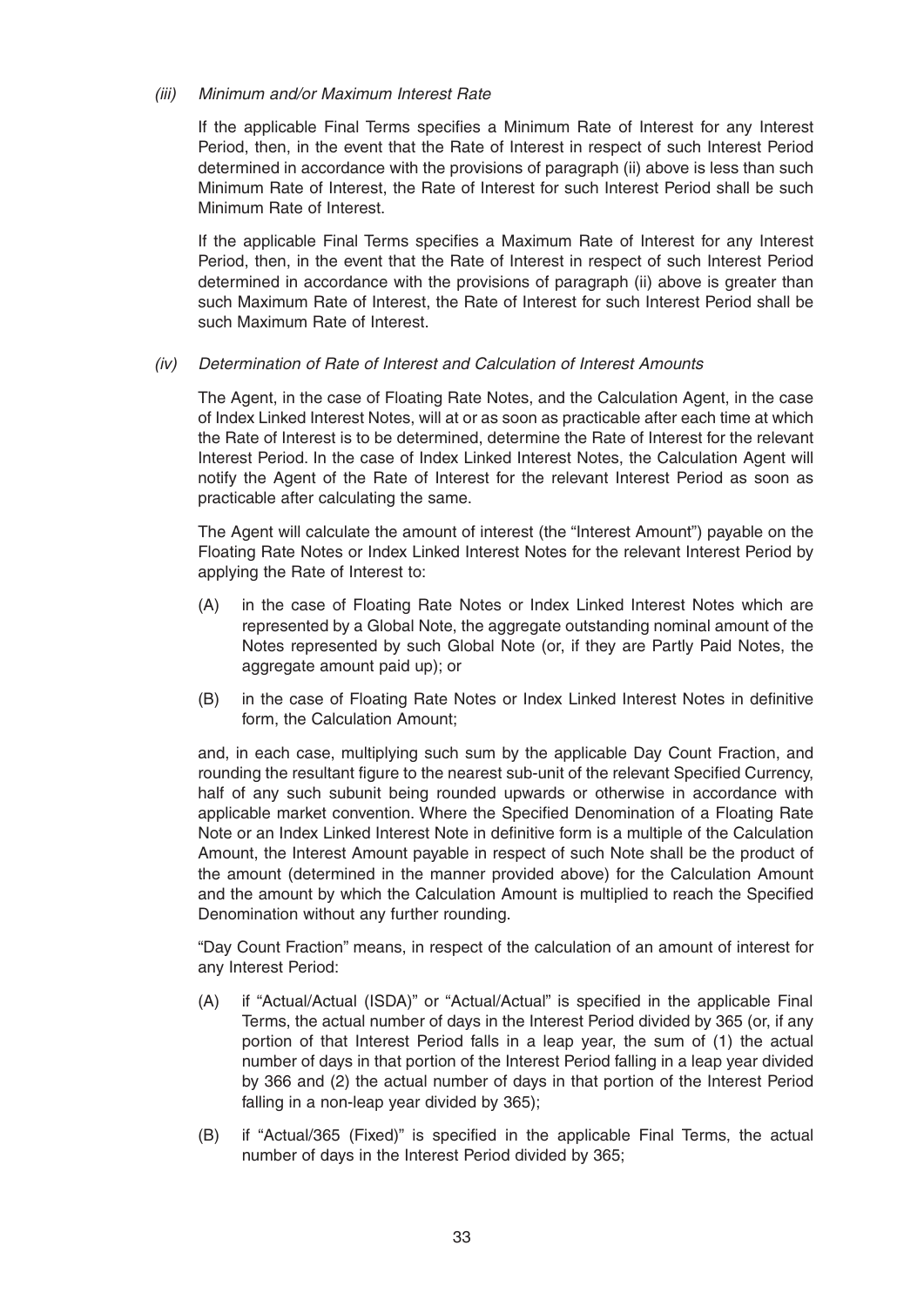*(iii) Minimum and/or Maximum Interest Rate*

If the applicable Final Terms specifies a Minimum Rate of Interest for any Interest Period, then, in the event that the Rate of Interest in respect of such Interest Period determined in accordance with the provisions of paragraph (ii) above is less than such Minimum Rate of Interest, the Rate of Interest for such Interest Period shall be such Minimum Rate of Interest.

If the applicable Final Terms specifies a Maximum Rate of Interest for any Interest Period, then, in the event that the Rate of Interest in respect of such Interest Period determined in accordance with the provisions of paragraph (ii) above is greater than such Maximum Rate of Interest, the Rate of Interest for such Interest Period shall be such Maximum Rate of Interest.

*(iv) Determination of Rate of Interest and Calculation of Interest Amounts*

The Agent, in the case of Floating Rate Notes, and the Calculation Agent, in the case of Index Linked Interest Notes, will at or as soon as practicable after each time at which the Rate of Interest is to be determined, determine the Rate of Interest for the relevant Interest Period. In the case of Index Linked Interest Notes, the Calculation Agent will notify the Agent of the Rate of Interest for the relevant Interest Period as soon as practicable after calculating the same.

The Agent will calculate the amount of interest (the "Interest Amount") payable on the Floating Rate Notes or Index Linked Interest Notes for the relevant Interest Period by applying the Rate of Interest to:

(A) in the case of Floating Rate Notes or Index Linked Interest Notes which are represented by a Global Note, the aggregate outstanding nominal amount of the Notes represented by such Global Note (or, if they are Partly Paid Notes, the aggregate amount paid up); or

(B) in the case of Floating Rate Notes or Index Linked Interest Notes in definitive form, the Calculation Amount;

and, in each case, multiplying such sum by the applicable Day Count Fraction, and rounding the resultant figure to the nearest sub-unit of the relevant Specified Currency, half of any such subunit being rounded upwards or otherwise in accordance with applicable market convention. Where the Specified Denomination of a Floating Rate Note or an Index Linked Interest Note in definitive form is a multiple of the Calculation Amount, the Interest Amount payable in respect of such Note shall be the product of the amount (determined in the manner provided above) for the Calculation Amount and the amount by which the Calculation Amount is multiplied to reach the Specified Denomination without any further rounding.

"Day Count Fraction" means, in respect of the calculation of an amount of interest for any Interest Period:

(A) if "Actual/Actual (ISDA)" or "Actual/Actual" is specified in the applicable Final Terms, the actual number of days in the Interest Period divided by 365 (or, if any portion of that Interest Period falls in a leap year, the sum of (1) the actual number of days in that portion of the Interest Period falling in a leap year divided by 366 and (2) the actual number of days in that portion of the Interest Period falling in a non-leap year divided by 365);

(B) if "Actual/365 (Fixed)" is specified in the applicable Final Terms, the actual number of days in the Interest Period divided by 365;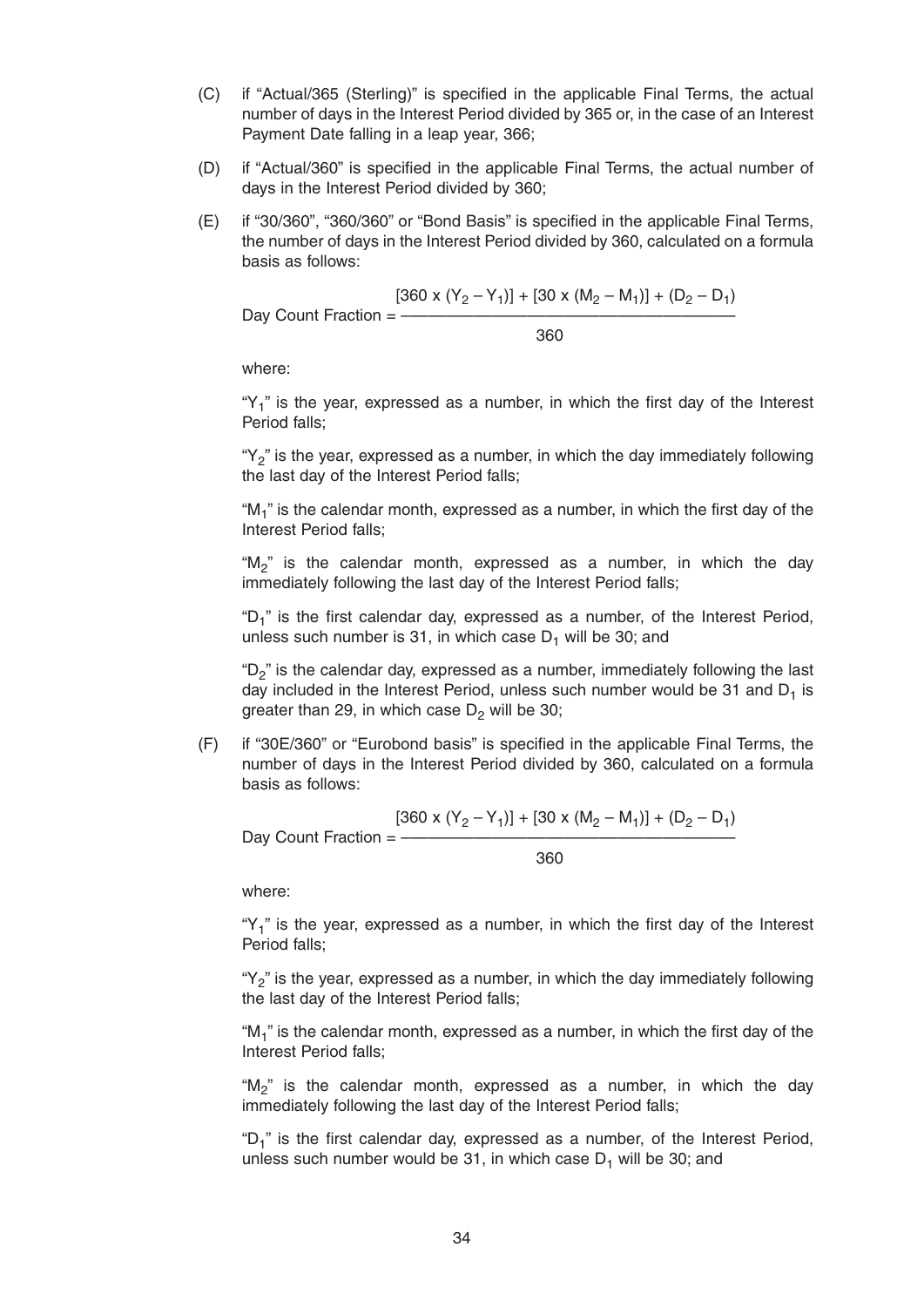(C) if "Actual/365 (Sterling)" is specified in the applicable Final Terms, the actual number of days in the Interest Period divided by 365 or, in the case of an Interest Payment Date falling in a leap year, 366;

(D) if "Actual/360" is specified in the applicable Final Terms, the actual number of days in the Interest Period divided by 360;

(E) if "30/360", "360/360" or "Bond Basis" is specified in the applicable Final Terms, the number of days in the Interest Period divided by 360, calculated on a formula basis as follows:

$$\text{Day Count Fraction} = \frac{[360 \times (Y_2 - Y_1)] + [30 \times (M_2 - M_1)] + (D_2 - D_1)}{360}$$

where:

"$Y_1$" is the year, expressed as a number, in which the first day of the Interest Period falls;

"$Y_2$" is the year, expressed as a number, in which the day immediately following the last day of the Interest Period falls;

"$M_1$" is the calendar month, expressed as a number, in which the first day of the Interest Period falls;

"$M_2$" is the calendar month, expressed as a number, in which the day immediately following the last day of the Interest Period falls;

"$D_1$" is the first calendar day, expressed as a number, of the Interest Period, unless such number is 31, in which case $D_1$ will be 30; and

"$D_2$" is the calendar day, expressed as a number, immediately following the last day included in the Interest Period, unless such number would be 31 and $D_1$ is greater than 29, in which case $D_2$ will be 30;

(F) if "30E/360" or "Eurobond basis" is specified in the applicable Final Terms, the number of days in the Interest Period divided by 360, calculated on a formula basis as follows:

$$\text{Day Count Fraction} = \frac{[360 \times (Y_2 - Y_1)] + [30 \times (M_2 - M_1)] + (D_2 - D_1)}{360}$$

where:

"$Y_1$" is the year, expressed as a number, in which the first day of the Interest Period falls;

"$Y_2$" is the year, expressed as a number, in which the day immediately following the last day of the Interest Period falls;

"$M_1$" is the calendar month, expressed as a number, in which the first day of the Interest Period falls;

"$M_2$" is the calendar month, expressed as a number, in which the day immediately following the last day of the Interest Period falls;

"$D_1$" is the first calendar day, expressed as a number, of the Interest Period, unless such number would be 31, in which case $D_1$ will be 30; and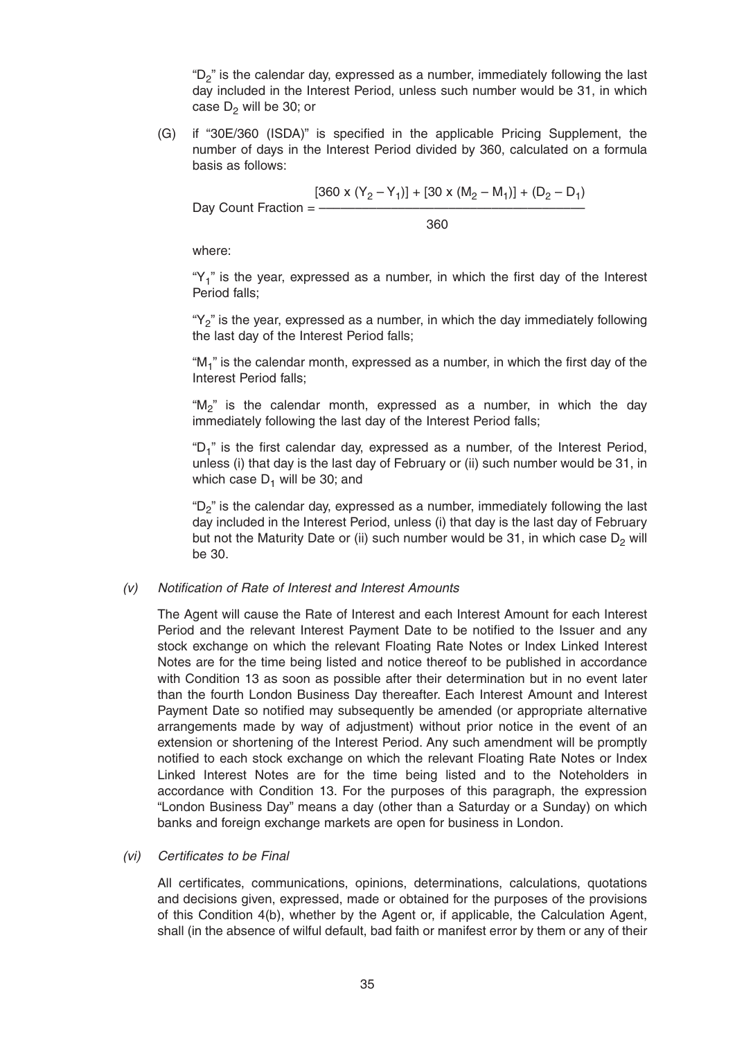"$D_2$" is the calendar day, expressed as a number, immediately following the last day included in the Interest Period, unless such number would be 31, in which case $D_2$ will be 30; or

(G) if "30E/360 (ISDA)" is specified in the applicable Pricing Supplement, the number of days in the Interest Period divided by 360, calculated on a formula basis as follows:

$$\text{Day Count Fraction} = \frac{[360 \times (Y_2 - Y_1)] + [30 \times (M_2 - M_1)] + (D_2 - D_1)}{360}$$

where:

"$Y_1$" is the year, expressed as a number, in which the first day of the Interest Period falls;

"$Y_2$" is the year, expressed as a number, in which the day immediately following the last day of the Interest Period falls;

"$M_1$" is the calendar month, expressed as a number, in which the first day of the Interest Period falls;

"$M_2$" is the calendar month, expressed as a number, in which the day immediately following the last day of the Interest Period falls;

"$D_1$" is the first calendar day, expressed as a number, of the Interest Period, unless (i) that day is the last day of February or (ii) such number would be 31, in which case $D_1$ will be 30; and

"$D_2$" is the calendar day, expressed as a number, immediately following the last day included in the Interest Period, unless (i) that day is the last day of February but not the Maturity Date or (ii) such number would be 31, in which case $D_2$ will be 30.

*(v) Notification of Rate of Interest and Interest Amounts*

The Agent will cause the Rate of Interest and each Interest Amount for each Interest Period and the relevant Interest Payment Date to be notified to the Issuer and any stock exchange on which the relevant Floating Rate Notes or Index Linked Interest Notes are for the time being listed and notice thereof to be published in accordance with Condition 13 as soon as possible after their determination but in no event later than the fourth London Business Day thereafter. Each Interest Amount and Interest Payment Date so notified may subsequently be amended (or appropriate alternative arrangements made by way of adjustment) without prior notice in the event of an extension or shortening of the Interest Period. Any such amendment will be promptly notified to each stock exchange on which the relevant Floating Rate Notes or Index Linked Interest Notes are for the time being listed and to the Noteholders in accordance with Condition 13. For the purposes of this paragraph, the expression "London Business Day" means a day (other than a Saturday or a Sunday) on which banks and foreign exchange markets are open for business in London.

*(vi) Certificates to be Final*

All certificates, communications, opinions, determinations, calculations, quotations and decisions given, expressed, made or obtained for the purposes of the provisions of this Condition 4(b), whether by the Agent or, if applicable, the Calculation Agent, shall (in the absence of wilful default, bad faith or manifest error by them or any of their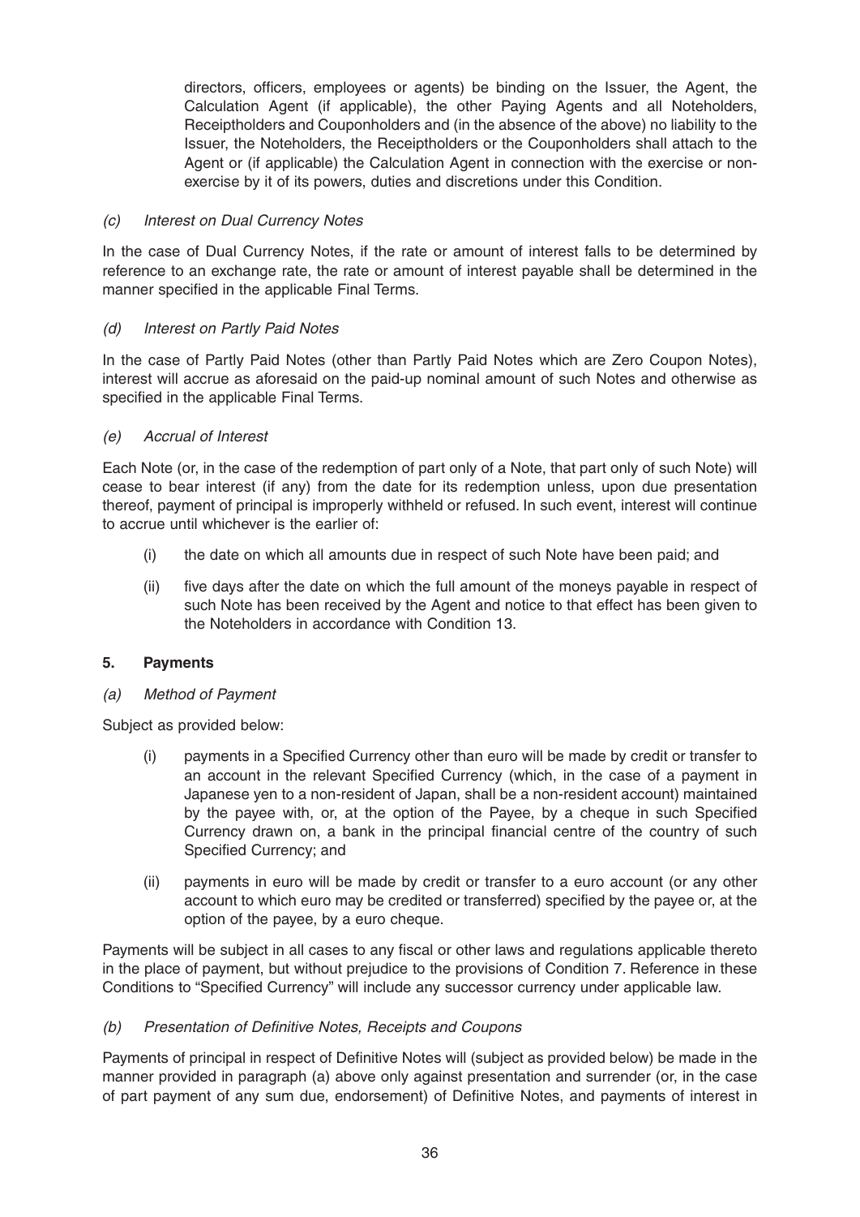directors, officers, employees or agents) be binding on the Issuer, the Agent, the Calculation Agent (if applicable), the other Paying Agents and all Noteholders, Receiptholders and Couponholders and (in the absence of the above) no liability to the Issuer, the Noteholders, the Receiptholders or the Couponholders shall attach to the Agent or (if applicable) the Calculation Agent in connection with the exercise or non-exercise by it of its powers, duties and discretions under this Condition.

*(c) Interest on Dual Currency Notes*

In the case of Dual Currency Notes, if the rate or amount of interest falls to be determined by reference to an exchange rate, the rate or amount of interest payable shall be determined in the manner specified in the applicable Final Terms.

*(d) Interest on Partly Paid Notes*

In the case of Partly Paid Notes (other than Partly Paid Notes which are Zero Coupon Notes), interest will accrue as aforesaid on the paid-up nominal amount of such Notes and otherwise as specified in the applicable Final Terms.

*(e) Accrual of Interest*

Each Note (or, in the case of the redemption of part only of a Note, that part only of such Note) will cease to bear interest (if any) from the date for its redemption unless, upon due presentation thereof, payment of principal is improperly withheld or refused. In such event, interest will continue to accrue until whichever is the earlier of:

(i) the date on which all amounts due in respect of such Note have been paid; and

(ii) five days after the date on which the full amount of the moneys payable in respect of such Note has been received by the Agent and notice to that effect has been given to the Noteholders in accordance with Condition 13.

**5. Payments**

*(a) Method of Payment*

Subject as provided below:

(i) payments in a Specified Currency other than euro will be made by credit or transfer to an account in the relevant Specified Currency (which, in the case of a payment in Japanese yen to a non-resident of Japan, shall be a non-resident account) maintained by the payee with, or, at the option of the Payee, by a cheque in such Specified Currency drawn on, a bank in the principal financial centre of the country of such Specified Currency; and

(ii) payments in euro will be made by credit or transfer to a euro account (or any other account to which euro may be credited or transferred) specified by the payee or, at the option of the payee, by a euro cheque.

Payments will be subject in all cases to any fiscal or other laws and regulations applicable thereto in the place of payment, but without prejudice to the provisions of Condition 7. Reference in these Conditions to "Specified Currency" will include any successor currency under applicable law.

*(b) Presentation of Definitive Notes, Receipts and Coupons*

Payments of principal in respect of Definitive Notes will (subject as provided below) be made in the manner provided in paragraph (a) above only against presentation and surrender (or, in the case of part payment of any sum due, endorsement) of Definitive Notes, and payments of interest in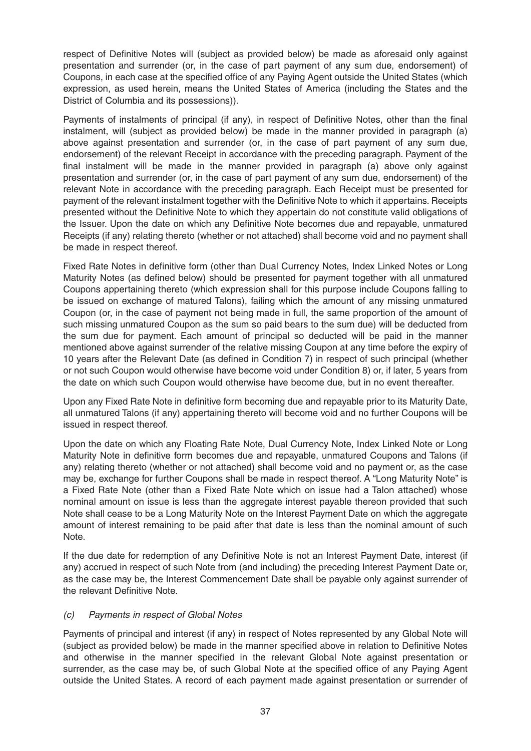respect of Definitive Notes will (subject as provided below) be made as aforesaid only against presentation and surrender (or, in the case of part payment of any sum due, endorsement) of Coupons, in each case at the specified office of any Paying Agent outside the United States (which expression, as used herein, means the United States of America (including the States and the District of Columbia and its possessions)).

Payments of instalments of principal (if any), in respect of Definitive Notes, other than the final instalment, will (subject as provided below) be made in the manner provided in paragraph (a) above against presentation and surrender (or, in the case of part payment of any sum due, endorsement) of the relevant Receipt in accordance with the preceding paragraph. Payment of the final instalment will be made in the manner provided in paragraph (a) above only against presentation and surrender (or, in the case of part payment of any sum due, endorsement) of the relevant Note in accordance with the preceding paragraph. Each Receipt must be presented for payment of the relevant instalment together with the Definitive Note to which it appertains. Receipts presented without the Definitive Note to which they appertain do not constitute valid obligations of the Issuer. Upon the date on which any Definitive Note becomes due and repayable, unmatured Receipts (if any) relating thereto (whether or not attached) shall become void and no payment shall be made in respect thereof.

Fixed Rate Notes in definitive form (other than Dual Currency Notes, Index Linked Notes or Long Maturity Notes (as defined below) should be presented for payment together with all unmatured Coupons appertaining thereto (which expression shall for this purpose include Coupons falling to be issued on exchange of matured Talons), failing which the amount of any missing unmatured Coupon (or, in the case of payment not being made in full, the same proportion of the amount of such missing unmatured Coupon as the sum so paid bears to the sum due) will be deducted from the sum due for payment. Each amount of principal so deducted will be paid in the manner mentioned above against surrender of the relative missing Coupon at any time before the expiry of 10 years after the Relevant Date (as defined in Condition 7) in respect of such principal (whether or not such Coupon would otherwise have become void under Condition 8) or, if later, 5 years from the date on which such Coupon would otherwise have become due, but in no event thereafter.

Upon any Fixed Rate Note in definitive form becoming due and repayable prior to its Maturity Date, all unmatured Talons (if any) appertaining thereto will become void and no further Coupons will be issued in respect thereof.

Upon the date on which any Floating Rate Note, Dual Currency Note, Index Linked Note or Long Maturity Note in definitive form becomes due and repayable, unmatured Coupons and Talons (if any) relating thereto (whether or not attached) shall become void and no payment or, as the case may be, exchange for further Coupons shall be made in respect thereof. A "Long Maturity Note" is a Fixed Rate Note (other than a Fixed Rate Note which on issue had a Talon attached) whose nominal amount on issue is less than the aggregate interest payable thereon provided that such Note shall cease to be a Long Maturity Note on the Interest Payment Date on which the aggregate amount of interest remaining to be paid after that date is less than the nominal amount of such Note.

If the due date for redemption of any Definitive Note is not an Interest Payment Date, interest (if any) accrued in respect of such Note from (and including) the preceding Interest Payment Date or, as the case may be, the Interest Commencement Date shall be payable only against surrender of the relevant Definitive Note.

*(c) Payments in respect of Global Notes*

Payments of principal and interest (if any) in respect of Notes represented by any Global Note will (subject as provided below) be made in the manner specified above in relation to Definitive Notes and otherwise in the manner specified in the relevant Global Note against presentation or surrender, as the case may be, of such Global Note at the specified office of any Paying Agent outside the United States. A record of each payment made against presentation or surrender of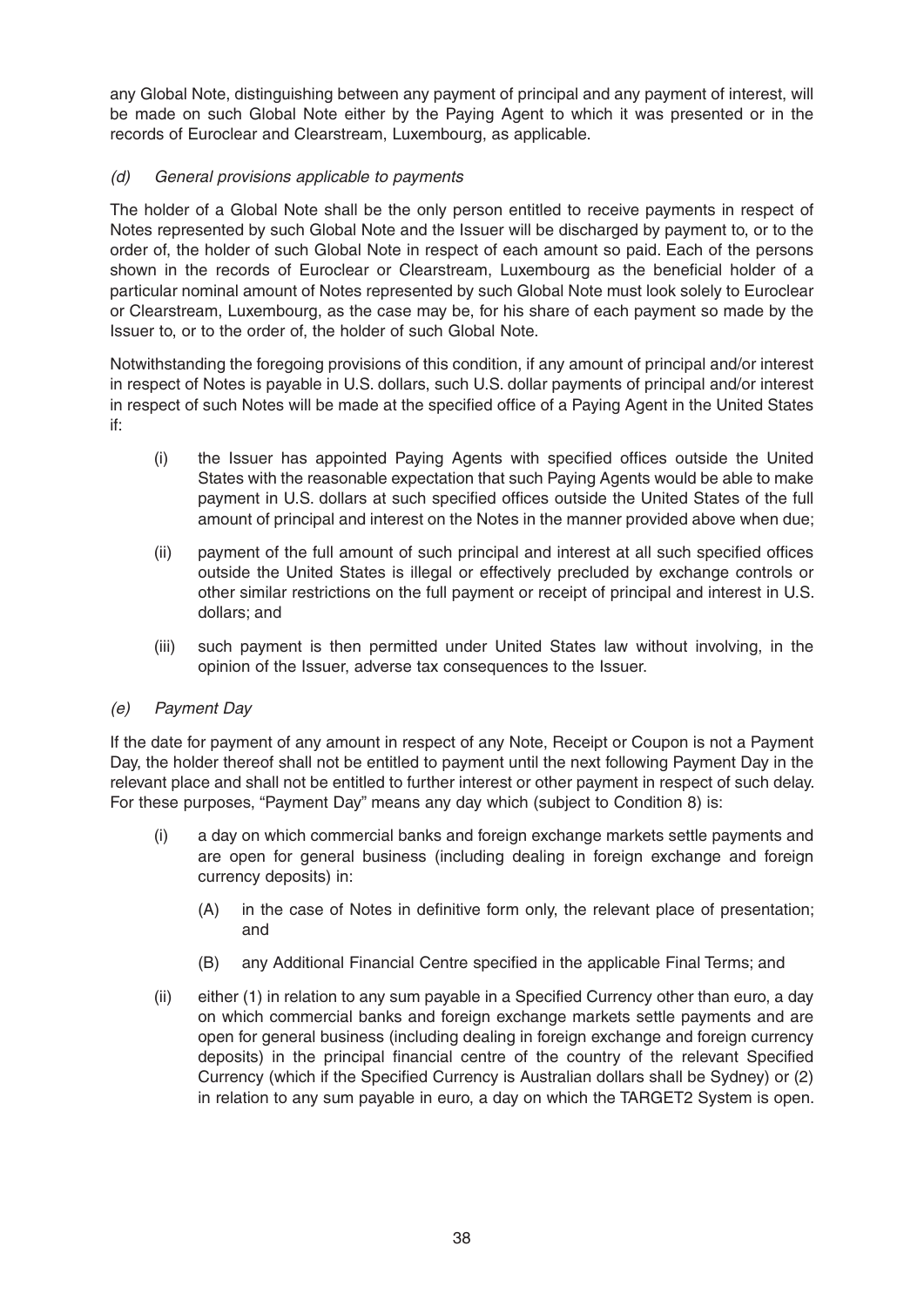any Global Note, distinguishing between any payment of principal and any payment of interest, will be made on such Global Note either by the Paying Agent to which it was presented or in the records of Euroclear and Clearstream, Luxembourg, as applicable.

*(d) General provisions applicable to payments*

The holder of a Global Note shall be the only person entitled to receive payments in respect of Notes represented by such Global Note and the Issuer will be discharged by payment to, or to the order of, the holder of such Global Note in respect of each amount so paid. Each of the persons shown in the records of Euroclear or Clearstream, Luxembourg as the beneficial holder of a particular nominal amount of Notes represented by such Global Note must look solely to Euroclear or Clearstream, Luxembourg, as the case may be, for his share of each payment so made by the Issuer to, or to the order of, the holder of such Global Note.

Notwithstanding the foregoing provisions of this condition, if any amount of principal and/or interest in respect of Notes is payable in U.S. dollars, such U.S. dollar payments of principal and/or interest in respect of such Notes will be made at the specified office of a Paying Agent in the United States if:

- (i) the Issuer has appointed Paying Agents with specified offices outside the United States with the reasonable expectation that such Paying Agents would be able to make payment in U.S. dollars at such specified offices outside the United States of the full amount of principal and interest on the Notes in the manner provided above when due;
- (ii) payment of the full amount of such principal and interest at all such specified offices outside the United States is illegal or effectively precluded by exchange controls or other similar restrictions on the full payment or receipt of principal and interest in U.S. dollars; and
- (iii) such payment is then permitted under United States law without involving, in the opinion of the Issuer, adverse tax consequences to the Issuer.

*(e) Payment Day*

If the date for payment of any amount in respect of any Note, Receipt or Coupon is not a Payment Day, the holder thereof shall not be entitled to payment until the next following Payment Day in the relevant place and shall not be entitled to further interest or other payment in respect of such delay. For these purposes, "Payment Day" means any day which (subject to Condition 8) is:

- (i) a day on which commercial banks and foreign exchange markets settle payments and are open for general business (including dealing in foreign exchange and foreign currency deposits) in:
  - (A) in the case of Notes in definitive form only, the relevant place of presentation; and
  - (B) any Additional Financial Centre specified in the applicable Final Terms; and
- (ii) either (1) in relation to any sum payable in a Specified Currency other than euro, a day on which commercial banks and foreign exchange markets settle payments and are open for general business (including dealing in foreign exchange and foreign currency deposits) in the principal financial centre of the country of the relevant Specified Currency (which if the Specified Currency is Australian dollars shall be Sydney) or (2) in relation to any sum payable in euro, a day on which the TARGET2 System is open.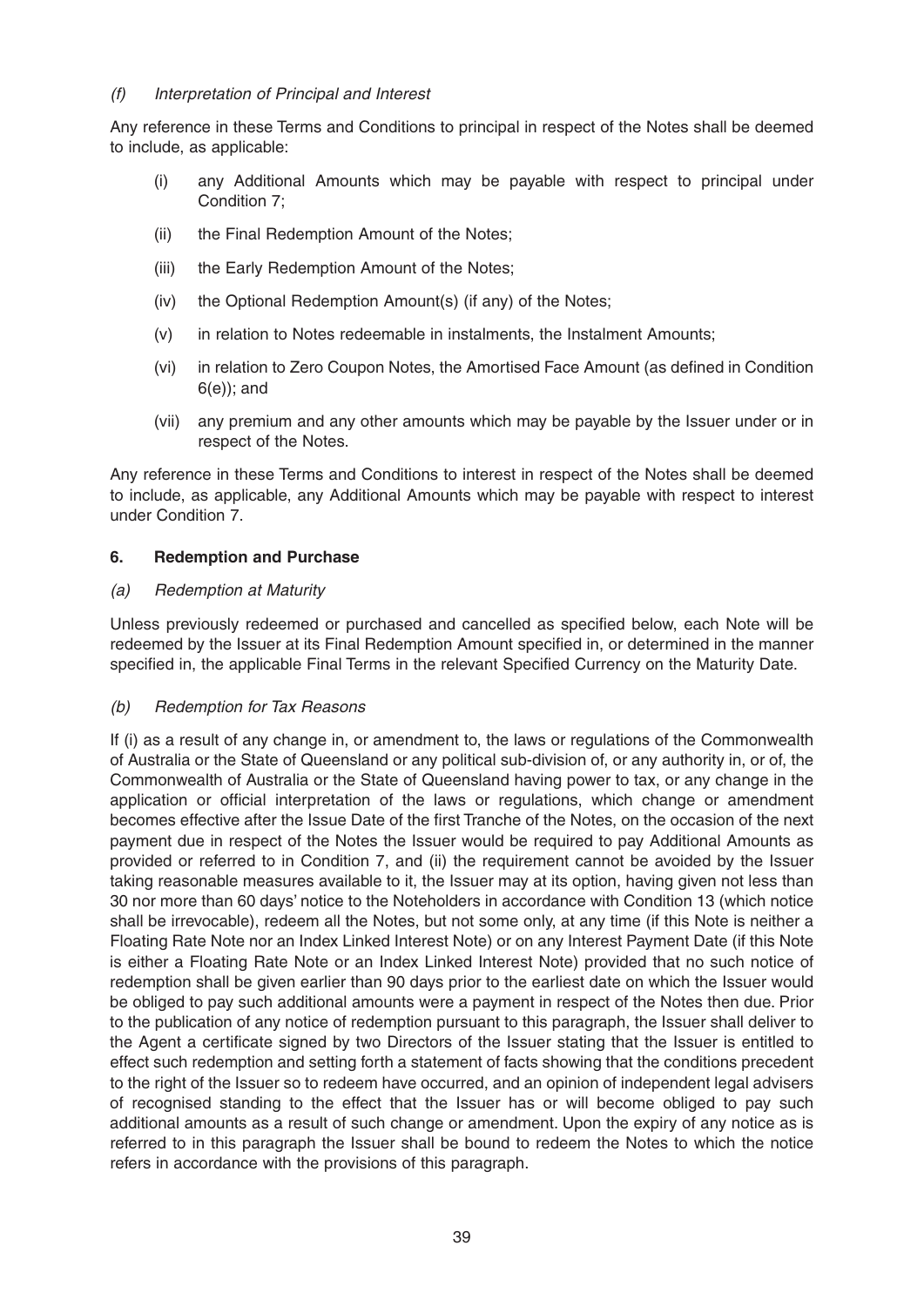*(f) Interpretation of Principal and Interest*

Any reference in these Terms and Conditions to principal in respect of the Notes shall be deemed to include, as applicable:

- (i) any Additional Amounts which may be payable with respect to principal under Condition 7;
- (ii) the Final Redemption Amount of the Notes;
- (iii) the Early Redemption Amount of the Notes;
- (iv) the Optional Redemption Amount(s) (if any) of the Notes;
- (v) in relation to Notes redeemable in instalments, the Instalment Amounts;
- (vi) in relation to Zero Coupon Notes, the Amortised Face Amount (as defined in Condition 6(e)); and
- (vii) any premium and any other amounts which may be payable by the Issuer under or in respect of the Notes.

Any reference in these Terms and Conditions to interest in respect of the Notes shall be deemed to include, as applicable, any Additional Amounts which may be payable with respect to interest under Condition 7.

## 6. Redemption and Purchase

*(a) Redemption at Maturity*

Unless previously redeemed or purchased and cancelled as specified below, each Note will be redeemed by the Issuer at its Final Redemption Amount specified in, or determined in the manner specified in, the applicable Final Terms in the relevant Specified Currency on the Maturity Date.

*(b) Redemption for Tax Reasons*

If (i) as a result of any change in, or amendment to, the laws or regulations of the Commonwealth of Australia or the State of Queensland or any political sub-division of, or any authority in, or of, the Commonwealth of Australia or the State of Queensland having power to tax, or any change in the application or official interpretation of the laws or regulations, which change or amendment becomes effective after the Issue Date of the first Tranche of the Notes, on the occasion of the next payment due in respect of the Notes the Issuer would be required to pay Additional Amounts as provided or referred to in Condition 7, and (ii) the requirement cannot be avoided by the Issuer taking reasonable measures available to it, the Issuer may at its option, having given not less than 30 nor more than 60 days' notice to the Noteholders in accordance with Condition 13 (which notice shall be irrevocable), redeem all the Notes, but not some only, at any time (if this Note is neither a Floating Rate Note nor an Index Linked Interest Note) or on any Interest Payment Date (if this Note is either a Floating Rate Note or an Index Linked Interest Note) provided that no such notice of redemption shall be given earlier than 90 days prior to the earliest date on which the Issuer would be obliged to pay such additional amounts were a payment in respect of the Notes then due. Prior to the publication of any notice of redemption pursuant to this paragraph, the Issuer shall deliver to the Agent a certificate signed by two Directors of the Issuer stating that the Issuer is entitled to effect such redemption and setting forth a statement of facts showing that the conditions precedent to the right of the Issuer so to redeem have occurred, and an opinion of independent legal advisers of recognised standing to the effect that the Issuer has or will become obliged to pay such additional amounts as a result of such change or amendment. Upon the expiry of any notice as is referred to in this paragraph the Issuer shall be bound to redeem the Notes to which the notice refers in accordance with the provisions of this paragraph.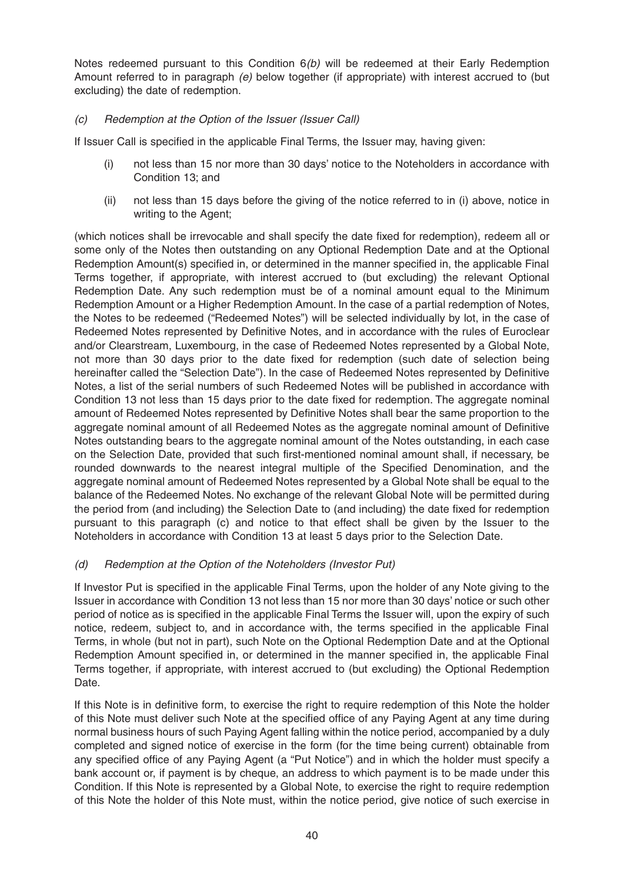Notes redeemed pursuant to this Condition 6*(b)* will be redeemed at their Early Redemption Amount referred to in paragraph *(e)* below together (if appropriate) with interest accrued to (but excluding) the date of redemption.

*(c) Redemption at the Option of the Issuer (Issuer Call)*

If Issuer Call is specified in the applicable Final Terms, the Issuer may, having given:

(i) not less than 15 nor more than 30 days' notice to the Noteholders in accordance with Condition 13; and

(ii) not less than 15 days before the giving of the notice referred to in (i) above, notice in writing to the Agent;

(which notices shall be irrevocable and shall specify the date fixed for redemption), redeem all or some only of the Notes then outstanding on any Optional Redemption Date and at the Optional Redemption Amount(s) specified in, or determined in the manner specified in, the applicable Final Terms together, if appropriate, with interest accrued to (but excluding) the relevant Optional Redemption Date. Any such redemption must be of a nominal amount equal to the Minimum Redemption Amount or a Higher Redemption Amount. In the case of a partial redemption of Notes, the Notes to be redeemed ("Redeemed Notes") will be selected individually by lot, in the case of Redeemed Notes represented by Definitive Notes, and in accordance with the rules of Euroclear and/or Clearstream, Luxembourg, in the case of Redeemed Notes represented by a Global Note, not more than 30 days prior to the date fixed for redemption (such date of selection being hereinafter called the "Selection Date"). In the case of Redeemed Notes represented by Definitive Notes, a list of the serial numbers of such Redeemed Notes will be published in accordance with Condition 13 not less than 15 days prior to the date fixed for redemption. The aggregate nominal amount of Redeemed Notes represented by Definitive Notes shall bear the same proportion to the aggregate nominal amount of all Redeemed Notes as the aggregate nominal amount of Definitive Notes outstanding bears to the aggregate nominal amount of the Notes outstanding, in each case on the Selection Date, provided that such first-mentioned nominal amount shall, if necessary, be rounded downwards to the nearest integral multiple of the Specified Denomination, and the aggregate nominal amount of Redeemed Notes represented by a Global Note shall be equal to the balance of the Redeemed Notes. No exchange of the relevant Global Note will be permitted during the period from (and including) the Selection Date to (and including) the date fixed for redemption pursuant to this paragraph (c) and notice to that effect shall be given by the Issuer to the Noteholders in accordance with Condition 13 at least 5 days prior to the Selection Date.

*(d) Redemption at the Option of the Noteholders (Investor Put)*

If Investor Put is specified in the applicable Final Terms, upon the holder of any Note giving to the Issuer in accordance with Condition 13 not less than 15 nor more than 30 days' notice or such other period of notice as is specified in the applicable Final Terms the Issuer will, upon the expiry of such notice, redeem, subject to, and in accordance with, the terms specified in the applicable Final Terms, in whole (but not in part), such Note on the Optional Redemption Date and at the Optional Redemption Amount specified in, or determined in the manner specified in, the applicable Final Terms together, if appropriate, with interest accrued to (but excluding) the Optional Redemption Date.

If this Note is in definitive form, to exercise the right to require redemption of this Note the holder of this Note must deliver such Note at the specified office of any Paying Agent at any time during normal business hours of such Paying Agent falling within the notice period, accompanied by a duly completed and signed notice of exercise in the form (for the time being current) obtainable from any specified office of any Paying Agent (a "Put Notice") and in which the holder must specify a bank account or, if payment is by cheque, an address to which payment is to be made under this Condition. If this Note is represented by a Global Note, to exercise the right to require redemption of this Note the holder of this Note must, within the notice period, give notice of such exercise in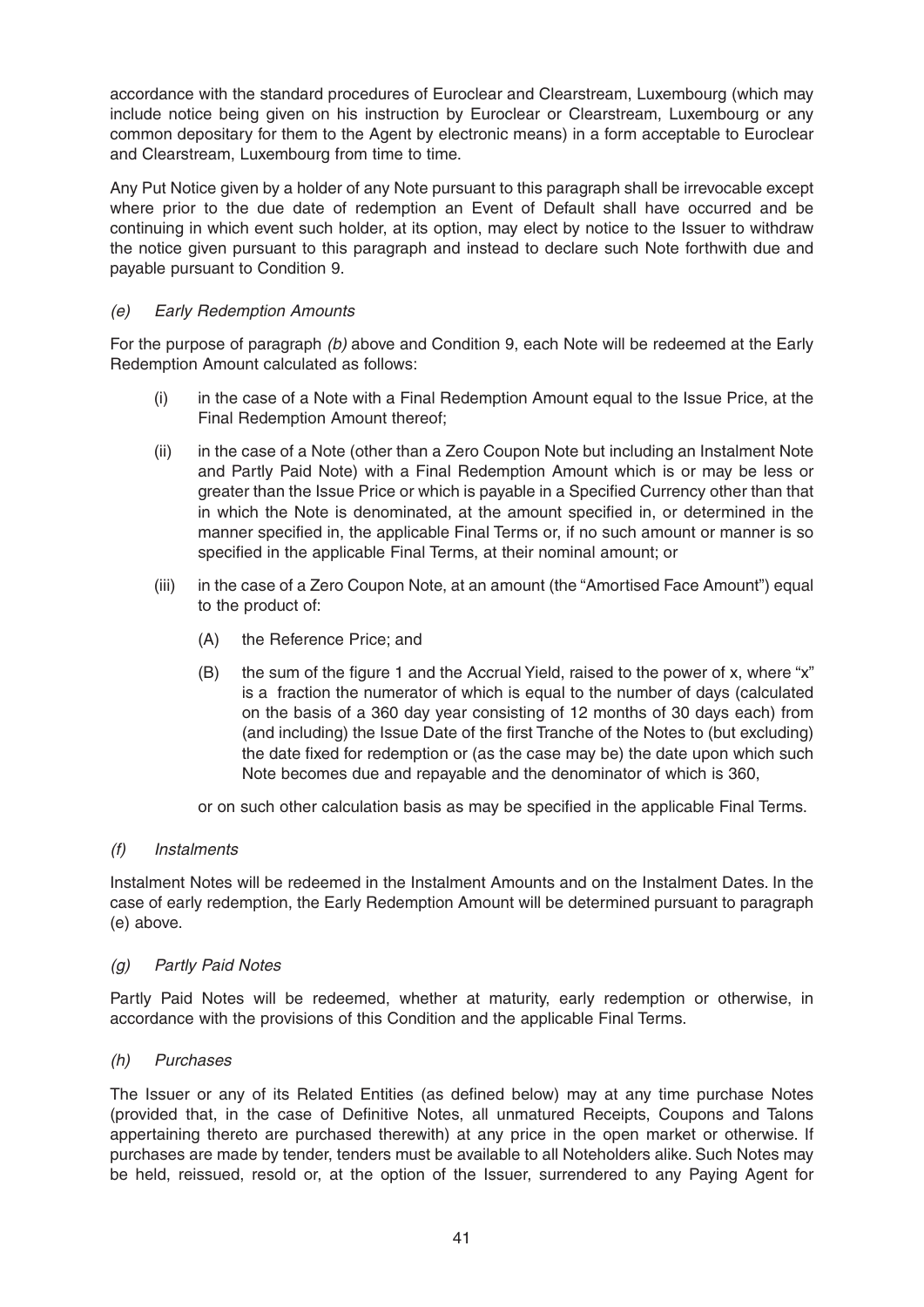accordance with the standard procedures of Euroclear and Clearstream, Luxembourg (which may include notice being given on his instruction by Euroclear or Clearstream, Luxembourg or any common depositary for them to the Agent by electronic means) in a form acceptable to Euroclear and Clearstream, Luxembourg from time to time.

Any Put Notice given by a holder of any Note pursuant to this paragraph shall be irrevocable except where prior to the due date of redemption an Event of Default shall have occurred and be continuing in which event such holder, at its option, may elect by notice to the Issuer to withdraw the notice given pursuant to this paragraph and instead to declare such Note forthwith due and payable pursuant to Condition 9.

*(e) Early Redemption Amounts*

For the purpose of paragraph *(b)* above and Condition 9, each Note will be redeemed at the Early Redemption Amount calculated as follows:

(i) in the case of a Note with a Final Redemption Amount equal to the Issue Price, at the Final Redemption Amount thereof;

(ii) in the case of a Note (other than a Zero Coupon Note but including an Instalment Note and Partly Paid Note) with a Final Redemption Amount which is or may be less or greater than the Issue Price or which is payable in a Specified Currency other than that in which the Note is denominated, at the amount specified in, or determined in the manner specified in, the applicable Final Terms or, if no such amount or manner is so specified in the applicable Final Terms, at their nominal amount; or

(iii) in the case of a Zero Coupon Note, at an amount (the "Amortised Face Amount") equal to the product of:

(A) the Reference Price; and

(B) the sum of the figure 1 and the Accrual Yield, raised to the power of x, where "x" is a fraction the numerator of which is equal to the number of days (calculated on the basis of a 360 day year consisting of 12 months of 30 days each) from (and including) the Issue Date of the first Tranche of the Notes to (but excluding) the date fixed for redemption or (as the case may be) the date upon which such Note becomes due and repayable and the denominator of which is 360,

or on such other calculation basis as may be specified in the applicable Final Terms.

*(f) Instalments*

Instalment Notes will be redeemed in the Instalment Amounts and on the Instalment Dates. In the case of early redemption, the Early Redemption Amount will be determined pursuant to paragraph (e) above.

*(g) Partly Paid Notes*

Partly Paid Notes will be redeemed, whether at maturity, early redemption or otherwise, in accordance with the provisions of this Condition and the applicable Final Terms.

*(h) Purchases*

The Issuer or any of its Related Entities (as defined below) may at any time purchase Notes (provided that, in the case of Definitive Notes, all unmatured Receipts, Coupons and Talons appertaining thereto are purchased therewith) at any price in the open market or otherwise. If purchases are made by tender, tenders must be available to all Noteholders alike. Such Notes may be held, reissued, resold or, at the option of the Issuer, surrendered to any Paying Agent for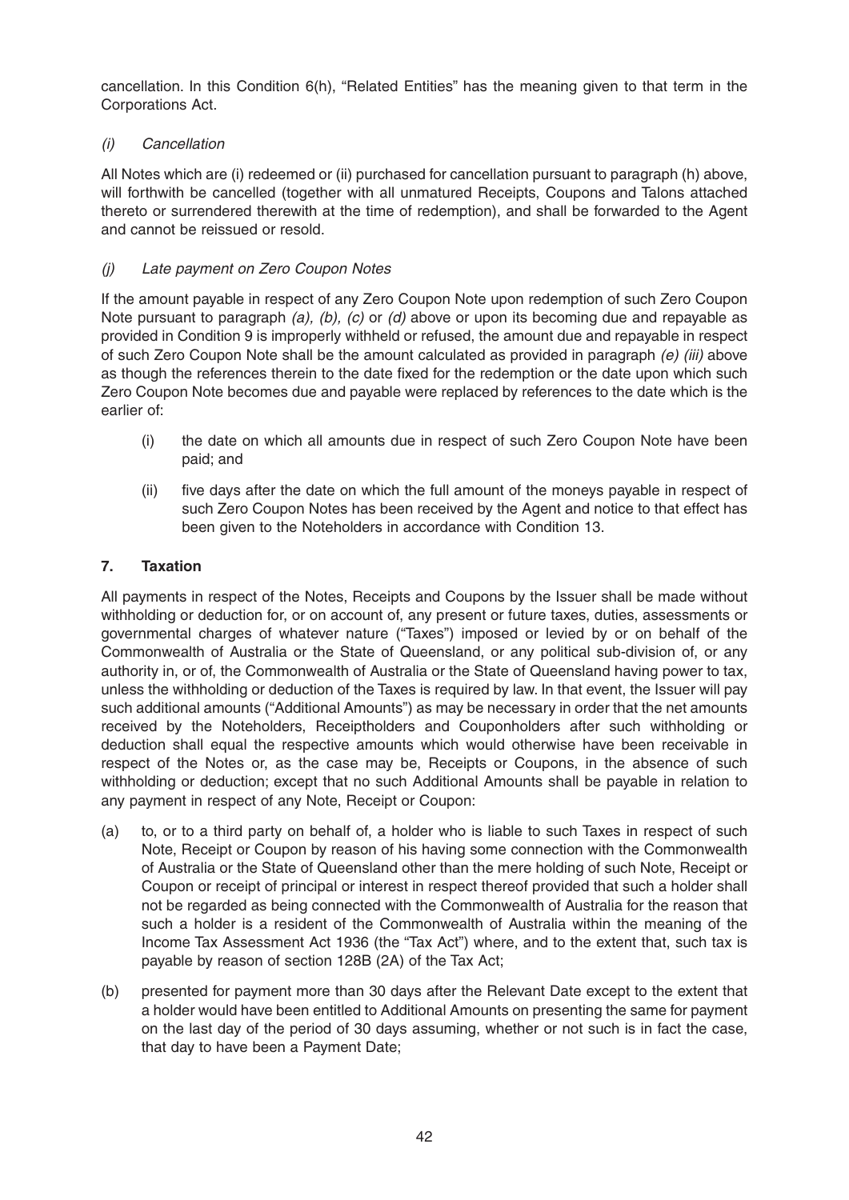cancellation. In this Condition 6(h), "Related Entities" has the meaning given to that term in the Corporations Act.

*(i) Cancellation*

All Notes which are (i) redeemed or (ii) purchased for cancellation pursuant to paragraph (h) above, will forthwith be cancelled (together with all unmatured Receipts, Coupons and Talons attached thereto or surrendered therewith at the time of redemption), and shall be forwarded to the Agent and cannot be reissued or resold.

*(j) Late payment on Zero Coupon Notes*

If the amount payable in respect of any Zero Coupon Note upon redemption of such Zero Coupon Note pursuant to paragraph *(a), (b), (c)* or *(d)* above or upon its becoming due and repayable as provided in Condition 9 is improperly withheld or refused, the amount due and repayable in respect of such Zero Coupon Note shall be the amount calculated as provided in paragraph *(e) (iii)* above as though the references therein to the date fixed for the redemption or the date upon which such Zero Coupon Note becomes due and payable were replaced by references to the date which is the earlier of:

(i) the date on which all amounts due in respect of such Zero Coupon Note have been paid; and

(ii) five days after the date on which the full amount of the moneys payable in respect of such Zero Coupon Notes has been received by the Agent and notice to that effect has been given to the Noteholders in accordance with Condition 13.

## 7. Taxation

All payments in respect of the Notes, Receipts and Coupons by the Issuer shall be made without withholding or deduction for, or on account of, any present or future taxes, duties, assessments or governmental charges of whatever nature ("Taxes") imposed or levied by or on behalf of the Commonwealth of Australia or the State of Queensland, or any political sub-division of, or any authority in, or of, the Commonwealth of Australia or the State of Queensland having power to tax, unless the withholding or deduction of the Taxes is required by law. In that event, the Issuer will pay such additional amounts ("Additional Amounts") as may be necessary in order that the net amounts received by the Noteholders, Receiptholders and Couponholders after such withholding or deduction shall equal the respective amounts which would otherwise have been receivable in respect of the Notes or, as the case may be, Receipts or Coupons, in the absence of such withholding or deduction; except that no such Additional Amounts shall be payable in relation to any payment in respect of any Note, Receipt or Coupon:

(a) to, or to a third party on behalf of, a holder who is liable to such Taxes in respect of such Note, Receipt or Coupon by reason of his having some connection with the Commonwealth of Australia or the State of Queensland other than the mere holding of such Note, Receipt or Coupon or receipt of principal or interest in respect thereof provided that such a holder shall not be regarded as being connected with the Commonwealth of Australia for the reason that such a holder is a resident of the Commonwealth of Australia within the meaning of the Income Tax Assessment Act 1936 (the "Tax Act") where, and to the extent that, such tax is payable by reason of section 128B (2A) of the Tax Act;

(b) presented for payment more than 30 days after the Relevant Date except to the extent that a holder would have been entitled to Additional Amounts on presenting the same for payment on the last day of the period of 30 days assuming, whether or not such is in fact the case, that day to have been a Payment Date;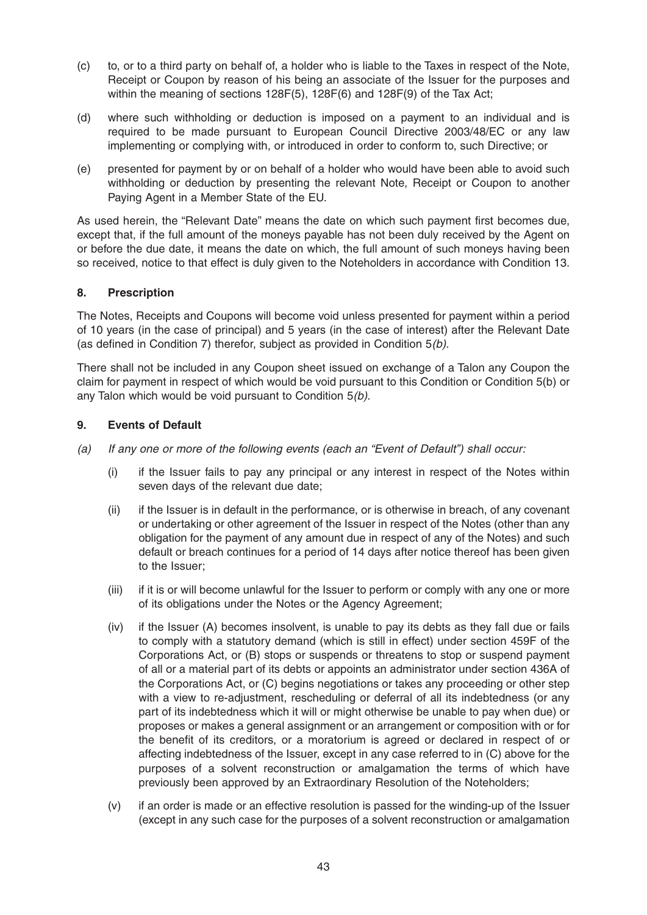(c) to, or to a third party on behalf of, a holder who is liable to the Taxes in respect of the Note, Receipt or Coupon by reason of his being an associate of the Issuer for the purposes and within the meaning of sections 128F(5), 128F(6) and 128F(9) of the Tax Act;

(d) where such withholding or deduction is imposed on a payment to an individual and is required to be made pursuant to European Council Directive 2003/48/EC or any law implementing or complying with, or introduced in order to conform to, such Directive; or

(e) presented for payment by or on behalf of a holder who would have been able to avoid such withholding or deduction by presenting the relevant Note, Receipt or Coupon to another Paying Agent in a Member State of the EU.

As used herein, the "Relevant Date" means the date on which such payment first becomes due, except that, if the full amount of the moneys payable has not been duly received by the Agent on or before the due date, it means the date on which, the full amount of such moneys having been so received, notice to that effect is duly given to the Noteholders in accordance with Condition 13.

### 8. Prescription

The Notes, Receipts and Coupons will become void unless presented for payment within a period of 10 years (in the case of principal) and 5 years (in the case of interest) after the Relevant Date (as defined in Condition 7) therefor, subject as provided in Condition 5*(b)*.

There shall not be included in any Coupon sheet issued on exchange of a Talon any Coupon the claim for payment in respect of which would be void pursuant to this Condition or Condition 5(b) or any Talon which would be void pursuant to Condition 5*(b)*.

### 9. Events of Default

*(a) If any one or more of the following events (each an "Event of Default") shall occur:*

(i) if the Issuer fails to pay any principal or any interest in respect of the Notes within seven days of the relevant due date;

(ii) if the Issuer is in default in the performance, or is otherwise in breach, of any covenant or undertaking or other agreement of the Issuer in respect of the Notes (other than any obligation for the payment of any amount due in respect of any of the Notes) and such default or breach continues for a period of 14 days after notice thereof has been given to the Issuer;

(iii) if it is or will become unlawful for the Issuer to perform or comply with any one or more of its obligations under the Notes or the Agency Agreement;

(iv) if the Issuer (A) becomes insolvent, is unable to pay its debts as they fall due or fails to comply with a statutory demand (which is still in effect) under section 459F of the Corporations Act, or (B) stops or suspends or threatens to stop or suspend payment of all or a material part of its debts or appoints an administrator under section 436A of the Corporations Act, or (C) begins negotiations or takes any proceeding or other step with a view to re-adjustment, rescheduling or deferral of all its indebtedness (or any part of its indebtedness which it will or might otherwise be unable to pay when due) or proposes or makes a general assignment or an arrangement or composition with or for the benefit of its creditors, or a moratorium is agreed or declared in respect of or affecting indebtedness of the Issuer, except in any case referred to in (C) above for the purposes of a solvent reconstruction or amalgamation the terms of which have previously been approved by an Extraordinary Resolution of the Noteholders;

(v) if an order is made or an effective resolution is passed for the winding-up of the Issuer (except in any such case for the purposes of a solvent reconstruction or amalgamation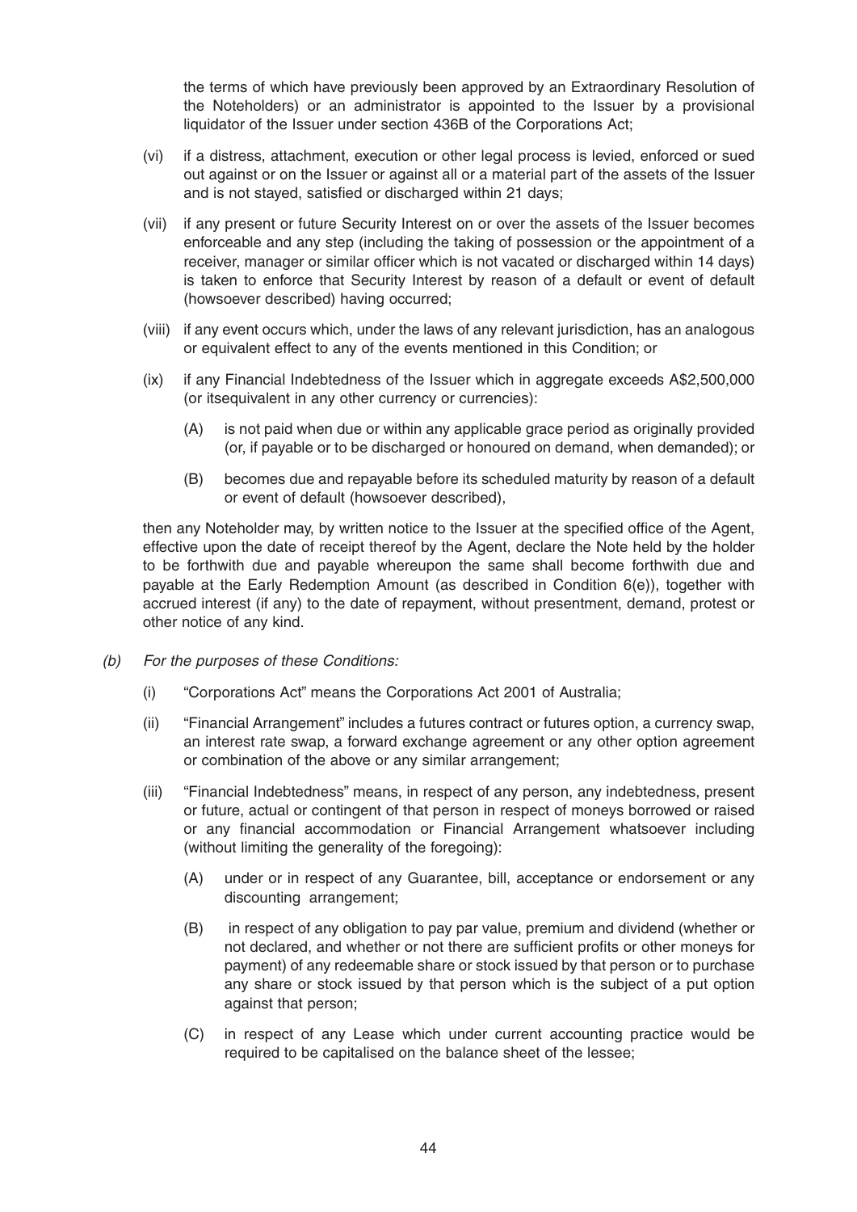the terms of which have previously been approved by an Extraordinary Resolution of the Noteholders) or an administrator is appointed to the Issuer by a provisional liquidator of the Issuer under section 436B of the Corporations Act;

(vi) if a distress, attachment, execution or other legal process is levied, enforced or sued out against or on the Issuer or against all or a material part of the assets of the Issuer and is not stayed, satisfied or discharged within 21 days;

(vii) if any present or future Security Interest on or over the assets of the Issuer becomes enforceable and any step (including the taking of possession or the appointment of a receiver, manager or similar officer which is not vacated or discharged within 14 days) is taken to enforce that Security Interest by reason of a default or event of default (howsoever described) having occurred;

(viii) if any event occurs which, under the laws of any relevant jurisdiction, has an analogous or equivalent effect to any of the events mentioned in this Condition; or

(ix) if any Financial Indebtedness of the Issuer which in aggregate exceeds A$2,500,000 (or itsequivalent in any other currency or currencies):

(A) is not paid when due or within any applicable grace period as originally provided (or, if payable or to be discharged or honoured on demand, when demanded); or

(B) becomes due and repayable before its scheduled maturity by reason of a default or event of default (howsoever described),

then any Noteholder may, by written notice to the Issuer at the specified office of the Agent, effective upon the date of receipt thereof by the Agent, declare the Note held by the holder to be forthwith due and payable whereupon the same shall become forthwith due and payable at the Early Redemption Amount (as described in Condition 6(e)), together with accrued interest (if any) to the date of repayment, without presentment, demand, protest or other notice of any kind.

*(b) For the purposes of these Conditions:*

(i) "Corporations Act" means the Corporations Act 2001 of Australia;

(ii) "Financial Arrangement" includes a futures contract or futures option, a currency swap, an interest rate swap, a forward exchange agreement or any other option agreement or combination of the above or any similar arrangement;

(iii) "Financial Indebtedness" means, in respect of any person, any indebtedness, present or future, actual or contingent of that person in respect of moneys borrowed or raised or any financial accommodation or Financial Arrangement whatsoever including (without limiting the generality of the foregoing):

(A) under or in respect of any Guarantee, bill, acceptance or endorsement or any discounting arrangement;

(B) in respect of any obligation to pay par value, premium and dividend (whether or not declared, and whether or not there are sufficient profits or other moneys for payment) of any redeemable share or stock issued by that person or to purchase any share or stock issued by that person which is the subject of a put option against that person;

(C) in respect of any Lease which under current accounting practice would be required to be capitalised on the balance sheet of the lessee;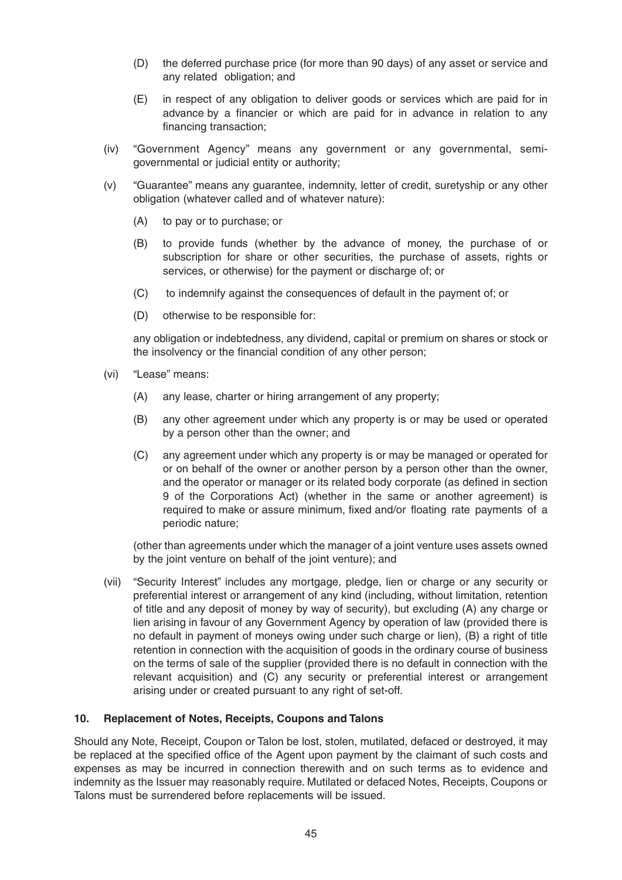(D) the deferred purchase price (for more than 90 days) of any asset or service and any related obligation; and

(E) in respect of any obligation to deliver goods or services which are paid for in advance by a financier or which are paid for in advance in relation to any financing transaction;

(iv) "Government Agency" means any government or any governmental, semi-governmental or judicial entity or authority;

(v) "Guarantee" means any guarantee, indemnity, letter of credit, suretyship or any other obligation (whatever called and of whatever nature):

(A) to pay or to purchase; or

(B) to provide funds (whether by the advance of money, the purchase of or subscription for share or other securities, the purchase of assets, rights or services, or otherwise) for the payment or discharge of; or

(C) to indemnify against the consequences of default in the payment of; or

(D) otherwise to be responsible for:

any obligation or indebtedness, any dividend, capital or premium on shares or stock or the insolvency or the financial condition of any other person;

(vi) "Lease" means:

(A) any lease, charter or hiring arrangement of any property;

(B) any other agreement under which any property is or may be used or operated by a person other than the owner; and

(C) any agreement under which any property is or may be managed or operated for or on behalf of the owner or another person by a person other than the owner, and the operator or manager or its related body corporate (as defined in section 9 of the Corporations Act) (whether in the same or another agreement) is required to make or assure minimum, fixed and/or floating rate payments of a periodic nature;

(other than agreements under which the manager of a joint venture uses assets owned by the joint venture on behalf of the joint venture); and

(vii) "Security Interest" includes any mortgage, pledge, lien or charge or any security or preferential interest or arrangement of any kind (including, without limitation, retention of title and any deposit of money by way of security), but excluding (A) any charge or lien arising in favour of any Government Agency by operation of law (provided there is no default in payment of moneys owing under such charge or lien), (B) a right of title retention in connection with the acquisition of goods in the ordinary course of business on the terms of sale of the supplier (provided there is no default in connection with the relevant acquisition) and (C) any security or preferential interest or arrangement arising under or created pursuant to any right of set-off.

**10. Replacement of Notes, Receipts, Coupons and Talons**

Should any Note, Receipt, Coupon or Talon be lost, stolen, mutilated, defaced or destroyed, it may be replaced at the specified office of the Agent upon payment by the claimant of such costs and expenses as may be incurred in connection therewith and on such terms as to evidence and indemnity as the Issuer may reasonably require. Mutilated or defaced Notes, Receipts, Coupons or Talons must be surrendered before replacements will be issued.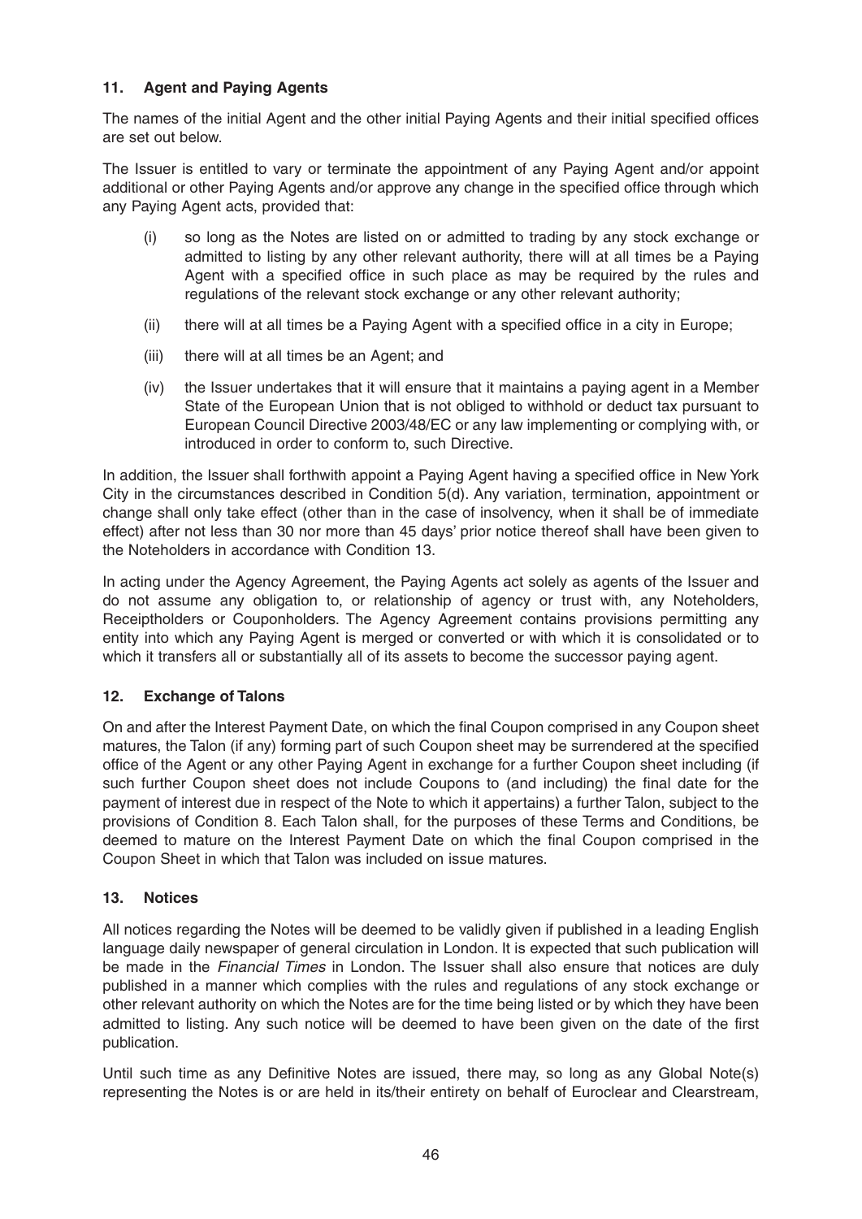## 11. Agent and Paying Agents

The names of the initial Agent and the other initial Paying Agents and their initial specified offices are set out below.

The Issuer is entitled to vary or terminate the appointment of any Paying Agent and/or appoint additional or other Paying Agents and/or approve any change in the specified office through which any Paying Agent acts, provided that:

(i) so long as the Notes are listed on or admitted to trading by any stock exchange or admitted to listing by any other relevant authority, there will at all times be a Paying Agent with a specified office in such place as may be required by the rules and regulations of the relevant stock exchange or any other relevant authority;

(ii) there will at all times be a Paying Agent with a specified office in a city in Europe;

(iii) there will at all times be an Agent; and

(iv) the Issuer undertakes that it will ensure that it maintains a paying agent in a Member State of the European Union that is not obliged to withhold or deduct tax pursuant to European Council Directive 2003/48/EC or any law implementing or complying with, or introduced in order to conform to, such Directive.

In addition, the Issuer shall forthwith appoint a Paying Agent having a specified office in New York City in the circumstances described in Condition 5(d). Any variation, termination, appointment or change shall only take effect (other than in the case of insolvency, when it shall be of immediate effect) after not less than 30 nor more than 45 days' prior notice thereof shall have been given to the Noteholders in accordance with Condition 13.

In acting under the Agency Agreement, the Paying Agents act solely as agents of the Issuer and do not assume any obligation to, or relationship of agency or trust with, any Noteholders, Receiptholders or Couponholders. The Agency Agreement contains provisions permitting any entity into which any Paying Agent is merged or converted or with which it is consolidated or to which it transfers all or substantially all of its assets to become the successor paying agent.

## 12. Exchange of Talons

On and after the Interest Payment Date, on which the final Coupon comprised in any Coupon sheet matures, the Talon (if any) forming part of such Coupon sheet may be surrendered at the specified office of the Agent or any other Paying Agent in exchange for a further Coupon sheet including (if such further Coupon sheet does not include Coupons to (and including) the final date for the payment of interest due in respect of the Note to which it appertains) a further Talon, subject to the provisions of Condition 8. Each Talon shall, for the purposes of these Terms and Conditions, be deemed to mature on the Interest Payment Date on which the final Coupon comprised in the Coupon Sheet in which that Talon was included on issue matures.

## 13. Notices

All notices regarding the Notes will be deemed to be validly given if published in a leading English language daily newspaper of general circulation in London. It is expected that such publication will be made in the *Financial Times* in London. The Issuer shall also ensure that notices are duly published in a manner which complies with the rules and regulations of any stock exchange or other relevant authority on which the Notes are for the time being listed or by which they have been admitted to listing. Any such notice will be deemed to have been given on the date of the first publication.

Until such time as any Definitive Notes are issued, there may, so long as any Global Note(s) representing the Notes is or are held in its/their entirety on behalf of Euroclear and Clearstream,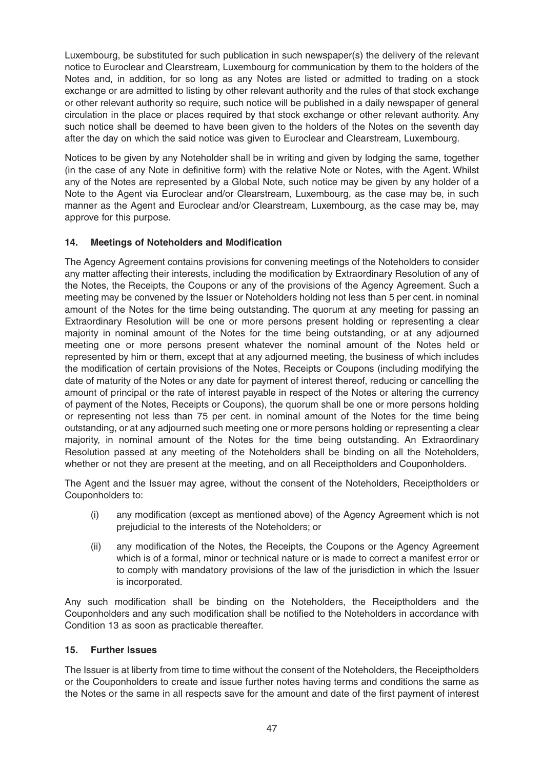Luxembourg, be substituted for such publication in such newspaper(s) the delivery of the relevant notice to Euroclear and Clearstream, Luxembourg for communication by them to the holders of the Notes and, in addition, for so long as any Notes are listed or admitted to trading on a stock exchange or are admitted to listing by other relevant authority and the rules of that stock exchange or other relevant authority so require, such notice will be published in a daily newspaper of general circulation in the place or places required by that stock exchange or other relevant authority. Any such notice shall be deemed to have been given to the holders of the Notes on the seventh day after the day on which the said notice was given to Euroclear and Clearstream, Luxembourg.

Notices to be given by any Noteholder shall be in writing and given by lodging the same, together (in the case of any Note in definitive form) with the relative Note or Notes, with the Agent. Whilst any of the Notes are represented by a Global Note, such notice may be given by any holder of a Note to the Agent via Euroclear and/or Clearstream, Luxembourg, as the case may be, in such manner as the Agent and Euroclear and/or Clearstream, Luxembourg, as the case may be, may approve for this purpose.

## 14. Meetings of Noteholders and Modification

The Agency Agreement contains provisions for convening meetings of the Noteholders to consider any matter affecting their interests, including the modification by Extraordinary Resolution of any of the Notes, the Receipts, the Coupons or any of the provisions of the Agency Agreement. Such a meeting may be convened by the Issuer or Noteholders holding not less than 5 per cent. in nominal amount of the Notes for the time being outstanding. The quorum at any meeting for passing an Extraordinary Resolution will be one or more persons present holding or representing a clear majority in nominal amount of the Notes for the time being outstanding, or at any adjourned meeting one or more persons present whatever the nominal amount of the Notes held or represented by him or them, except that at any adjourned meeting, the business of which includes the modification of certain provisions of the Notes, Receipts or Coupons (including modifying the date of maturity of the Notes or any date for payment of interest thereof, reducing or cancelling the amount of principal or the rate of interest payable in respect of the Notes or altering the currency of payment of the Notes, Receipts or Coupons), the quorum shall be one or more persons holding or representing not less than 75 per cent. in nominal amount of the Notes for the time being outstanding, or at any adjourned such meeting one or more persons holding or representing a clear majority, in nominal amount of the Notes for the time being outstanding. An Extraordinary Resolution passed at any meeting of the Noteholders shall be binding on all the Noteholders, whether or not they are present at the meeting, and on all Receiptholders and Couponholders.

The Agent and the Issuer may agree, without the consent of the Noteholders, Receiptholders or Couponholders to:

(i) any modification (except as mentioned above) of the Agency Agreement which is not prejudicial to the interests of the Noteholders; or

(ii) any modification of the Notes, the Receipts, the Coupons or the Agency Agreement which is of a formal, minor or technical nature or is made to correct a manifest error or to comply with mandatory provisions of the law of the jurisdiction in which the Issuer is incorporated.

Any such modification shall be binding on the Noteholders, the Receiptholders and the Couponholders and any such modification shall be notified to the Noteholders in accordance with Condition 13 as soon as practicable thereafter.

## 15. Further Issues

The Issuer is at liberty from time to time without the consent of the Noteholders, the Receiptholders or the Couponholders to create and issue further notes having terms and conditions the same as the Notes or the same in all respects save for the amount and date of the first payment of interest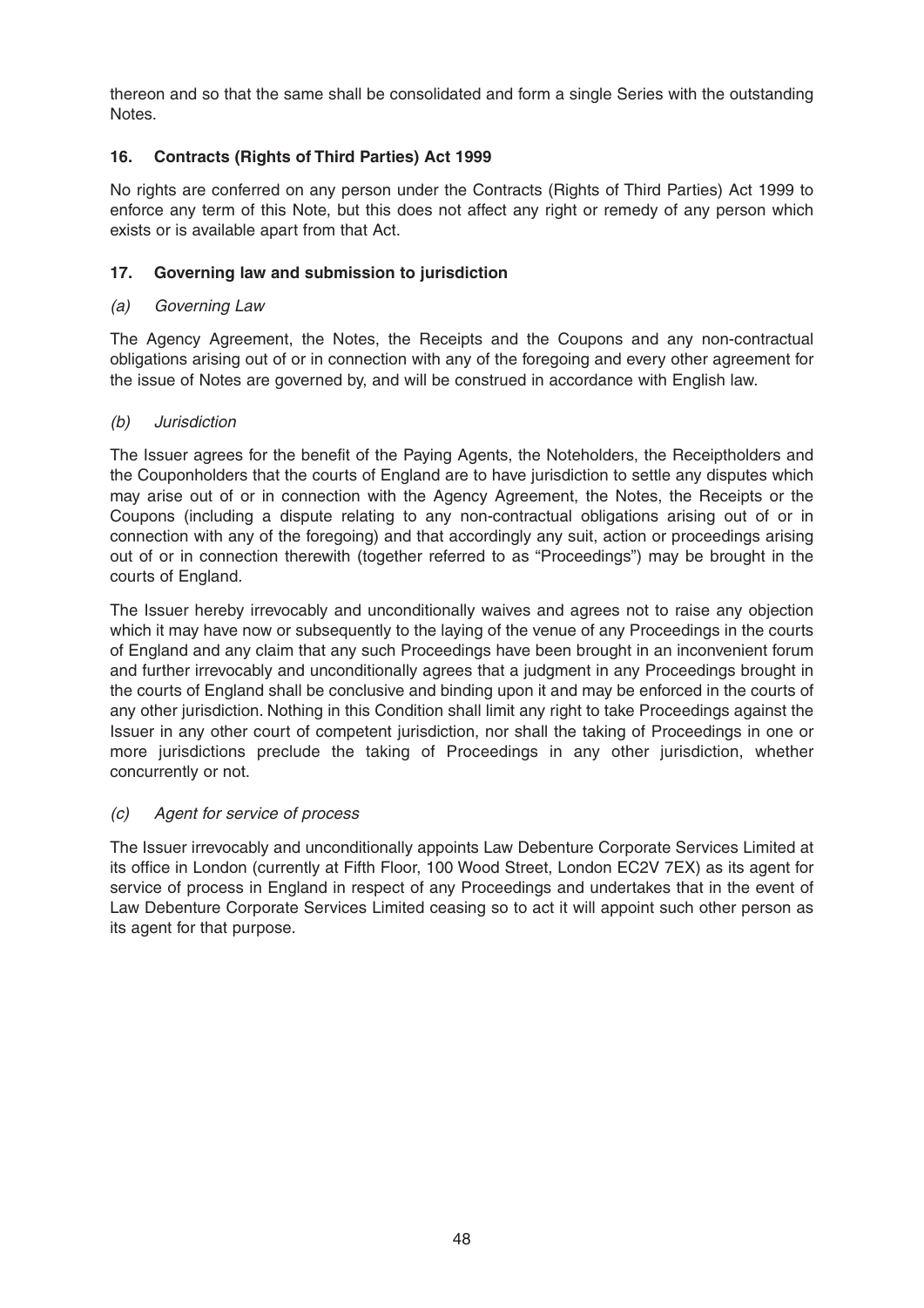thereon and so that the same shall be consolidated and form a single Series with the outstanding Notes.

## 16. Contracts (Rights of Third Parties) Act 1999

No rights are conferred on any person under the Contracts (Rights of Third Parties) Act 1999 to enforce any term of this Note, but this does not affect any right or remedy of any person which exists or is available apart from that Act.

## 17. Governing law and submission to jurisdiction

*(a) Governing Law*

The Agency Agreement, the Notes, the Receipts and the Coupons and any non-contractual obligations arising out of or in connection with any of the foregoing and every other agreement for the issue of Notes are governed by, and will be construed in accordance with English law.

*(b) Jurisdiction*

The Issuer agrees for the benefit of the Paying Agents, the Noteholders, the Receiptholders and the Couponholders that the courts of England are to have jurisdiction to settle any disputes which may arise out of or in connection with the Agency Agreement, the Notes, the Receipts or the Coupons (including a dispute relating to any non-contractual obligations arising out of or in connection with any of the foregoing) and that accordingly any suit, action or proceedings arising out of or in connection therewith (together referred to as "Proceedings") may be brought in the courts of England.

The Issuer hereby irrevocably and unconditionally waives and agrees not to raise any objection which it may have now or subsequently to the laying of the venue of any Proceedings in the courts of England and any claim that any such Proceedings have been brought in an inconvenient forum and further irrevocably and unconditionally agrees that a judgment in any Proceedings brought in the courts of England shall be conclusive and binding upon it and may be enforced in the courts of any other jurisdiction. Nothing in this Condition shall limit any right to take Proceedings against the Issuer in any other court of competent jurisdiction, nor shall the taking of Proceedings in one or more jurisdictions preclude the taking of Proceedings in any other jurisdiction, whether concurrently or not.

*(c) Agent for service of process*

The Issuer irrevocably and unconditionally appoints Law Debenture Corporate Services Limited at its office in London (currently at Fifth Floor, 100 Wood Street, London EC2V 7EX) as its agent for service of process in England in respect of any Proceedings and undertakes that in the event of Law Debenture Corporate Services Limited ceasing so to act it will appoint such other person as its agent for that purpose.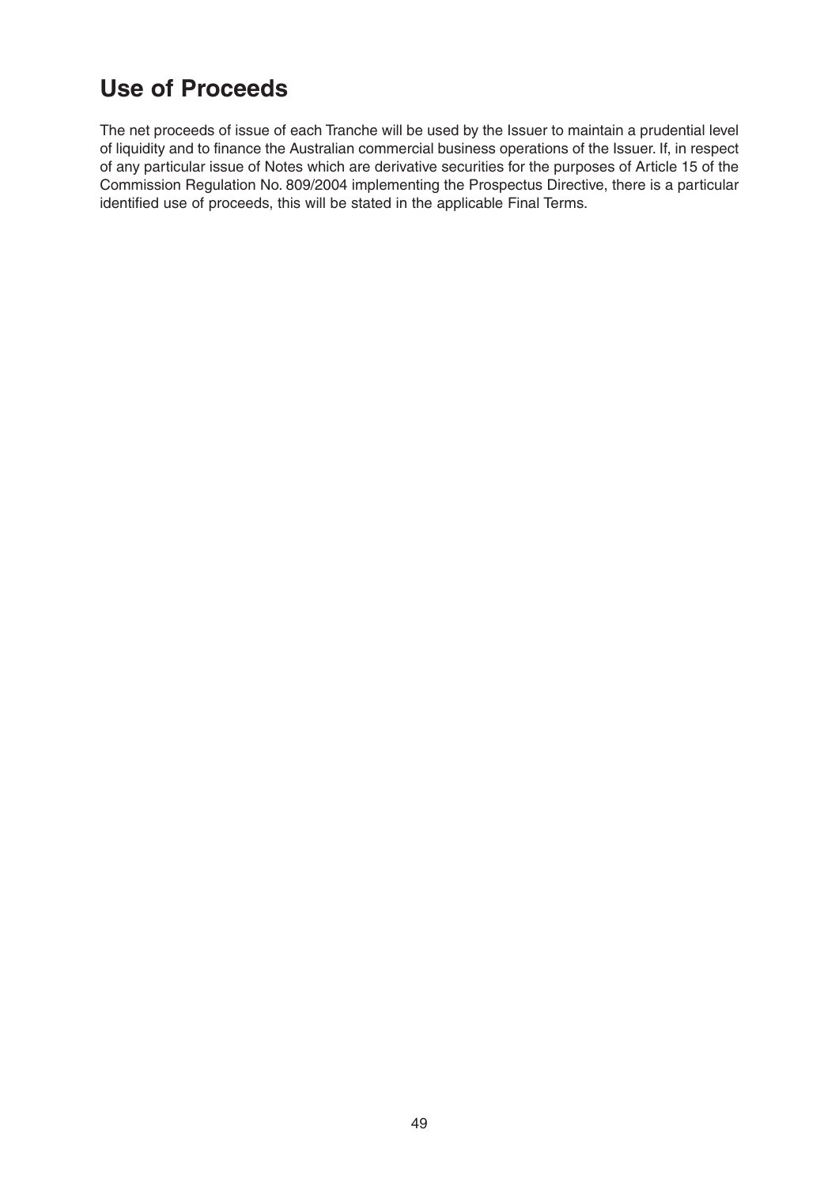# Use of Proceeds

The net proceeds of issue of each Tranche will be used by the Issuer to maintain a prudential level of liquidity and to finance the Australian commercial business operations of the Issuer. If, in respect of any particular issue of Notes which are derivative securities for the purposes of Article 15 of the Commission Regulation No. 809/2004 implementing the Prospectus Directive, there is a particular identified use of proceeds, this will be stated in the applicable Final Terms.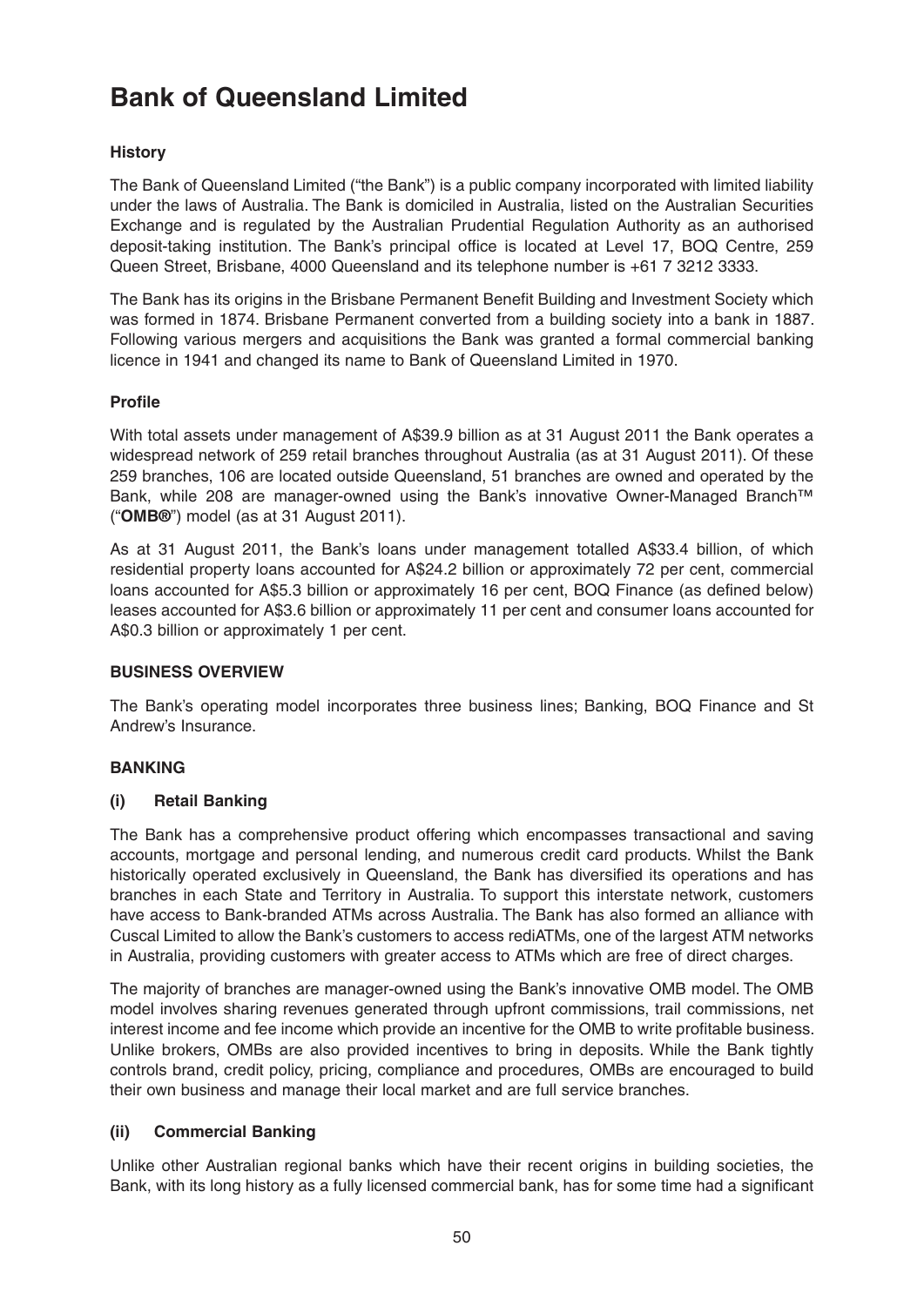# Bank of Queensland Limited

### History

The Bank of Queensland Limited ("the Bank") is a public company incorporated with limited liability under the laws of Australia. The Bank is domiciled in Australia, listed on the Australian Securities Exchange and is regulated by the Australian Prudential Regulation Authority as an authorised deposit-taking institution. The Bank's principal office is located at Level 17, BOQ Centre, 259 Queen Street, Brisbane, 4000 Queensland and its telephone number is +61 7 3212 3333.

The Bank has its origins in the Brisbane Permanent Benefit Building and Investment Society which was formed in 1874. Brisbane Permanent converted from a building society into a bank in 1887. Following various mergers and acquisitions the Bank was granted a formal commercial banking licence in 1941 and changed its name to Bank of Queensland Limited in 1970.

### Profile

With total assets under management of A$39.9 billion as at 31 August 2011 the Bank operates a widespread network of 259 retail branches throughout Australia (as at 31 August 2011). Of these 259 branches, 106 are located outside Queensland, 51 branches are owned and operated by the Bank, while 208 are manager-owned using the Bank's innovative Owner-Managed Branch™ ("**OMB®**") model (as at 31 August 2011).

As at 31 August 2011, the Bank's loans under management totalled A$33.4 billion, of which residential property loans accounted for A$24.2 billion or approximately 72 per cent, commercial loans accounted for A$5.3 billion or approximately 16 per cent, BOQ Finance (as defined below) leases accounted for A$3.6 billion or approximately 11 per cent and consumer loans accounted for A$0.3 billion or approximately 1 per cent.

### BUSINESS OVERVIEW

The Bank's operating model incorporates three business lines; Banking, BOQ Finance and St Andrew's Insurance.

### BANKING

#### (i) Retail Banking

The Bank has a comprehensive product offering which encompasses transactional and saving accounts, mortgage and personal lending, and numerous credit card products. Whilst the Bank historically operated exclusively in Queensland, the Bank has diversified its operations and has branches in each State and Territory in Australia. To support this interstate network, customers have access to Bank-branded ATMs across Australia. The Bank has also formed an alliance with Cuscal Limited to allow the Bank's customers to access rediATMs, one of the largest ATM networks in Australia, providing customers with greater access to ATMs which are free of direct charges.

The majority of branches are manager-owned using the Bank's innovative OMB model. The OMB model involves sharing revenues generated through upfront commissions, trail commissions, net interest income and fee income which provide an incentive for the OMB to write profitable business. Unlike brokers, OMBs are also provided incentives to bring in deposits. While the Bank tightly controls brand, credit policy, pricing, compliance and procedures, OMBs are encouraged to build their own business and manage their local market and are full service branches.

#### (ii) Commercial Banking

Unlike other Australian regional banks which have their recent origins in building societies, the Bank, with its long history as a fully licensed commercial bank, has for some time had a significant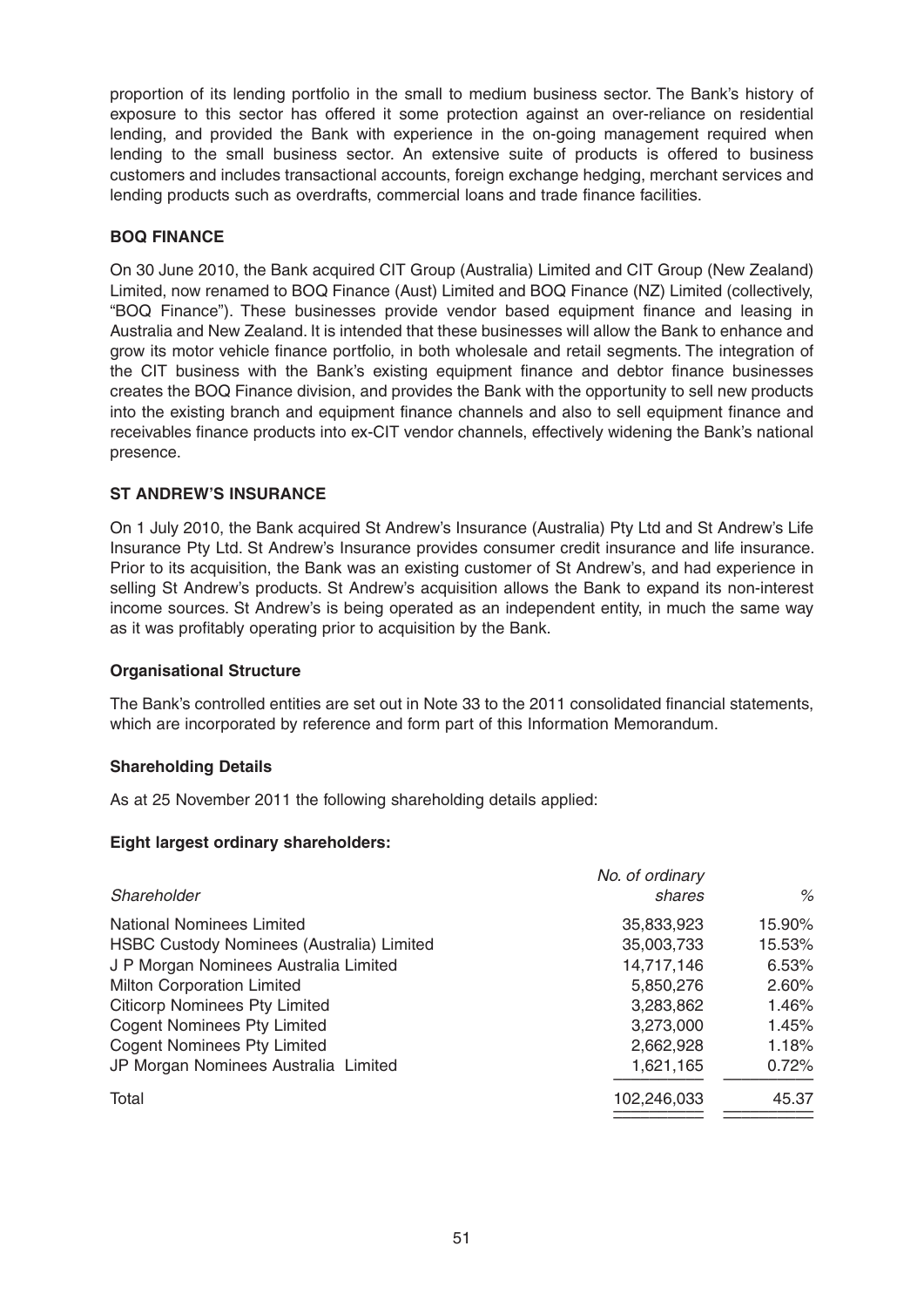proportion of its lending portfolio in the small to medium business sector. The Bank's history of exposure to this sector has offered it some protection against an over-reliance on residential lending, and provided the Bank with experience in the on-going management required when lending to the small business sector. An extensive suite of products is offered to business customers and includes transactional accounts, foreign exchange hedging, merchant services and lending products such as overdrafts, commercial loans and trade finance facilities.

### BOQ FINANCE

On 30 June 2010, the Bank acquired CIT Group (Australia) Limited and CIT Group (New Zealand) Limited, now renamed to BOQ Finance (Aust) Limited and BOQ Finance (NZ) Limited (collectively, "BOQ Finance"). These businesses provide vendor based equipment finance and leasing in Australia and New Zealand. It is intended that these businesses will allow the Bank to enhance and grow its motor vehicle finance portfolio, in both wholesale and retail segments. The integration of the CIT business with the Bank's existing equipment finance and debtor finance businesses creates the BOQ Finance division, and provides the Bank with the opportunity to sell new products into the existing branch and equipment finance channels and also to sell equipment finance and receivables finance products into ex-CIT vendor channels, effectively widening the Bank's national presence.

### ST ANDREW'S INSURANCE

On 1 July 2010, the Bank acquired St Andrew's Insurance (Australia) Pty Ltd and St Andrew's Life Insurance Pty Ltd. St Andrew's Insurance provides consumer credit insurance and life insurance. Prior to its acquisition, the Bank was an existing customer of St Andrew's, and had experience in selling St Andrew's products. St Andrew's acquisition allows the Bank to expand its non-interest income sources. St Andrew's is being operated as an independent entity, in much the same way as it was profitably operating prior to acquisition by the Bank.

### Organisational Structure

The Bank's controlled entities are set out in Note 33 to the 2011 consolidated financial statements, which are incorporated by reference and form part of this Information Memorandum.

### Shareholding Details

As at 25 November 2011 the following shareholding details applied:

#### Eight largest ordinary shareholders:

| *Shareholder* | *No. of ordinary shares* | *%* |
|---|---|---|
| National Nominees Limited | 35,833,923 | 15.90% |
| HSBC Custody Nominees (Australia) Limited | 35,003,733 | 15.53% |
| J P Morgan Nominees Australia Limited | 14,717,146 | 6.53% |
| Milton Corporation Limited | 5,850,276 | 2.60% |
| Citicorp Nominees Pty Limited | 3,283,862 | 1.46% |
| Cogent Nominees Pty Limited | 3,273,000 | 1.45% |
| Cogent Nominees Pty Limited | 2,662,928 | 1.18% |
| JP Morgan Nominees Australia Limited | 1,621,165 | 0.72% |
| Total | 102,246,033 | 45.37 |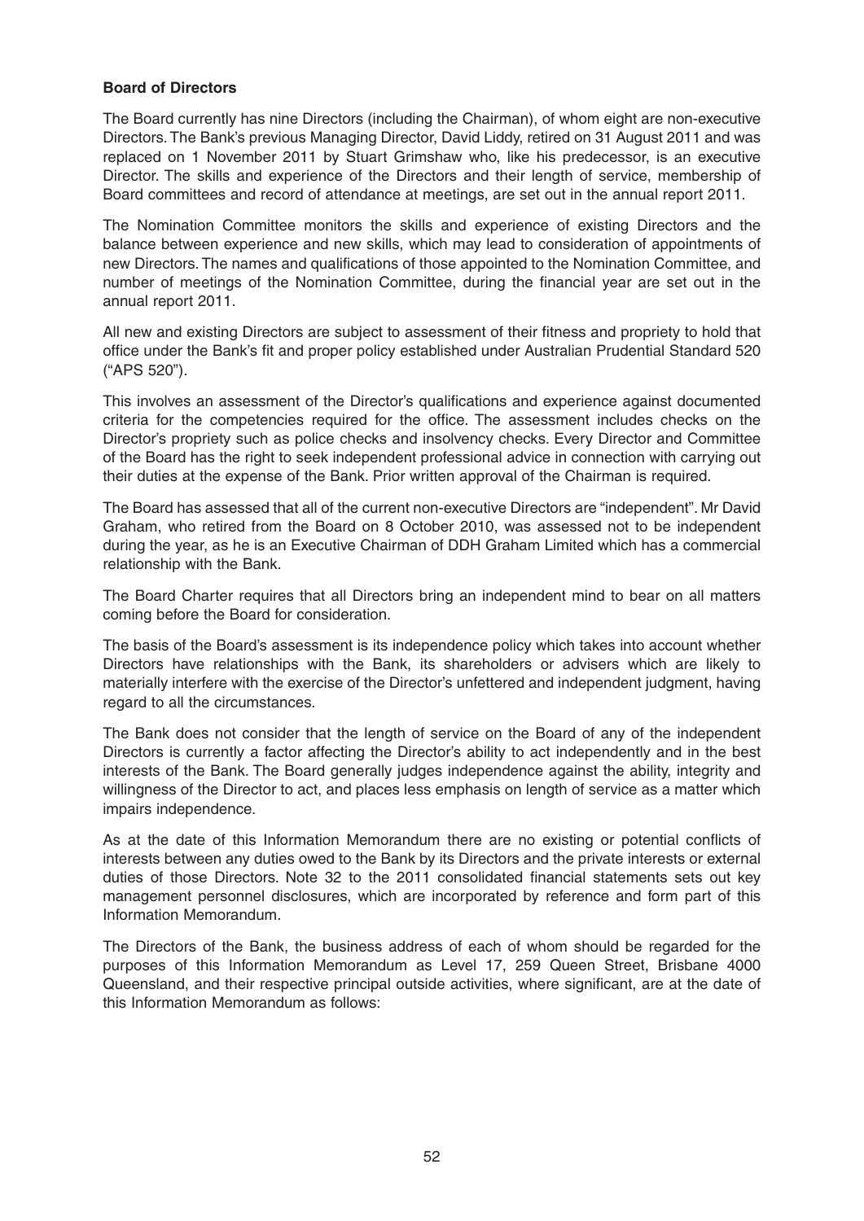**Board of Directors**

The Board currently has nine Directors (including the Chairman), of whom eight are non-executive Directors. The Bank's previous Managing Director, David Liddy, retired on 31 August 2011 and was replaced on 1 November 2011 by Stuart Grimshaw who, like his predecessor, is an executive Director. The skills and experience of the Directors and their length of service, membership of Board committees and record of attendance at meetings, are set out in the annual report 2011.

The Nomination Committee monitors the skills and experience of existing Directors and the balance between experience and new skills, which may lead to consideration of appointments of new Directors. The names and qualifications of those appointed to the Nomination Committee, and number of meetings of the Nomination Committee, during the financial year are set out in the annual report 2011.

All new and existing Directors are subject to assessment of their fitness and propriety to hold that office under the Bank's fit and proper policy established under Australian Prudential Standard 520 ("APS 520").

This involves an assessment of the Director's qualifications and experience against documented criteria for the competencies required for the office. The assessment includes checks on the Director's propriety such as police checks and insolvency checks. Every Director and Committee of the Board has the right to seek independent professional advice in connection with carrying out their duties at the expense of the Bank. Prior written approval of the Chairman is required.

The Board has assessed that all of the current non-executive Directors are "independent". Mr David Graham, who retired from the Board on 8 October 2010, was assessed not to be independent during the year, as he is an Executive Chairman of DDH Graham Limited which has a commercial relationship with the Bank.

The Board Charter requires that all Directors bring an independent mind to bear on all matters coming before the Board for consideration.

The basis of the Board's assessment is its independence policy which takes into account whether Directors have relationships with the Bank, its shareholders or advisers which are likely to materially interfere with the exercise of the Director's unfettered and independent judgment, having regard to all the circumstances.

The Bank does not consider that the length of service on the Board of any of the independent Directors is currently a factor affecting the Director's ability to act independently and in the best interests of the Bank. The Board generally judges independence against the ability, integrity and willingness of the Director to act, and places less emphasis on length of service as a matter which impairs independence.

As at the date of this Information Memorandum there are no existing or potential conflicts of interests between any duties owed to the Bank by its Directors and the private interests or external duties of those Directors. Note 32 to the 2011 consolidated financial statements sets out key management personnel disclosures, which are incorporated by reference and form part of this Information Memorandum.

The Directors of the Bank, the business address of each of whom should be regarded for the purposes of this Information Memorandum as Level 17, 259 Queen Street, Brisbane 4000 Queensland, and their respective principal outside activities, where significant, are at the date of this Information Memorandum as follows: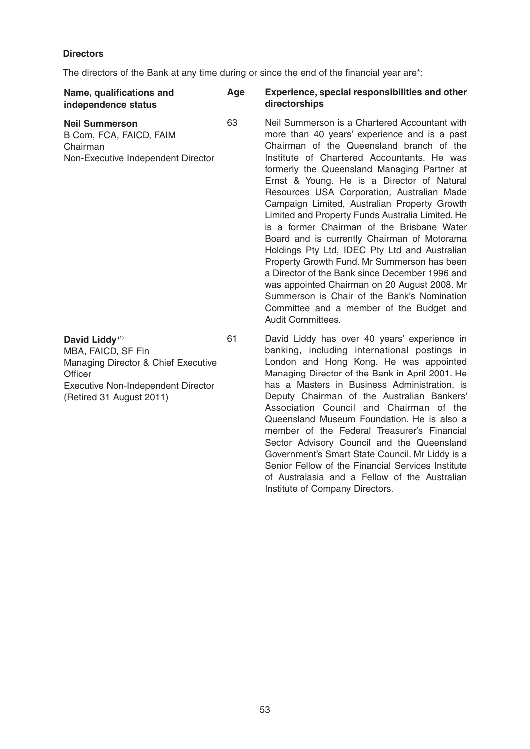**Directors**

The directors of the Bank at any time during or since the end of the financial year are*:

| Name, qualifications and independence status | Age | Experience, special responsibilities and other directorships |
| --- | --- | --- |
| **Neil Summerson**<br>B Com, FCA, FAICD, FAIM<br>Chairman<br>Non-Executive Independent Director | 63 | Neil Summerson is a Chartered Accountant with more than 40 years' experience and is a past Chairman of the Queensland branch of the Institute of Chartered Accountants. He was formerly the Queensland Managing Partner at Ernst & Young. He is a Director of Natural Resources USA Corporation, Australian Made Campaign Limited, Australian Property Growth Limited and Property Funds Australia Limited. He is a former Chairman of the Brisbane Water Board and is currently Chairman of Motorama Holdings Pty Ltd, IDEC Pty Ltd and Australian Property Growth Fund. Mr Summerson has been a Director of the Bank since December 1996 and was appointed Chairman on 20 August 2008. Mr Summerson is Chair of the Bank's Nomination Committee and a member of the Budget and Audit Committees. |
| **David Liddy** [(1)]<br>MBA, FAICD, SF Fin<br>Managing Director & Chief Executive Officer<br>Executive Non-Independent Director<br>(Retired 31 August 2011) | 61 | David Liddy has over 40 years' experience in banking, including international postings in London and Hong Kong. He was appointed Managing Director of the Bank in April 2001. He has a Masters in Business Administration, is Deputy Chairman of the Australian Bankers' Association Council and Chairman of the Queensland Museum Foundation. He is also a member of the Federal Treasurer's Financial Sector Advisory Council and the Queensland Government's Smart State Council. Mr Liddy is a Senior Fellow of the Financial Services Institute of Australasia and a Fellow of the Australian Institute of Company Directors. |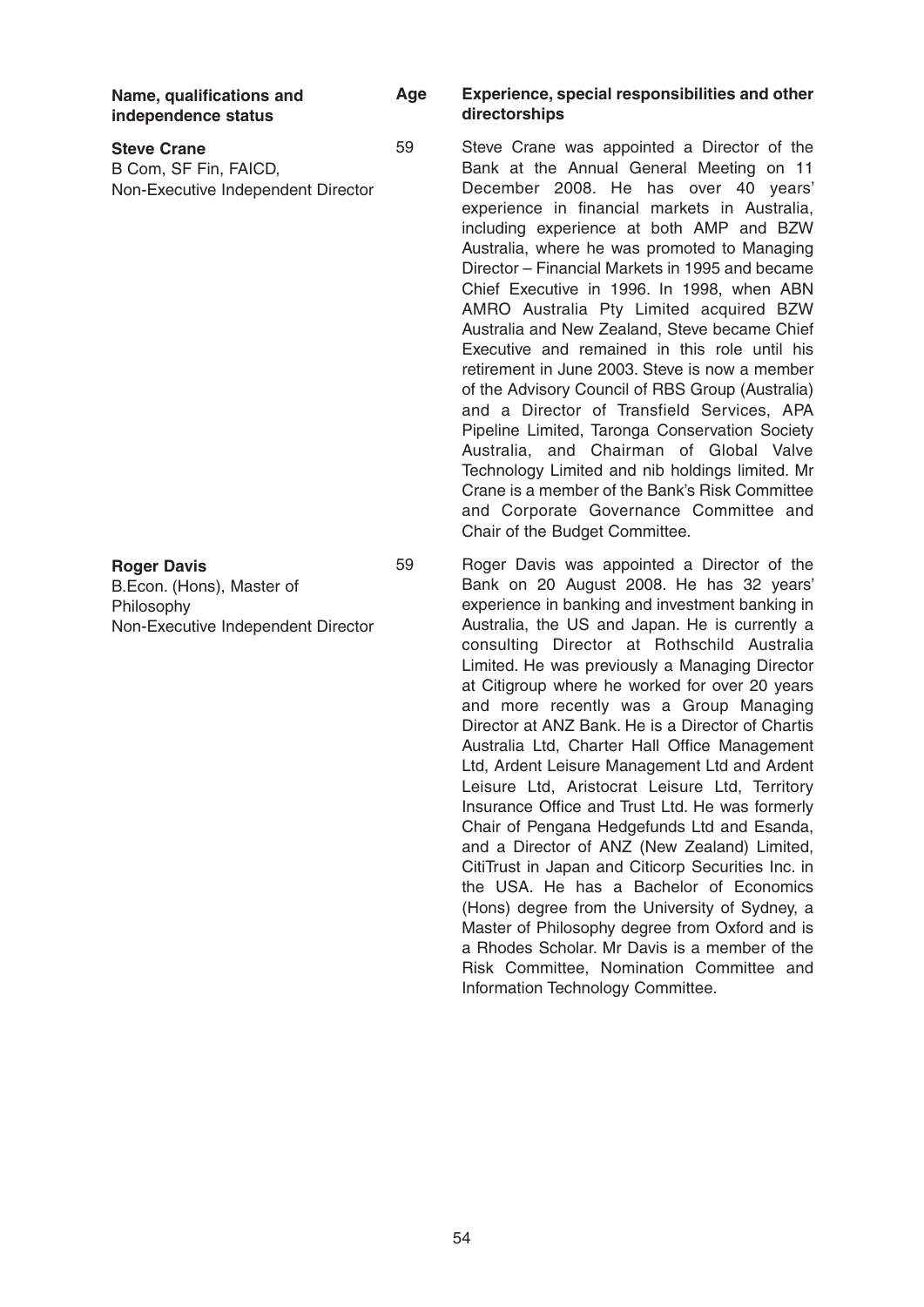| Name, qualifications and independence status | Age | Experience, special responsibilities and other directorships |
| --- | --- | --- |
| **Steve Crane**<br>B Com, SF Fin, FAICD,<br>Non-Executive Independent Director | 59 | Steve Crane was appointed a Director of the Bank at the Annual General Meeting on 11 December 2008. He has over 40 years' experience in financial markets in Australia, including experience at both AMP and BZW Australia, where he was promoted to Managing Director – Financial Markets in 1995 and became Chief Executive in 1996. In 1998, when ABN AMRO Australia Pty Limited acquired BZW Australia and New Zealand, Steve became Chief Executive and remained in this role until his retirement in June 2003. Steve is now a member of the Advisory Council of RBS Group (Australia) and a Director of Transfield Services, APA Pipeline Limited, Taronga Conservation Society Australia, and Chairman of Global Valve Technology Limited and nib holdings limited. Mr Crane is a member of the Bank's Risk Committee and Corporate Governance Committee and Chair of the Budget Committee. |
| **Roger Davis**<br>B.Econ. (Hons), Master of Philosophy<br>Non-Executive Independent Director | 59 | Roger Davis was appointed a Director of the Bank on 20 August 2008. He has 32 years' experience in banking and investment banking in Australia, the US and Japan. He is currently a consulting Director at Rothschild Australia Limited. He was previously a Managing Director at Citigroup where he worked for over 20 years and more recently was a Group Managing Director at ANZ Bank. He is a Director of Chartis Australia Ltd, Charter Hall Office Management Ltd, Ardent Leisure Management Ltd and Ardent Leisure Ltd, Aristocrat Leisure Ltd, Territory Insurance Office and Trust Ltd. He was formerly Chair of Pengana Hedgefunds Ltd and Esanda, and a Director of ANZ (New Zealand) Limited, CitiTrust in Japan and Citicorp Securities Inc. in the USA. He has a Bachelor of Economics (Hons) degree from the University of Sydney, a Master of Philosophy degree from Oxford and is a Rhodes Scholar. Mr Davis is a member of the Risk Committee, Nomination Committee and Information Technology Committee. |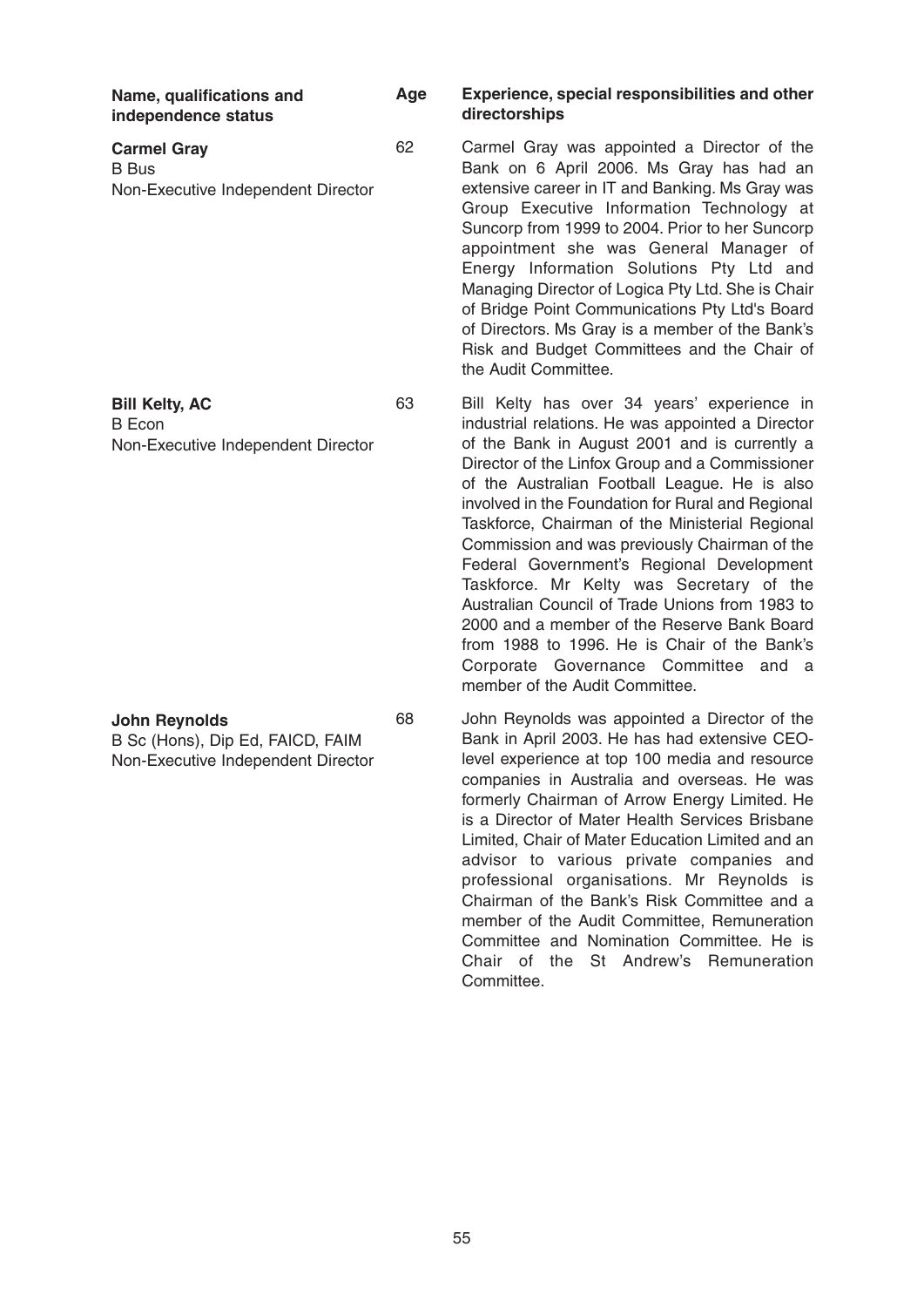| Name, qualifications and independence status | Age | Experience, special responsibilities and other directorships |
| --- | --- | --- |
| **Carmel Gray**<br>B Bus<br>Non-Executive Independent Director | 62 | Carmel Gray was appointed a Director of the Bank on 6 April 2006. Ms Gray has had an extensive career in IT and Banking. Ms Gray was Group Executive Information Technology at Suncorp from 1999 to 2004. Prior to her Suncorp appointment she was General Manager of Energy Information Solutions Pty Ltd and Managing Director of Logica Pty Ltd. She is Chair of Bridge Point Communications Pty Ltd's Board of Directors. Ms Gray is a member of the Bank's Risk and Budget Committees and the Chair of the Audit Committee. |
| **Bill Kelty, AC**<br>B Econ<br>Non-Executive Independent Director | 63 | Bill Kelty has over 34 years' experience in industrial relations. He was appointed a Director of the Bank in August 2001 and is currently a Director of the Linfox Group and a Commissioner of the Australian Football League. He is also involved in the Foundation for Rural and Regional Taskforce, Chairman of the Ministerial Regional Commission and was previously Chairman of the Federal Government's Regional Development Taskforce. Mr Kelty was Secretary of the Australian Council of Trade Unions from 1983 to 2000 and a member of the Reserve Bank Board from 1988 to 1996. He is Chair of the Bank's Corporate Governance Committee and a member of the Audit Committee. |
| **John Reynolds**<br>B Sc (Hons), Dip Ed, FAICD, FAIM<br>Non-Executive Independent Director | 68 | John Reynolds was appointed a Director of the Bank in April 2003. He has had extensive CEO-level experience at top 100 media and resource companies in Australia and overseas. He was formerly Chairman of Arrow Energy Limited. He is a Director of Mater Health Services Brisbane Limited, Chair of Mater Education Limited and an advisor to various private companies and professional organisations. Mr Reynolds is Chairman of the Bank's Risk Committee and a member of the Audit Committee, Remuneration Committee and Nomination Committee. He is Chair of the St Andrew's Remuneration Committee. |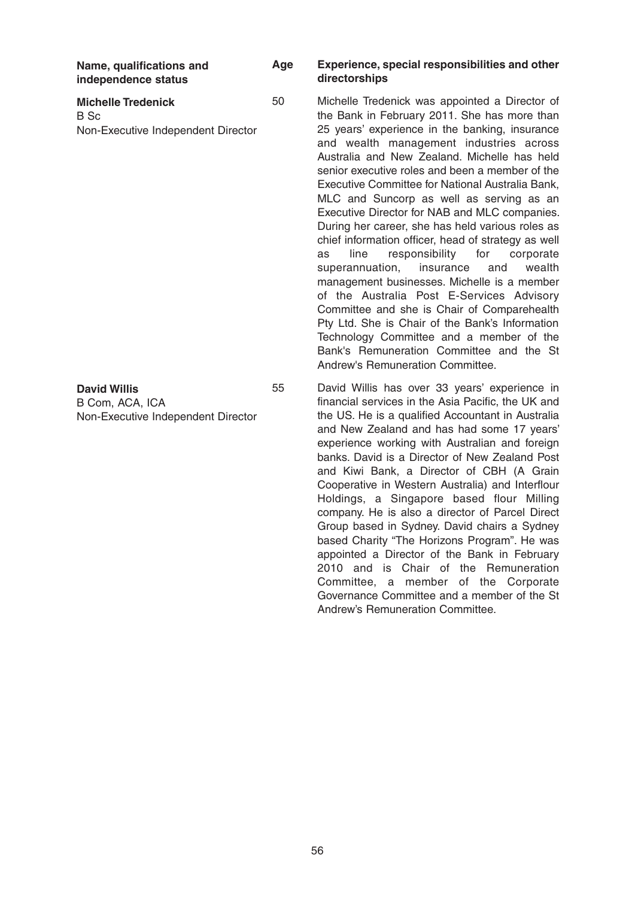| Name, qualifications and independence status | Age | Experience, special responsibilities and other directorships |
| --- | --- | --- |
| **Michelle Tredenick**<br>B Sc<br>Non-Executive Independent Director | 50 | Michelle Tredenick was appointed a Director of the Bank in February 2011. She has more than 25 years' experience in the banking, insurance and wealth management industries across Australia and New Zealand. Michelle has held senior executive roles and been a member of the Executive Committee for National Australia Bank, MLC and Suncorp as well as serving as an Executive Director for NAB and MLC companies. During her career, she has held various roles as chief information officer, head of strategy as well as line responsibility for corporate superannuation, insurance and wealth management businesses. Michelle is a member of the Australia Post E-Services Advisory Committee and she is Chair of Comparehealth Pty Ltd. She is Chair of the Bank's Information Technology Committee and a member of the Bank's Remuneration Committee and the St Andrew's Remuneration Committee. |
| **David Willis**<br>B Com, ACA, ICA<br>Non-Executive Independent Director | 55 | David Willis has over 33 years' experience in financial services in the Asia Pacific, the UK and the US. He is a qualified Accountant in Australia and New Zealand and has had some 17 years' experience working with Australian and foreign banks. David is a Director of New Zealand Post and Kiwi Bank, a Director of CBH (A Grain Cooperative in Western Australia) and Interflour Holdings, a Singapore based flour Milling company. He is also a director of Parcel Direct Group based in Sydney. David chairs a Sydney based Charity "The Horizons Program". He was appointed a Director of the Bank in February 2010 and is Chair of the Remuneration Committee, a member of the Corporate Governance Committee and a member of the St Andrew's Remuneration Committee. |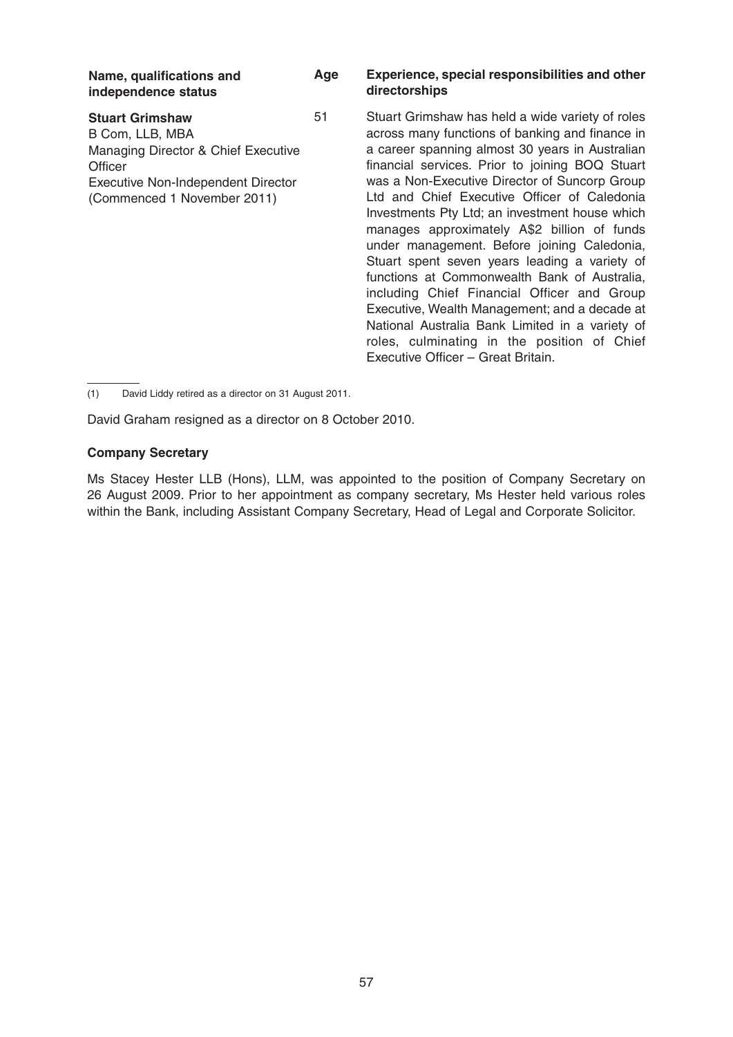| Name, qualifications and independence status | Age | Experience, special responsibilities and other directorships |
|---|---|---|
| **Stuart Grimshaw**<br>B Com, LLB, MBA<br>Managing Director & Chief Executive Officer<br>Executive Non-Independent Director<br>(Commenced 1 November 2011) | 51 | Stuart Grimshaw has held a wide variety of roles across many functions of banking and finance in a career spanning almost 30 years in Australian financial services. Prior to joining BOQ Stuart was a Non-Executive Director of Suncorp Group Ltd and Chief Executive Officer of Caledonia Investments Pty Ltd; an investment house which manages approximately A$2 billion of funds under management. Before joining Caledonia, Stuart spent seven years leading a variety of functions at Commonwealth Bank of Australia, including Chief Financial Officer and Group Executive, Wealth Management; and a decade at National Australia Bank Limited in a variety of roles, culminating in the position of Chief Executive Officer – Great Britain. |

(1) David Liddy retired as a director on 31 August 2011.

David Graham resigned as a director on 8 October 2010.

**Company Secretary**

Ms Stacey Hester LLB (Hons), LLM, was appointed to the position of Company Secretary on 26 August 2009. Prior to her appointment as company secretary, Ms Hester held various roles within the Bank, including Assistant Company Secretary, Head of Legal and Corporate Solicitor.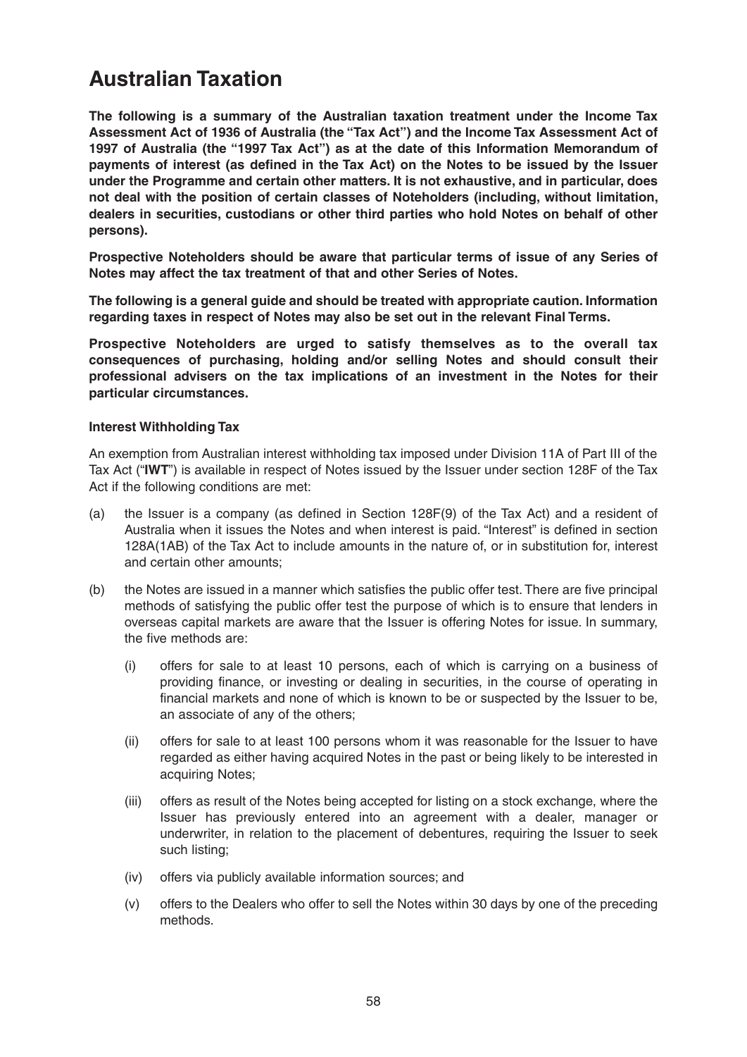# Australian Taxation

**The following is a summary of the Australian taxation treatment under the Income Tax Assessment Act of 1936 of Australia (the "Tax Act") and the Income Tax Assessment Act of 1997 of Australia (the "1997 Tax Act") as at the date of this Information Memorandum of payments of interest (as defined in the Tax Act) on the Notes to be issued by the Issuer under the Programme and certain other matters. It is not exhaustive, and in particular, does not deal with the position of certain classes of Noteholders (including, without limitation, dealers in securities, custodians or other third parties who hold Notes on behalf of other persons).**

**Prospective Noteholders should be aware that particular terms of issue of any Series of Notes may affect the tax treatment of that and other Series of Notes.**

**The following is a general guide and should be treated with appropriate caution. Information regarding taxes in respect of Notes may also be set out in the relevant Final Terms.**

**Prospective Noteholders are urged to satisfy themselves as to the overall tax consequences of purchasing, holding and/or selling Notes and should consult their professional advisers on the tax implications of an investment in the Notes for their particular circumstances.**

**Interest Withholding Tax**

An exemption from Australian interest withholding tax imposed under Division 11A of Part III of the Tax Act ("**IWT**") is available in respect of Notes issued by the Issuer under section 128F of the Tax Act if the following conditions are met:

(a) the Issuer is a company (as defined in Section 128F(9) of the Tax Act) and a resident of Australia when it issues the Notes and when interest is paid. "Interest" is defined in section 128A(1AB) of the Tax Act to include amounts in the nature of, or in substitution for, interest and certain other amounts;

(b) the Notes are issued in a manner which satisfies the public offer test. There are five principal methods of satisfying the public offer test the purpose of which is to ensure that lenders in overseas capital markets are aware that the Issuer is offering Notes for issue. In summary, the five methods are:

   (i) offers for sale to at least 10 persons, each of which is carrying on a business of providing finance, or investing or dealing in securities, in the course of operating in financial markets and none of which is known to be or suspected by the Issuer to be, an associate of any of the others;

   (ii) offers for sale to at least 100 persons whom it was reasonable for the Issuer to have regarded as either having acquired Notes in the past or being likely to be interested in acquiring Notes;

   (iii) offers as result of the Notes being accepted for listing on a stock exchange, where the Issuer has previously entered into an agreement with a dealer, manager or underwriter, in relation to the placement of debentures, requiring the Issuer to seek such listing;

   (iv) offers via publicly available information sources; and

   (v) offers to the Dealers who offer to sell the Notes within 30 days by one of the preceding methods.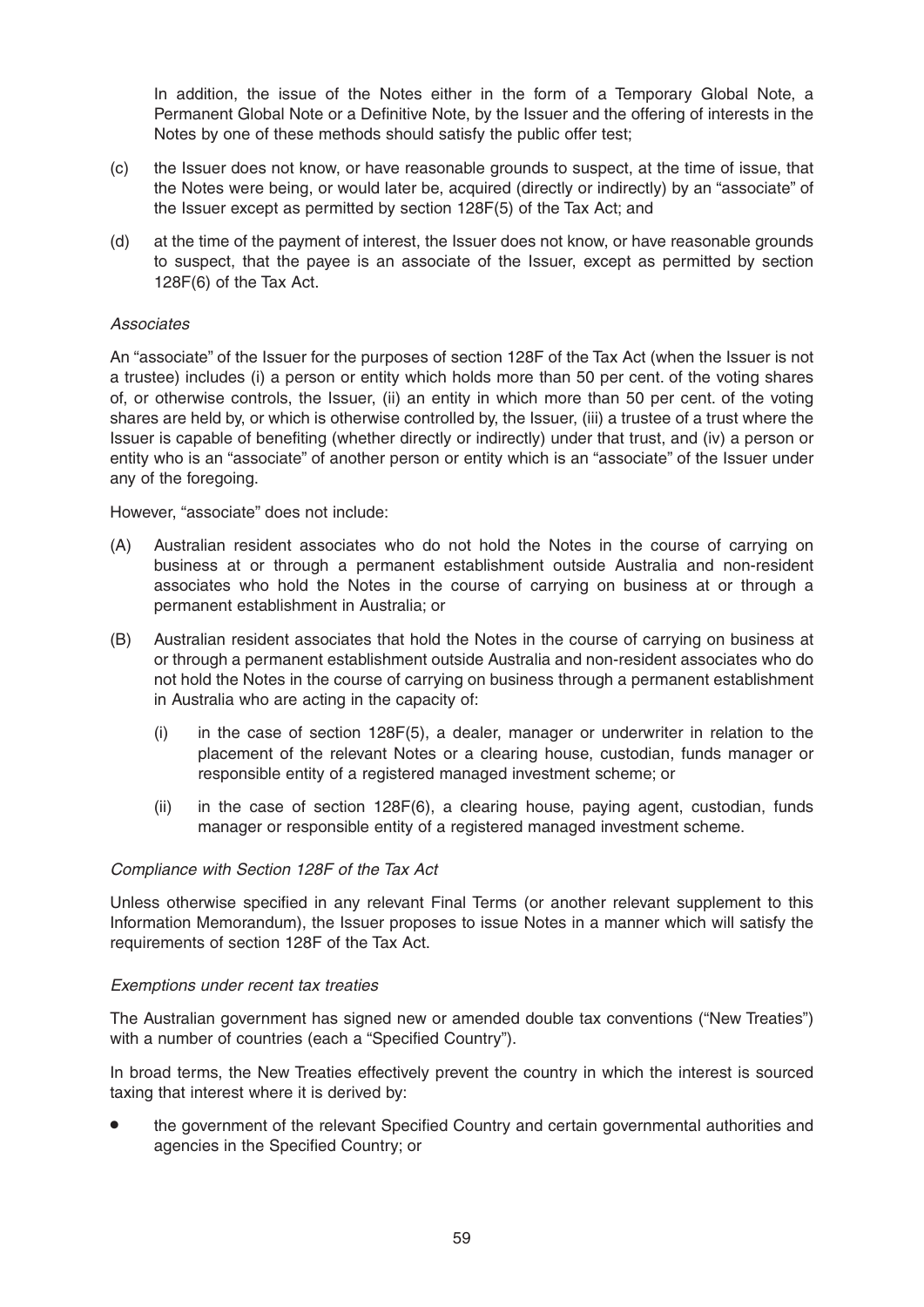In addition, the issue of the Notes either in the form of a Temporary Global Note, a Permanent Global Note or a Definitive Note, by the Issuer and the offering of interests in the Notes by one of these methods should satisfy the public offer test;

(c) the Issuer does not know, or have reasonable grounds to suspect, at the time of issue, that the Notes were being, or would later be, acquired (directly or indirectly) by an "associate" of the Issuer except as permitted by section 128F(5) of the Tax Act; and

(d) at the time of the payment of interest, the Issuer does not know, or have reasonable grounds to suspect, that the payee is an associate of the Issuer, except as permitted by section 128F(6) of the Tax Act.

*Associates*

An "associate" of the Issuer for the purposes of section 128F of the Tax Act (when the Issuer is not a trustee) includes (i) a person or entity which holds more than 50 per cent. of the voting shares of, or otherwise controls, the Issuer, (ii) an entity in which more than 50 per cent. of the voting shares are held by, or which is otherwise controlled by, the Issuer, (iii) a trustee of a trust where the Issuer is capable of benefiting (whether directly or indirectly) under that trust, and (iv) a person or entity who is an "associate" of another person or entity which is an "associate" of the Issuer under any of the foregoing.

However, "associate" does not include:

(A) Australian resident associates who do not hold the Notes in the course of carrying on business at or through a permanent establishment outside Australia and non-resident associates who hold the Notes in the course of carrying on business at or through a permanent establishment in Australia; or

(B) Australian resident associates that hold the Notes in the course of carrying on business at or through a permanent establishment outside Australia and non-resident associates who do not hold the Notes in the course of carrying on business through a permanent establishment in Australia who are acting in the capacity of:

   (i) in the case of section 128F(5), a dealer, manager or underwriter in relation to the placement of the relevant Notes or a clearing house, custodian, funds manager or responsible entity of a registered managed investment scheme; or

   (ii) in the case of section 128F(6), a clearing house, paying agent, custodian, funds manager or responsible entity of a registered managed investment scheme.

*Compliance with Section 128F of the Tax Act*

Unless otherwise specified in any relevant Final Terms (or another relevant supplement to this Information Memorandum), the Issuer proposes to issue Notes in a manner which will satisfy the requirements of section 128F of the Tax Act.

*Exemptions under recent tax treaties*

The Australian government has signed new or amended double tax conventions ("New Treaties") with a number of countries (each a "Specified Country").

In broad terms, the New Treaties effectively prevent the country in which the interest is sourced taxing that interest where it is derived by:

- the government of the relevant Specified Country and certain governmental authorities and agencies in the Specified Country; or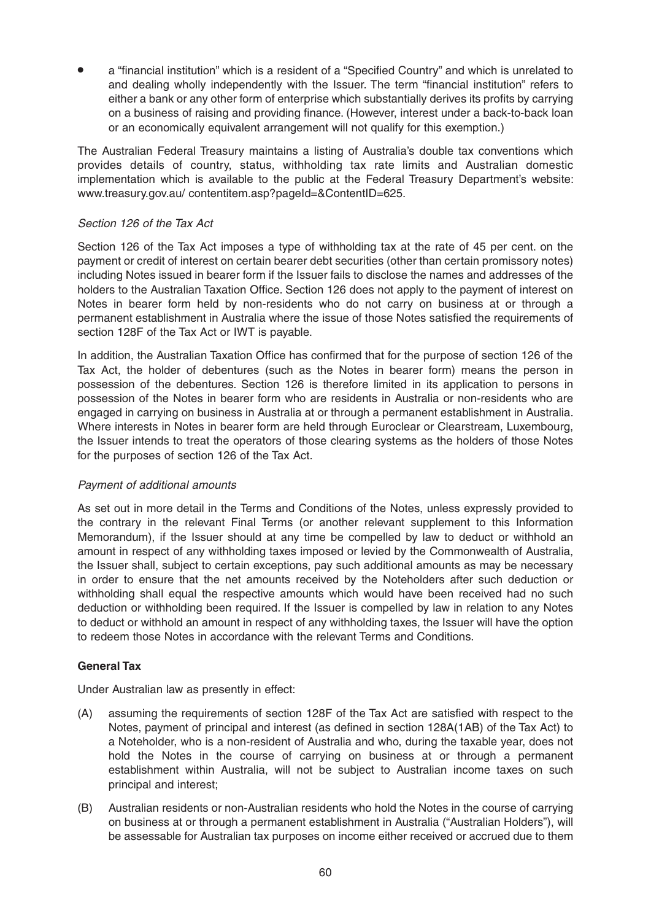- a "financial institution" which is a resident of a "Specified Country" and which is unrelated to and dealing wholly independently with the Issuer. The term "financial institution" refers to either a bank or any other form of enterprise which substantially derives its profits by carrying on a business of raising and providing finance. (However, interest under a back-to-back loan or an economically equivalent arrangement will not qualify for this exemption.)

The Australian Federal Treasury maintains a listing of Australia's double tax conventions which provides details of country, status, withholding tax rate limits and Australian domestic implementation which is available to the public at the Federal Treasury Department's website: www.treasury.gov.au/ contentitem.asp?pageId=&ContentID=625.

*Section 126 of the Tax Act*

Section 126 of the Tax Act imposes a type of withholding tax at the rate of 45 per cent. on the payment or credit of interest on certain bearer debt securities (other than certain promissory notes) including Notes issued in bearer form if the Issuer fails to disclose the names and addresses of the holders to the Australian Taxation Office. Section 126 does not apply to the payment of interest on Notes in bearer form held by non-residents who do not carry on business at or through a permanent establishment in Australia where the issue of those Notes satisfied the requirements of section 128F of the Tax Act or IWT is payable.

In addition, the Australian Taxation Office has confirmed that for the purpose of section 126 of the Tax Act, the holder of debentures (such as the Notes in bearer form) means the person in possession of the debentures. Section 126 is therefore limited in its application to persons in possession of the Notes in bearer form who are residents in Australia or non-residents who are engaged in carrying on business in Australia at or through a permanent establishment in Australia. Where interests in Notes in bearer form are held through Euroclear or Clearstream, Luxembourg, the Issuer intends to treat the operators of those clearing systems as the holders of those Notes for the purposes of section 126 of the Tax Act.

*Payment of additional amounts*

As set out in more detail in the Terms and Conditions of the Notes, unless expressly provided to the contrary in the relevant Final Terms (or another relevant supplement to this Information Memorandum), if the Issuer should at any time be compelled by law to deduct or withhold an amount in respect of any withholding taxes imposed or levied by the Commonwealth of Australia, the Issuer shall, subject to certain exceptions, pay such additional amounts as may be necessary in order to ensure that the net amounts received by the Noteholders after such deduction or withholding shall equal the respective amounts which would have been received had no such deduction or withholding been required. If the Issuer is compelled by law in relation to any Notes to deduct or withhold an amount in respect of any withholding taxes, the Issuer will have the option to redeem those Notes in accordance with the relevant Terms and Conditions.

**General Tax**

Under Australian law as presently in effect:

(A) assuming the requirements of section 128F of the Tax Act are satisfied with respect to the Notes, payment of principal and interest (as defined in section 128A(1AB) of the Tax Act) to a Noteholder, who is a non-resident of Australia and who, during the taxable year, does not hold the Notes in the course of carrying on business at or through a permanent establishment within Australia, will not be subject to Australian income taxes on such principal and interest;

(B) Australian residents or non-Australian residents who hold the Notes in the course of carrying on business at or through a permanent establishment in Australia ("Australian Holders"), will be assessable for Australian tax purposes on income either received or accrued due to them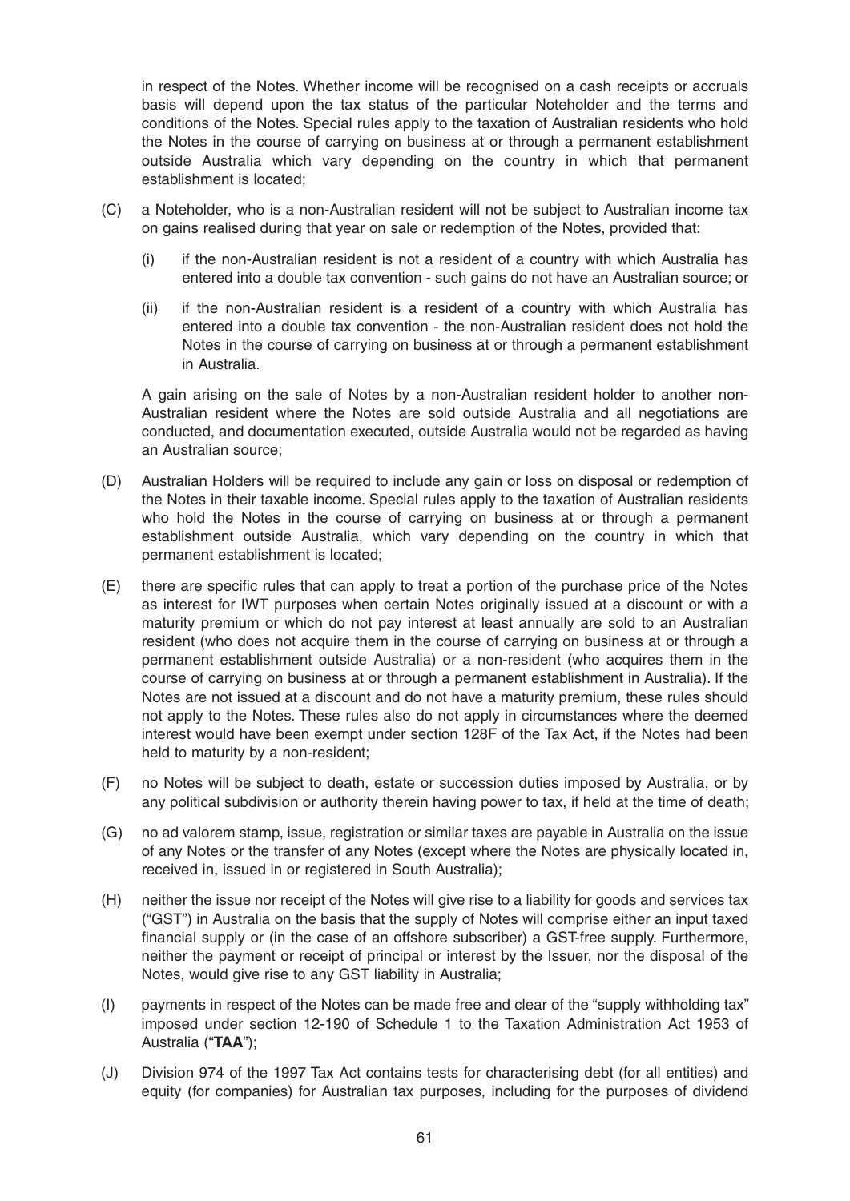in respect of the Notes. Whether income will be recognised on a cash receipts or accruals basis will depend upon the tax status of the particular Noteholder and the terms and conditions of the Notes. Special rules apply to the taxation of Australian residents who hold the Notes in the course of carrying on business at or through a permanent establishment outside Australia which vary depending on the country in which that permanent establishment is located;

(C) a Noteholder, who is a non-Australian resident will not be subject to Australian income tax on gains realised during that year on sale or redemption of the Notes, provided that:

   (i) if the non-Australian resident is not a resident of a country with which Australia has entered into a double tax convention - such gains do not have an Australian source; or

   (ii) if the non-Australian resident is a resident of a country with which Australia has entered into a double tax convention - the non-Australian resident does not hold the Notes in the course of carrying on business at or through a permanent establishment in Australia.

   A gain arising on the sale of Notes by a non-Australian resident holder to another non-Australian resident where the Notes are sold outside Australia and all negotiations are conducted, and documentation executed, outside Australia would not be regarded as having an Australian source;

(D) Australian Holders will be required to include any gain or loss on disposal or redemption of the Notes in their taxable income. Special rules apply to the taxation of Australian residents who hold the Notes in the course of carrying on business at or through a permanent establishment outside Australia, which vary depending on the country in which that permanent establishment is located;

(E) there are specific rules that can apply to treat a portion of the purchase price of the Notes as interest for IWT purposes when certain Notes originally issued at a discount or with a maturity premium or which do not pay interest at least annually are sold to an Australian resident (who does not acquire them in the course of carrying on business at or through a permanent establishment outside Australia) or a non-resident (who acquires them in the course of carrying on business at or through a permanent establishment in Australia). If the Notes are not issued at a discount and do not have a maturity premium, these rules should not apply to the Notes. These rules also do not apply in circumstances where the deemed interest would have been exempt under section 128F of the Tax Act, if the Notes had been held to maturity by a non-resident;

(F) no Notes will be subject to death, estate or succession duties imposed by Australia, or by any political subdivision or authority therein having power to tax, if held at the time of death;

(G) no ad valorem stamp, issue, registration or similar taxes are payable in Australia on the issue of any Notes or the transfer of any Notes (except where the Notes are physically located in, received in, issued in or registered in South Australia);

(H) neither the issue nor receipt of the Notes will give rise to a liability for goods and services tax ("GST") in Australia on the basis that the supply of Notes will comprise either an input taxed financial supply or (in the case of an offshore subscriber) a GST-free supply. Furthermore, neither the payment or receipt of principal or interest by the Issuer, nor the disposal of the Notes, would give rise to any GST liability in Australia;

(I) payments in respect of the Notes can be made free and clear of the "supply withholding tax" imposed under section 12-190 of Schedule 1 to the Taxation Administration Act 1953 of Australia ("**TAA**");

(J) Division 974 of the 1997 Tax Act contains tests for characterising debt (for all entities) and equity (for companies) for Australian tax purposes, including for the purposes of dividend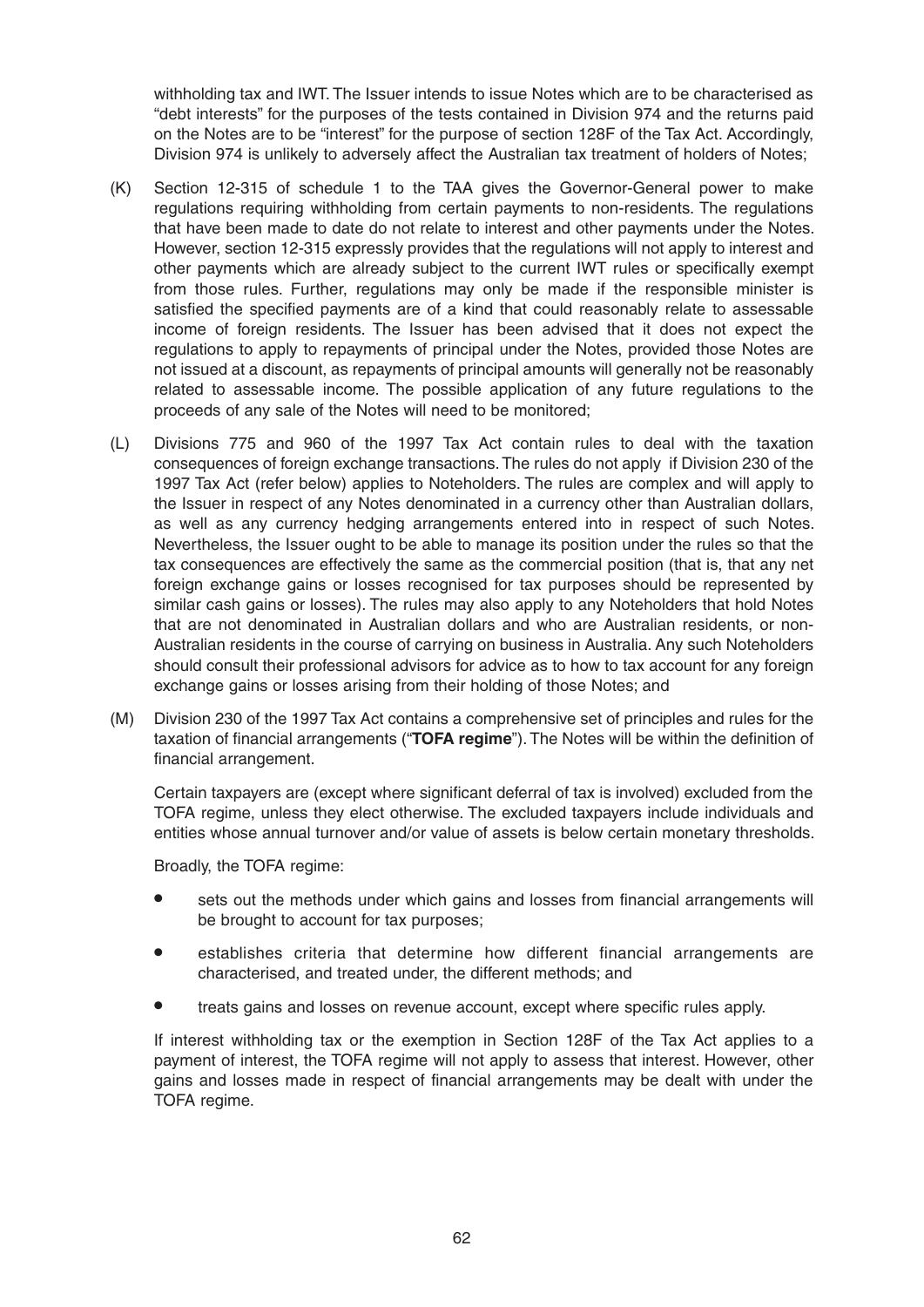withholding tax and IWT. The Issuer intends to issue Notes which are to be characterised as "debt interests" for the purposes of the tests contained in Division 974 and the returns paid on the Notes are to be "interest" for the purpose of section 128F of the Tax Act. Accordingly, Division 974 is unlikely to adversely affect the Australian tax treatment of holders of Notes;

(K) Section 12-315 of schedule 1 to the TAA gives the Governor-General power to make regulations requiring withholding from certain payments to non-residents. The regulations that have been made to date do not relate to interest and other payments under the Notes. However, section 12-315 expressly provides that the regulations will not apply to interest and other payments which are already subject to the current IWT rules or specifically exempt from those rules. Further, regulations may only be made if the responsible minister is satisfied the specified payments are of a kind that could reasonably relate to assessable income of foreign residents. The Issuer has been advised that it does not expect the regulations to apply to repayments of principal under the Notes, provided those Notes are not issued at a discount, as repayments of principal amounts will generally not be reasonably related to assessable income. The possible application of any future regulations to the proceeds of any sale of the Notes will need to be monitored;

(L) Divisions 775 and 960 of the 1997 Tax Act contain rules to deal with the taxation consequences of foreign exchange transactions. The rules do not apply if Division 230 of the 1997 Tax Act (refer below) applies to Noteholders. The rules are complex and will apply to the Issuer in respect of any Notes denominated in a currency other than Australian dollars, as well as any currency hedging arrangements entered into in respect of such Notes. Nevertheless, the Issuer ought to be able to manage its position under the rules so that the tax consequences are effectively the same as the commercial position (that is, that any net foreign exchange gains or losses recognised for tax purposes should be represented by similar cash gains or losses). The rules may also apply to any Noteholders that hold Notes that are not denominated in Australian dollars and who are Australian residents, or non-Australian residents in the course of carrying on business in Australia. Any such Noteholders should consult their professional advisors for advice as to how to tax account for any foreign exchange gains or losses arising from their holding of those Notes; and

(M) Division 230 of the 1997 Tax Act contains a comprehensive set of principles and rules for the taxation of financial arrangements ("**TOFA regime**"). The Notes will be within the definition of financial arrangement.

Certain taxpayers are (except where significant deferral of tax is involved) excluded from the TOFA regime, unless they elect otherwise. The excluded taxpayers include individuals and entities whose annual turnover and/or value of assets is below certain monetary thresholds.

Broadly, the TOFA regime:

- sets out the methods under which gains and losses from financial arrangements will be brought to account for tax purposes;
- establishes criteria that determine how different financial arrangements are characterised, and treated under, the different methods; and
- treats gains and losses on revenue account, except where specific rules apply.

If interest withholding tax or the exemption in Section 128F of the Tax Act applies to a payment of interest, the TOFA regime will not apply to assess that interest. However, other gains and losses made in respect of financial arrangements may be dealt with under the TOFA regime.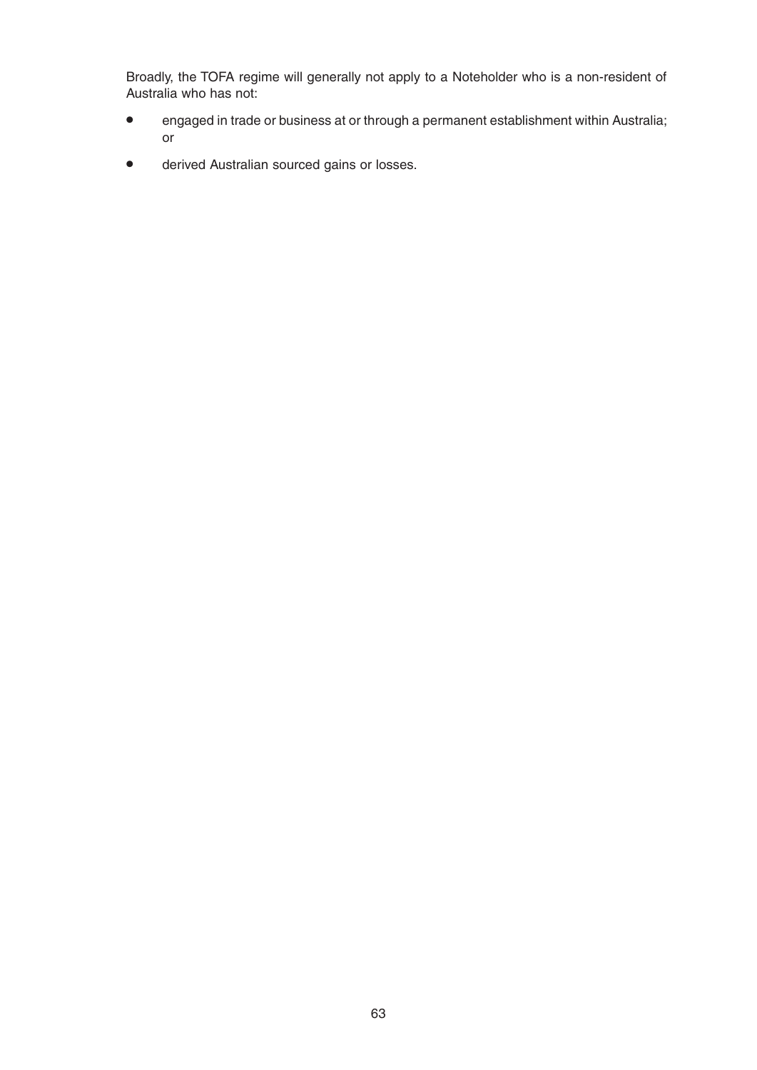Broadly, the TOFA regime will generally not apply to a Noteholder who is a non-resident of Australia who has not:

- engaged in trade or business at or through a permanent establishment within Australia; or
- derived Australian sourced gains or losses.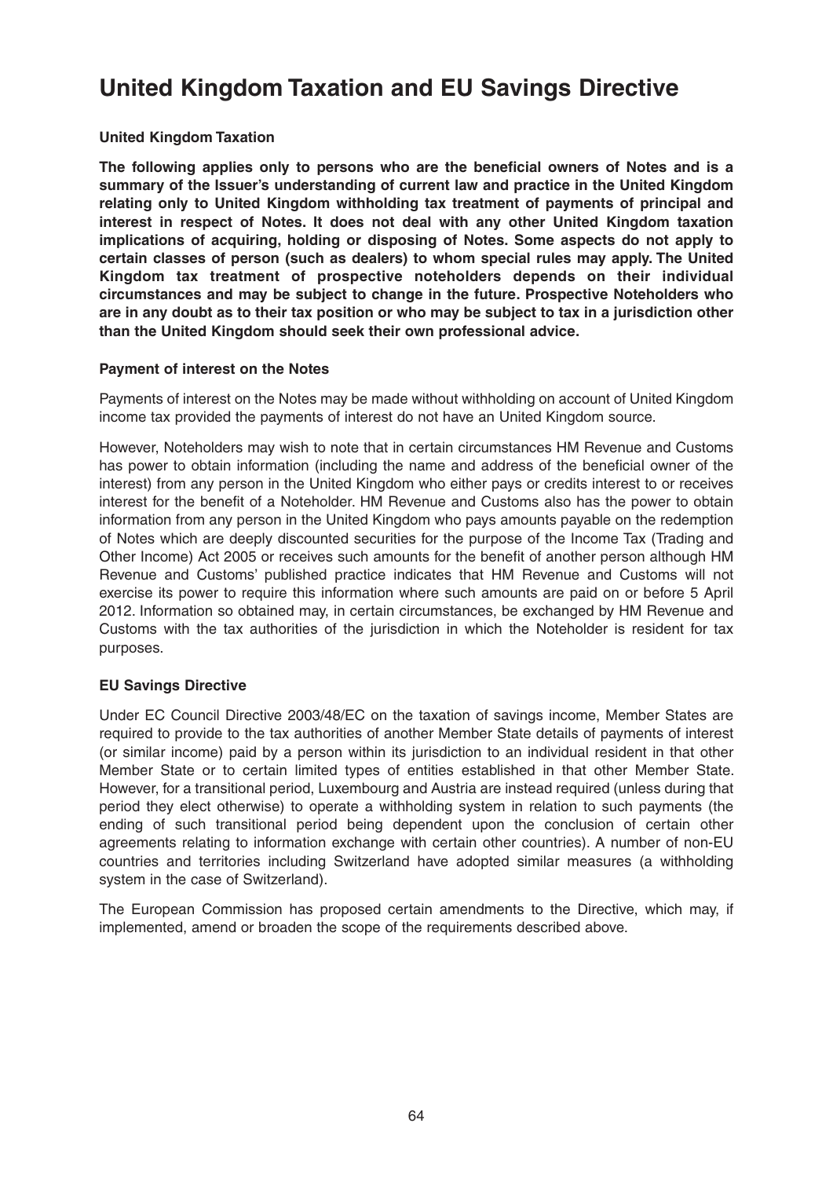# United Kingdom Taxation and EU Savings Directive

### United Kingdom Taxation

**The following applies only to persons who are the beneficial owners of Notes and is a summary of the Issuer's understanding of current law and practice in the United Kingdom relating only to United Kingdom withholding tax treatment of payments of principal and interest in respect of Notes. It does not deal with any other United Kingdom taxation implications of acquiring, holding or disposing of Notes. Some aspects do not apply to certain classes of person (such as dealers) to whom special rules may apply. The United Kingdom tax treatment of prospective noteholders depends on their individual circumstances and may be subject to change in the future. Prospective Noteholders who are in any doubt as to their tax position or who may be subject to tax in a jurisdiction other than the United Kingdom should seek their own professional advice.**

### Payment of interest on the Notes

Payments of interest on the Notes may be made without withholding on account of United Kingdom income tax provided the payments of interest do not have an United Kingdom source.

However, Noteholders may wish to note that in certain circumstances HM Revenue and Customs has power to obtain information (including the name and address of the beneficial owner of the interest) from any person in the United Kingdom who either pays or credits interest to or receives interest for the benefit of a Noteholder. HM Revenue and Customs also has the power to obtain information from any person in the United Kingdom who pays amounts payable on the redemption of Notes which are deeply discounted securities for the purpose of the Income Tax (Trading and Other Income) Act 2005 or receives such amounts for the benefit of another person although HM Revenue and Customs' published practice indicates that HM Revenue and Customs will not exercise its power to require this information where such amounts are paid on or before 5 April 2012. Information so obtained may, in certain circumstances, be exchanged by HM Revenue and Customs with the tax authorities of the jurisdiction in which the Noteholder is resident for tax purposes.

### EU Savings Directive

Under EC Council Directive 2003/48/EC on the taxation of savings income, Member States are required to provide to the tax authorities of another Member State details of payments of interest (or similar income) paid by a person within its jurisdiction to an individual resident in that other Member State or to certain limited types of entities established in that other Member State. However, for a transitional period, Luxembourg and Austria are instead required (unless during that period they elect otherwise) to operate a withholding system in relation to such payments (the ending of such transitional period being dependent upon the conclusion of certain other agreements relating to information exchange with certain other countries). A number of non-EU countries and territories including Switzerland have adopted similar measures (a withholding system in the case of Switzerland).

The European Commission has proposed certain amendments to the Directive, which may, if implemented, amend or broaden the scope of the requirements described above.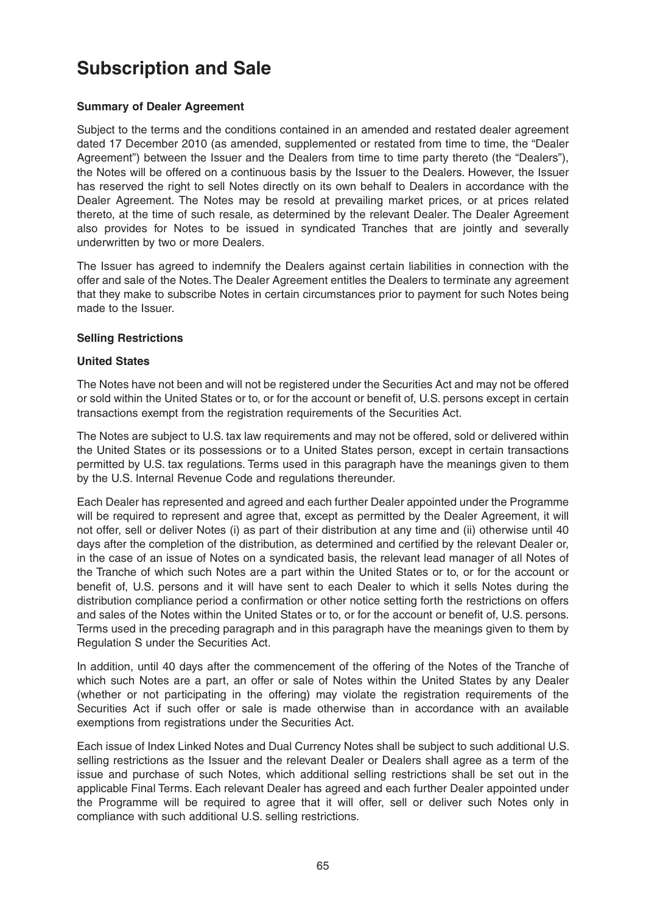# Subscription and Sale

### Summary of Dealer Agreement

Subject to the terms and the conditions contained in an amended and restated dealer agreement dated 17 December 2010 (as amended, supplemented or restated from time to time, the "Dealer Agreement") between the Issuer and the Dealers from time to time party thereto (the "Dealers"), the Notes will be offered on a continuous basis by the Issuer to the Dealers. However, the Issuer has reserved the right to sell Notes directly on its own behalf to Dealers in accordance with the Dealer Agreement. The Notes may be resold at prevailing market prices, or at prices related thereto, at the time of such resale, as determined by the relevant Dealer. The Dealer Agreement also provides for Notes to be issued in syndicated Tranches that are jointly and severally underwritten by two or more Dealers.

The Issuer has agreed to indemnify the Dealers against certain liabilities in connection with the offer and sale of the Notes. The Dealer Agreement entitles the Dealers to terminate any agreement that they make to subscribe Notes in certain circumstances prior to payment for such Notes being made to the Issuer.

### Selling Restrictions

### United States

The Notes have not been and will not be registered under the Securities Act and may not be offered or sold within the United States or to, or for the account or benefit of, U.S. persons except in certain transactions exempt from the registration requirements of the Securities Act.

The Notes are subject to U.S. tax law requirements and may not be offered, sold or delivered within the United States or its possessions or to a United States person, except in certain transactions permitted by U.S. tax regulations. Terms used in this paragraph have the meanings given to them by the U.S. Internal Revenue Code and regulations thereunder.

Each Dealer has represented and agreed and each further Dealer appointed under the Programme will be required to represent and agree that, except as permitted by the Dealer Agreement, it will not offer, sell or deliver Notes (i) as part of their distribution at any time and (ii) otherwise until 40 days after the completion of the distribution, as determined and certified by the relevant Dealer or, in the case of an issue of Notes on a syndicated basis, the relevant lead manager of all Notes of the Tranche of which such Notes are a part within the United States or to, or for the account or benefit of, U.S. persons and it will have sent to each Dealer to which it sells Notes during the distribution compliance period a confirmation or other notice setting forth the restrictions on offers and sales of the Notes within the United States or to, or for the account or benefit of, U.S. persons. Terms used in the preceding paragraph and in this paragraph have the meanings given to them by Regulation S under the Securities Act.

In addition, until 40 days after the commencement of the offering of the Notes of the Tranche of which such Notes are a part, an offer or sale of Notes within the United States by any Dealer (whether or not participating in the offering) may violate the registration requirements of the Securities Act if such offer or sale is made otherwise than in accordance with an available exemptions from registrations under the Securities Act.

Each issue of Index Linked Notes and Dual Currency Notes shall be subject to such additional U.S. selling restrictions as the Issuer and the relevant Dealer or Dealers shall agree as a term of the issue and purchase of such Notes, which additional selling restrictions shall be set out in the applicable Final Terms. Each relevant Dealer has agreed and each further Dealer appointed under the Programme will be required to agree that it will offer, sell or deliver such Notes only in compliance with such additional U.S. selling restrictions.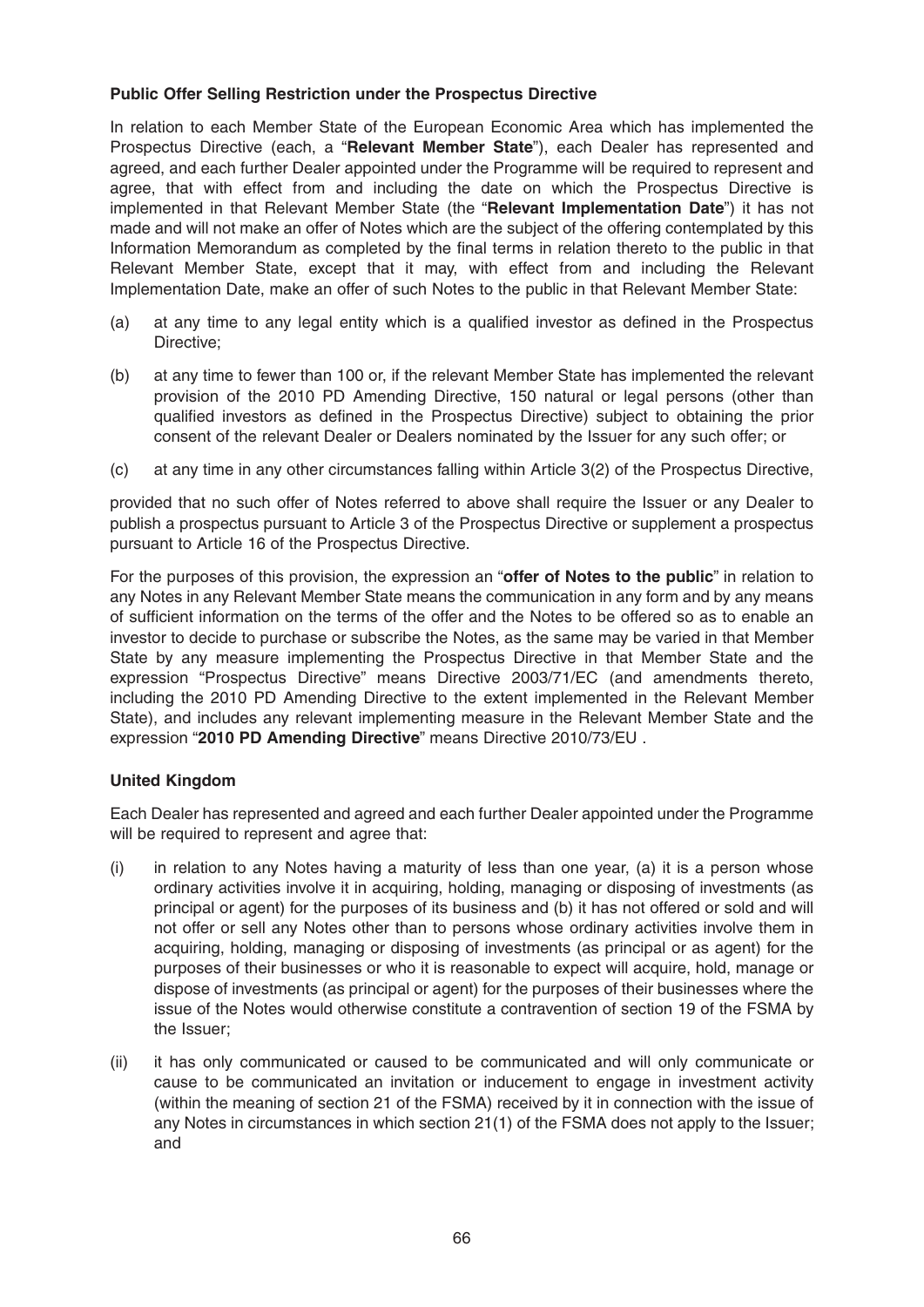**Public Offer Selling Restriction under the Prospectus Directive**

In relation to each Member State of the European Economic Area which has implemented the Prospectus Directive (each, a "**Relevant Member State**"), each Dealer has represented and agreed, and each further Dealer appointed under the Programme will be required to represent and agree, that with effect from and including the date on which the Prospectus Directive is implemented in that Relevant Member State (the "**Relevant Implementation Date**") it has not made and will not make an offer of Notes which are the subject of the offering contemplated by this Information Memorandum as completed by the final terms in relation thereto to the public in that Relevant Member State, except that it may, with effect from and including the Relevant Implementation Date, make an offer of such Notes to the public in that Relevant Member State:

(a) at any time to any legal entity which is a qualified investor as defined in the Prospectus Directive;

(b) at any time to fewer than 100 or, if the relevant Member State has implemented the relevant provision of the 2010 PD Amending Directive, 150 natural or legal persons (other than qualified investors as defined in the Prospectus Directive) subject to obtaining the prior consent of the relevant Dealer or Dealers nominated by the Issuer for any such offer; or

(c) at any time in any other circumstances falling within Article 3(2) of the Prospectus Directive,

provided that no such offer of Notes referred to above shall require the Issuer or any Dealer to publish a prospectus pursuant to Article 3 of the Prospectus Directive or supplement a prospectus pursuant to Article 16 of the Prospectus Directive.

For the purposes of this provision, the expression an "**offer of Notes to the public**" in relation to any Notes in any Relevant Member State means the communication in any form and by any means of sufficient information on the terms of the offer and the Notes to be offered so as to enable an investor to decide to purchase or subscribe the Notes, as the same may be varied in that Member State by any measure implementing the Prospectus Directive in that Member State and the expression "Prospectus Directive" means Directive 2003/71/EC (and amendments thereto, including the 2010 PD Amending Directive to the extent implemented in the Relevant Member State), and includes any relevant implementing measure in the Relevant Member State and the expression "**2010 PD Amending Directive**" means Directive 2010/73/EU .

**United Kingdom**

Each Dealer has represented and agreed and each further Dealer appointed under the Programme will be required to represent and agree that:

(i) in relation to any Notes having a maturity of less than one year, (a) it is a person whose ordinary activities involve it in acquiring, holding, managing or disposing of investments (as principal or agent) for the purposes of its business and (b) it has not offered or sold and will not offer or sell any Notes other than to persons whose ordinary activities involve them in acquiring, holding, managing or disposing of investments (as principal or as agent) for the purposes of their businesses or who it is reasonable to expect will acquire, hold, manage or dispose of investments (as principal or agent) for the purposes of their businesses where the issue of the Notes would otherwise constitute a contravention of section 19 of the FSMA by the Issuer;

(ii) it has only communicated or caused to be communicated and will only communicate or cause to be communicated an invitation or inducement to engage in investment activity (within the meaning of section 21 of the FSMA) received by it in connection with the issue of any Notes in circumstances in which section 21(1) of the FSMA does not apply to the Issuer; and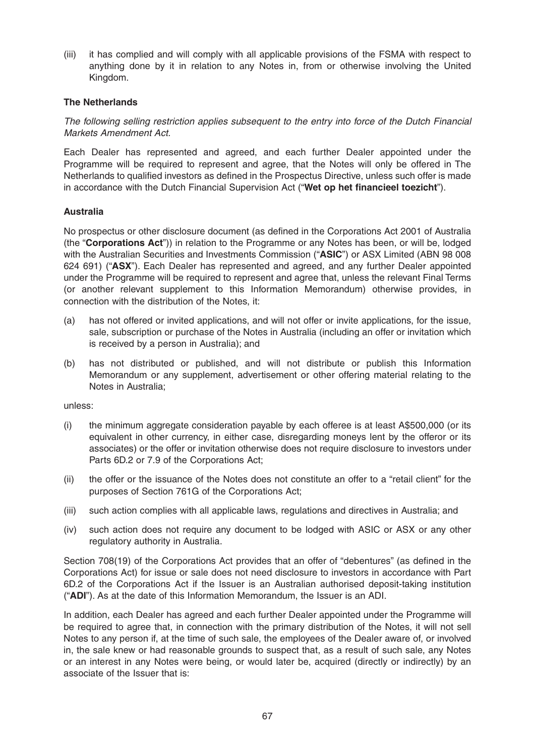(iii) it has complied and will comply with all applicable provisions of the FSMA with respect to anything done by it in relation to any Notes in, from or otherwise involving the United Kingdom.

**The Netherlands**

*The following selling restriction applies subsequent to the entry into force of the Dutch Financial Markets Amendment Act.*

Each Dealer has represented and agreed, and each further Dealer appointed under the Programme will be required to represent and agree, that the Notes will only be offered in The Netherlands to qualified investors as defined in the Prospectus Directive, unless such offer is made in accordance with the Dutch Financial Supervision Act ("**Wet op het financieel toezicht**").

**Australia**

No prospectus or other disclosure document (as defined in the Corporations Act 2001 of Australia (the "**Corporations Act**")) in relation to the Programme or any Notes has been, or will be, lodged with the Australian Securities and Investments Commission ("**ASIC**") or ASX Limited (ABN 98 008 624 691) ("**ASX**"). Each Dealer has represented and agreed, and any further Dealer appointed under the Programme will be required to represent and agree that, unless the relevant Final Terms (or another relevant supplement to this Information Memorandum) otherwise provides, in connection with the distribution of the Notes, it:

(a) has not offered or invited applications, and will not offer or invite applications, for the issue, sale, subscription or purchase of the Notes in Australia (including an offer or invitation which is received by a person in Australia); and

(b) has not distributed or published, and will not distribute or publish this Information Memorandum or any supplement, advertisement or other offering material relating to the Notes in Australia;

unless:

(i) the minimum aggregate consideration payable by each offeree is at least A$500,000 (or its equivalent in other currency, in either case, disregarding moneys lent by the offeror or its associates) or the offer or invitation otherwise does not require disclosure to investors under Parts 6D.2 or 7.9 of the Corporations Act;

(ii) the offer or the issuance of the Notes does not constitute an offer to a "retail client" for the purposes of Section 761G of the Corporations Act;

(iii) such action complies with all applicable laws, regulations and directives in Australia; and

(iv) such action does not require any document to be lodged with ASIC or ASX or any other regulatory authority in Australia.

Section 708(19) of the Corporations Act provides that an offer of "debentures" (as defined in the Corporations Act) for issue or sale does not need disclosure to investors in accordance with Part 6D.2 of the Corporations Act if the Issuer is an Australian authorised deposit-taking institution ("**ADI**"). As at the date of this Information Memorandum, the Issuer is an ADI.

In addition, each Dealer has agreed and each further Dealer appointed under the Programme will be required to agree that, in connection with the primary distribution of the Notes, it will not sell Notes to any person if, at the time of such sale, the employees of the Dealer aware of, or involved in, the sale knew or had reasonable grounds to suspect that, as a result of such sale, any Notes or an interest in any Notes were being, or would later be, acquired (directly or indirectly) by an associate of the Issuer that is: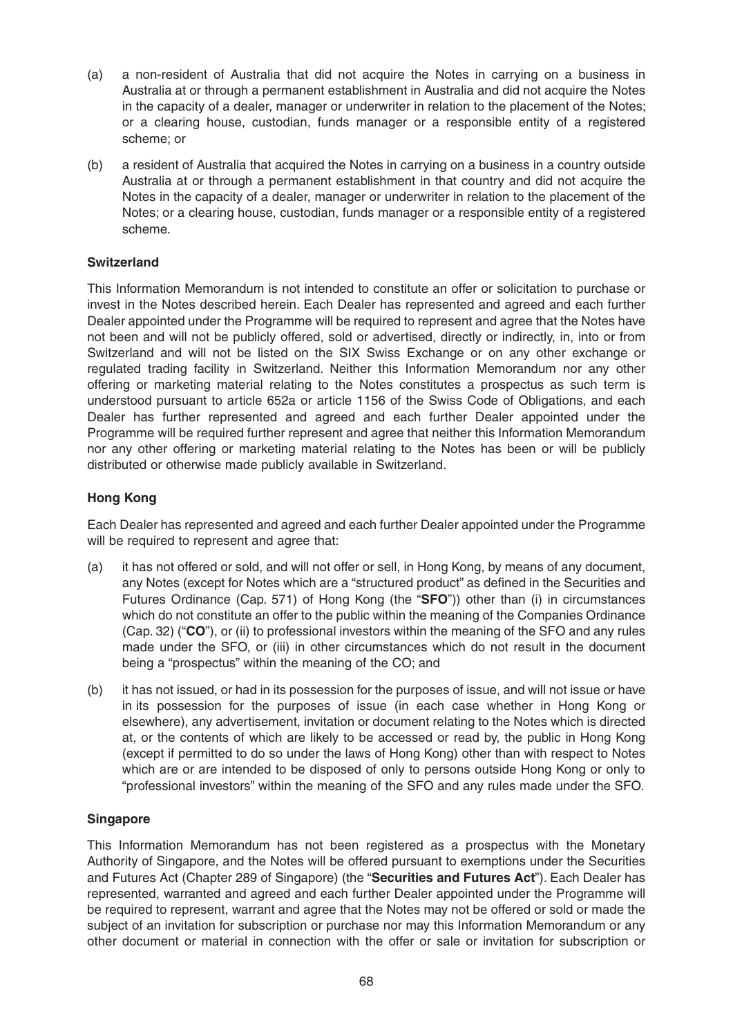(a) a non-resident of Australia that did not acquire the Notes in carrying on a business in Australia at or through a permanent establishment in Australia and did not acquire the Notes in the capacity of a dealer, manager or underwriter in relation to the placement of the Notes; or a clearing house, custodian, funds manager or a responsible entity of a registered scheme; or

(b) a resident of Australia that acquired the Notes in carrying on a business in a country outside Australia at or through a permanent establishment in that country and did not acquire the Notes in the capacity of a dealer, manager or underwriter in relation to the placement of the Notes; or a clearing house, custodian, funds manager or a responsible entity of a registered scheme.

**Switzerland**

This Information Memorandum is not intended to constitute an offer or solicitation to purchase or invest in the Notes described herein. Each Dealer has represented and agreed and each further Dealer appointed under the Programme will be required to represent and agree that the Notes have not been and will not be publicly offered, sold or advertised, directly or indirectly, in, into or from Switzerland and will not be listed on the SIX Swiss Exchange or on any other exchange or regulated trading facility in Switzerland. Neither this Information Memorandum nor any other offering or marketing material relating to the Notes constitutes a prospectus as such term is understood pursuant to article 652a or article 1156 of the Swiss Code of Obligations, and each Dealer has further represented and agreed and each further Dealer appointed under the Programme will be required further represent and agree that neither this Information Memorandum nor any other offering or marketing material relating to the Notes has been or will be publicly distributed or otherwise made publicly available in Switzerland.

**Hong Kong**

Each Dealer has represented and agreed and each further Dealer appointed under the Programme will be required to represent and agree that:

(a) it has not offered or sold, and will not offer or sell, in Hong Kong, by means of any document, any Notes (except for Notes which are a "structured product" as defined in the Securities and Futures Ordinance (Cap. 571) of Hong Kong (the "**SFO**")) other than (i) in circumstances which do not constitute an offer to the public within the meaning of the Companies Ordinance (Cap. 32) ("**CO**"), or (ii) to professional investors within the meaning of the SFO and any rules made under the SFO, or (iii) in other circumstances which do not result in the document being a "prospectus" within the meaning of the CO; and

(b) it has not issued, or had in its possession for the purposes of issue, and will not issue or have in its possession for the purposes of issue (in each case whether in Hong Kong or elsewhere), any advertisement, invitation or document relating to the Notes which is directed at, or the contents of which are likely to be accessed or read by, the public in Hong Kong (except if permitted to do so under the laws of Hong Kong) other than with respect to Notes which are or are intended to be disposed of only to persons outside Hong Kong or only to "professional investors" within the meaning of the SFO and any rules made under the SFO.

**Singapore**

This Information Memorandum has not been registered as a prospectus with the Monetary Authority of Singapore, and the Notes will be offered pursuant to exemptions under the Securities and Futures Act (Chapter 289 of Singapore) (the "**Securities and Futures Act**"). Each Dealer has represented, warranted and agreed and each further Dealer appointed under the Programme will be required to represent, warrant and agree that the Notes may not be offered or sold or made the subject of an invitation for subscription or purchase nor may this Information Memorandum or any other document or material in connection with the offer or sale or invitation for subscription or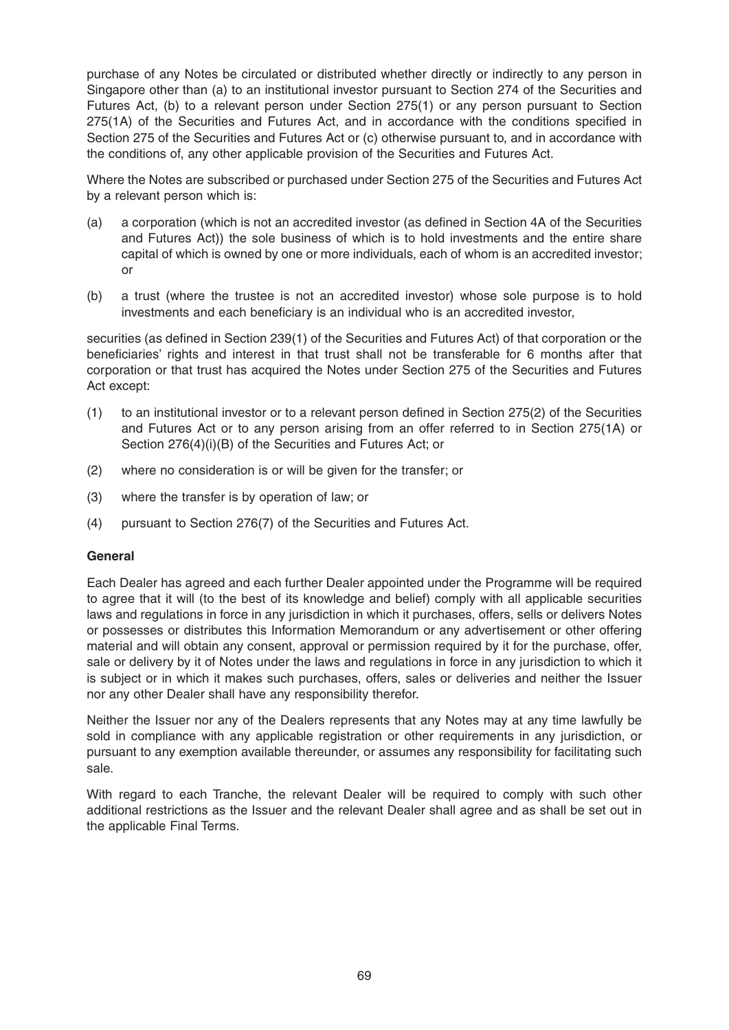purchase of any Notes be circulated or distributed whether directly or indirectly to any person in Singapore other than (a) to an institutional investor pursuant to Section 274 of the Securities and Futures Act, (b) to a relevant person under Section 275(1) or any person pursuant to Section 275(1A) of the Securities and Futures Act, and in accordance with the conditions specified in Section 275 of the Securities and Futures Act or (c) otherwise pursuant to, and in accordance with the conditions of, any other applicable provision of the Securities and Futures Act.

Where the Notes are subscribed or purchased under Section 275 of the Securities and Futures Act by a relevant person which is:

(a) a corporation (which is not an accredited investor (as defined in Section 4A of the Securities and Futures Act)) the sole business of which is to hold investments and the entire share capital of which is owned by one or more individuals, each of whom is an accredited investor; or

(b) a trust (where the trustee is not an accredited investor) whose sole purpose is to hold investments and each beneficiary is an individual who is an accredited investor,

securities (as defined in Section 239(1) of the Securities and Futures Act) of that corporation or the beneficiaries' rights and interest in that trust shall not be transferable for 6 months after that corporation or that trust has acquired the Notes under Section 275 of the Securities and Futures Act except:

(1) to an institutional investor or to a relevant person defined in Section 275(2) of the Securities and Futures Act or to any person arising from an offer referred to in Section 275(1A) or Section 276(4)(i)(B) of the Securities and Futures Act; or

(2) where no consideration is or will be given for the transfer; or

(3) where the transfer is by operation of law; or

(4) pursuant to Section 276(7) of the Securities and Futures Act.

**General**

Each Dealer has agreed and each further Dealer appointed under the Programme will be required to agree that it will (to the best of its knowledge and belief) comply with all applicable securities laws and regulations in force in any jurisdiction in which it purchases, offers, sells or delivers Notes or possesses or distributes this Information Memorandum or any advertisement or other offering material and will obtain any consent, approval or permission required by it for the purchase, offer, sale or delivery by it of Notes under the laws and regulations in force in any jurisdiction to which it is subject or in which it makes such purchases, offers, sales or deliveries and neither the Issuer nor any other Dealer shall have any responsibility therefor.

Neither the Issuer nor any of the Dealers represents that any Notes may at any time lawfully be sold in compliance with any applicable registration or other requirements in any jurisdiction, or pursuant to any exemption available thereunder, or assumes any responsibility for facilitating such sale.

With regard to each Tranche, the relevant Dealer will be required to comply with such other additional restrictions as the Issuer and the relevant Dealer shall agree and as shall be set out in the applicable Final Terms.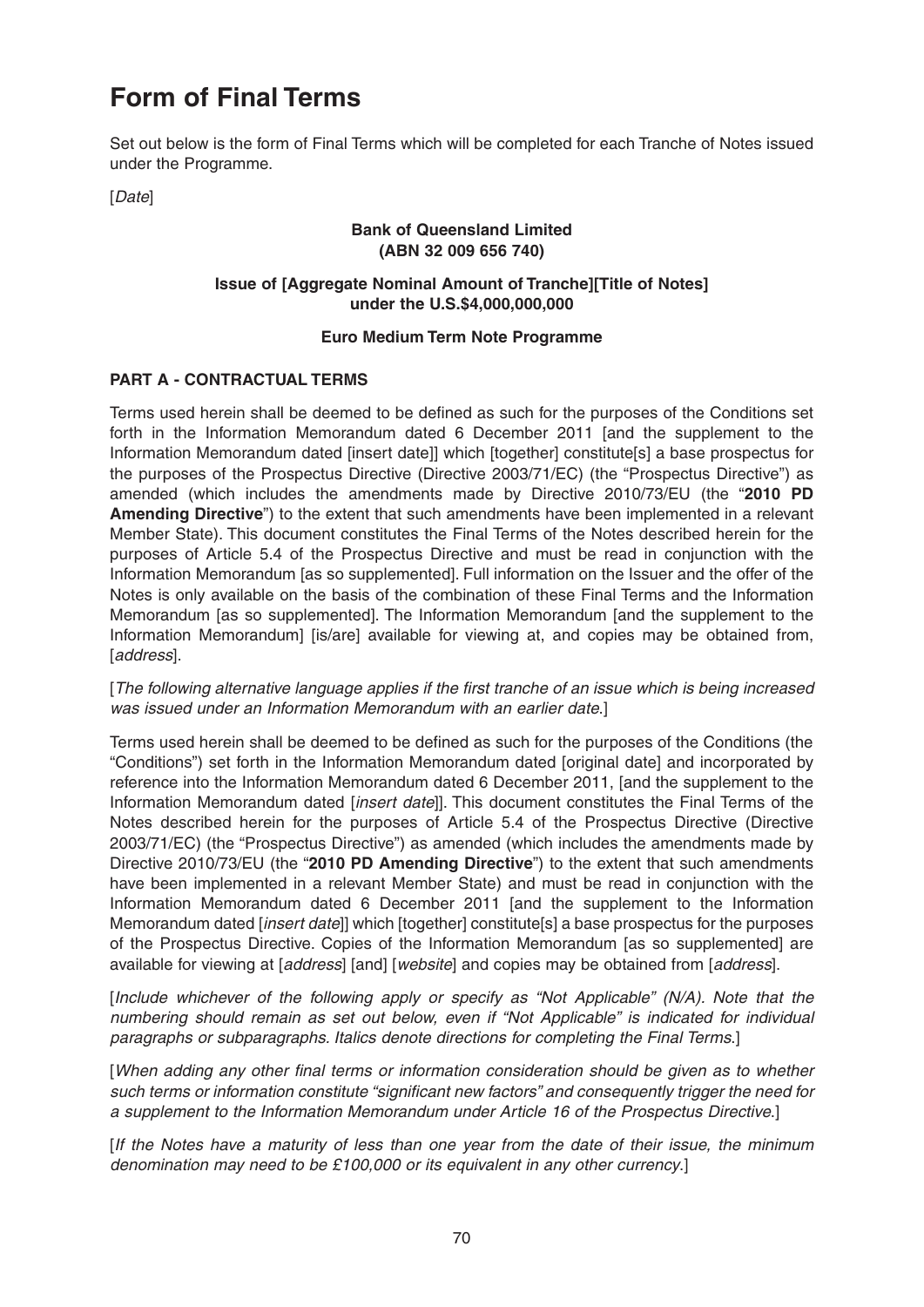# Form of Final Terms

Set out below is the form of Final Terms which will be completed for each Tranche of Notes issued under the Programme.

[*Date*]

**Bank of Queensland Limited**
**(ABN 32 009 656 740)**

**Issue of [Aggregate Nominal Amount of Tranche][Title of Notes]**
**under the U.S.$4,000,000,000**

**Euro Medium Term Note Programme**

**PART A - CONTRACTUAL TERMS**

Terms used herein shall be deemed to be defined as such for the purposes of the Conditions set forth in the Information Memorandum dated 6 December 2011 [and the supplement to the Information Memorandum dated [insert date]] which [together] constitute[s] a base prospectus for the purposes of the Prospectus Directive (Directive 2003/71/EC) (the "Prospectus Directive") as amended (which includes the amendments made by Directive 2010/73/EU (the "**2010 PD Amending Directive**") to the extent that such amendments have been implemented in a relevant Member State). This document constitutes the Final Terms of the Notes described herein for the purposes of Article 5.4 of the Prospectus Directive and must be read in conjunction with the Information Memorandum [as so supplemented]. Full information on the Issuer and the offer of the Notes is only available on the basis of the combination of these Final Terms and the Information Memorandum [as so supplemented]. The Information Memorandum [and the supplement to the Information Memorandum] [is/are] available for viewing at, and copies may be obtained from, [*address*].

[*The following alternative language applies if the first tranche of an issue which is being increased was issued under an Information Memorandum with an earlier date.*]

Terms used herein shall be deemed to be defined as such for the purposes of the Conditions (the "Conditions") set forth in the Information Memorandum dated [original date] and incorporated by reference into the Information Memorandum dated 6 December 2011, [and the supplement to the Information Memorandum dated [*insert date*]]. This document constitutes the Final Terms of the Notes described herein for the purposes of Article 5.4 of the Prospectus Directive (Directive 2003/71/EC) (the "Prospectus Directive") as amended (which includes the amendments made by Directive 2010/73/EU (the "**2010 PD Amending Directive**") to the extent that such amendments have been implemented in a relevant Member State) and must be read in conjunction with the Information Memorandum dated 6 December 2011 [and the supplement to the Information Memorandum dated [*insert date*]] which [together] constitute[s] a base prospectus for the purposes of the Prospectus Directive. Copies of the Information Memorandum [as so supplemented] are available for viewing at [*address*] [and] [*website*] and copies may be obtained from [*address*].

[*Include whichever of the following apply or specify as "Not Applicable" (N/A). Note that the numbering should remain as set out below, even if "Not Applicable" is indicated for individual paragraphs or subparagraphs. Italics denote directions for completing the Final Terms.*]

[*When adding any other final terms or information consideration should be given as to whether such terms or information constitute "significant new factors" and consequently trigger the need for a supplement to the Information Memorandum under Article 16 of the Prospectus Directive.*]

[*If the Notes have a maturity of less than one year from the date of their issue, the minimum denomination may need to be £100,000 or its equivalent in any other currency.*]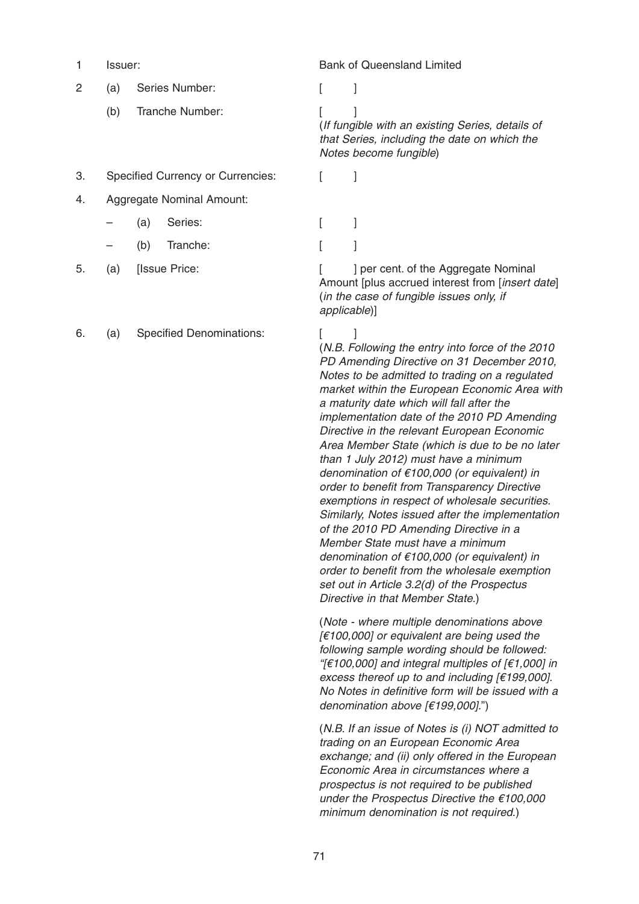| | | |
|---|---|---|
| 1 | Issuer: | Bank of Queensland Limited |
| 2 | (a) Series Number: | [ ] |
| | (b) Tranche Number: | [ ]<br>(*If fungible with an existing Series, details of that Series, including the date on which the Notes become fungible*) |
| 3. | Specified Currency or Currencies: | [ ] |
| 4. | Aggregate Nominal Amount: | |
| | – (a) Series: | [ ] |
| | – (b) Tranche: | [ ] |
| 5. | (a) [Issue Price: | [ ] per cent. of the Aggregate Nominal Amount [plus accrued interest from [*insert date*] (*in the case of fungible issues only, if applicable*)] |
| 6. | (a) Specified Denominations: | [ ]<br>(*N.B. Following the entry into force of the 2010 PD Amending Directive on 31 December 2010, Notes to be admitted to trading on a regulated market within the European Economic Area with a maturity date which will fall after the implementation date of the 2010 PD Amending Directive in the relevant European Economic Area Member State (which is due to be no later than 1 July 2012) must have a minimum denomination of €100,000 (or equivalent) in order to benefit from Transparency Directive exemptions in respect of wholesale securities. Similarly, Notes issued after the implementation of the 2010 PD Amending Directive in a Member State must have a minimum denomination of €100,000 (or equivalent) in order to benefit from the wholesale exemption set out in Article 3.2(d) of the Prospectus Directive in that Member State.*)<br><br>(*Note - where multiple denominations above [€100,000] or equivalent are being used the following sample wording should be followed: "[€100,000] and integral multiples of [€1,000] in excess thereof up to and including [€199,000]. No Notes in definitive form will be issued with a denomination above [€199,000].*")<br><br>(*N.B. If an issue of Notes is (i) NOT admitted to trading on an European Economic Area exchange; and (ii) only offered in the European Economic Area in circumstances where a prospectus is not required to be published under the Prospectus Directive the €100,000 minimum denomination is not required.*) |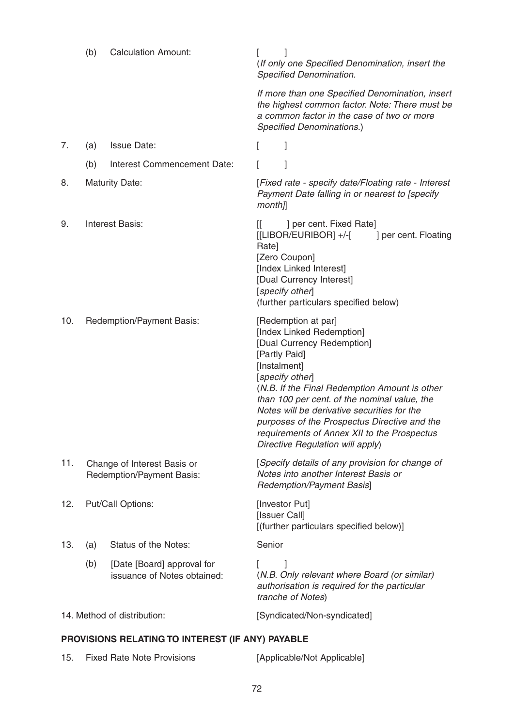| | | | |
|---|---|---|---|
| | (b) | Calculation Amount: | [ ]<br>(*If only one Specified Denomination, insert the Specified Denomination.*<br><br>*If more than one Specified Denomination, insert the highest common factor. Note: There must be a common factor in the case of two or more Specified Denominations.*) |
| 7. | (a) | Issue Date: | [ ] |
| | (b) | Interest Commencement Date: | [ ] |
| 8. | | Maturity Date: | [*Fixed rate - specify date/Floating rate - Interest Payment Date falling in or nearest to [specify month]*] |
| 9. | | Interest Basis: | [[ ] per cent. Fixed Rate]<br>[[LIBOR/EURIBOR] +/-[ ] per cent. Floating Rate]<br>[Zero Coupon]<br>[Index Linked Interest]<br>[Dual Currency Interest]<br>[*specify other*]<br>(further particulars specified below) |
| 10. | | Redemption/Payment Basis: | [Redemption at par]<br>[Index Linked Redemption]<br>[Dual Currency Redemption]<br>[Partly Paid]<br>[Instalment]<br>[*specify other*]<br>(*N.B. If the Final Redemption Amount is other than 100 per cent. of the nominal value, the Notes will be derivative securities for the purposes of the Prospectus Directive and the requirements of Annex XII to the Prospectus Directive Regulation will apply*) |
| 11. | | Change of Interest Basis or Redemption/Payment Basis: | [*Specify details of any provision for change of Notes into another Interest Basis or Redemption/Payment Basis*] |
| 12. | | Put/Call Options: | [Investor Put]<br>[Issuer Call]<br>[(further particulars specified below)] |
| 13. | (a) | Status of the Notes: | Senior |
| | (b) | [Date [Board] approval for issuance of Notes obtained: | [ ]<br>(*N.B. Only relevant where Board (or similar) authorisation is required for the particular tranche of Notes*) |
| 14. | | Method of distribution: | [Syndicated/Non-syndicated] |

**PROVISIONS RELATING TO INTEREST (IF ANY) PAYABLE**

| | | |
|---|---|---|
| 15. | Fixed Rate Note Provisions | [Applicable/Not Applicable] |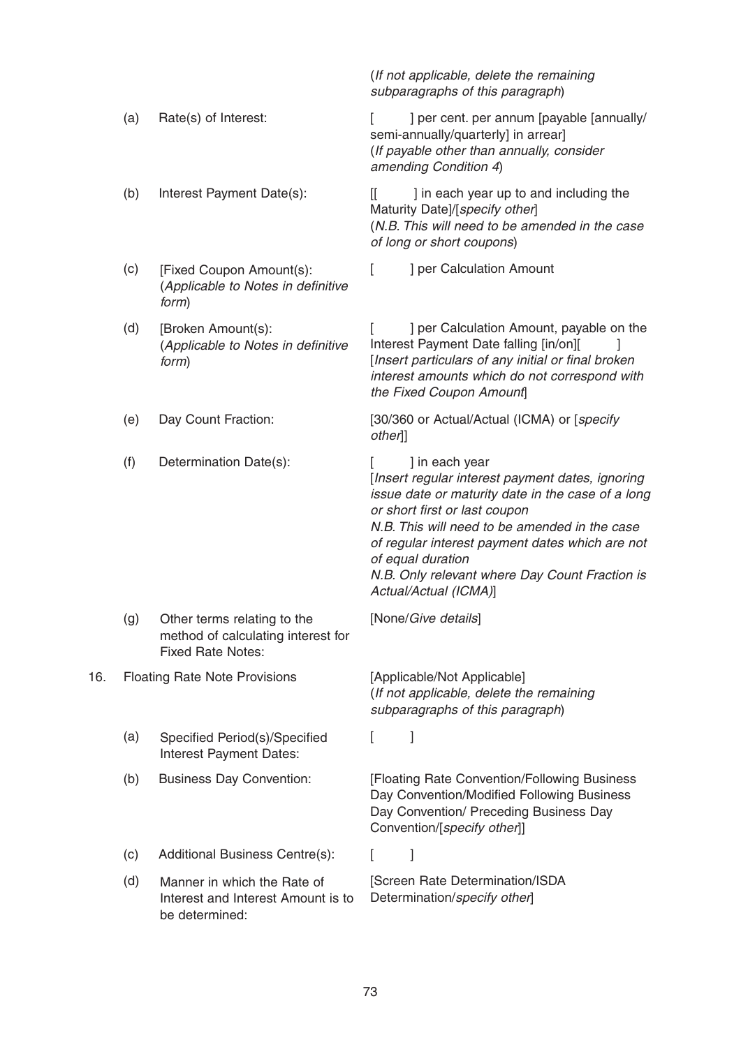| | | |
|---|---|---|
| | | (*If not applicable, delete the remaining subparagraphs of this paragraph*) |
| (a) | Rate(s) of Interest: | [ ] per cent. per annum [payable [annually/ semi-annually/quarterly] in arrear] (*If payable other than annually, consider amending Condition 4*) |
| (b) | Interest Payment Date(s): | [[ ] in each year up to and including the Maturity Date]/[*specify other*] (*N.B. This will need to be amended in the case of long or short coupons*) |
| (c) | [Fixed Coupon Amount(s): (*Applicable to Notes in definitive form*) | [ ] per Calculation Amount |
| (d) | [Broken Amount(s): (*Applicable to Notes in definitive form*) | [ ] per Calculation Amount, payable on the Interest Payment Date falling [in/on][ ] [*Insert particulars of any initial or final broken interest amounts which do not correspond with the Fixed Coupon Amount*] |
| (e) | Day Count Fraction: | [30/360 or Actual/Actual (ICMA) or [*specify other*]] |
| (f) | Determination Date(s): | [ ] in each year [*Insert regular interest payment dates, ignoring issue date or maturity date in the case of a long or short first or last coupon N.B. This will need to be amended in the case of regular interest payment dates which are not of equal duration N.B. Only relevant where Day Count Fraction is Actual/Actual (ICMA)*] |
| (g) | Other terms relating to the method of calculating interest for Fixed Rate Notes: | [None/*Give details*] |

16. Floating Rate Note Provisions

| | | |
|---|---|---|
| | | [Applicable/Not Applicable] (*If not applicable, delete the remaining subparagraphs of this paragraph*) |
| (a) | Specified Period(s)/Specified Interest Payment Dates: | [ ] |
| (b) | Business Day Convention: | [Floating Rate Convention/Following Business Day Convention/Modified Following Business Day Convention/ Preceding Business Day Convention/[*specify other*]] |
| (c) | Additional Business Centre(s): | [ ] |
| (d) | Manner in which the Rate of Interest and Interest Amount is to be determined: | [Screen Rate Determination/ISDA Determination/*specify other*] |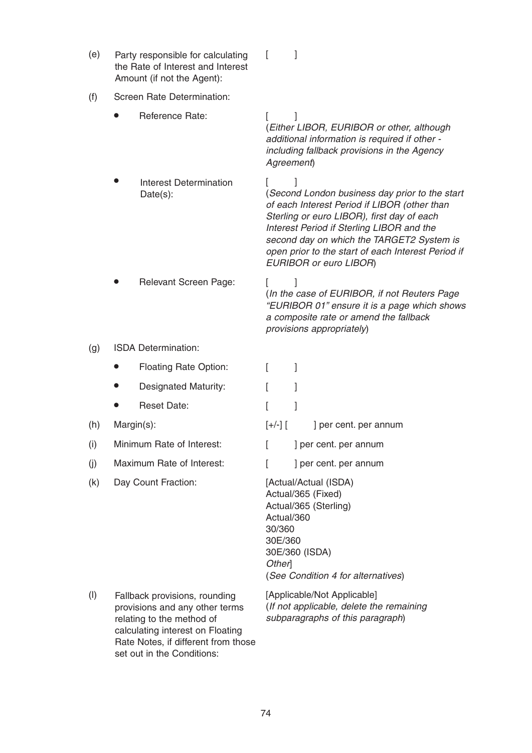| | | |
|---|---|---|
| (e) | Party responsible for calculating the Rate of Interest and Interest Amount (if not the Agent): | [ ] |
| (f) | Screen Rate Determination: | |
| | • Reference Rate: | [ ]<br>(*Either LIBOR, EURIBOR or other, although additional information is required if other - including fallback provisions in the Agency Agreement*) |
| | • Interest Determination Date(s): | [ ]<br>(*Second London business day prior to the start of each Interest Period if LIBOR (other than Sterling or euro LIBOR), first day of each Interest Period if Sterling LIBOR and the second day on which the TARGET2 System is open prior to the start of each Interest Period if EURIBOR or euro LIBOR*) |
| | • Relevant Screen Page: | [ ]<br>(*In the case of EURIBOR, if not Reuters Page "EURIBOR 01" ensure it is a page which shows a composite rate or amend the fallback provisions appropriately*) |
| (g) | ISDA Determination: | |
| | • Floating Rate Option: | [ ] |
| | • Designated Maturity: | [ ] |
| | • Reset Date: | [ ] |
| (h) | Margin(s): | [+/-] [ ] per cent. per annum |
| (i) | Minimum Rate of Interest: | [ ] per cent. per annum |
| (j) | Maximum Rate of Interest: | [ ] per cent. per annum |
| (k) | Day Count Fraction: | [Actual/Actual (ISDA)<br>Actual/365 (Fixed)<br>Actual/365 (Sterling)<br>Actual/360<br>30/360<br>30E/360<br>30E/360 (ISDA)<br>*Other*]<br>(*See Condition 4 for alternatives*) |
| (l) | Fallback provisions, rounding provisions and any other terms relating to the method of calculating interest on Floating Rate Notes, if different from those set out in the Conditions: | [Applicable/Not Applicable]<br>(*If not applicable, delete the remaining subparagraphs of this paragraph*) |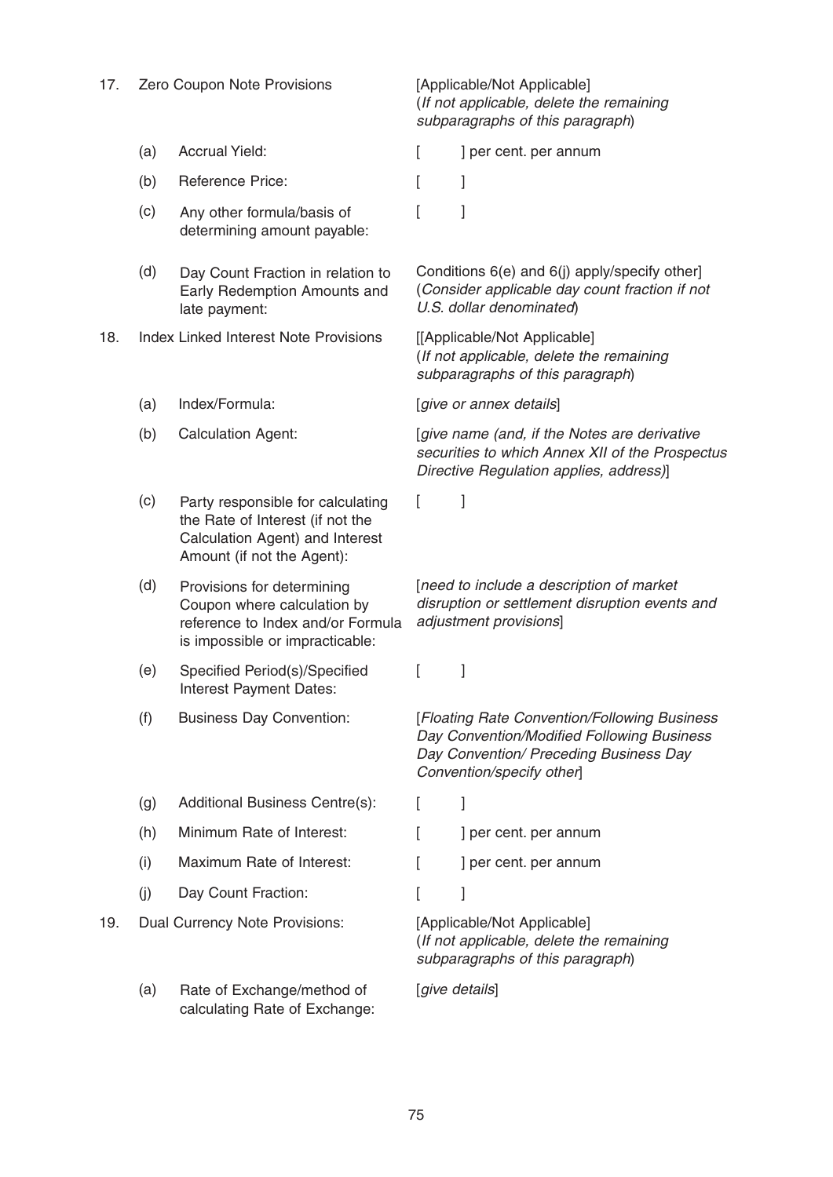| | | | |
|---|---|---|---|
| 17. | Zero Coupon Note Provisions | | [Applicable/Not Applicable] (*If not applicable, delete the remaining subparagraphs of this paragraph*) |
| | (a) | Accrual Yield: | [ ] per cent. per annum |
| | (b) | Reference Price: | [ ] |
| | (c) | Any other formula/basis of determining amount payable: | [ ] |
| | (d) | Day Count Fraction in relation to Early Redemption Amounts and late payment: | Conditions 6(e) and 6(j) apply/specify other] (*Consider applicable day count fraction if not U.S. dollar denominated*) |
| 18. | Index Linked Interest Note Provisions | | [[Applicable/Not Applicable] (*If not applicable, delete the remaining subparagraphs of this paragraph*) |
| | (a) | Index/Formula: | [*give or annex details*] |
| | (b) | Calculation Agent: | [*give name (and, if the Notes are derivative securities to which Annex XII of the Prospectus Directive Regulation applies, address)*] |
| | (c) | Party responsible for calculating the Rate of Interest (if not the Calculation Agent) and Interest Amount (if not the Agent): | [ ] |
| | (d) | Provisions for determining Coupon where calculation by reference to Index and/or Formula is impossible or impracticable: | [*need to include a description of market disruption or settlement disruption events and adjustment provisions*] |
| | (e) | Specified Period(s)/Specified Interest Payment Dates: | [ ] |
| | (f) | Business Day Convention: | [*Floating Rate Convention/Following Business Day Convention/Modified Following Business Day Convention/ Preceding Business Day Convention/specify other*] |
| | (g) | Additional Business Centre(s): | [ ] |
| | (h) | Minimum Rate of Interest: | [ ] per cent. per annum |
| | (i) | Maximum Rate of Interest: | [ ] per cent. per annum |
| | (j) | Day Count Fraction: | [ ] |
| 19. | Dual Currency Note Provisions: | | [Applicable/Not Applicable] (*If not applicable, delete the remaining subparagraphs of this paragraph*) |
| | (a) | Rate of Exchange/method of calculating Rate of Exchange: | [*give details*] |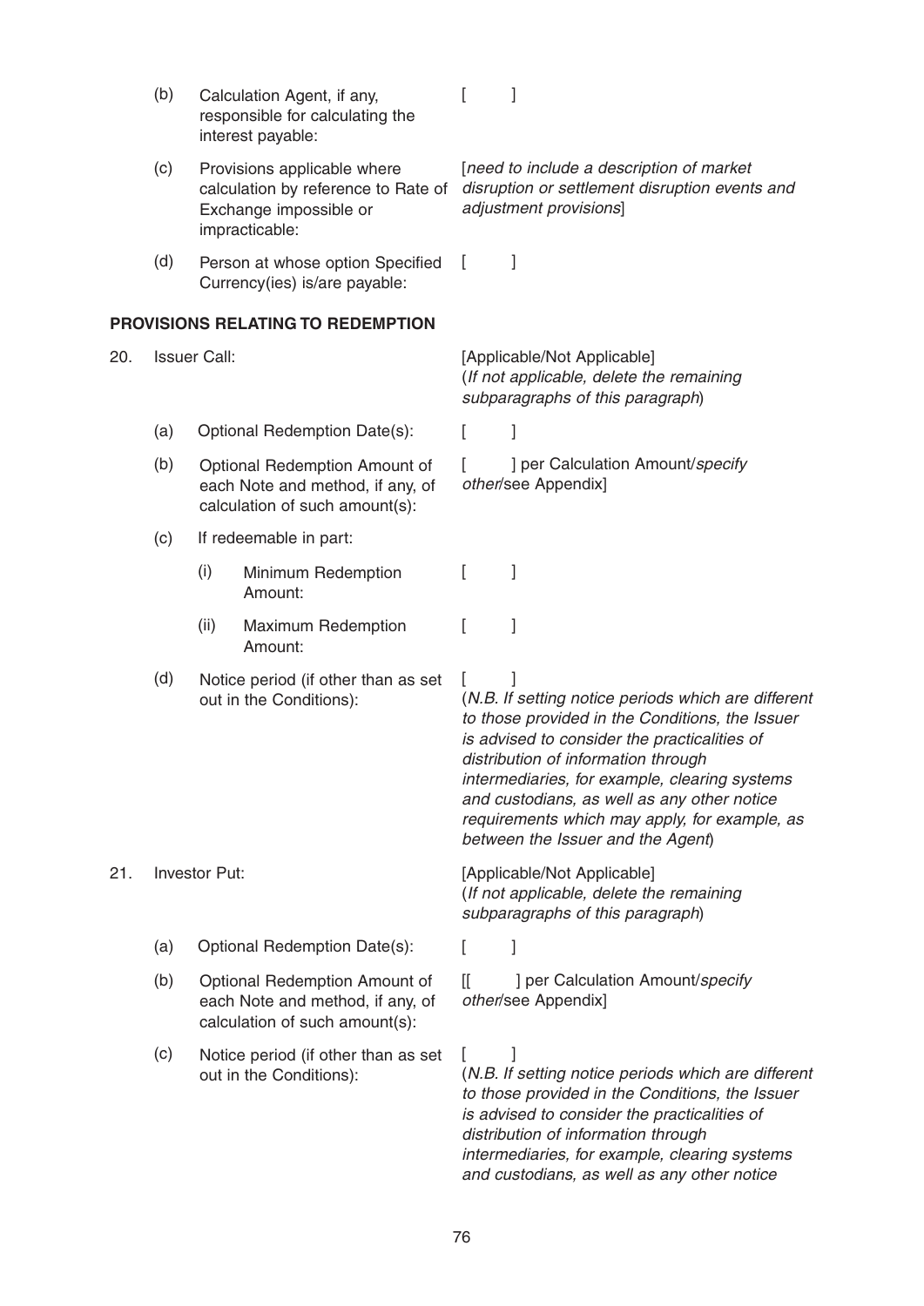| | | | |
|---|---|---|---|
| | (b) | Calculation Agent, if any, responsible for calculating the interest payable: | [ ] |
| | (c) | Provisions applicable where calculation by reference to Rate of Exchange impossible or impracticable: | [*need to include a description of market disruption or settlement disruption events and adjustment provisions*] |
| | (d) | Person at whose option Specified Currency(ies) is/are payable: | [ ] |

**PROVISIONS RELATING TO REDEMPTION**

| | | | |
|---|---|---|---|
| 20. | Issuer Call: | | [Applicable/Not Applicable] (*If not applicable, delete the remaining subparagraphs of this paragraph*) |
| | (a) | Optional Redemption Date(s): | [ ] |
| | (b) | Optional Redemption Amount of each Note and method, if any, of calculation of such amount(s): | [ ] per Calculation Amount/*specify other*/see Appendix] |
| | (c) | If redeemable in part: | |
| | | (i) Minimum Redemption Amount: | [ ] |
| | | (ii) Maximum Redemption Amount: | [ ] |
| | (d) | Notice period (if other than as set out in the Conditions): | [ ] (*N.B. If setting notice periods which are different to those provided in the Conditions, the Issuer is advised to consider the practicalities of distribution of information through intermediaries, for example, clearing systems and custodians, as well as any other notice requirements which may apply, for example, as between the Issuer and the Agent*) |
| 21. | Investor Put: | | [Applicable/Not Applicable] (*If not applicable, delete the remaining subparagraphs of this paragraph*) |
| | (a) | Optional Redemption Date(s): | [ ] |
| | (b) | Optional Redemption Amount of each Note and method, if any, of calculation of such amount(s): | [[ ] per Calculation Amount/*specify other*/see Appendix] |
| | (c) | Notice period (if other than as set out in the Conditions): | [ ] (*N.B. If setting notice periods which are different to those provided in the Conditions, the Issuer is advised to consider the practicalities of distribution of information through intermediaries, for example, clearing systems and custodians, as well as any other notice* |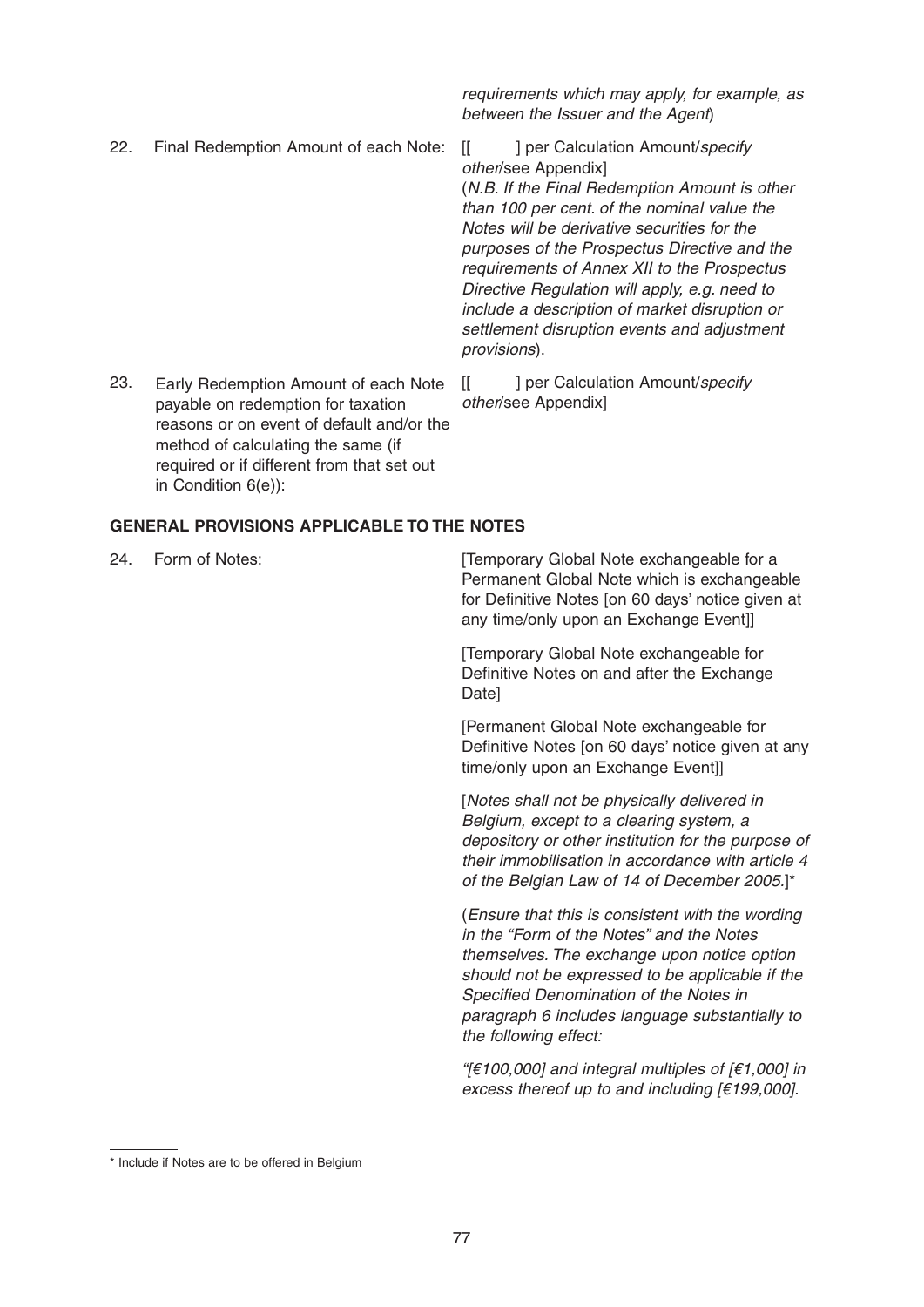| | | |
|---|---|---|
| | | *requirements which may apply, for example, as between the Issuer and the Agent*) |
| 22. | Final Redemption Amount of each Note: | [[ ] per Calculation Amount/*specify other*/see Appendix]<br>(*N.B. If the Final Redemption Amount is other than 100 per cent. of the nominal value the Notes will be derivative securities for the purposes of the Prospectus Directive and the requirements of Annex XII to the Prospectus Directive Regulation will apply, e.g. need to include a description of market disruption or settlement disruption events and adjustment provisions*). |
| 23. | Early Redemption Amount of each Note payable on redemption for taxation reasons or on event of default and/or the method of calculating the same (if required or if different from that set out in Condition 6(e)): | [[ ] per Calculation Amount/*specify other*/see Appendix] |

## GENERAL PROVISIONS APPLICABLE TO THE NOTES

| | | |
|---|---|---|
| 24. | Form of Notes: | [Temporary Global Note exchangeable for a Permanent Global Note which is exchangeable for Definitive Notes [on 60 days' notice given at any time/only upon an Exchange Event]]<br><br>[Temporary Global Note exchangeable for Definitive Notes on and after the Exchange Date]<br><br>[Permanent Global Note exchangeable for Definitive Notes [on 60 days' notice given at any time/only upon an Exchange Event]]<br><br>[*Notes shall not be physically delivered in Belgium, except to a clearing system, a depository or other institution for the purpose of their immobilisation in accordance with article 4 of the Belgian Law of 14 of December 2005.*]*<br><br>(*Ensure that this is consistent with the wording in the "Form of the Notes" and the Notes themselves. The exchange upon notice option should not be expressed to be applicable if the Specified Denomination of the Notes in paragraph 6 includes language substantially to the following effect:*<br><br>*"[€100,000] and integral multiples of [€1,000] in excess thereof up to and including [€199,000].* |

\* Include if Notes are to be offered in Belgium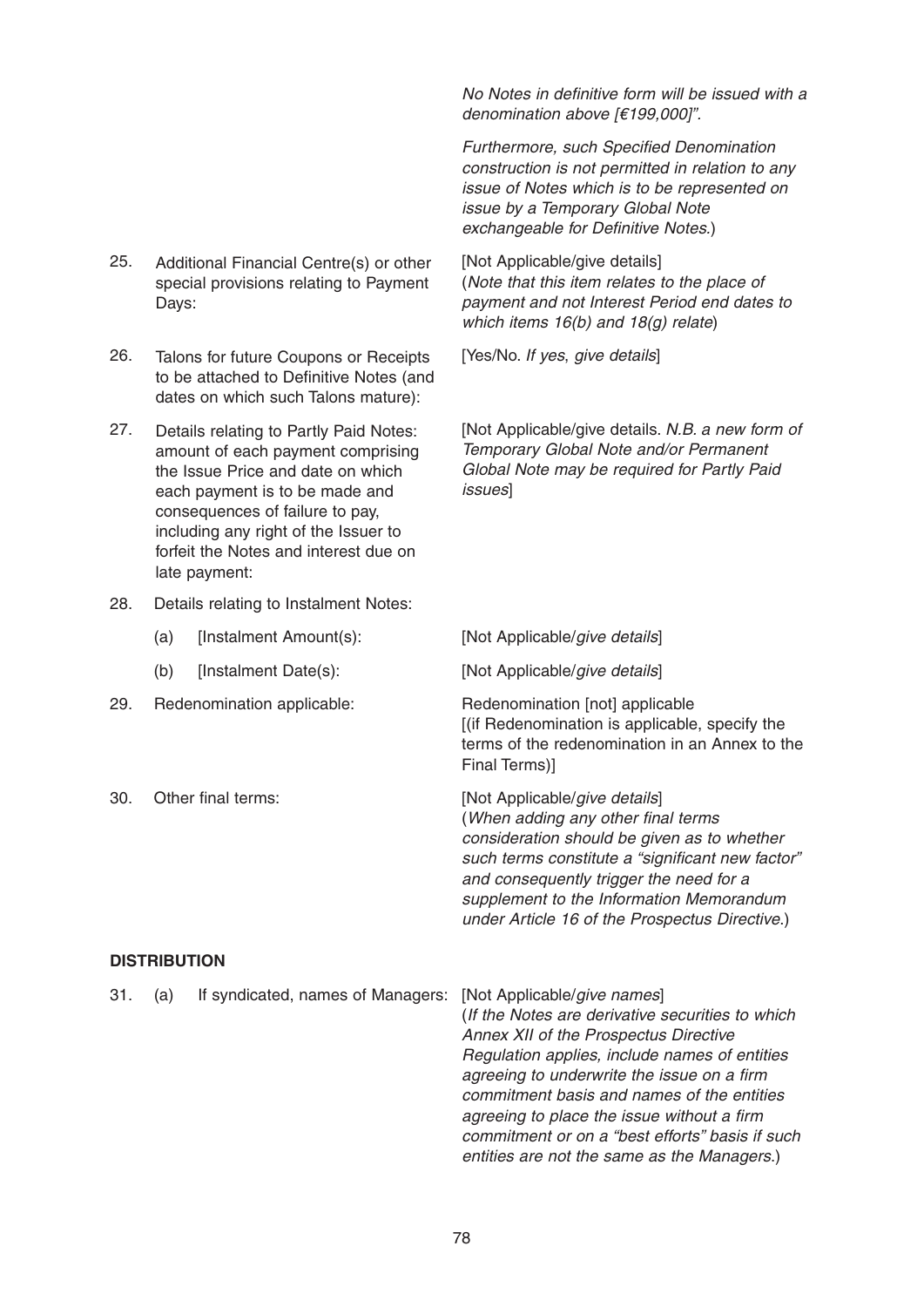| | |
|---|---|
| | *No Notes in definitive form will be issued with a denomination above [€199,000]".* *Furthermore, such Specified Denomination construction is not permitted in relation to any issue of Notes which is to be represented on issue by a Temporary Global Note exchangeable for Definitive Notes.*) |
| 25. Additional Financial Centre(s) or other special provisions relating to Payment Days: | [Not Applicable/give details] (*Note that this item relates to the place of payment and not Interest Period end dates to which items 16(b) and 18(g) relate*) |
| 26. Talons for future Coupons or Receipts to be attached to Definitive Notes (and dates on which such Talons mature): | [Yes/No. *If yes*, *give details*] |
| 27. Details relating to Partly Paid Notes: amount of each payment comprising the Issue Price and date on which each payment is to be made and consequences of failure to pay, including any right of the Issuer to forfeit the Notes and interest due on late payment: | [Not Applicable/give details. *N.B. a new form of Temporary Global Note and/or Permanent Global Note may be required for Partly Paid issues*] |
| 28. Details relating to Instalment Notes: | |
| (a) [Instalment Amount(s): | [Not Applicable/*give details*] |
| (b) [Instalment Date(s): | [Not Applicable/*give details*] |
| 29. Redenomination applicable: | Redenomination [not] applicable [(if Redenomination is applicable, specify the terms of the redenomination in an Annex to the Final Terms)] |
| 30. Other final terms: | [Not Applicable/*give details*] (*When adding any other final terms consideration should be given as to whether such terms constitute a "significant new factor" and consequently trigger the need for a supplement to the Information Memorandum under Article 16 of the Prospectus Directive.*) |

**DISTRIBUTION**

| | |
|---|---|
| 31. (a) If syndicated, names of Managers: | [Not Applicable/*give names*] (*If the Notes are derivative securities to which Annex XII of the Prospectus Directive Regulation applies, include names of entities agreeing to underwrite the issue on a firm commitment basis and names of the entities agreeing to place the issue without a firm commitment or on a "best efforts" basis if such entities are not the same as the Managers.*) |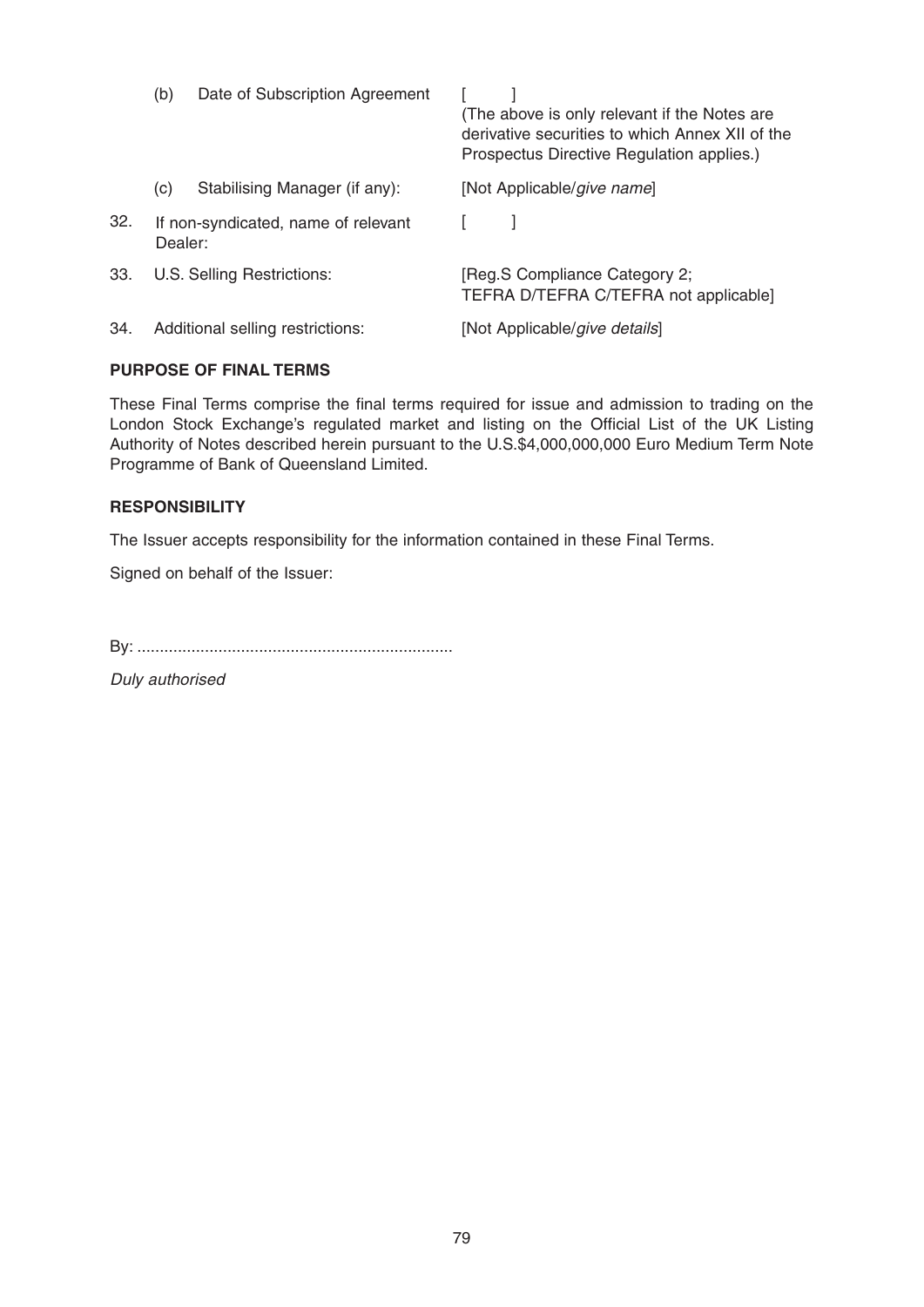|  |  |  |
|---|---|---|
|  | (b) Date of Subscription Agreement | [ ]<br>(The above is only relevant if the Notes are derivative securities to which Annex XII of the Prospectus Directive Regulation applies.) |
|  | (c) Stabilising Manager (if any): | [Not Applicable/*give name*] |
| 32. | If non-syndicated, name of relevant Dealer: | [ ] |
| 33. | U.S. Selling Restrictions: | [Reg.S Compliance Category 2; TEFRA D/TEFRA C/TEFRA not applicable] |
| 34. | Additional selling restrictions: | [Not Applicable/*give details*] |

**PURPOSE OF FINAL TERMS**

These Final Terms comprise the final terms required for issue and admission to trading on the London Stock Exchange's regulated market and listing on the Official List of the UK Listing Authority of Notes described herein pursuant to the U.S.$4,000,000,000 Euro Medium Term Note Programme of Bank of Queensland Limited.

**RESPONSIBILITY**

The Issuer accepts responsibility for the information contained in these Final Terms.

Signed on behalf of the Issuer:

By: .....................................................................

*Duly authorised*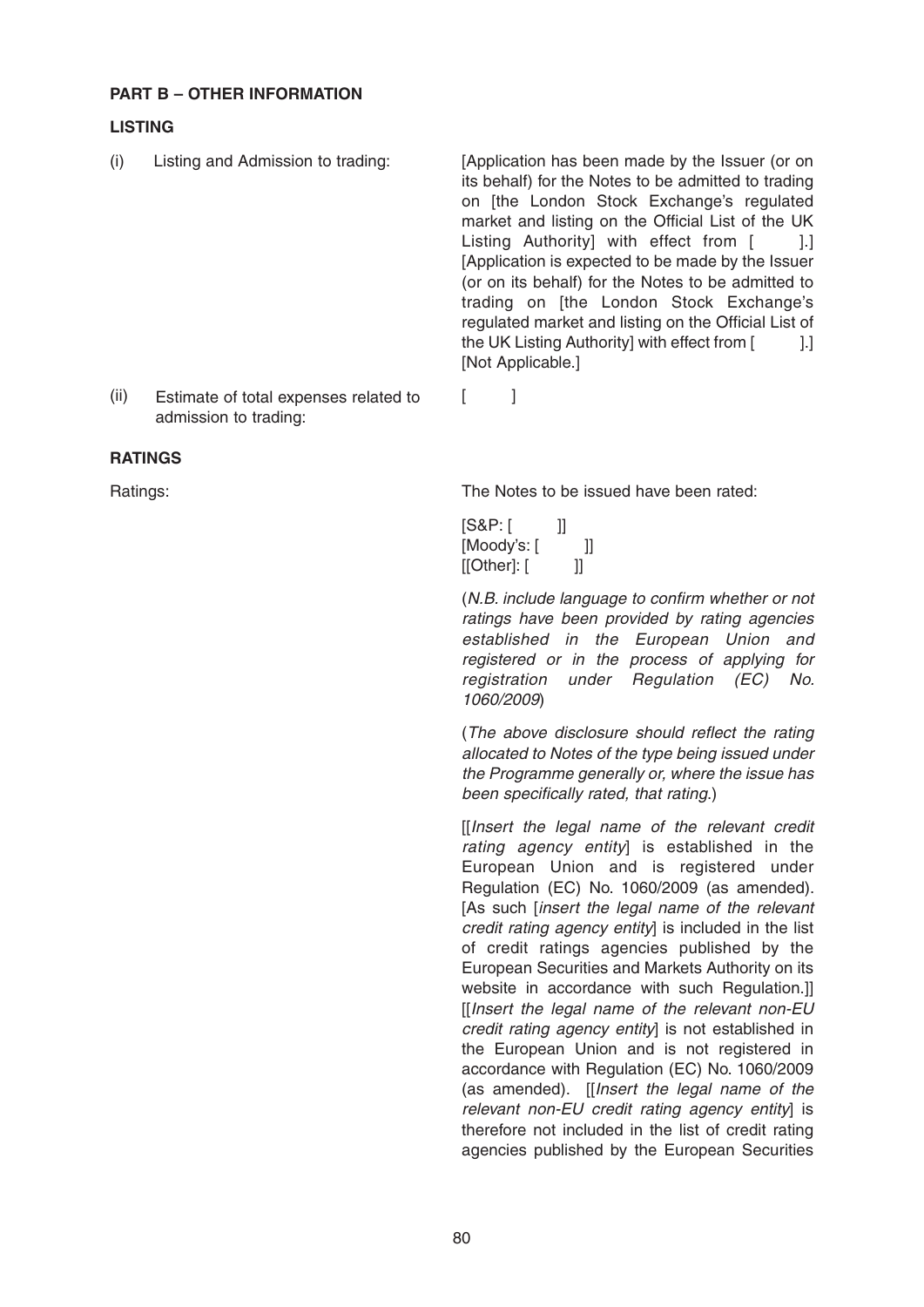**PART B – OTHER INFORMATION**

**LISTING**

| | |
|---|---|
| (i) Listing and Admission to trading: | [Application has been made by the Issuer (or on its behalf) for the Notes to be admitted to trading on [the London Stock Exchange's regulated market and listing on the Official List of the UK Listing Authority] with effect from [ ].] [Application is expected to be made by the Issuer (or on its behalf) for the Notes to be admitted to trading on [the London Stock Exchange's regulated market and listing on the Official List of the UK Listing Authority] with effect from [ ].] [Not Applicable.] |
| (ii) Estimate of total expenses related to admission to trading: | [ ] |

**RATINGS**

Ratings: The Notes to be issued have been rated:

[S&P: [ ]]
[Moody's: [ ]]
[[Other]: [ ]]

(*N.B. include language to confirm whether or not ratings have been provided by rating agencies established in the European Union and registered or in the process of applying for registration under Regulation (EC) No. 1060/2009*)

(*The above disclosure should reflect the rating allocated to Notes of the type being issued under the Programme generally or, where the issue has been specifically rated, that rating.*)

[[*Insert the legal name of the relevant credit rating agency entity*] is established in the European Union and is registered under Regulation (EC) No. 1060/2009 (as amended). [As such [*insert the legal name of the relevant credit rating agency entity*] is included in the list of credit ratings agencies published by the European Securities and Markets Authority on its website in accordance with such Regulation.]] [[*Insert the legal name of the relevant non-EU credit rating agency entity*] is not established in the European Union and is not registered in accordance with Regulation (EC) No. 1060/2009 (as amended). [[*Insert the legal name of the relevant non-EU credit rating agency entity*] is therefore not included in the list of credit rating agencies published by the European Securities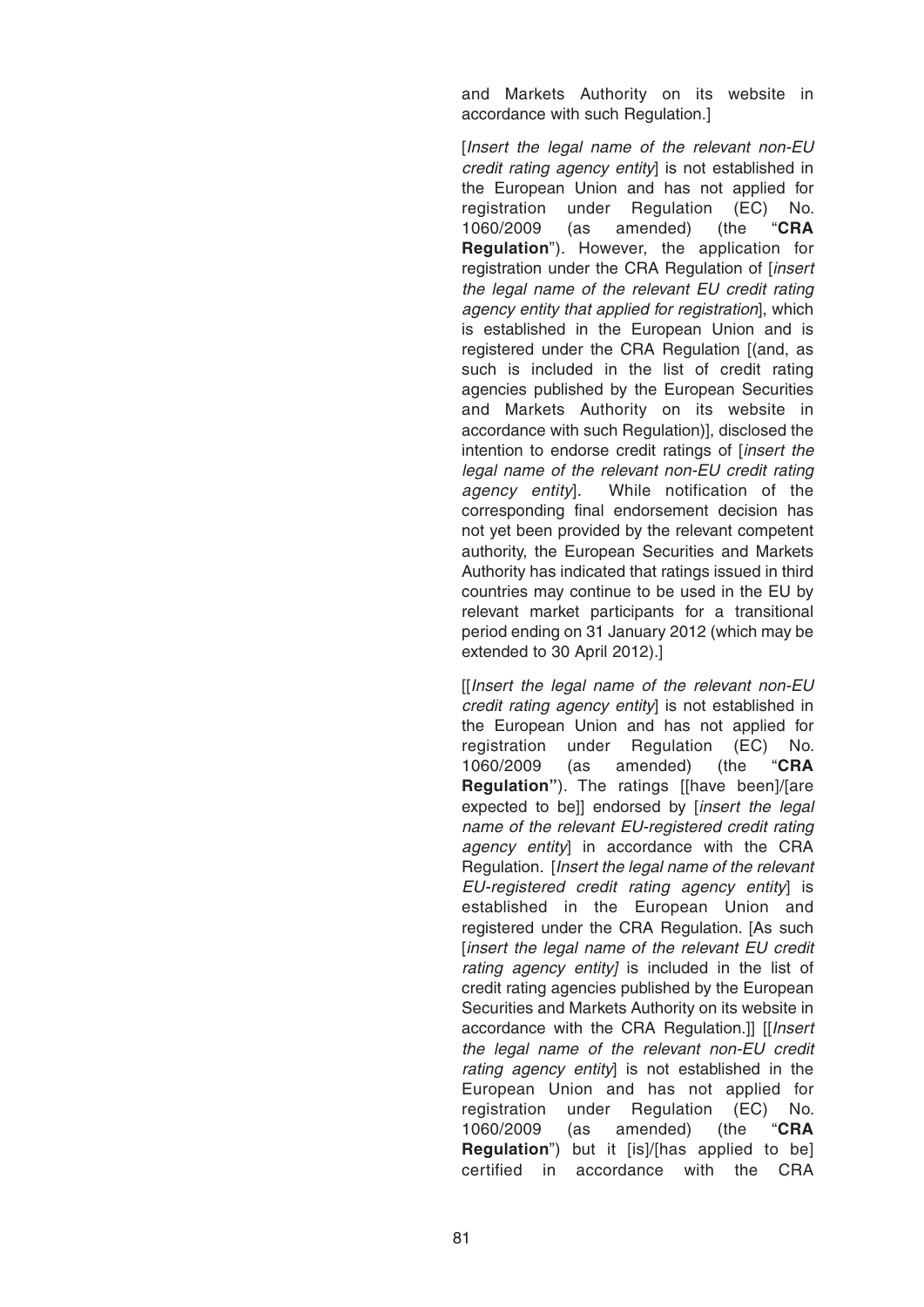and Markets Authority on its website in accordance with such Regulation.]

[*Insert the legal name of the relevant non-EU credit rating agency entity*] is not established in the European Union and has not applied for registration under Regulation (EC) No. 1060/2009 (as amended) (the "**CRA Regulation**"). However, the application for registration under the CRA Regulation of [*insert the legal name of the relevant EU credit rating agency entity that applied for registration*], which is established in the European Union and is registered under the CRA Regulation [(and, as such is included in the list of credit rating agencies published by the European Securities and Markets Authority on its website in accordance with such Regulation)], disclosed the intention to endorse credit ratings of [*insert the legal name of the relevant non-EU credit rating agency entity*]. While notification of the corresponding final endorsement decision has not yet been provided by the relevant competent authority, the European Securities and Markets Authority has indicated that ratings issued in third countries may continue to be used in the EU by relevant market participants for a transitional period ending on 31 January 2012 (which may be extended to 30 April 2012).]

[[*Insert the legal name of the relevant non-EU credit rating agency entity*] is not established in the European Union and has not applied for registration under Regulation (EC) No. 1060/2009 (as amended) (the "**CRA Regulation**"). The ratings [[have been]/[are expected to be]] endorsed by [*insert the legal name of the relevant EU-registered credit rating agency entity*] in accordance with the CRA Regulation. [*Insert the legal name of the relevant EU-registered credit rating agency entity*] is established in the European Union and registered under the CRA Regulation. [As such [*insert the legal name of the relevant EU credit rating agency entity*] is included in the list of credit rating agencies published by the European Securities and Markets Authority on its website in accordance with the CRA Regulation.]] [[*Insert the legal name of the relevant non-EU credit rating agency entity*] is not established in the European Union and has not applied for registration under Regulation (EC) No. 1060/2009 (as amended) (the "**CRA Regulation**") but it [is]/[has applied to be] certified in accordance with the CRA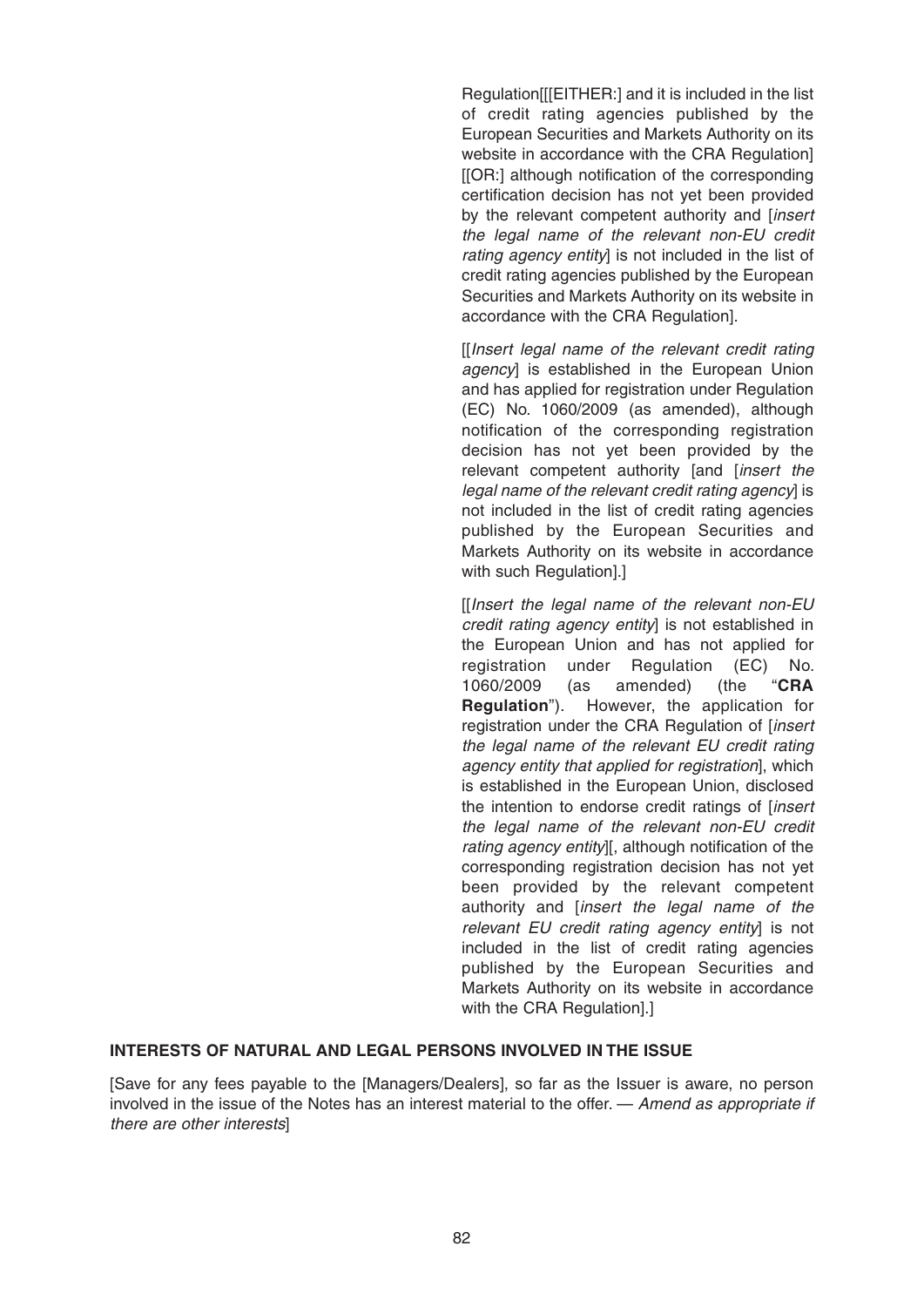Regulation[[[EITHER:] and it is included in the list of credit rating agencies published by the European Securities and Markets Authority on its website in accordance with the CRA Regulation] [[OR:] although notification of the corresponding certification decision has not yet been provided by the relevant competent authority and [*insert the legal name of the relevant non-EU credit rating agency entity*] is not included in the list of credit rating agencies published by the European Securities and Markets Authority on its website in accordance with the CRA Regulation].

[[*Insert legal name of the relevant credit rating agency*] is established in the European Union and has applied for registration under Regulation (EC) No. 1060/2009 (as amended), although notification of the corresponding registration decision has not yet been provided by the relevant competent authority [and [*insert the legal name of the relevant credit rating agency*] is not included in the list of credit rating agencies published by the European Securities and Markets Authority on its website in accordance with such Regulation].]

[[*Insert the legal name of the relevant non-EU credit rating agency entity*] is not established in the European Union and has not applied for registration under Regulation (EC) No. 1060/2009 (as amended) (the "**CRA Regulation**"). However, the application for registration under the CRA Regulation of [*insert the legal name of the relevant EU credit rating agency entity that applied for registration*], which is established in the European Union, disclosed the intention to endorse credit ratings of [*insert the legal name of the relevant non-EU credit rating agency entity*][, although notification of the corresponding registration decision has not yet been provided by the relevant competent authority and [*insert the legal name of the relevant EU credit rating agency entity*] is not included in the list of credit rating agencies published by the European Securities and Markets Authority on its website in accordance with the CRA Regulation].]

**INTERESTS OF NATURAL AND LEGAL PERSONS INVOLVED IN THE ISSUE**

[Save for any fees payable to the [Managers/Dealers], so far as the Issuer is aware, no person involved in the issue of the Notes has an interest material to the offer. — *Amend as appropriate if there are other interests*]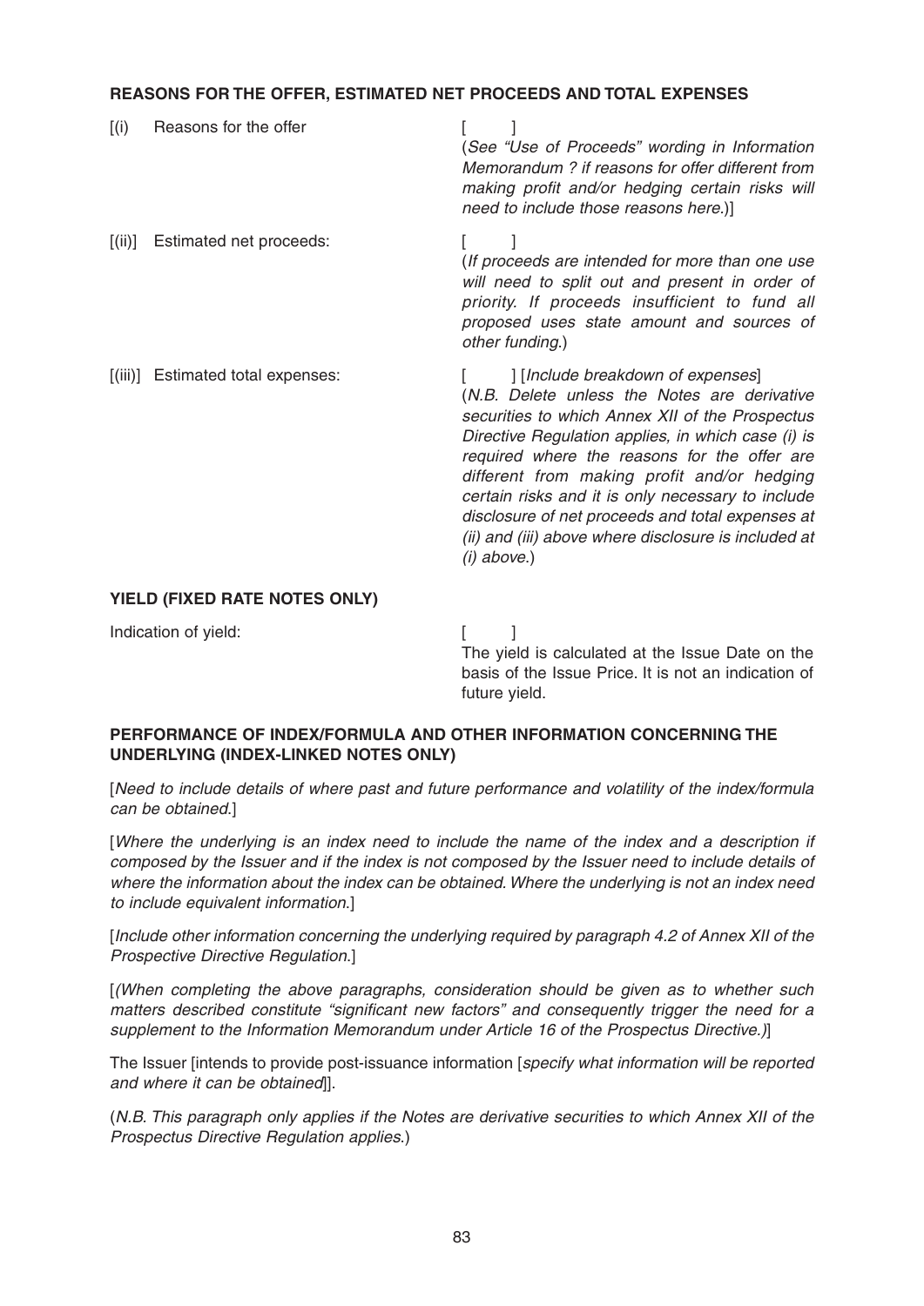**REASONS FOR THE OFFER, ESTIMATED NET PROCEEDS AND TOTAL EXPENSES**

| | |
|---|---|
| [(i) Reasons for the offer | [ ]<br>(*See "Use of Proceeds" wording in Information Memorandum ? if reasons for offer different from making profit and/or hedging certain risks will need to include those reasons here.*)] |
| [(ii)] Estimated net proceeds: | [ ]<br>(*If proceeds are intended for more than one use will need to split out and present in order of priority. If proceeds insufficient to fund all proposed uses state amount and sources of other funding.*) |
| [(iii)] Estimated total expenses: | [ ] [*Include breakdown of expenses*]<br>(*N.B. Delete unless the Notes are derivative securities to which Annex XII of the Prospectus Directive Regulation applies, in which case (i) is required where the reasons for the offer are different from making profit and/or hedging certain risks and it is only necessary to include disclosure of net proceeds and total expenses at (ii) and (iii) above where disclosure is included at (i) above.*) |

**YIELD (FIXED RATE NOTES ONLY)**

| | |
|---|---|
| Indication of yield: | [ ]<br>The yield is calculated at the Issue Date on the basis of the Issue Price. It is not an indication of future yield. |

**PERFORMANCE OF INDEX/FORMULA AND OTHER INFORMATION CONCERNING THE UNDERLYING (INDEX-LINKED NOTES ONLY)**

[*Need to include details of where past and future performance and volatility of the index/formula can be obtained.*]

[*Where the underlying is an index need to include the name of the index and a description if composed by the Issuer and if the index is not composed by the Issuer need to include details of where the information about the index can be obtained. Where the underlying is not an index need to include equivalent information.*]

[*Include other information concerning the underlying required by paragraph 4.2 of Annex XII of the Prospective Directive Regulation.*]

[*(When completing the above paragraphs, consideration should be given as to whether such matters described constitute "significant new factors" and consequently trigger the need for a supplement to the Information Memorandum under Article 16 of the Prospectus Directive.)*]

The Issuer [intends to provide post-issuance information [*specify what information will be reported and where it can be obtained*]].

(*N.B. This paragraph only applies if the Notes are derivative securities to which Annex XII of the Prospectus Directive Regulation applies.*)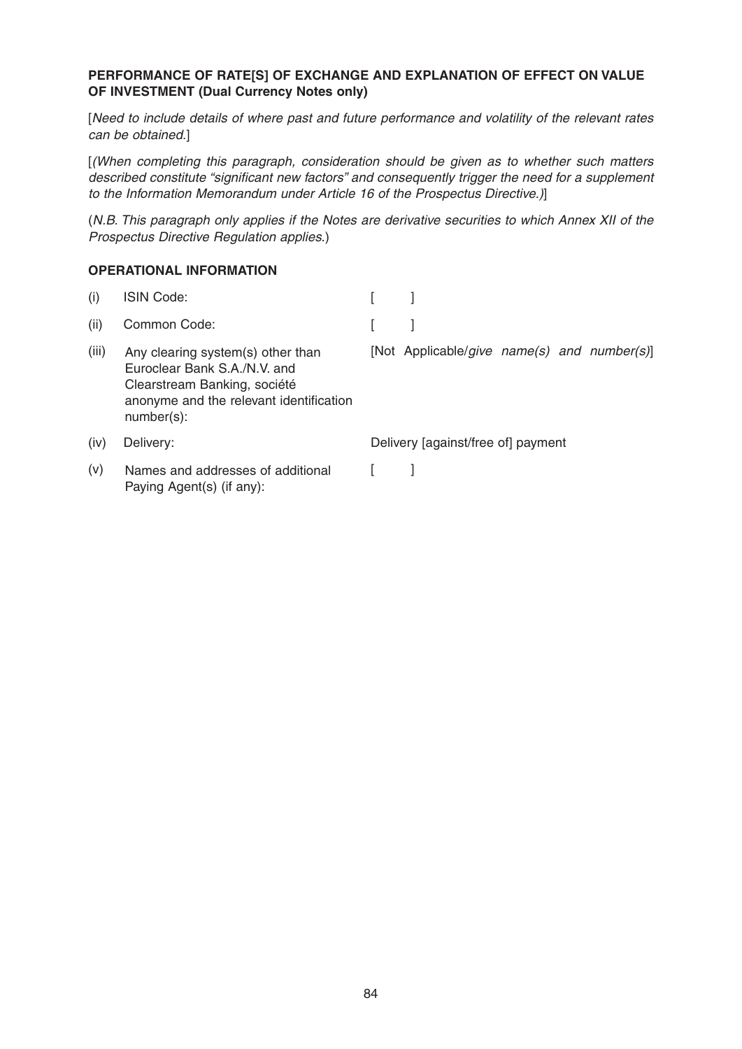**PERFORMANCE OF RATE[S] OF EXCHANGE AND EXPLANATION OF EFFECT ON VALUE OF INVESTMENT (Dual Currency Notes only)**

[*Need to include details of where past and future performance and volatility of the relevant rates can be obtained.*]

[*(When completing this paragraph, consideration should be given as to whether such matters described constitute "significant new factors" and consequently trigger the need for a supplement to the Information Memorandum under Article 16 of the Prospectus Directive.)*]

(*N.B. This paragraph only applies if the Notes are derivative securities to which Annex XII of the Prospectus Directive Regulation applies.*)

**OPERATIONAL INFORMATION**

| | | |
|---|---|---|
| (i) | ISIN Code: | [ ] |
| (ii) | Common Code: | [ ] |
| (iii) | Any clearing system(s) other than Euroclear Bank S.A./N.V. and Clearstream Banking, société anonyme and the relevant identification number(s): | [Not Applicable/*give name(s) and number(s)*] |
| (iv) | Delivery: | Delivery [against/free of] payment |
| (v) | Names and addresses of additional Paying Agent(s) (if any): | [ ] |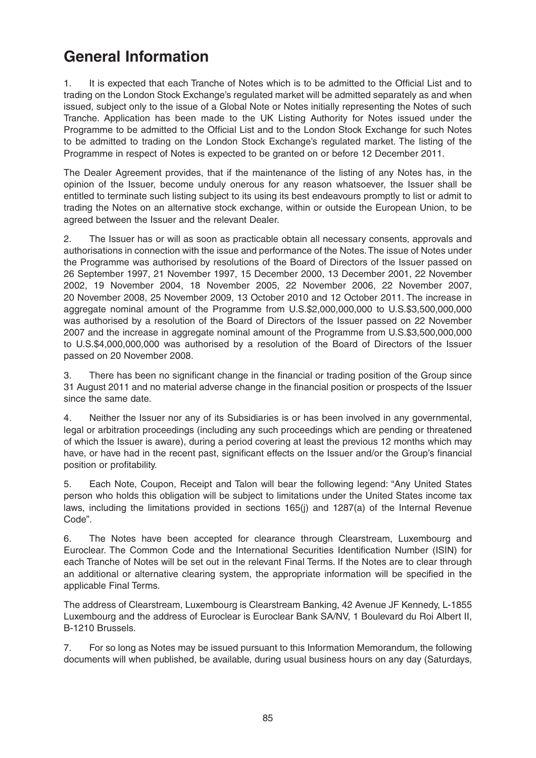# General Information

1. It is expected that each Tranche of Notes which is to be admitted to the Official List and to trading on the London Stock Exchange's regulated market will be admitted separately as and when issued, subject only to the issue of a Global Note or Notes initially representing the Notes of such Tranche. Application has been made to the UK Listing Authority for Notes issued under the Programme to be admitted to the Official List and to the London Stock Exchange for such Notes to be admitted to trading on the London Stock Exchange's regulated market. The listing of the Programme in respect of Notes is expected to be granted on or before 12 December 2011.

The Dealer Agreement provides, that if the maintenance of the listing of any Notes has, in the opinion of the Issuer, become unduly onerous for any reason whatsoever, the Issuer shall be entitled to terminate such listing subject to its using its best endeavours promptly to list or admit to trading the Notes on an alternative stock exchange, within or outside the European Union, to be agreed between the Issuer and the relevant Dealer.

2. The Issuer has or will as soon as practicable obtain all necessary consents, approvals and authorisations in connection with the issue and performance of the Notes. The issue of Notes under the Programme was authorised by resolutions of the Board of Directors of the Issuer passed on 26 September 1997, 21 November 1997, 15 December 2000, 13 December 2001, 22 November 2002, 19 November 2004, 18 November 2005, 22 November 2006, 22 November 2007, 20 November 2008, 25 November 2009, 13 October 2010 and 12 October 2011. The increase in aggregate nominal amount of the Programme from U.S.$2,000,000,000 to U.S.$3,500,000,000 was authorised by a resolution of the Board of Directors of the Issuer passed on 22 November 2007 and the increase in aggregate nominal amount of the Programme from U.S.$3,500,000,000 to U.S.$4,000,000,000 was authorised by a resolution of the Board of Directors of the Issuer passed on 20 November 2008.

3. There has been no significant change in the financial or trading position of the Group since 31 August 2011 and no material adverse change in the financial position or prospects of the Issuer since the same date.

4. Neither the Issuer nor any of its Subsidiaries is or has been involved in any governmental, legal or arbitration proceedings (including any such proceedings which are pending or threatened of which the Issuer is aware), during a period covering at least the previous 12 months which may have, or have had in the recent past, significant effects on the Issuer and/or the Group's financial position or profitability.

5. Each Note, Coupon, Receipt and Talon will bear the following legend: "Any United States person who holds this obligation will be subject to limitations under the United States income tax laws, including the limitations provided in sections 165(j) and 1287(a) of the Internal Revenue Code".

6. The Notes have been accepted for clearance through Clearstream, Luxembourg and Euroclear. The Common Code and the International Securities Identification Number (ISIN) for each Tranche of Notes will be set out in the relevant Final Terms. If the Notes are to clear through an additional or alternative clearing system, the appropriate information will be specified in the applicable Final Terms.

The address of Clearstream, Luxembourg is Clearstream Banking, 42 Avenue JF Kennedy, L-1855 Luxembourg and the address of Euroclear is Euroclear Bank SA/NV, 1 Boulevard du Roi Albert II, B-1210 Brussels.

7. For so long as Notes may be issued pursuant to this Information Memorandum, the following documents will when published, be available, during usual business hours on any day (Saturdays,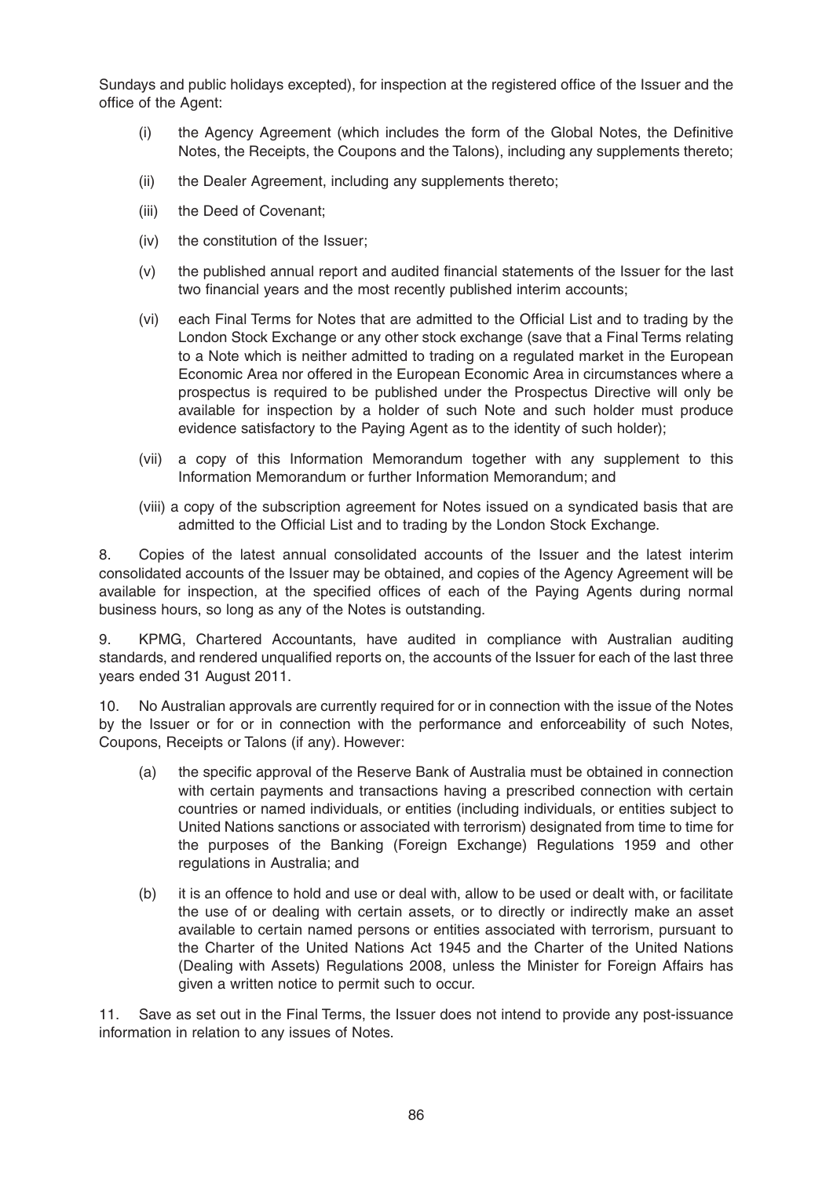Sundays and public holidays excepted), for inspection at the registered office of the Issuer and the office of the Agent:

(i) the Agency Agreement (which includes the form of the Global Notes, the Definitive Notes, the Receipts, the Coupons and the Talons), including any supplements thereto;

(ii) the Dealer Agreement, including any supplements thereto;

(iii) the Deed of Covenant;

(iv) the constitution of the Issuer;

(v) the published annual report and audited financial statements of the Issuer for the last two financial years and the most recently published interim accounts;

(vi) each Final Terms for Notes that are admitted to the Official List and to trading by the London Stock Exchange or any other stock exchange (save that a Final Terms relating to a Note which is neither admitted to trading on a regulated market in the European Economic Area nor offered in the European Economic Area in circumstances where a prospectus is required to be published under the Prospectus Directive will only be available for inspection by a holder of such Note and such holder must produce evidence satisfactory to the Paying Agent as to the identity of such holder);

(vii) a copy of this Information Memorandum together with any supplement to this Information Memorandum or further Information Memorandum; and

(viii) a copy of the subscription agreement for Notes issued on a syndicated basis that are admitted to the Official List and to trading by the London Stock Exchange.

8. Copies of the latest annual consolidated accounts of the Issuer and the latest interim consolidated accounts of the Issuer may be obtained, and copies of the Agency Agreement will be available for inspection, at the specified offices of each of the Paying Agents during normal business hours, so long as any of the Notes is outstanding.

9. KPMG, Chartered Accountants, have audited in compliance with Australian auditing standards, and rendered unqualified reports on, the accounts of the Issuer for each of the last three years ended 31 August 2011.

10. No Australian approvals are currently required for or in connection with the issue of the Notes by the Issuer or for or in connection with the performance and enforceability of such Notes, Coupons, Receipts or Talons (if any). However:

(a) the specific approval of the Reserve Bank of Australia must be obtained in connection with certain payments and transactions having a prescribed connection with certain countries or named individuals, or entities (including individuals, or entities subject to United Nations sanctions or associated with terrorism) designated from time to time for the purposes of the Banking (Foreign Exchange) Regulations 1959 and other regulations in Australia; and

(b) it is an offence to hold and use or deal with, allow to be used or dealt with, or facilitate the use of or dealing with certain assets, or to directly or indirectly make an asset available to certain named persons or entities associated with terrorism, pursuant to the Charter of the United Nations Act 1945 and the Charter of the United Nations (Dealing with Assets) Regulations 2008, unless the Minister for Foreign Affairs has given a written notice to permit such to occur.

11. Save as set out in the Final Terms, the Issuer does not intend to provide any post-issuance information in relation to any issues of Notes.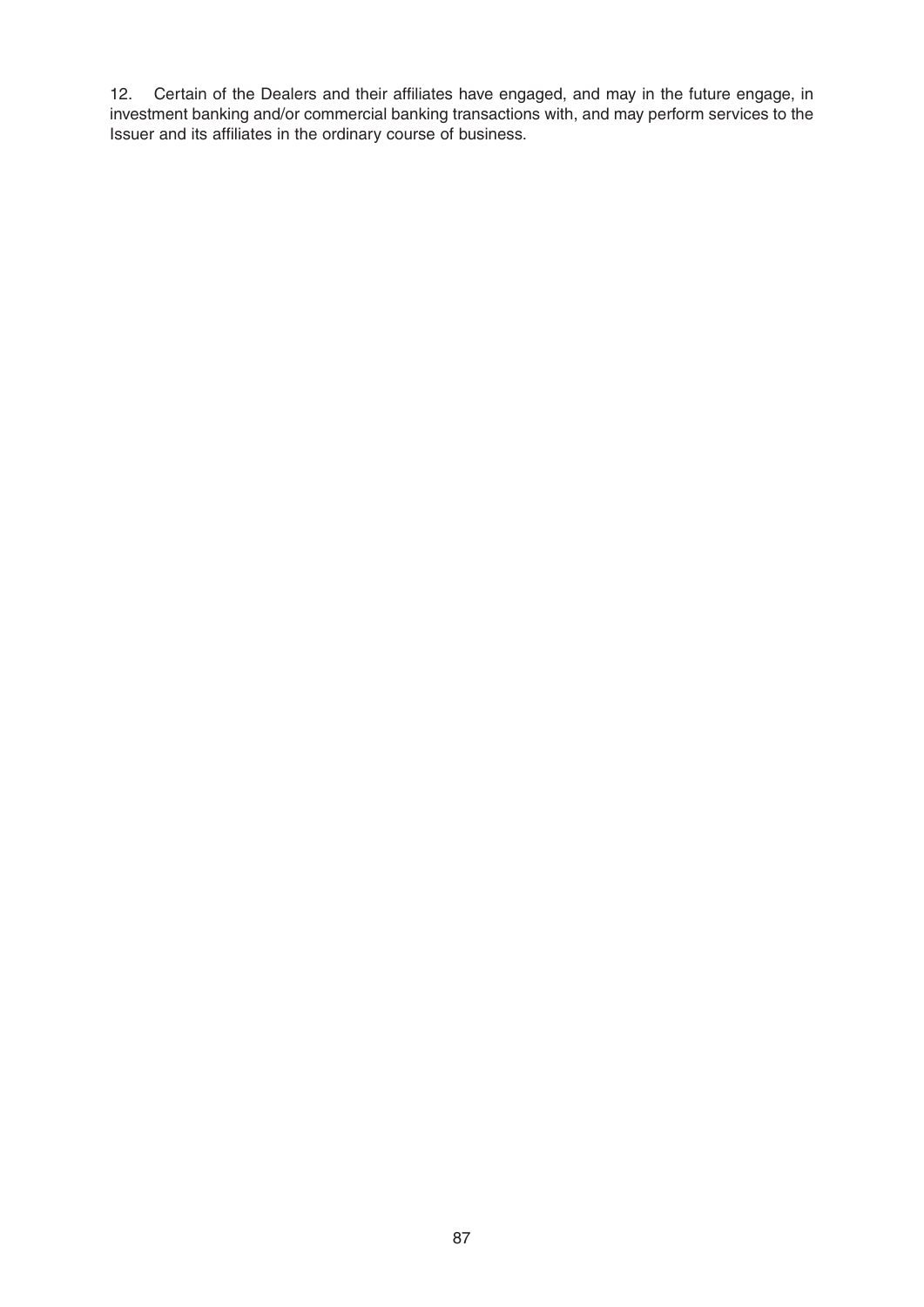12. Certain of the Dealers and their affiliates have engaged, and may in the future engage, in investment banking and/or commercial banking transactions with, and may perform services to the Issuer and its affiliates in the ordinary course of business.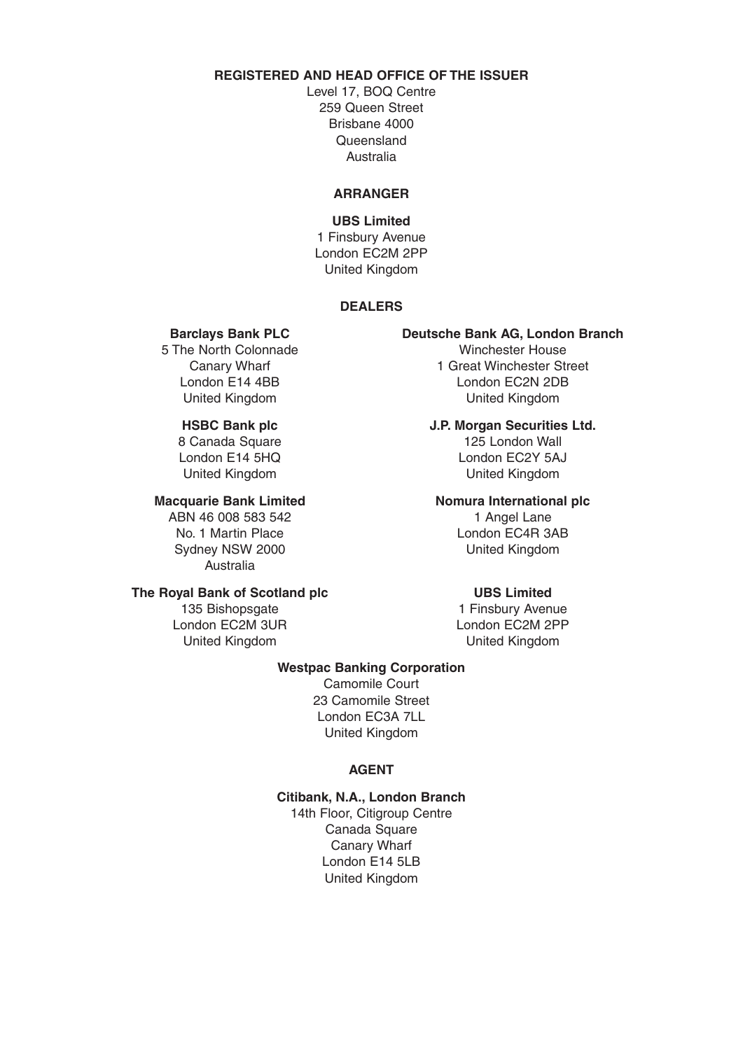**REGISTERED AND HEAD OFFICE OF THE ISSUER**

Level 17, BOQ Centre
259 Queen Street
Brisbane 4000
Queensland
Australia

**ARRANGER**

**UBS Limited**
1 Finsbury Avenue
London EC2M 2PP
United Kingdom

**DEALERS**

**Barclays Bank PLC**
5 The North Colonnade
Canary Wharf
London E14 4BB
United Kingdom

**Deutsche Bank AG, London Branch**
Winchester House
1 Great Winchester Street
London EC2N 2DB
United Kingdom

**HSBC Bank plc**
8 Canada Square
London E14 5HQ
United Kingdom

**J.P. Morgan Securities Ltd.**
125 London Wall
London EC2Y 5AJ
United Kingdom

**Macquarie Bank Limited**
ABN 46 008 583 542
No. 1 Martin Place
Sydney NSW 2000
Australia

**Nomura International plc**
1 Angel Lane
London EC4R 3AB
United Kingdom

**The Royal Bank of Scotland plc**
135 Bishopsgate
London EC2M 3UR
United Kingdom

**UBS Limited**
1 Finsbury Avenue
London EC2M 2PP
United Kingdom

**Westpac Banking Corporation**
Camomile Court
23 Camomile Street
London EC3A 7LL
United Kingdom

**AGENT**

**Citibank, N.A., London Branch**
14th Floor, Citigroup Centre
Canada Square
Canary Wharf
London E14 5LB
United Kingdom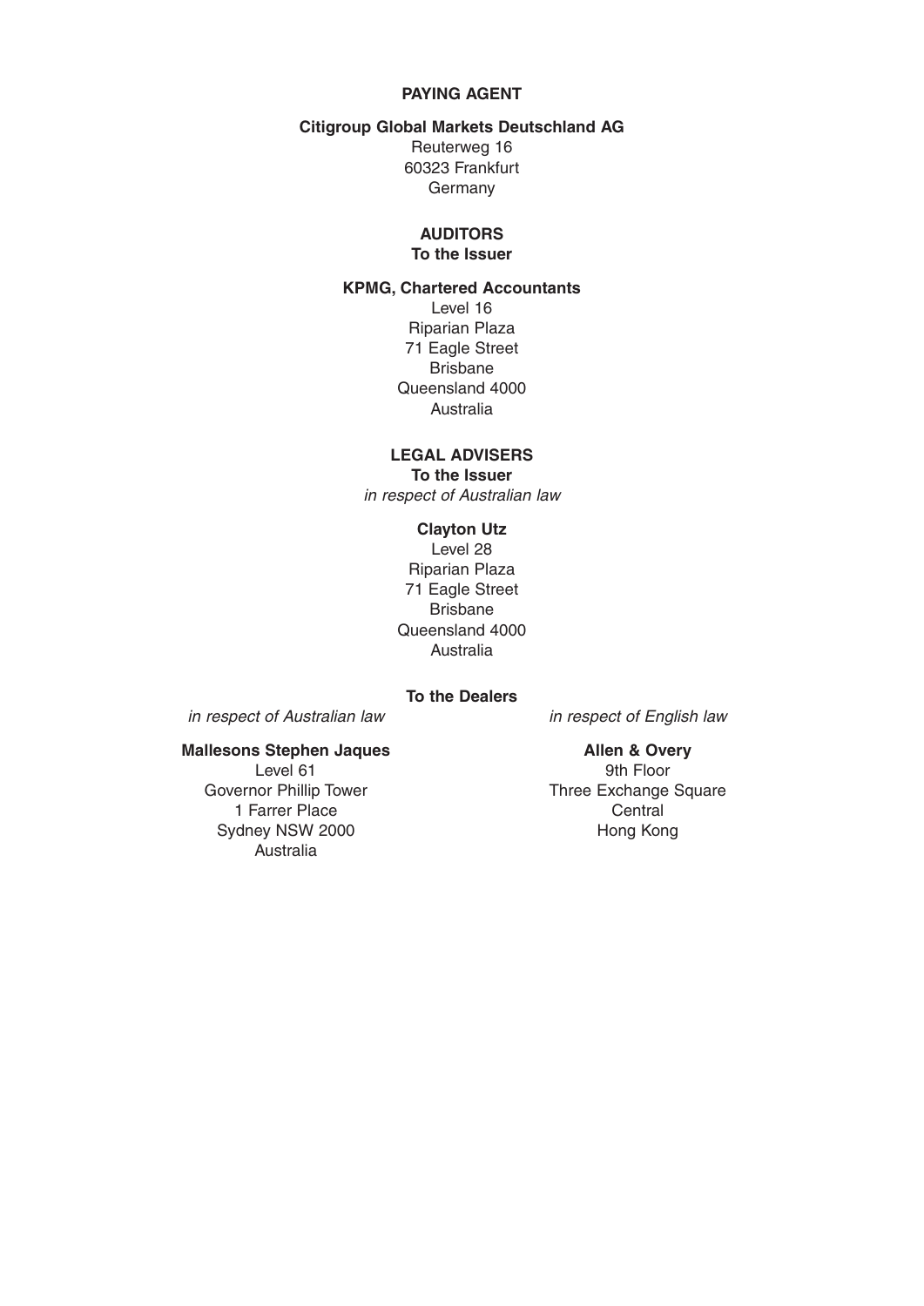## PAYING AGENT

**Citigroup Global Markets Deutschland AG**
Reuterweg 16
60323 Frankfurt
Germany

## AUDITORS

**To the Issuer**

**KPMG, Chartered Accountants**
Level 16
Riparian Plaza
71 Eagle Street
Brisbane
Queensland 4000
Australia

## LEGAL ADVISERS

**To the Issuer**

*in respect of Australian law*

**Clayton Utz**
Level 28
Riparian Plaza
71 Eagle Street
Brisbane
Queensland 4000
Australia

**To the Dealers**

*in respect of Australian law*

**Mallesons Stephen Jaques**
Level 61
Governor Phillip Tower
1 Farrer Place
Sydney NSW 2000
Australia

*in respect of English law*

**Allen & Overy**
9th Floor
Three Exchange Square
Central
Hong Kong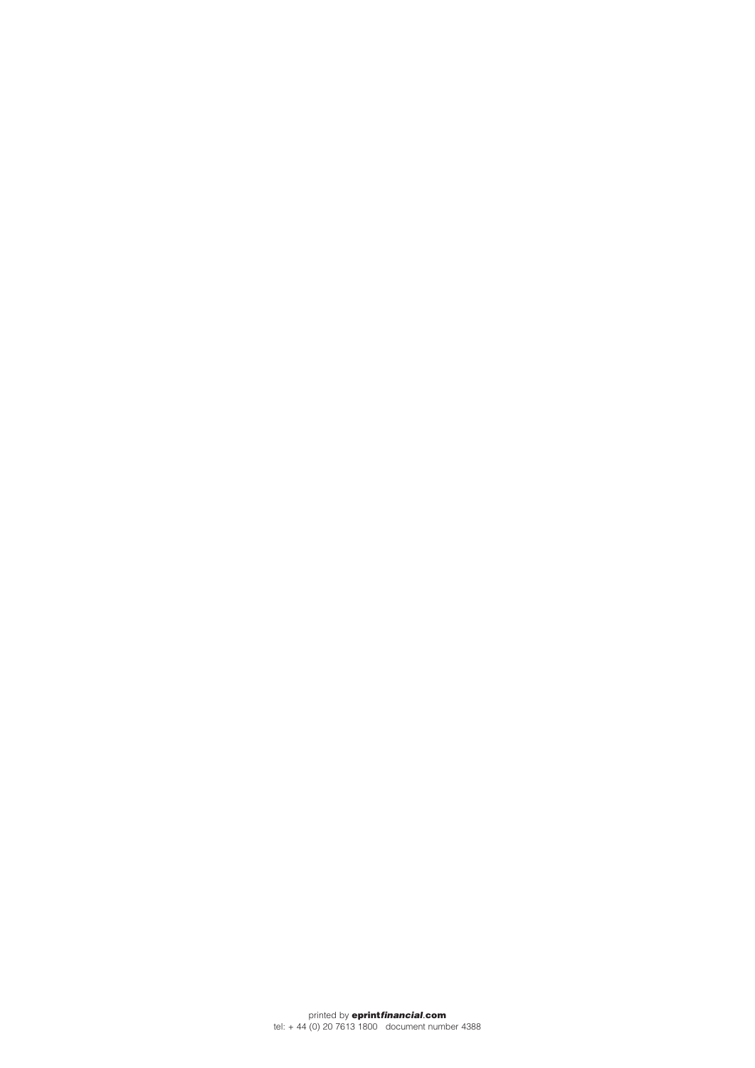printed by **eprint*financial*.com**
tel: + 44 (0) 20 7613 1800 document number 4388